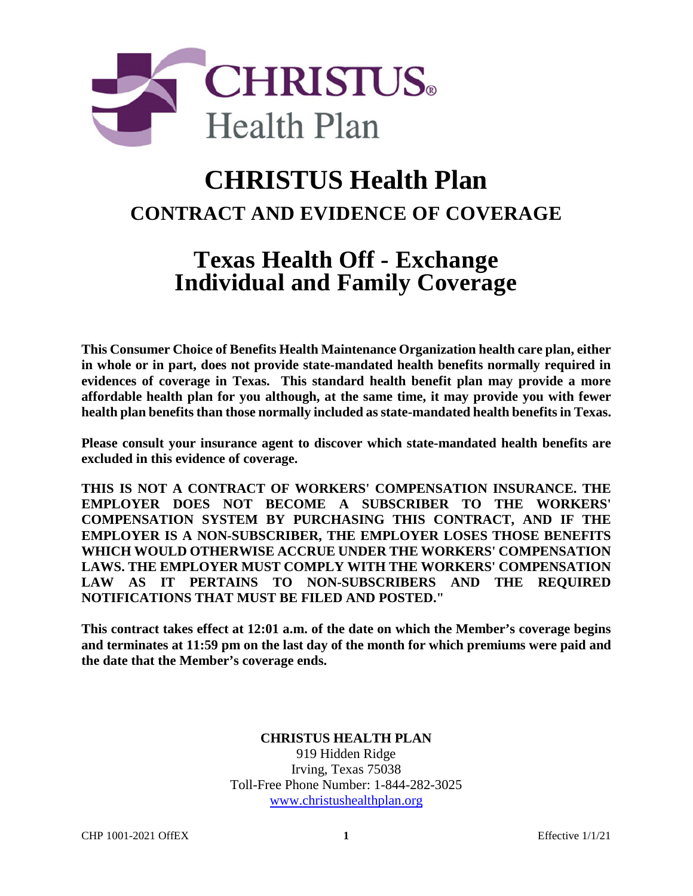# CHRISTUS Health Plan

## CONTRACT AND EVIDENCE OF COVERAGE

# Texas Health Off - Exchange Individual and Family Coverage

**This Consumer Choice of Benefits Health Maintenance Organization health care plan, either in whole or in part, does not provide state-mandated health benefits normally required in evidences of coverage in Texas. This standard health benefit plan may provide a more affordable health plan for you although, at the same time, it may provide you with fewer health plan benefits than those normally included as state-mandated health benefits in Texas.**

**Please consult your insurance agent to discover which state-mandated health benefits are excluded in this evidence of coverage.**

**THIS IS NOT A CONTRACT OF WORKERS' COMPENSATION INSURANCE. THE EMPLOYER DOES NOT BECOME A SUBSCRIBER TO THE WORKERS' COMPENSATION SYSTEM BY PURCHASING THIS CONTRACT, AND IF THE EMPLOYER IS A NON-SUBSCRIBER, THE EMPLOYER LOSES THOSE BENEFITS WHICH WOULD OTHERWISE ACCRUE UNDER THE WORKERS' COMPENSATION LAWS. THE EMPLOYER MUST COMPLY WITH THE WORKERS' COMPENSATION LAW AS IT PERTAINS TO NON-SUBSCRIBERS AND THE REQUIRED NOTIFICATIONS THAT MUST BE FILED AND POSTED."**

**This contract takes effect at 12:01 a.m. of the date on which the Member's coverage begins and terminates at 11:59 pm on the last day of the month for which premiums were paid and the date that the Member's coverage ends.**

**CHRISTUS HEALTH PLAN**
919 Hidden Ridge
Irving, Texas 75038
Toll-Free Phone Number: 1-844-282-3025
www.christushealthplan.org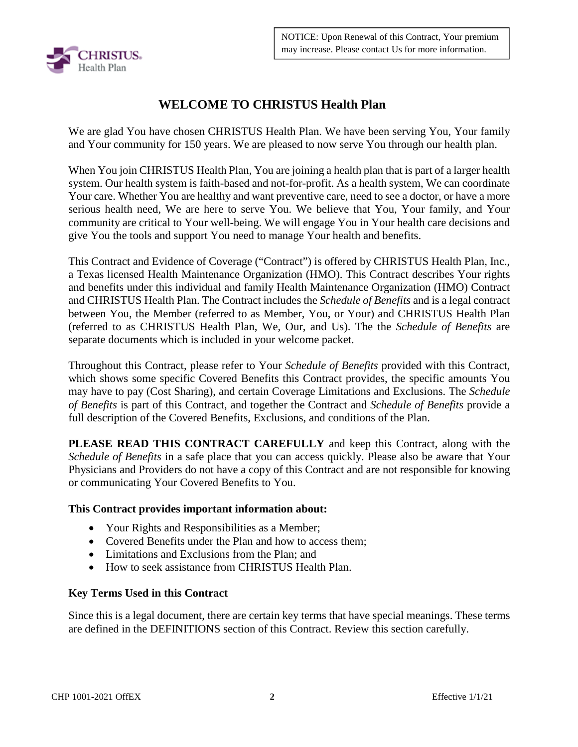NOTICE: Upon Renewal of this Contract, Your premium may increase. Please contact Us for more information.

# WELCOME TO CHRISTUS Health Plan

We are glad You have chosen CHRISTUS Health Plan. We have been serving You, Your family and Your community for 150 years. We are pleased to now serve You through our health plan.

When You join CHRISTUS Health Plan, You are joining a health plan that is part of a larger health system. Our health system is faith-based and not-for-profit. As a health system, We can coordinate Your care. Whether You are healthy and want preventive care, need to see a doctor, or have a more serious health need, We are here to serve You. We believe that You, Your family, and Your community are critical to Your well-being. We will engage You in Your health care decisions and give You the tools and support You need to manage Your health and benefits.

This Contract and Evidence of Coverage ("Contract") is offered by CHRISTUS Health Plan, Inc., a Texas licensed Health Maintenance Organization (HMO). This Contract describes Your rights and benefits under this individual and family Health Maintenance Organization (HMO) Contract and CHRISTUS Health Plan. The Contract includes the *Schedule of Benefits* and is a legal contract between You, the Member (referred to as Member, You, or Your) and CHRISTUS Health Plan (referred to as CHRISTUS Health Plan, We, Our, and Us). The the *Schedule of Benefits* are separate documents which is included in your welcome packet.

Throughout this Contract, please refer to Your *Schedule of Benefits* provided with this Contract, which shows some specific Covered Benefits this Contract provides, the specific amounts You may have to pay (Cost Sharing), and certain Coverage Limitations and Exclusions. The *Schedule of Benefits* is part of this Contract, and together the Contract and *Schedule of Benefits* provide a full description of the Covered Benefits, Exclusions, and conditions of the Plan.

**PLEASE READ THIS CONTRACT CAREFULLY** and keep this Contract, along with the *Schedule of Benefits* in a safe place that you can access quickly. Please also be aware that Your Physicians and Providers do not have a copy of this Contract and are not responsible for knowing or communicating Your Covered Benefits to You.

**This Contract provides important information about:**

- Your Rights and Responsibilities as a Member;
- Covered Benefits under the Plan and how to access them;
- Limitations and Exclusions from the Plan; and
- How to seek assistance from CHRISTUS Health Plan.

**Key Terms Used in this Contract**

Since this is a legal document, there are certain key terms that have special meanings. These terms are defined in the DEFINITIONS section of this Contract. Review this section carefully.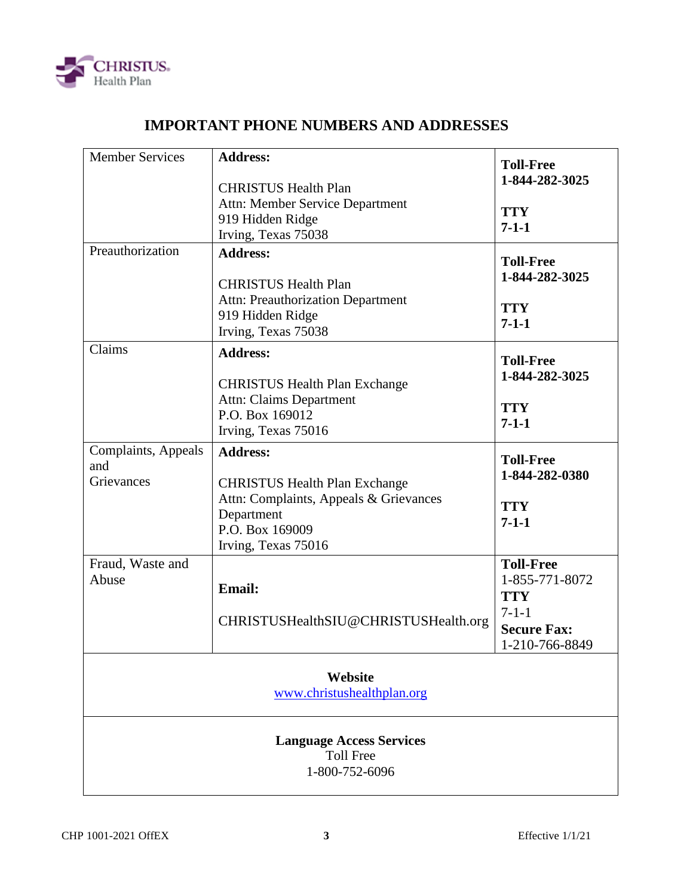# IMPORTANT PHONE NUMBERS AND ADDRESSES

| | | |
|---|---|---|
| Member Services | **Address:**<br><br>CHRISTUS Health Plan<br>Attn: Member Service Department<br>919 Hidden Ridge<br>Irving, Texas 75038 | **Toll-Free**<br>**1-844-282-3025**<br><br>**TTY**<br>**7-1-1** |
| Preauthorization | **Address:**<br><br>CHRISTUS Health Plan<br>Attn: Preauthorization Department<br>919 Hidden Ridge<br>Irving, Texas 75038 | **Toll-Free**<br>**1-844-282-3025**<br><br>**TTY**<br>**7-1-1** |
| Claims | **Address:**<br><br>CHRISTUS Health Plan Exchange<br>Attn: Claims Department<br>P.O. Box 169012<br>Irving, Texas 75016 | **Toll-Free**<br>**1-844-282-3025**<br><br>**TTY**<br>**7-1-1** |
| Complaints, Appeals and Grievances | **Address:**<br><br>CHRISTUS Health Plan Exchange<br>Attn: Complaints, Appeals & Grievances Department<br>P.O. Box 169009<br>Irving, Texas 75016 | **Toll-Free**<br>**1-844-282-0380**<br><br>**TTY**<br>**7-1-1** |
| Fraud, Waste and Abuse | **Email:**<br><br>CHRISTUSHealthSIU@CHRISTUSHealth.org | **Toll-Free**<br>1-855-771-8072<br>**TTY**<br>7-1-1<br>**Secure Fax:**<br>1-210-766-8849 |

**Website**
www.christushealthplan.org

**Language Access Services**
Toll Free
1-800-752-6096

CHP 1001-2021 OffEX

Effective 1/1/21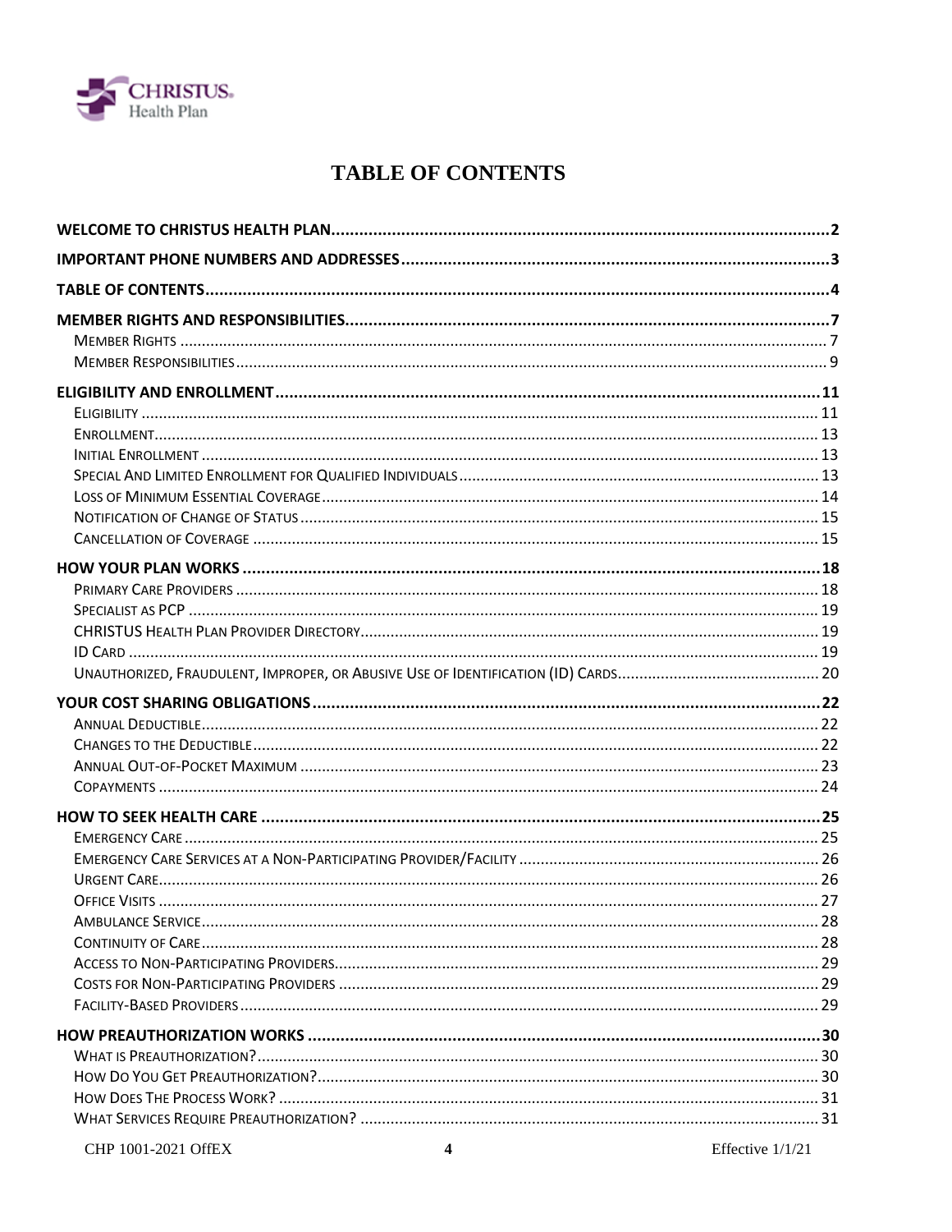# TABLE OF CONTENTS

**WELCOME TO CHRISTUS HEALTH PLAN** .......... 2

**IMPORTANT PHONE NUMBERS AND ADDRESSES** .......... 3

**TABLE OF CONTENTS** .......... 4

**MEMBER RIGHTS AND RESPONSIBILITIES** .......... 7
- Member Rights .......... 7
- Member Responsibilities .......... 9

**ELIGIBILITY AND ENROLLMENT** .......... 11
- Eligibility .......... 11
- Enrollment .......... 13
- Initial Enrollment .......... 13
- Special And Limited Enrollment for Qualified Individuals .......... 13
- Loss of Minimum Essential Coverage .......... 14
- Notification of Change of Status .......... 15
- Cancellation of Coverage .......... 15

**HOW YOUR PLAN WORKS** .......... 18
- Primary Care Providers .......... 18
- Specialist as PCP .......... 19
- CHRISTUS Health Plan Provider Directory .......... 19
- ID Card .......... 19
- Unauthorized, Fraudulent, Improper, or Abusive Use of Identification (ID) Cards .......... 20

**YOUR COST SHARING OBLIGATIONS** .......... 22
- Annual Deductible .......... 22
- Changes to the Deductible .......... 22
- Annual Out-of-Pocket Maximum .......... 23
- Copayments .......... 24

**HOW TO SEEK HEALTH CARE** .......... 25
- Emergency Care .......... 25
- Emergency Care Services at a Non-Participating Provider/Facility .......... 26
- Urgent Care .......... 26
- Office Visits .......... 27
- Ambulance Service .......... 28
- Continuity of Care .......... 28
- Access to Non-Participating Providers .......... 29
- Costs for Non-Participating Providers .......... 29
- Facility-Based Providers .......... 29

**HOW PREAUTHORIZATION WORKS** .......... 30
- What is Preauthorization? .......... 30
- How Do You Get Preauthorization? .......... 30
- How Does The Process Work? .......... 31
- What Services Require Preauthorization? .......... 31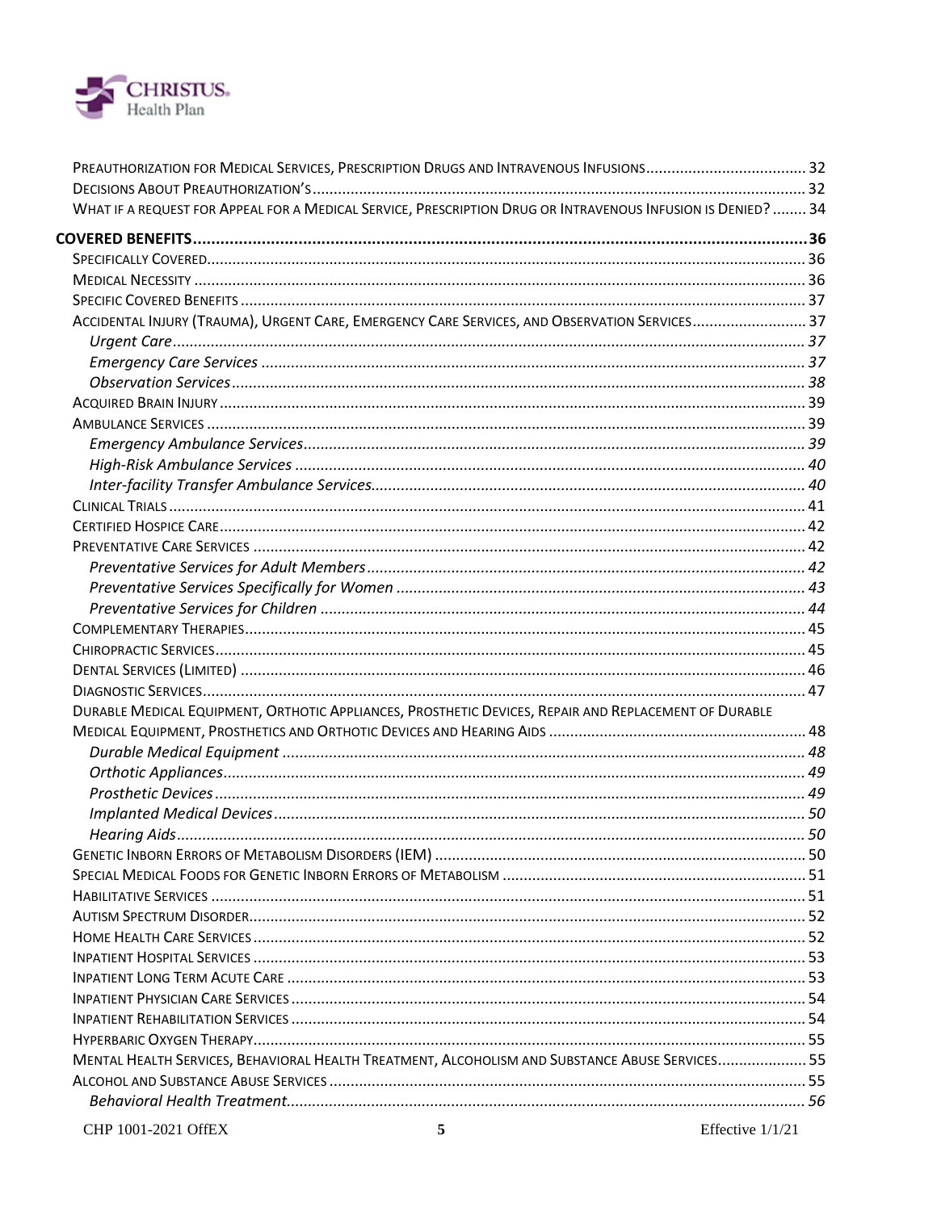Preauthorization for Medical Services, Prescription Drugs and Intravenous Infusions ..... 32
Decisions About Preauthorization's ..... 32
What if a Request for Appeal for a Medical Service, Prescription Drug or Intravenous Infusion is Denied? ..... 34

**COVERED BENEFITS ..... 36**

Specifically Covered ..... 36
Medical Necessity ..... 36
Specific Covered Benefits ..... 37
Accidental Injury (Trauma), Urgent Care, Emergency Care Services, and Observation Services ..... 37
- *Urgent Care ..... 37*
- *Emergency Care Services ..... 37*
- *Observation Services ..... 38*

Acquired Brain Injury ..... 39
Ambulance Services ..... 39
- *Emergency Ambulance Services ..... 39*
- *High-Risk Ambulance Services ..... 40*
- *Inter-facility Transfer Ambulance Services ..... 40*

Clinical Trials ..... 41
Certified Hospice Care ..... 42
Preventative Care Services ..... 42
- *Preventative Services for Adult Members ..... 42*
- *Preventative Services Specifically for Women ..... 43*
- *Preventative Services for Children ..... 44*

Complementary Therapies ..... 45
Chiropractic Services ..... 45
Dental Services (Limited) ..... 46
Diagnostic Services ..... 47
Durable Medical Equipment, Orthotic Appliances, Prosthetic Devices, Repair and Replacement of Durable Medical Equipment, Prosthetics and Orthotic Devices and Hearing Aids ..... 48
- *Durable Medical Equipment ..... 48*
- *Orthotic Appliances ..... 49*
- *Prosthetic Devices ..... 49*
- *Implanted Medical Devices ..... 50*
- *Hearing Aids ..... 50*

Genetic Inborn Errors of Metabolism Disorders (IEM) ..... 50
Special Medical Foods for Genetic Inborn Errors of Metabolism ..... 51
Habilitative Services ..... 51
Autism Spectrum Disorder ..... 52
Home Health Care Services ..... 52
Inpatient Hospital Services ..... 53
Inpatient Long Term Acute Care ..... 53
Inpatient Physician Care Services ..... 54
Inpatient Rehabilitation Services ..... 54
Hyperbaric Oxygen Therapy ..... 55
Mental Health Services, Behavioral Health Treatment, Alcoholism and Substance Abuse Services ..... 55
Alcohol and Substance Abuse Services ..... 55
- *Behavioral Health Treatment ..... 56*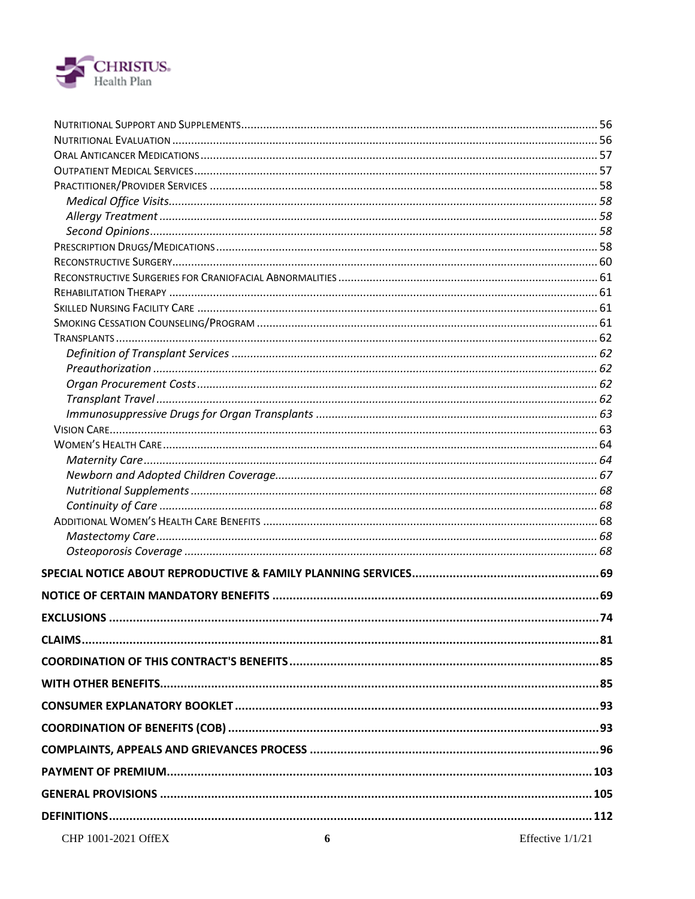Nutritional Support and Supplements ........................................................ 56
Nutritional Evaluation ........................................................ 56
Oral Anticancer Medications ........................................................ 57
Outpatient Medical Services ........................................................ 57
Practitioner/Provider Services ........................................................ 58
*Medical Office Visits* ........................................................ 58
*Allergy Treatment* ........................................................ 58
*Second Opinions* ........................................................ 58
Prescription Drugs/Medications ........................................................ 58
Reconstructive Surgery ........................................................ 60
Reconstructive Surgeries for Craniofacial Abnormalities ........................................................ 61
Rehabilitation Therapy ........................................................ 61
Skilled Nursing Facility Care ........................................................ 61
Smoking Cessation Counseling/Program ........................................................ 61
Transplants ........................................................ 62
*Definition of Transplant Services* ........................................................ 62
*Preauthorization* ........................................................ 62
*Organ Procurement Costs* ........................................................ 62
*Transplant Travel* ........................................................ 62
*Immunosuppressive Drugs for Organ Transplants* ........................................................ 63
Vision Care ........................................................ 63
Women's Health Care ........................................................ 64
*Maternity Care* ........................................................ 64
*Newborn and Adopted Children Coverage* ........................................................ 67
*Nutritional Supplements* ........................................................ 68
*Continuity of Care* ........................................................ 68
Additional Women's Health Care Benefits ........................................................ 68
*Mastectomy Care* ........................................................ 68
*Osteoporosis Coverage* ........................................................ 68

**SPECIAL NOTICE ABOUT REPRODUCTIVE & FAMILY PLANNING SERVICES ........................................................ 69**

**NOTICE OF CERTAIN MANDATORY BENEFITS ........................................................ 69**

**EXCLUSIONS ........................................................ 74**

**CLAIMS ........................................................ 81**

**COORDINATION OF THIS CONTRACT'S BENEFITS ........................................................ 85**

**WITH OTHER BENEFITS ........................................................ 85**

**CONSUMER EXPLANATORY BOOKLET ........................................................ 93**

**COORDINATION OF BENEFITS (COB) ........................................................ 93**

**COMPLAINTS, APPEALS AND GRIEVANCES PROCESS ........................................................ 96**

**PAYMENT OF PREMIUM ........................................................ 103**

**GENERAL PROVISIONS ........................................................ 105**

**DEFINITIONS ........................................................ 112**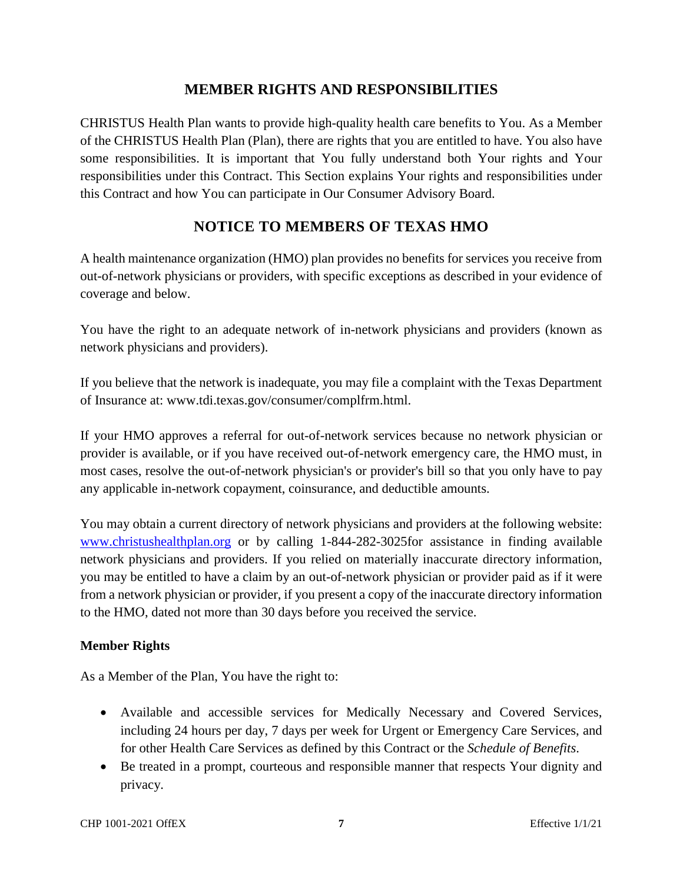## MEMBER RIGHTS AND RESPONSIBILITIES

CHRISTUS Health Plan wants to provide high-quality health care benefits to You. As a Member of the CHRISTUS Health Plan (Plan), there are rights that you are entitled to have. You also have some responsibilities. It is important that You fully understand both Your rights and Your responsibilities under this Contract. This Section explains Your rights and responsibilities under this Contract and how You can participate in Our Consumer Advisory Board.

## NOTICE TO MEMBERS OF TEXAS HMO

A health maintenance organization (HMO) plan provides no benefits for services you receive from out-of-network physicians or providers, with specific exceptions as described in your evidence of coverage and below.

You have the right to an adequate network of in-network physicians and providers (known as network physicians and providers).

If you believe that the network is inadequate, you may file a complaint with the Texas Department of Insurance at: www.tdi.texas.gov/consumer/complfrm.html.

If your HMO approves a referral for out-of-network services because no network physician or provider is available, or if you have received out-of-network emergency care, the HMO must, in most cases, resolve the out-of-network physician's or provider's bill so that you only have to pay any applicable in-network copayment, coinsurance, and deductible amounts.

You may obtain a current directory of network physicians and providers at the following website: [www.christushealthplan.org](http://www.christushealthplan.org) or by calling 1-844-282-3025for assistance in finding available network physicians and providers. If you relied on materially inaccurate directory information, you may be entitled to have a claim by an out-of-network physician or provider paid as if it were from a network physician or provider, if you present a copy of the inaccurate directory information to the HMO, dated not more than 30 days before you received the service.

**Member Rights**

As a Member of the Plan, You have the right to:

- Available and accessible services for Medically Necessary and Covered Services, including 24 hours per day, 7 days per week for Urgent or Emergency Care Services, and for other Health Care Services as defined by this Contract or the *Schedule of Benefits*.
- Be treated in a prompt, courteous and responsible manner that respects Your dignity and privacy.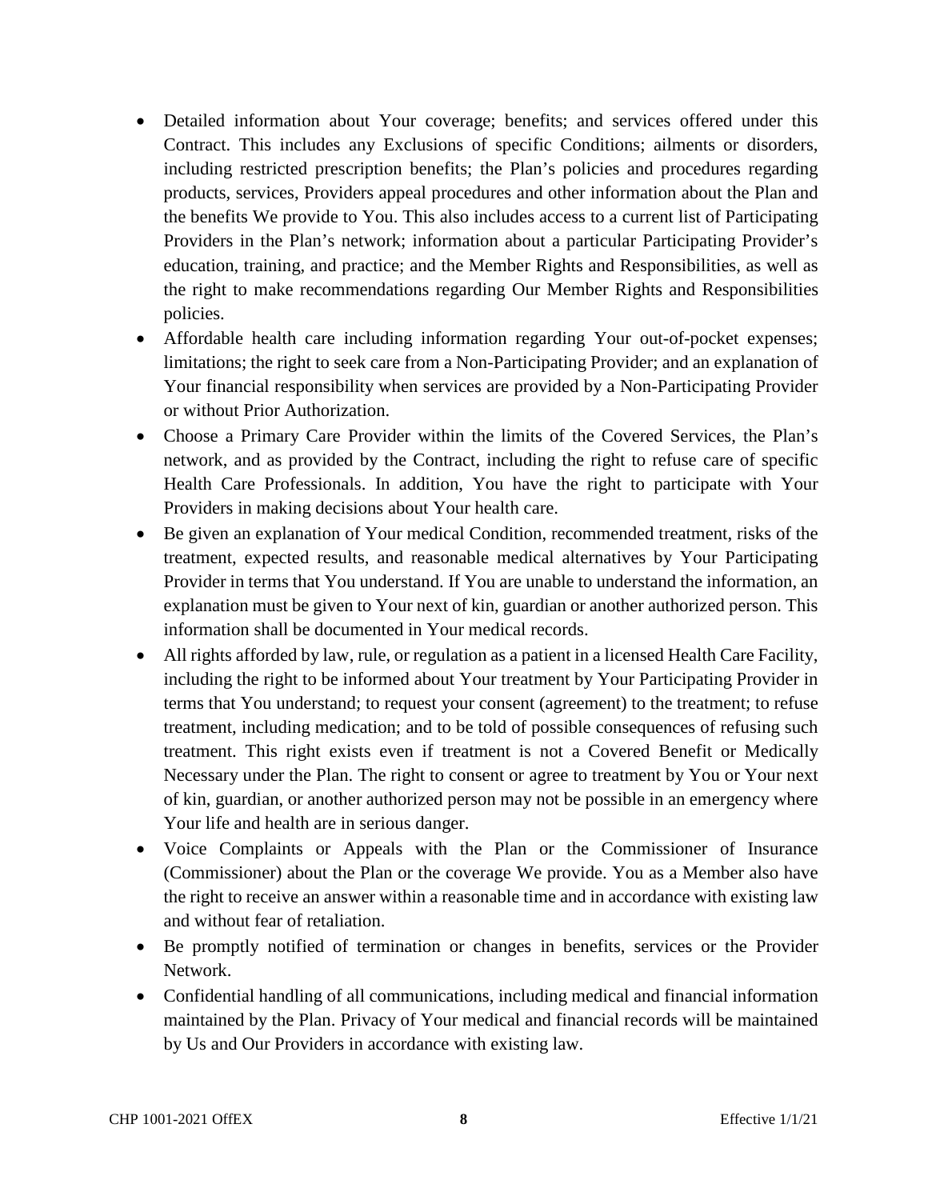- Detailed information about Your coverage; benefits; and services offered under this Contract. This includes any Exclusions of specific Conditions; ailments or disorders, including restricted prescription benefits; the Plan's policies and procedures regarding products, services, Providers appeal procedures and other information about the Plan and the benefits We provide to You. This also includes access to a current list of Participating Providers in the Plan's network; information about a particular Participating Provider's education, training, and practice; and the Member Rights and Responsibilities, as well as the right to make recommendations regarding Our Member Rights and Responsibilities policies.
- Affordable health care including information regarding Your out-of-pocket expenses; limitations; the right to seek care from a Non-Participating Provider; and an explanation of Your financial responsibility when services are provided by a Non-Participating Provider or without Prior Authorization.
- Choose a Primary Care Provider within the limits of the Covered Services, the Plan's network, and as provided by the Contract, including the right to refuse care of specific Health Care Professionals. In addition, You have the right to participate with Your Providers in making decisions about Your health care.
- Be given an explanation of Your medical Condition, recommended treatment, risks of the treatment, expected results, and reasonable medical alternatives by Your Participating Provider in terms that You understand. If You are unable to understand the information, an explanation must be given to Your next of kin, guardian or another authorized person. This information shall be documented in Your medical records.
- All rights afforded by law, rule, or regulation as a patient in a licensed Health Care Facility, including the right to be informed about Your treatment by Your Participating Provider in terms that You understand; to request your consent (agreement) to the treatment; to refuse treatment, including medication; and to be told of possible consequences of refusing such treatment. This right exists even if treatment is not a Covered Benefit or Medically Necessary under the Plan. The right to consent or agree to treatment by You or Your next of kin, guardian, or another authorized person may not be possible in an emergency where Your life and health are in serious danger.
- Voice Complaints or Appeals with the Plan or the Commissioner of Insurance (Commissioner) about the Plan or the coverage We provide. You as a Member also have the right to receive an answer within a reasonable time and in accordance with existing law and without fear of retaliation.
- Be promptly notified of termination or changes in benefits, services or the Provider Network.
- Confidential handling of all communications, including medical and financial information maintained by the Plan. Privacy of Your medical and financial records will be maintained by Us and Our Providers in accordance with existing law.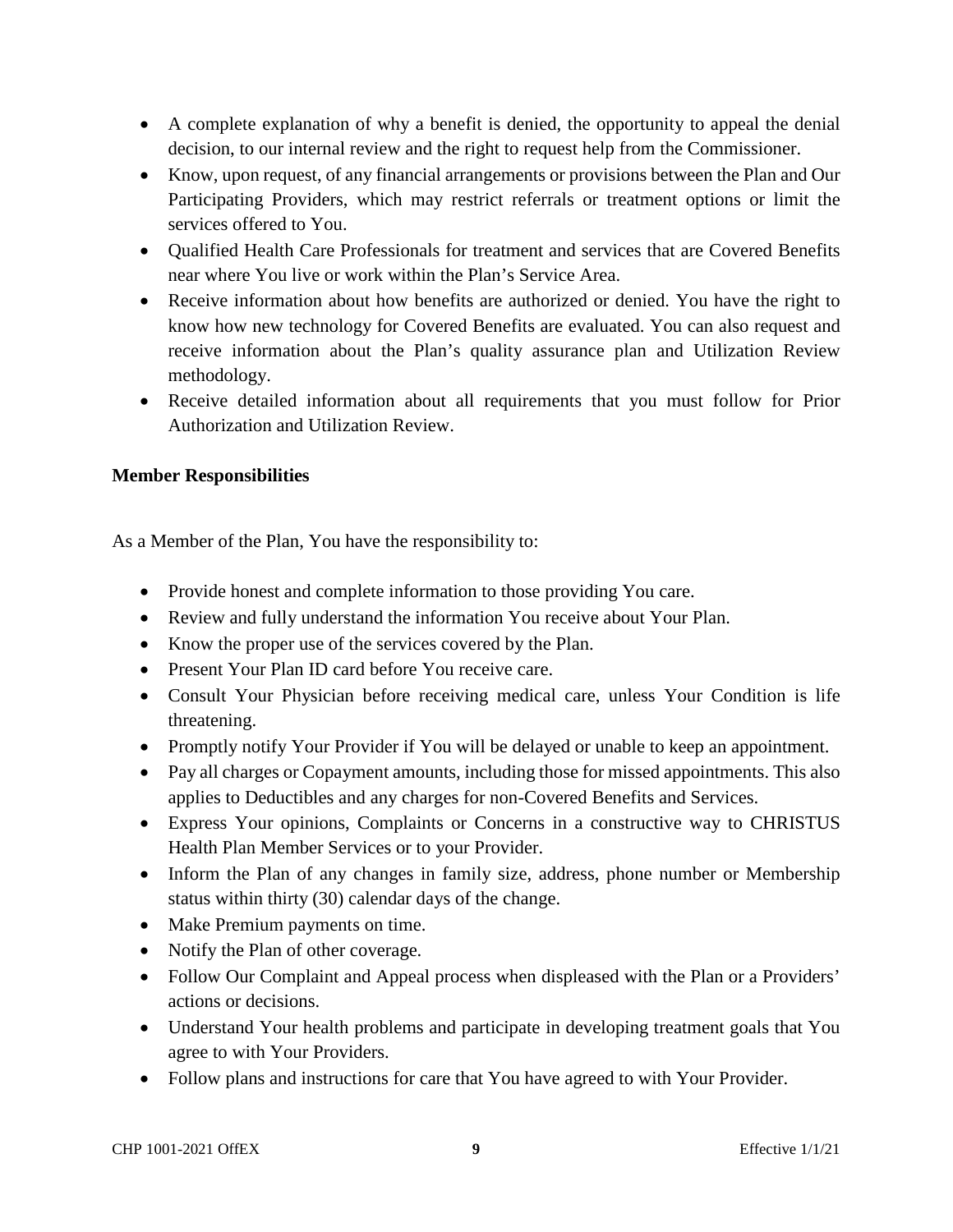- A complete explanation of why a benefit is denied, the opportunity to appeal the denial decision, to our internal review and the right to request help from the Commissioner.
- Know, upon request, of any financial arrangements or provisions between the Plan and Our Participating Providers, which may restrict referrals or treatment options or limit the services offered to You.
- Qualified Health Care Professionals for treatment and services that are Covered Benefits near where You live or work within the Plan's Service Area.
- Receive information about how benefits are authorized or denied. You have the right to know how new technology for Covered Benefits are evaluated. You can also request and receive information about the Plan's quality assurance plan and Utilization Review methodology.
- Receive detailed information about all requirements that you must follow for Prior Authorization and Utilization Review.

**Member Responsibilities**

As a Member of the Plan, You have the responsibility to:

- Provide honest and complete information to those providing You care.
- Review and fully understand the information You receive about Your Plan.
- Know the proper use of the services covered by the Plan.
- Present Your Plan ID card before You receive care.
- Consult Your Physician before receiving medical care, unless Your Condition is life threatening.
- Promptly notify Your Provider if You will be delayed or unable to keep an appointment.
- Pay all charges or Copayment amounts, including those for missed appointments. This also applies to Deductibles and any charges for non-Covered Benefits and Services.
- Express Your opinions, Complaints or Concerns in a constructive way to CHRISTUS Health Plan Member Services or to your Provider.
- Inform the Plan of any changes in family size, address, phone number or Membership status within thirty (30) calendar days of the change.
- Make Premium payments on time.
- Notify the Plan of other coverage.
- Follow Our Complaint and Appeal process when displeased with the Plan or a Providers' actions or decisions.
- Understand Your health problems and participate in developing treatment goals that You agree to with Your Providers.
- Follow plans and instructions for care that You have agreed to with Your Provider.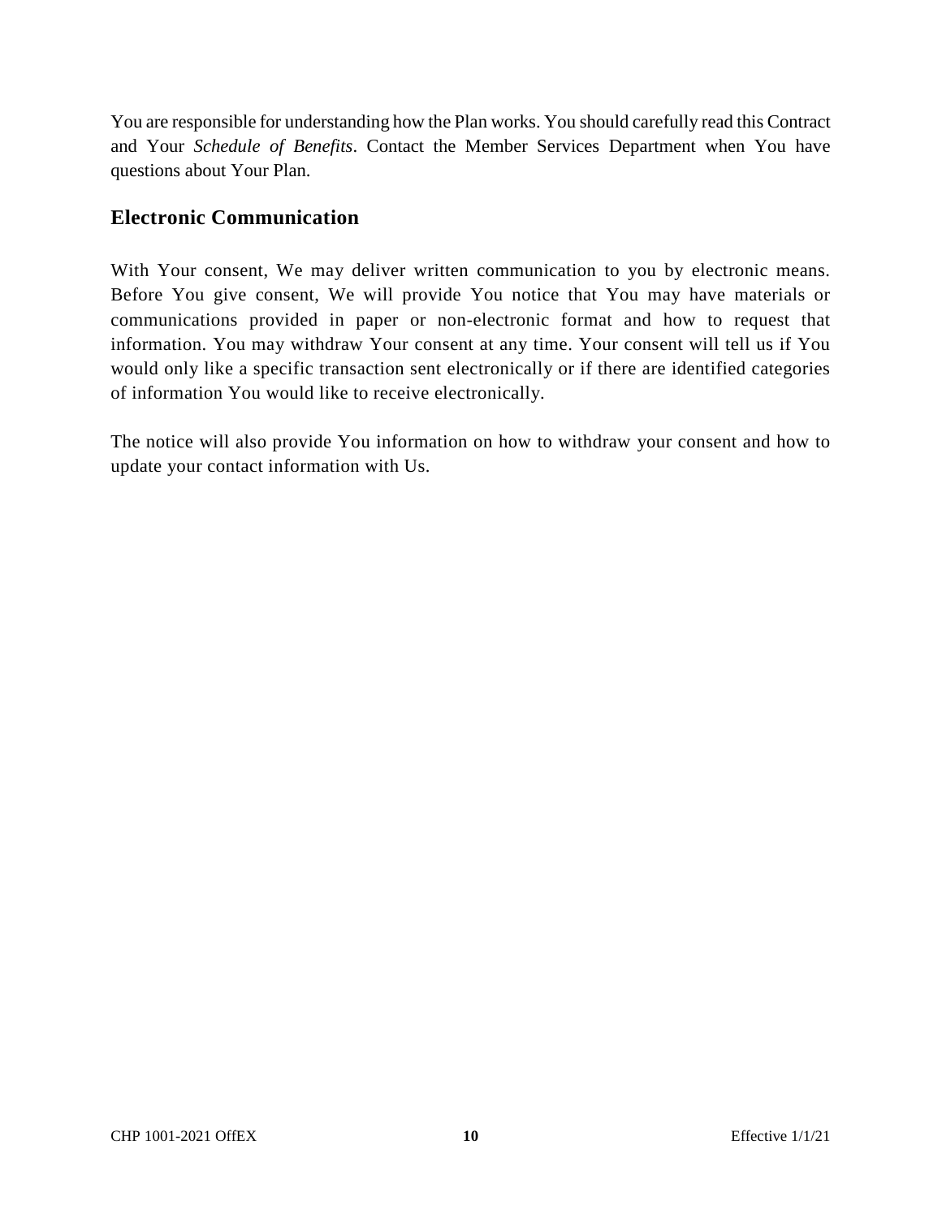You are responsible for understanding how the Plan works. You should carefully read this Contract and Your *Schedule of Benefits*. Contact the Member Services Department when You have questions about Your Plan.

## Electronic Communication

With Your consent, We may deliver written communication to you by electronic means. Before You give consent, We will provide You notice that You may have materials or communications provided in paper or non-electronic format and how to request that information. You may withdraw Your consent at any time. Your consent will tell us if You would only like a specific transaction sent electronically or if there are identified categories of information You would like to receive electronically.

The notice will also provide You information on how to withdraw your consent and how to update your contact information with Us.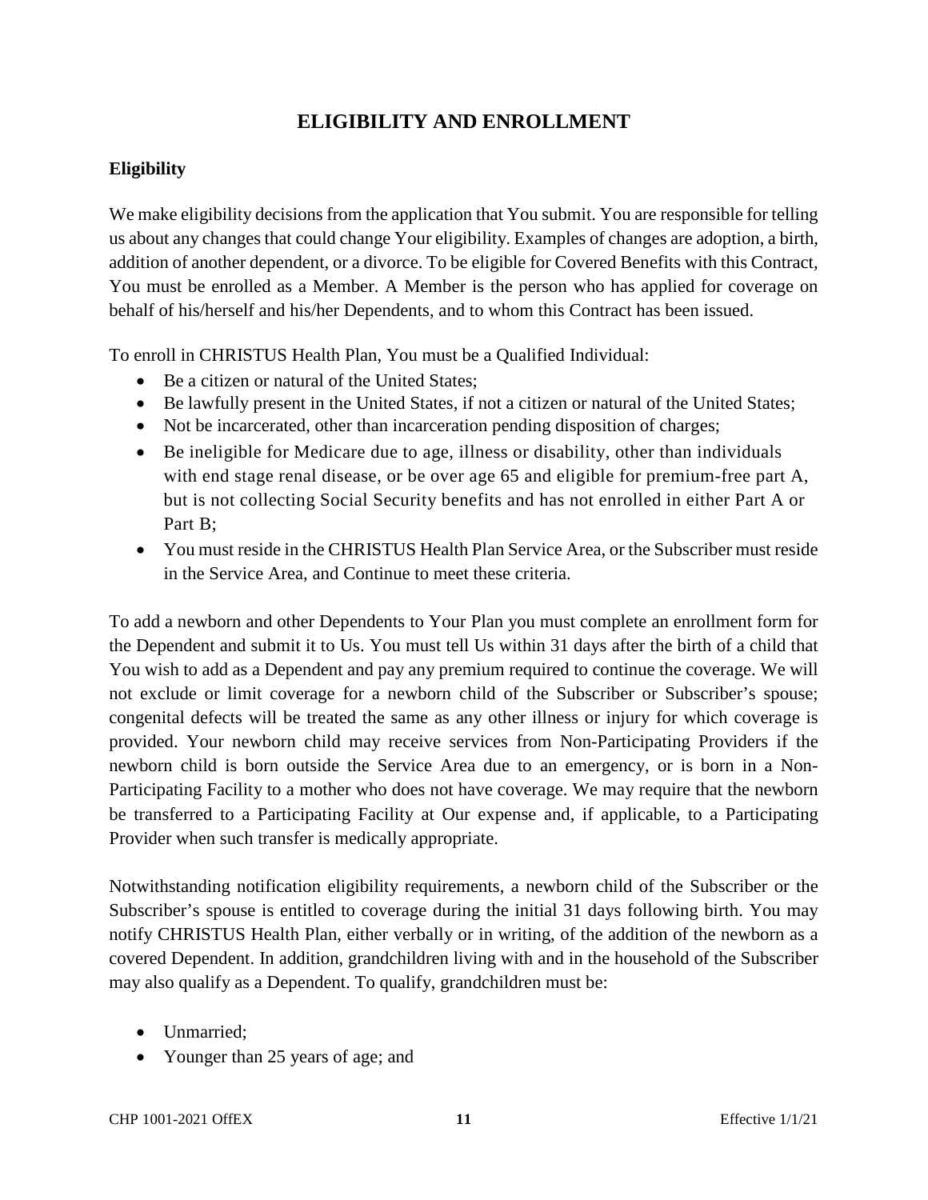# ELIGIBILITY AND ENROLLMENT

## Eligibility

We make eligibility decisions from the application that You submit. You are responsible for telling us about any changes that could change Your eligibility. Examples of changes are adoption, a birth, addition of another dependent, or a divorce. To be eligible for Covered Benefits with this Contract, You must be enrolled as a Member. A Member is the person who has applied for coverage on behalf of his/herself and his/her Dependents, and to whom this Contract has been issued.

To enroll in CHRISTUS Health Plan, You must be a Qualified Individual:

- Be a citizen or natural of the United States;
- Be lawfully present in the United States, if not a citizen or natural of the United States;
- Not be incarcerated, other than incarceration pending disposition of charges;
- Be ineligible for Medicare due to age, illness or disability, other than individuals with end stage renal disease, or be over age 65 and eligible for premium-free part A, but is not collecting Social Security benefits and has not enrolled in either Part A or Part B;
- You must reside in the CHRISTUS Health Plan Service Area, or the Subscriber must reside in the Service Area, and Continue to meet these criteria.

To add a newborn and other Dependents to Your Plan you must complete an enrollment form for the Dependent and submit it to Us. You must tell Us within 31 days after the birth of a child that You wish to add as a Dependent and pay any premium required to continue the coverage. We will not exclude or limit coverage for a newborn child of the Subscriber or Subscriber's spouse; congenital defects will be treated the same as any other illness or injury for which coverage is provided. Your newborn child may receive services from Non-Participating Providers if the newborn child is born outside the Service Area due to an emergency, or is born in a Non-Participating Facility to a mother who does not have coverage. We may require that the newborn be transferred to a Participating Facility at Our expense and, if applicable, to a Participating Provider when such transfer is medically appropriate.

Notwithstanding notification eligibility requirements, a newborn child of the Subscriber or the Subscriber's spouse is entitled to coverage during the initial 31 days following birth. You may notify CHRISTUS Health Plan, either verbally or in writing, of the addition of the newborn as a covered Dependent. In addition, grandchildren living with and in the household of the Subscriber may also qualify as a Dependent. To qualify, grandchildren must be:

- Unmarried;
- Younger than 25 years of age; and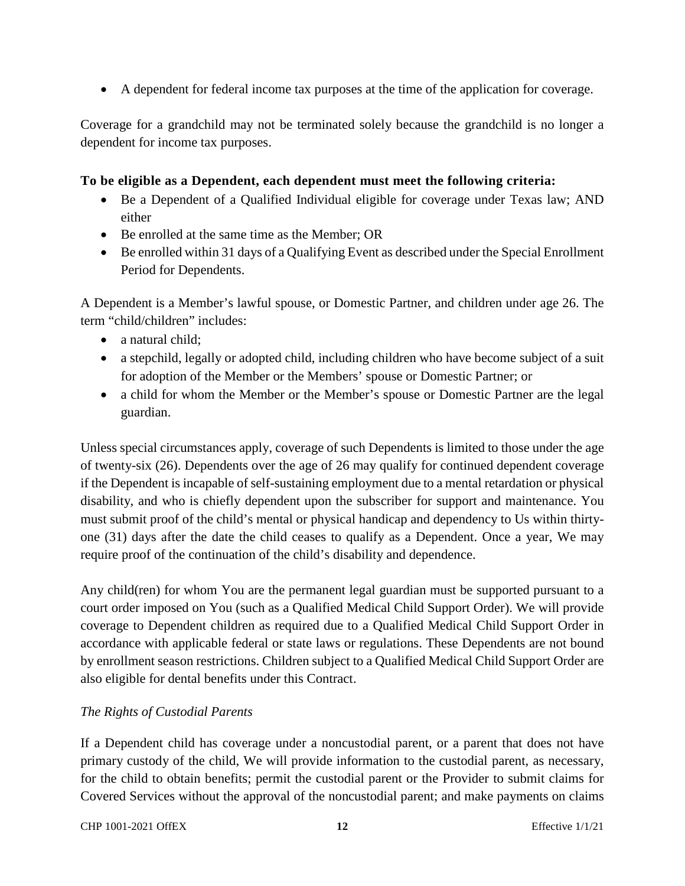- A dependent for federal income tax purposes at the time of the application for coverage.

Coverage for a grandchild may not be terminated solely because the grandchild is no longer a dependent for income tax purposes.

**To be eligible as a Dependent, each dependent must meet the following criteria:**

- Be a Dependent of a Qualified Individual eligible for coverage under Texas law; AND either
- Be enrolled at the same time as the Member; OR
- Be enrolled within 31 days of a Qualifying Event as described under the Special Enrollment Period for Dependents.

A Dependent is a Member's lawful spouse, or Domestic Partner, and children under age 26. The term "child/children" includes:

- a natural child;
- a stepchild, legally or adopted child, including children who have become subject of a suit for adoption of the Member or the Members' spouse or Domestic Partner; or
- a child for whom the Member or the Member's spouse or Domestic Partner are the legal guardian.

Unless special circumstances apply, coverage of such Dependents is limited to those under the age of twenty-six (26). Dependents over the age of 26 may qualify for continued dependent coverage if the Dependent is incapable of self-sustaining employment due to a mental retardation or physical disability, and who is chiefly dependent upon the subscriber for support and maintenance. You must submit proof of the child's mental or physical handicap and dependency to Us within thirty-one (31) days after the date the child ceases to qualify as a Dependent. Once a year, We may require proof of the continuation of the child's disability and dependence.

Any child(ren) for whom You are the permanent legal guardian must be supported pursuant to a court order imposed on You (such as a Qualified Medical Child Support Order). We will provide coverage to Dependent children as required due to a Qualified Medical Child Support Order in accordance with applicable federal or state laws or regulations. These Dependents are not bound by enrollment season restrictions. Children subject to a Qualified Medical Child Support Order are also eligible for dental benefits under this Contract.

*The Rights of Custodial Parents*

If a Dependent child has coverage under a noncustodial parent, or a parent that does not have primary custody of the child, We will provide information to the custodial parent, as necessary, for the child to obtain benefits; permit the custodial parent or the Provider to submit claims for Covered Services without the approval of the noncustodial parent; and make payments on claims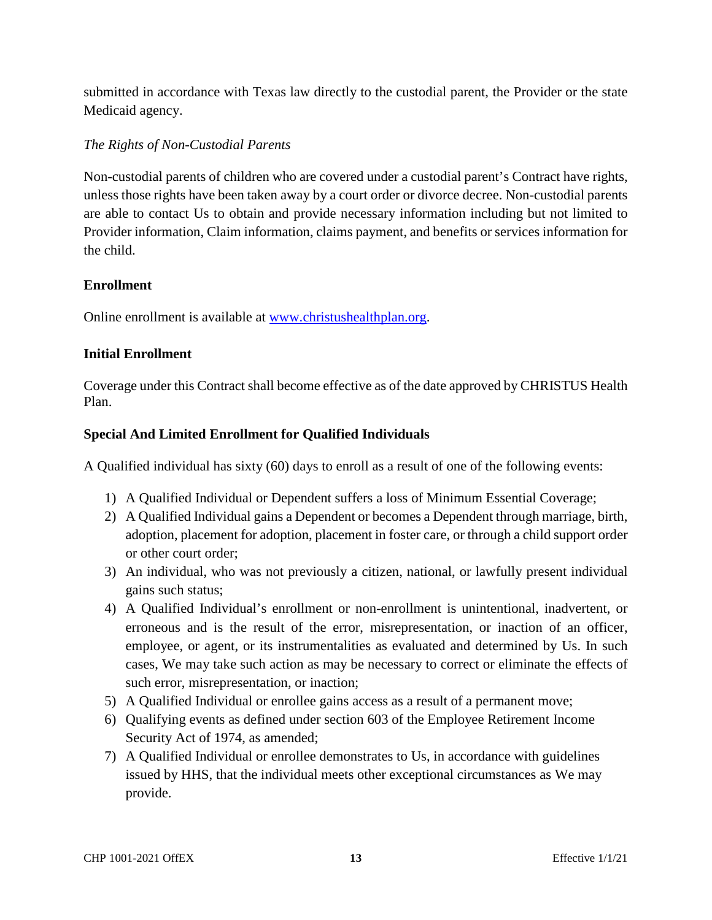submitted in accordance with Texas law directly to the custodial parent, the Provider or the state Medicaid agency.

*The Rights of Non-Custodial Parents*

Non-custodial parents of children who are covered under a custodial parent's Contract have rights, unless those rights have been taken away by a court order or divorce decree. Non-custodial parents are able to contact Us to obtain and provide necessary information including but not limited to Provider information, Claim information, claims payment, and benefits or services information for the child.

**Enrollment**

Online enrollment is available at www.christushealthplan.org.

**Initial Enrollment**

Coverage under this Contract shall become effective as of the date approved by CHRISTUS Health Plan.

**Special And Limited Enrollment for Qualified Individuals**

A Qualified individual has sixty (60) days to enroll as a result of one of the following events:

1) A Qualified Individual or Dependent suffers a loss of Minimum Essential Coverage;
2) A Qualified Individual gains a Dependent or becomes a Dependent through marriage, birth, adoption, placement for adoption, placement in foster care, or through a child support order or other court order;
3) An individual, who was not previously a citizen, national, or lawfully present individual gains such status;
4) A Qualified Individual's enrollment or non-enrollment is unintentional, inadvertent, or erroneous and is the result of the error, misrepresentation, or inaction of an officer, employee, or agent, or its instrumentalities as evaluated and determined by Us. In such cases, We may take such action as may be necessary to correct or eliminate the effects of such error, misrepresentation, or inaction;
5) A Qualified Individual or enrollee gains access as a result of a permanent move;
6) Qualifying events as defined under section 603 of the Employee Retirement Income Security Act of 1974, as amended;
7) A Qualified Individual or enrollee demonstrates to Us, in accordance with guidelines issued by HHS, that the individual meets other exceptional circumstances as We may provide.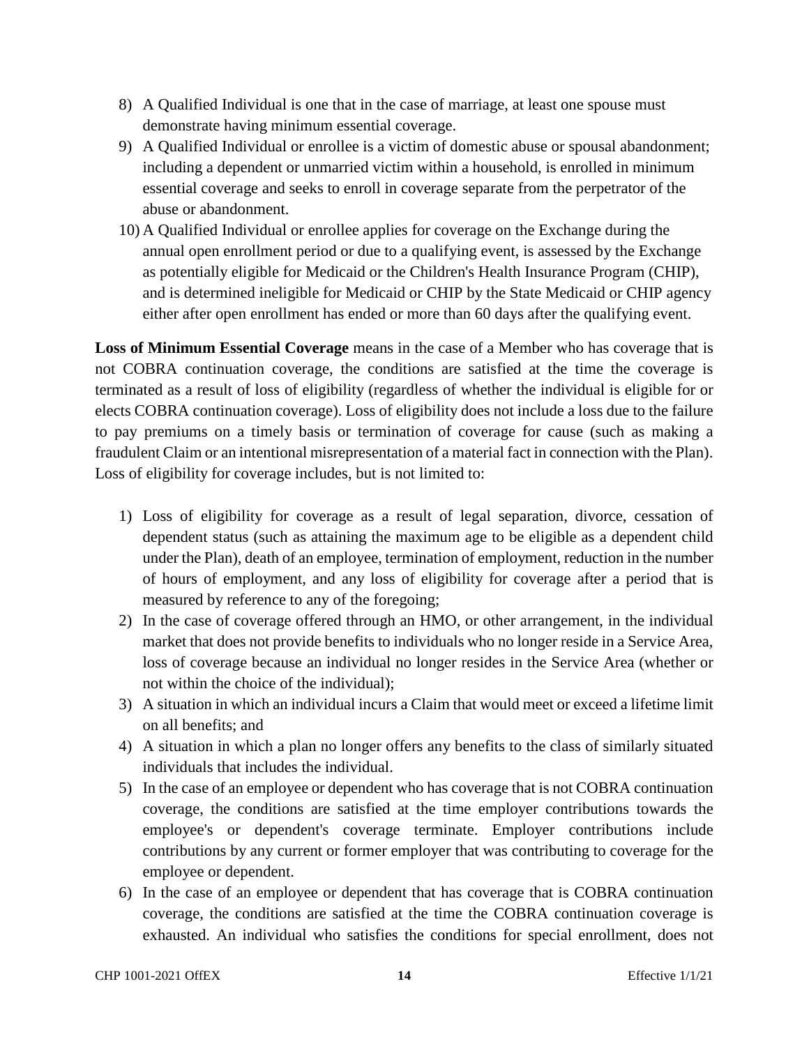8) A Qualified Individual is one that in the case of marriage, at least one spouse must demonstrate having minimum essential coverage.
9) A Qualified Individual or enrollee is a victim of domestic abuse or spousal abandonment; including a dependent or unmarried victim within a household, is enrolled in minimum essential coverage and seeks to enroll in coverage separate from the perpetrator of the abuse or abandonment.
10) A Qualified Individual or enrollee applies for coverage on the Exchange during the annual open enrollment period or due to a qualifying event, is assessed by the Exchange as potentially eligible for Medicaid or the Children's Health Insurance Program (CHIP), and is determined ineligible for Medicaid or CHIP by the State Medicaid or CHIP agency either after open enrollment has ended or more than 60 days after the qualifying event.

**Loss of Minimum Essential Coverage** means in the case of a Member who has coverage that is not COBRA continuation coverage, the conditions are satisfied at the time the coverage is terminated as a result of loss of eligibility (regardless of whether the individual is eligible for or elects COBRA continuation coverage). Loss of eligibility does not include a loss due to the failure to pay premiums on a timely basis or termination of coverage for cause (such as making a fraudulent Claim or an intentional misrepresentation of a material fact in connection with the Plan). Loss of eligibility for coverage includes, but is not limited to:

1) Loss of eligibility for coverage as a result of legal separation, divorce, cessation of dependent status (such as attaining the maximum age to be eligible as a dependent child under the Plan), death of an employee, termination of employment, reduction in the number of hours of employment, and any loss of eligibility for coverage after a period that is measured by reference to any of the foregoing;
2) In the case of coverage offered through an HMO, or other arrangement, in the individual market that does not provide benefits to individuals who no longer reside in a Service Area, loss of coverage because an individual no longer resides in the Service Area (whether or not within the choice of the individual);
3) A situation in which an individual incurs a Claim that would meet or exceed a lifetime limit on all benefits; and
4) A situation in which a plan no longer offers any benefits to the class of similarly situated individuals that includes the individual.
5) In the case of an employee or dependent who has coverage that is not COBRA continuation coverage, the conditions are satisfied at the time employer contributions towards the employee's or dependent's coverage terminate. Employer contributions include contributions by any current or former employer that was contributing to coverage for the employee or dependent.
6) In the case of an employee or dependent that has coverage that is COBRA continuation coverage, the conditions are satisfied at the time the COBRA continuation coverage is exhausted. An individual who satisfies the conditions for special enrollment, does not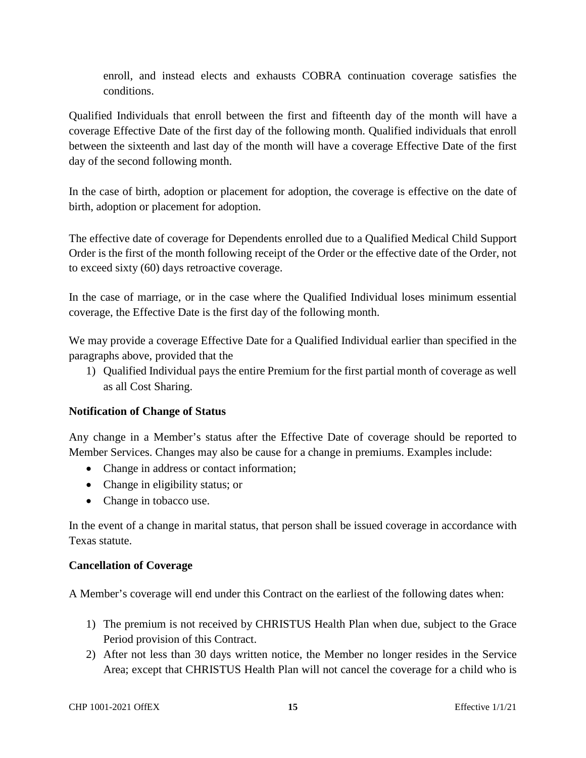enroll, and instead elects and exhausts COBRA continuation coverage satisfies the conditions.

Qualified Individuals that enroll between the first and fifteenth day of the month will have a coverage Effective Date of the first day of the following month. Qualified individuals that enroll between the sixteenth and last day of the month will have a coverage Effective Date of the first day of the second following month.

In the case of birth, adoption or placement for adoption, the coverage is effective on the date of birth, adoption or placement for adoption.

The effective date of coverage for Dependents enrolled due to a Qualified Medical Child Support Order is the first of the month following receipt of the Order or the effective date of the Order, not to exceed sixty (60) days retroactive coverage.

In the case of marriage, or in the case where the Qualified Individual loses minimum essential coverage, the Effective Date is the first day of the following month.

We may provide a coverage Effective Date for a Qualified Individual earlier than specified in the paragraphs above, provided that the

1) Qualified Individual pays the entire Premium for the first partial month of coverage as well as all Cost Sharing.

**Notification of Change of Status**

Any change in a Member's status after the Effective Date of coverage should be reported to Member Services. Changes may also be cause for a change in premiums. Examples include:

- Change in address or contact information;
- Change in eligibility status; or
- Change in tobacco use.

In the event of a change in marital status, that person shall be issued coverage in accordance with Texas statute.

**Cancellation of Coverage**

A Member's coverage will end under this Contract on the earliest of the following dates when:

1) The premium is not received by CHRISTUS Health Plan when due, subject to the Grace Period provision of this Contract.
2) After not less than 30 days written notice, the Member no longer resides in the Service Area; except that CHRISTUS Health Plan will not cancel the coverage for a child who is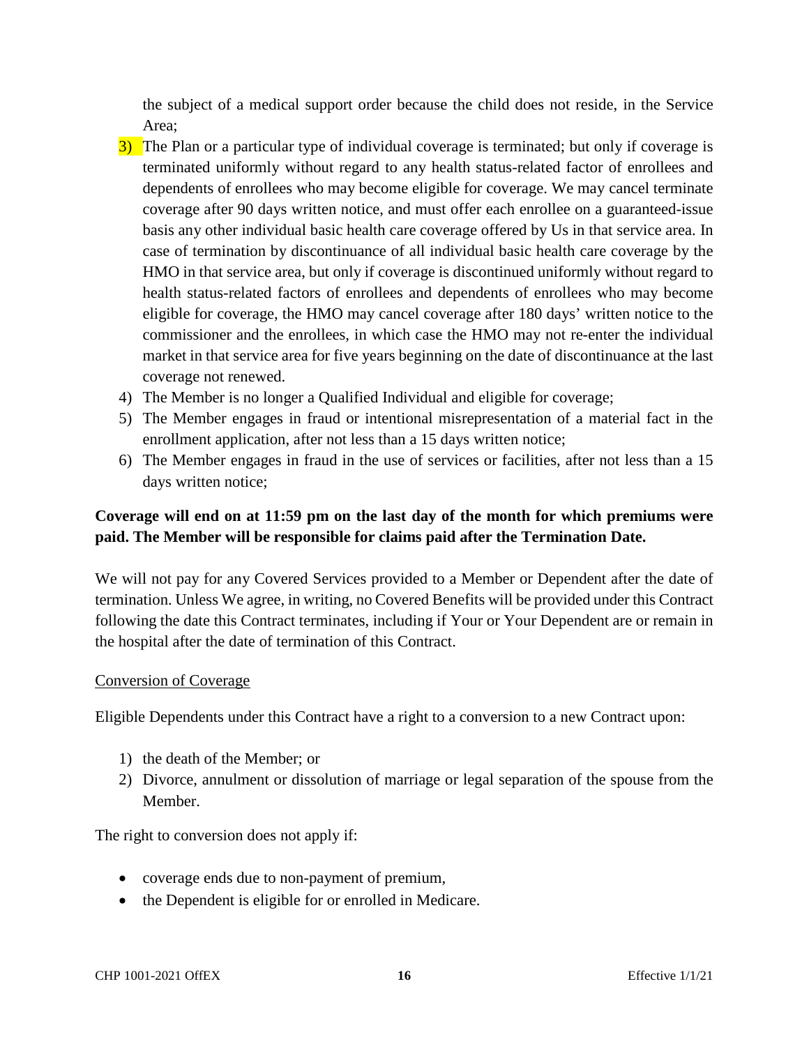the subject of a medical support order because the child does not reside, in the Service Area;

3) The Plan or a particular type of individual coverage is terminated; but only if coverage is terminated uniformly without regard to any health status-related factor of enrollees and dependents of enrollees who may become eligible for coverage. We may cancel terminate coverage after 90 days written notice, and must offer each enrollee on a guaranteed-issue basis any other individual basic health care coverage offered by Us in that service area. In case of termination by discontinuance of all individual basic health care coverage by the HMO in that service area, but only if coverage is discontinued uniformly without regard to health status-related factors of enrollees and dependents of enrollees who may become eligible for coverage, the HMO may cancel coverage after 180 days' written notice to the commissioner and the enrollees, in which case the HMO may not re-enter the individual market in that service area for five years beginning on the date of discontinuance at the last coverage not renewed.
4) The Member is no longer a Qualified Individual and eligible for coverage;
5) The Member engages in fraud or intentional misrepresentation of a material fact in the enrollment application, after not less than a 15 days written notice;
6) The Member engages in fraud in the use of services or facilities, after not less than a 15 days written notice;

**Coverage will end on at 11:59 pm on the last day of the month for which premiums were paid. The Member will be responsible for claims paid after the Termination Date.**

We will not pay for any Covered Services provided to a Member or Dependent after the date of termination. Unless We agree, in writing, no Covered Benefits will be provided under this Contract following the date this Contract terminates, including if Your or Your Dependent are or remain in the hospital after the date of termination of this Contract.

Conversion of Coverage

Eligible Dependents under this Contract have a right to a conversion to a new Contract upon:

1) the death of the Member; or
2) Divorce, annulment or dissolution of marriage or legal separation of the spouse from the Member.

The right to conversion does not apply if:

- coverage ends due to non-payment of premium,
- the Dependent is eligible for or enrolled in Medicare.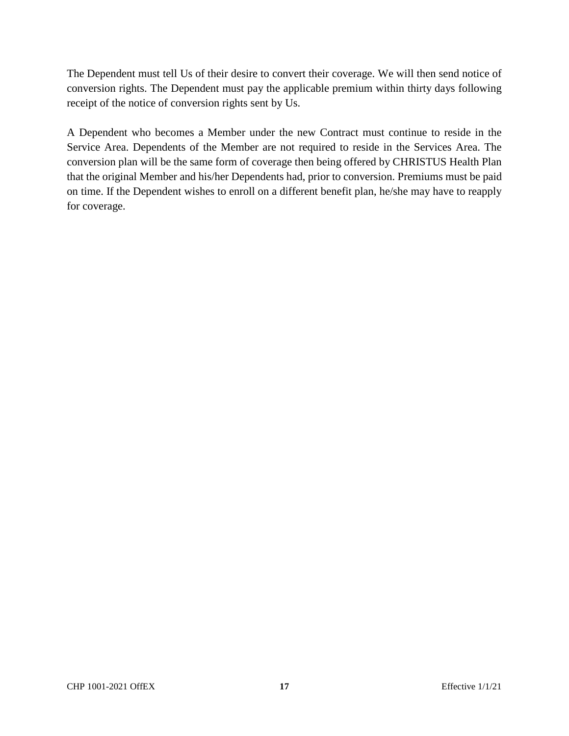The Dependent must tell Us of their desire to convert their coverage. We will then send notice of conversion rights. The Dependent must pay the applicable premium within thirty days following receipt of the notice of conversion rights sent by Us.

A Dependent who becomes a Member under the new Contract must continue to reside in the Service Area. Dependents of the Member are not required to reside in the Services Area. The conversion plan will be the same form of coverage then being offered by CHRISTUS Health Plan that the original Member and his/her Dependents had, prior to conversion. Premiums must be paid on time. If the Dependent wishes to enroll on a different benefit plan, he/she may have to reapply for coverage.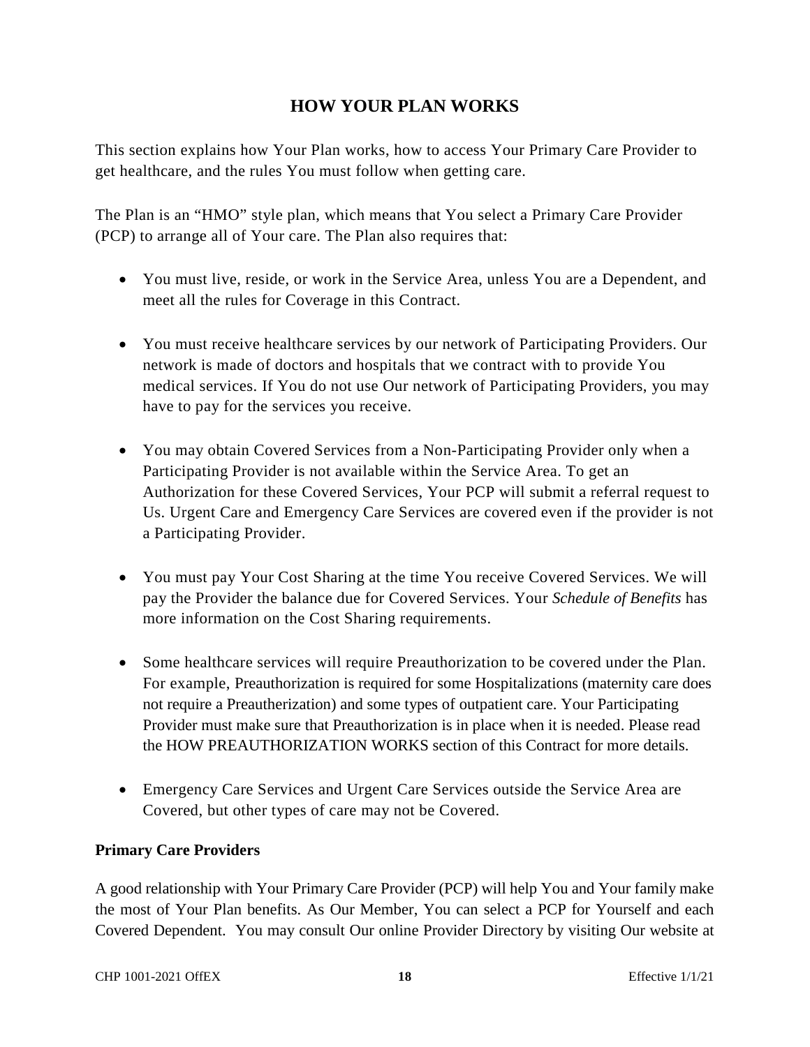# HOW YOUR PLAN WORKS

This section explains how Your Plan works, how to access Your Primary Care Provider to get healthcare, and the rules You must follow when getting care.

The Plan is an "HMO" style plan, which means that You select a Primary Care Provider (PCP) to arrange all of Your care. The Plan also requires that:

- You must live, reside, or work in the Service Area, unless You are a Dependent, and meet all the rules for Coverage in this Contract.
- You must receive healthcare services by our network of Participating Providers. Our network is made of doctors and hospitals that we contract with to provide You medical services. If You do not use Our network of Participating Providers, you may have to pay for the services you receive.
- You may obtain Covered Services from a Non-Participating Provider only when a Participating Provider is not available within the Service Area. To get an Authorization for these Covered Services, Your PCP will submit a referral request to Us. Urgent Care and Emergency Care Services are covered even if the provider is not a Participating Provider.
- You must pay Your Cost Sharing at the time You receive Covered Services. We will pay the Provider the balance due for Covered Services. Your *Schedule of Benefits* has more information on the Cost Sharing requirements.
- Some healthcare services will require Preauthorization to be covered under the Plan. For example, Preauthorization is required for some Hospitalizations (maternity care does not require a Preautherization) and some types of outpatient care. Your Participating Provider must make sure that Preauthorization is in place when it is needed. Please read the HOW PREAUTHORIZATION WORKS section of this Contract for more details.
- Emergency Care Services and Urgent Care Services outside the Service Area are Covered, but other types of care may not be Covered.

**Primary Care Providers**

A good relationship with Your Primary Care Provider (PCP) will help You and Your family make the most of Your Plan benefits. As Our Member, You can select a PCP for Yourself and each Covered Dependent. You may consult Our online Provider Directory by visiting Our website at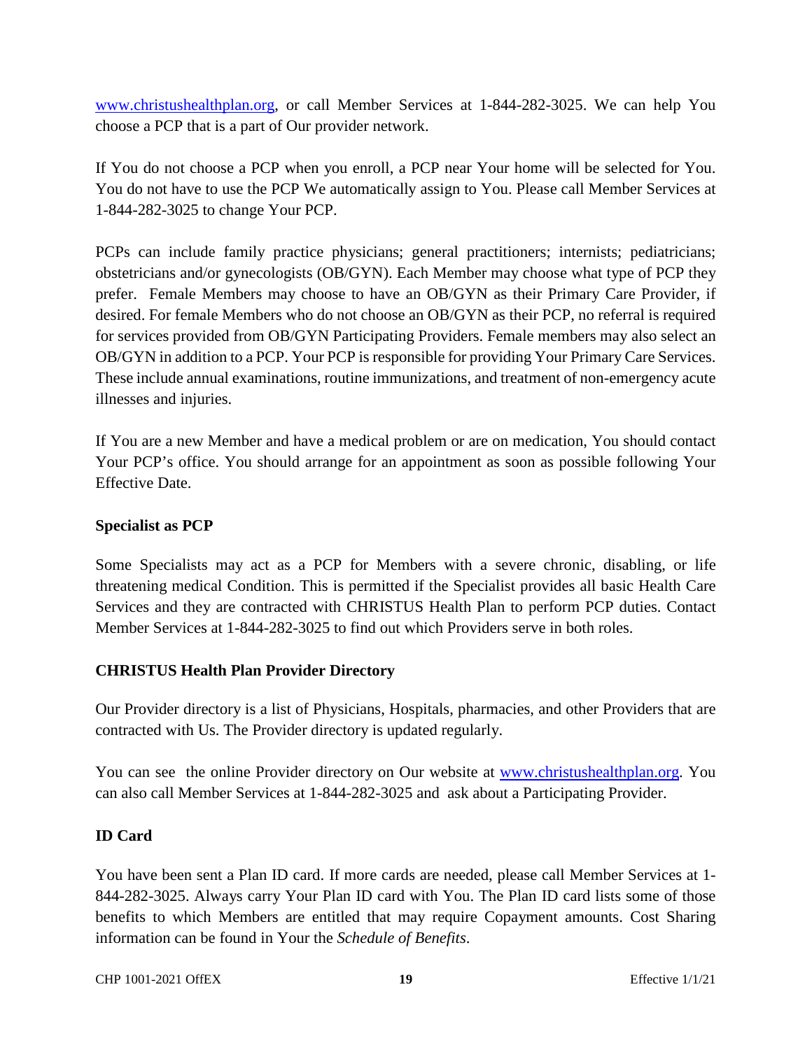www.christushealthplan.org, or call Member Services at 1-844-282-3025. We can help You choose a PCP that is a part of Our provider network.

If You do not choose a PCP when you enroll, a PCP near Your home will be selected for You. You do not have to use the PCP We automatically assign to You. Please call Member Services at 1-844-282-3025 to change Your PCP.

PCPs can include family practice physicians; general practitioners; internists; pediatricians; obstetricians and/or gynecologists (OB/GYN). Each Member may choose what type of PCP they prefer. Female Members may choose to have an OB/GYN as their Primary Care Provider, if desired. For female Members who do not choose an OB/GYN as their PCP, no referral is required for services provided from OB/GYN Participating Providers. Female members may also select an OB/GYN in addition to a PCP. Your PCP is responsible for providing Your Primary Care Services. These include annual examinations, routine immunizations, and treatment of non-emergency acute illnesses and injuries.

If You are a new Member and have a medical problem or are on medication, You should contact Your PCP's office. You should arrange for an appointment as soon as possible following Your Effective Date.

**Specialist as PCP**

Some Specialists may act as a PCP for Members with a severe chronic, disabling, or life threatening medical Condition. This is permitted if the Specialist provides all basic Health Care Services and they are contracted with CHRISTUS Health Plan to perform PCP duties. Contact Member Services at 1-844-282-3025 to find out which Providers serve in both roles.

**CHRISTUS Health Plan Provider Directory**

Our Provider directory is a list of Physicians, Hospitals, pharmacies, and other Providers that are contracted with Us. The Provider directory is updated regularly.

You can see the online Provider directory on Our website at www.christushealthplan.org. You can also call Member Services at 1-844-282-3025 and ask about a Participating Provider.

**ID Card**

You have been sent a Plan ID card. If more cards are needed, please call Member Services at 1-844-282-3025. Always carry Your Plan ID card with You. The Plan ID card lists some of those benefits to which Members are entitled that may require Copayment amounts. Cost Sharing information can be found in Your the *Schedule of Benefits*.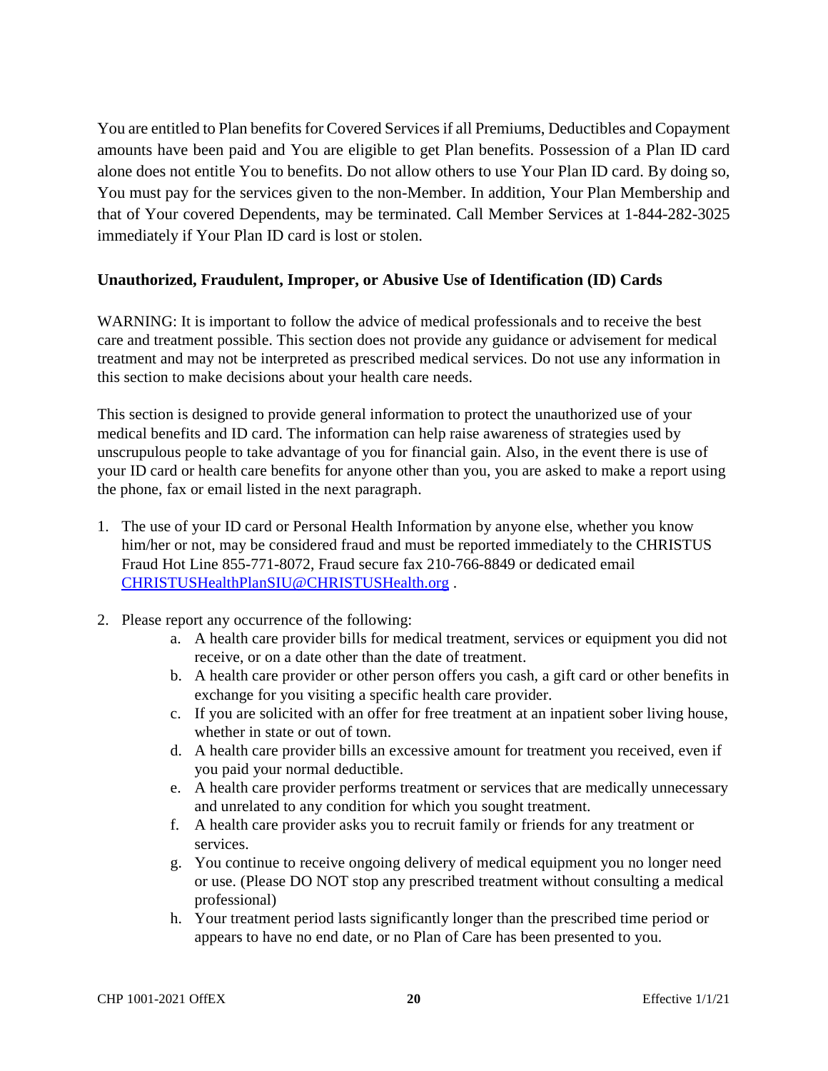You are entitled to Plan benefits for Covered Services if all Premiums, Deductibles and Copayment amounts have been paid and You are eligible to get Plan benefits. Possession of a Plan ID card alone does not entitle You to benefits. Do not allow others to use Your Plan ID card. By doing so, You must pay for the services given to the non-Member. In addition, Your Plan Membership and that of Your covered Dependents, may be terminated. Call Member Services at 1-844-282-3025 immediately if Your Plan ID card is lost or stolen.

**Unauthorized, Fraudulent, Improper, or Abusive Use of Identification (ID) Cards**

WARNING: It is important to follow the advice of medical professionals and to receive the best care and treatment possible. This section does not provide any guidance or advisement for medical treatment and may not be interpreted as prescribed medical services. Do not use any information in this section to make decisions about your health care needs.

This section is designed to provide general information to protect the unauthorized use of your medical benefits and ID card. The information can help raise awareness of strategies used by unscrupulous people to take advantage of you for financial gain. Also, in the event there is use of your ID card or health care benefits for anyone other than you, you are asked to make a report using the phone, fax or email listed in the next paragraph.

1. The use of your ID card or Personal Health Information by anyone else, whether you know him/her or not, may be considered fraud and must be reported immediately to the CHRISTUS Fraud Hot Line 855-771-8072, Fraud secure fax 210-766-8849 or dedicated email CHRISTUSHealthPlanSIU@CHRISTUSHealth.org .
2. Please report any occurrence of the following:
   a. A health care provider bills for medical treatment, services or equipment you did not receive, or on a date other than the date of treatment.
   b. A health care provider or other person offers you cash, a gift card or other benefits in exchange for you visiting a specific health care provider.
   c. If you are solicited with an offer for free treatment at an inpatient sober living house, whether in state or out of town.
   d. A health care provider bills an excessive amount for treatment you received, even if you paid your normal deductible.
   e. A health care provider performs treatment or services that are medically unnecessary and unrelated to any condition for which you sought treatment.
   f. A health care provider asks you to recruit family or friends for any treatment or services.
   g. You continue to receive ongoing delivery of medical equipment you no longer need or use. (Please DO NOT stop any prescribed treatment without consulting a medical professional)
   h. Your treatment period lasts significantly longer than the prescribed time period or appears to have no end date, or no Plan of Care has been presented to you.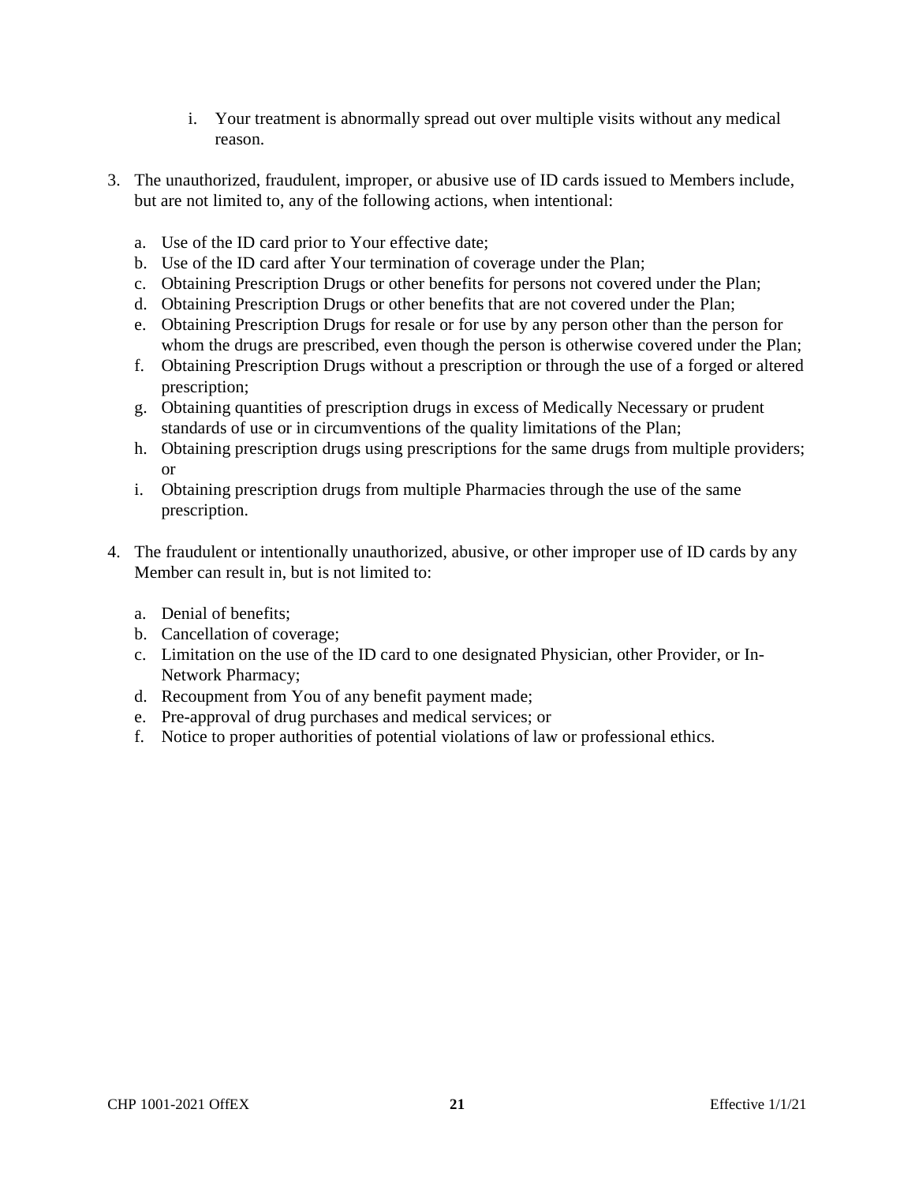i. Your treatment is abnormally spread out over multiple visits without any medical reason.

3. The unauthorized, fraudulent, improper, or abusive use of ID cards issued to Members include, but are not limited to, any of the following actions, when intentional:

   a. Use of the ID card prior to Your effective date;
   b. Use of the ID card after Your termination of coverage under the Plan;
   c. Obtaining Prescription Drugs or other benefits for persons not covered under the Plan;
   d. Obtaining Prescription Drugs or other benefits that are not covered under the Plan;
   e. Obtaining Prescription Drugs for resale or for use by any person other than the person for whom the drugs are prescribed, even though the person is otherwise covered under the Plan;
   f. Obtaining Prescription Drugs without a prescription or through the use of a forged or altered prescription;
   g. Obtaining quantities of prescription drugs in excess of Medically Necessary or prudent standards of use or in circumventions of the quality limitations of the Plan;
   h. Obtaining prescription drugs using prescriptions for the same drugs from multiple providers; or
   i. Obtaining prescription drugs from multiple Pharmacies through the use of the same prescription.

4. The fraudulent or intentionally unauthorized, abusive, or other improper use of ID cards by any Member can result in, but is not limited to:

   a. Denial of benefits;
   b. Cancellation of coverage;
   c. Limitation on the use of the ID card to one designated Physician, other Provider, or In-Network Pharmacy;
   d. Recoupment from You of any benefit payment made;
   e. Pre-approval of drug purchases and medical services; or
   f. Notice to proper authorities of potential violations of law or professional ethics.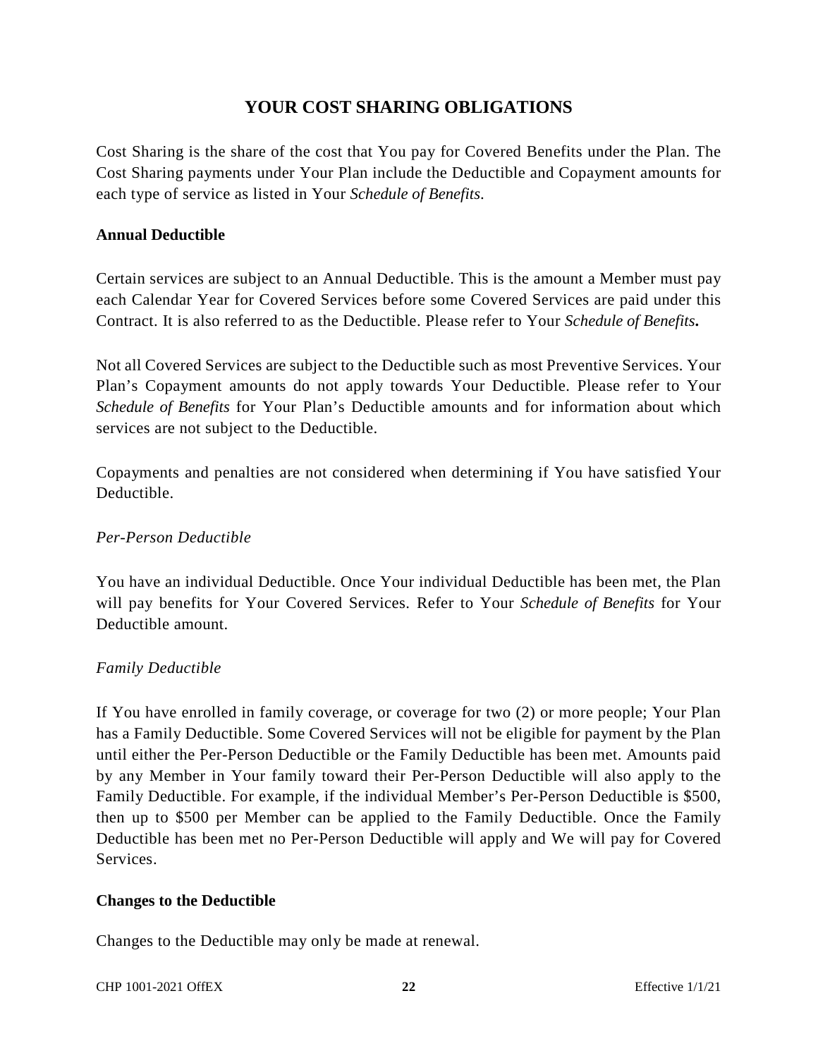# YOUR COST SHARING OBLIGATIONS

Cost Sharing is the share of the cost that You pay for Covered Benefits under the Plan. The Cost Sharing payments under Your Plan include the Deductible and Copayment amounts for each type of service as listed in Your *Schedule of Benefits.*

**Annual Deductible**

Certain services are subject to an Annual Deductible. This is the amount a Member must pay each Calendar Year for Covered Services before some Covered Services are paid under this Contract. It is also referred to as the Deductible. Please refer to Your ***Schedule of Benefits.***

Not all Covered Services are subject to the Deductible such as most Preventive Services. Your Plan's Copayment amounts do not apply towards Your Deductible. Please refer to Your *Schedule of Benefits* for Your Plan's Deductible amounts and for information about which services are not subject to the Deductible.

Copayments and penalties are not considered when determining if You have satisfied Your Deductible.

*Per-Person Deductible*

You have an individual Deductible. Once Your individual Deductible has been met, the Plan will pay benefits for Your Covered Services. Refer to Your *Schedule of Benefits* for Your Deductible amount.

*Family Deductible*

If You have enrolled in family coverage, or coverage for two (2) or more people; Your Plan has a Family Deductible. Some Covered Services will not be eligible for payment by the Plan until either the Per-Person Deductible or the Family Deductible has been met. Amounts paid by any Member in Your family toward their Per-Person Deductible will also apply to the Family Deductible. For example, if the individual Member's Per-Person Deductible is $500, then up to $500 per Member can be applied to the Family Deductible. Once the Family Deductible has been met no Per-Person Deductible will apply and We will pay for Covered Services.

**Changes to the Deductible**

Changes to the Deductible may only be made at renewal.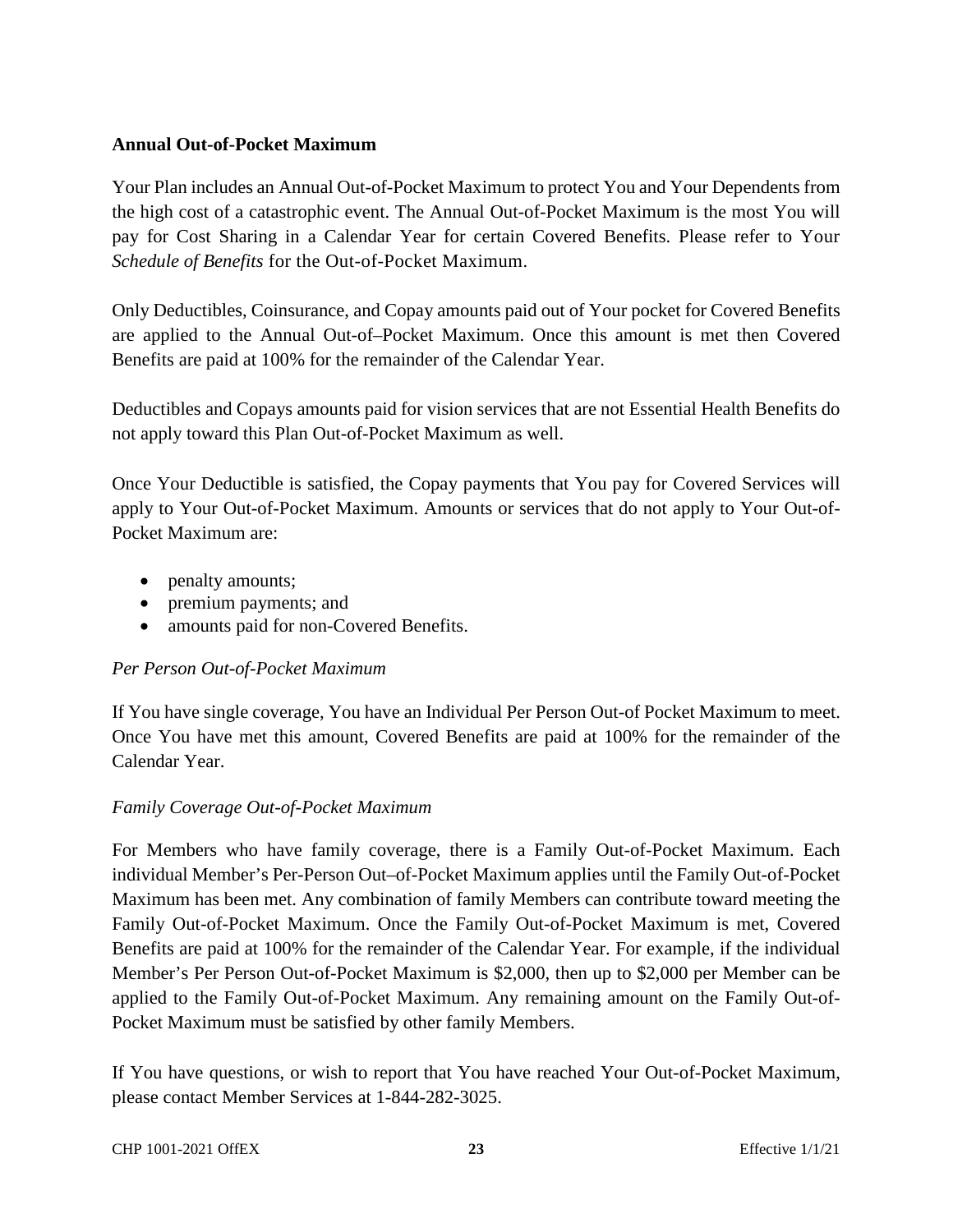**Annual Out-of-Pocket Maximum**

Your Plan includes an Annual Out-of-Pocket Maximum to protect You and Your Dependents from the high cost of a catastrophic event. The Annual Out-of-Pocket Maximum is the most You will pay for Cost Sharing in a Calendar Year for certain Covered Benefits. Please refer to Your *Schedule of Benefits* for the Out-of-Pocket Maximum.

Only Deductibles, Coinsurance, and Copay amounts paid out of Your pocket for Covered Benefits are applied to the Annual Out-of–Pocket Maximum. Once this amount is met then Covered Benefits are paid at 100% for the remainder of the Calendar Year.

Deductibles and Copays amounts paid for vision services that are not Essential Health Benefits do not apply toward this Plan Out-of-Pocket Maximum as well.

Once Your Deductible is satisfied, the Copay payments that You pay for Covered Services will apply to Your Out-of-Pocket Maximum. Amounts or services that do not apply to Your Out-of-Pocket Maximum are:

- penalty amounts;
- premium payments; and
- amounts paid for non-Covered Benefits.

*Per Person Out-of-Pocket Maximum*

If You have single coverage, You have an Individual Per Person Out-of Pocket Maximum to meet. Once You have met this amount, Covered Benefits are paid at 100% for the remainder of the Calendar Year.

*Family Coverage Out-of-Pocket Maximum*

For Members who have family coverage, there is a Family Out-of-Pocket Maximum. Each individual Member's Per-Person Out–of-Pocket Maximum applies until the Family Out-of-Pocket Maximum has been met. Any combination of family Members can contribute toward meeting the Family Out-of-Pocket Maximum. Once the Family Out-of-Pocket Maximum is met, Covered Benefits are paid at 100% for the remainder of the Calendar Year. For example, if the individual Member's Per Person Out-of-Pocket Maximum is $2,000, then up to $2,000 per Member can be applied to the Family Out-of-Pocket Maximum. Any remaining amount on the Family Out-of-Pocket Maximum must be satisfied by other family Members.

If You have questions, or wish to report that You have reached Your Out-of-Pocket Maximum, please contact Member Services at 1-844-282-3025.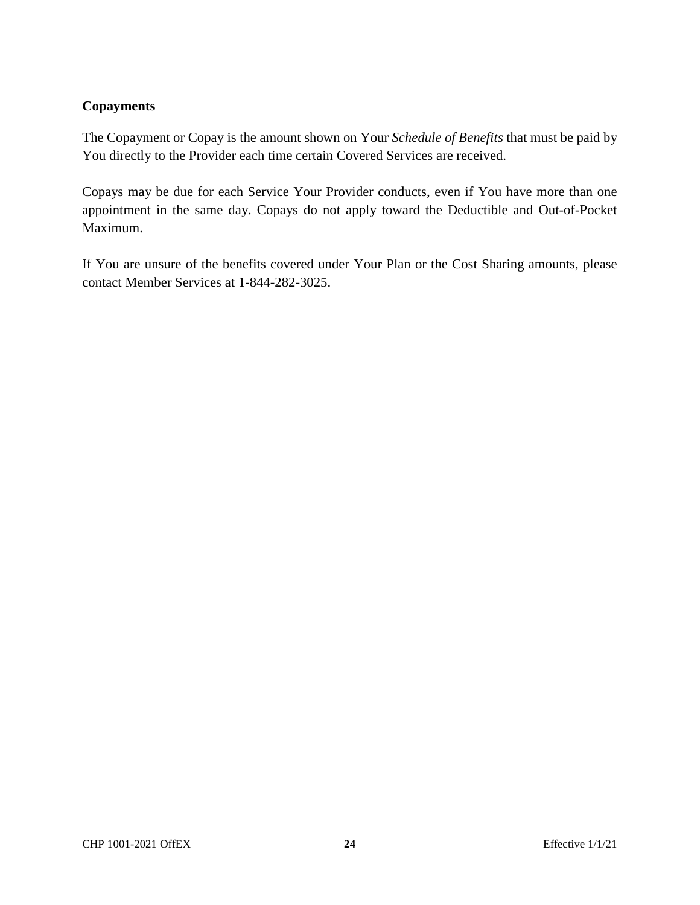**Copayments**

The Copayment or Copay is the amount shown on Your *Schedule of Benefits* that must be paid by You directly to the Provider each time certain Covered Services are received.

Copays may be due for each Service Your Provider conducts, even if You have more than one appointment in the same day. Copays do not apply toward the Deductible and Out-of-Pocket Maximum.

If You are unsure of the benefits covered under Your Plan or the Cost Sharing amounts, please contact Member Services at 1-844-282-3025.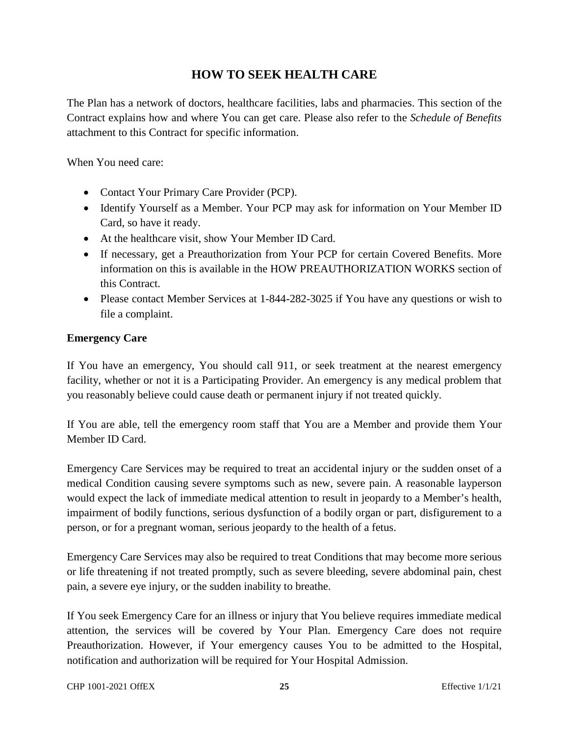# HOW TO SEEK HEALTH CARE

The Plan has a network of doctors, healthcare facilities, labs and pharmacies. This section of the Contract explains how and where You can get care. Please also refer to the *Schedule of Benefits* attachment to this Contract for specific information.

When You need care:

- Contact Your Primary Care Provider (PCP).
- Identify Yourself as a Member. Your PCP may ask for information on Your Member ID Card, so have it ready.
- At the healthcare visit, show Your Member ID Card.
- If necessary, get a Preauthorization from Your PCP for certain Covered Benefits. More information on this is available in the HOW PREAUTHORIZATION WORKS section of this Contract.
- Please contact Member Services at 1-844-282-3025 if You have any questions or wish to file a complaint.

**Emergency Care**

If You have an emergency, You should call 911, or seek treatment at the nearest emergency facility, whether or not it is a Participating Provider. An emergency is any medical problem that you reasonably believe could cause death or permanent injury if not treated quickly.

If You are able, tell the emergency room staff that You are a Member and provide them Your Member ID Card.

Emergency Care Services may be required to treat an accidental injury or the sudden onset of a medical Condition causing severe symptoms such as new, severe pain. A reasonable layperson would expect the lack of immediate medical attention to result in jeopardy to a Member's health, impairment of bodily functions, serious dysfunction of a bodily organ or part, disfigurement to a person, or for a pregnant woman, serious jeopardy to the health of a fetus.

Emergency Care Services may also be required to treat Conditions that may become more serious or life threatening if not treated promptly, such as severe bleeding, severe abdominal pain, chest pain, a severe eye injury, or the sudden inability to breathe.

If You seek Emergency Care for an illness or injury that You believe requires immediate medical attention, the services will be covered by Your Plan. Emergency Care does not require Preauthorization. However, if Your emergency causes You to be admitted to the Hospital, notification and authorization will be required for Your Hospital Admission.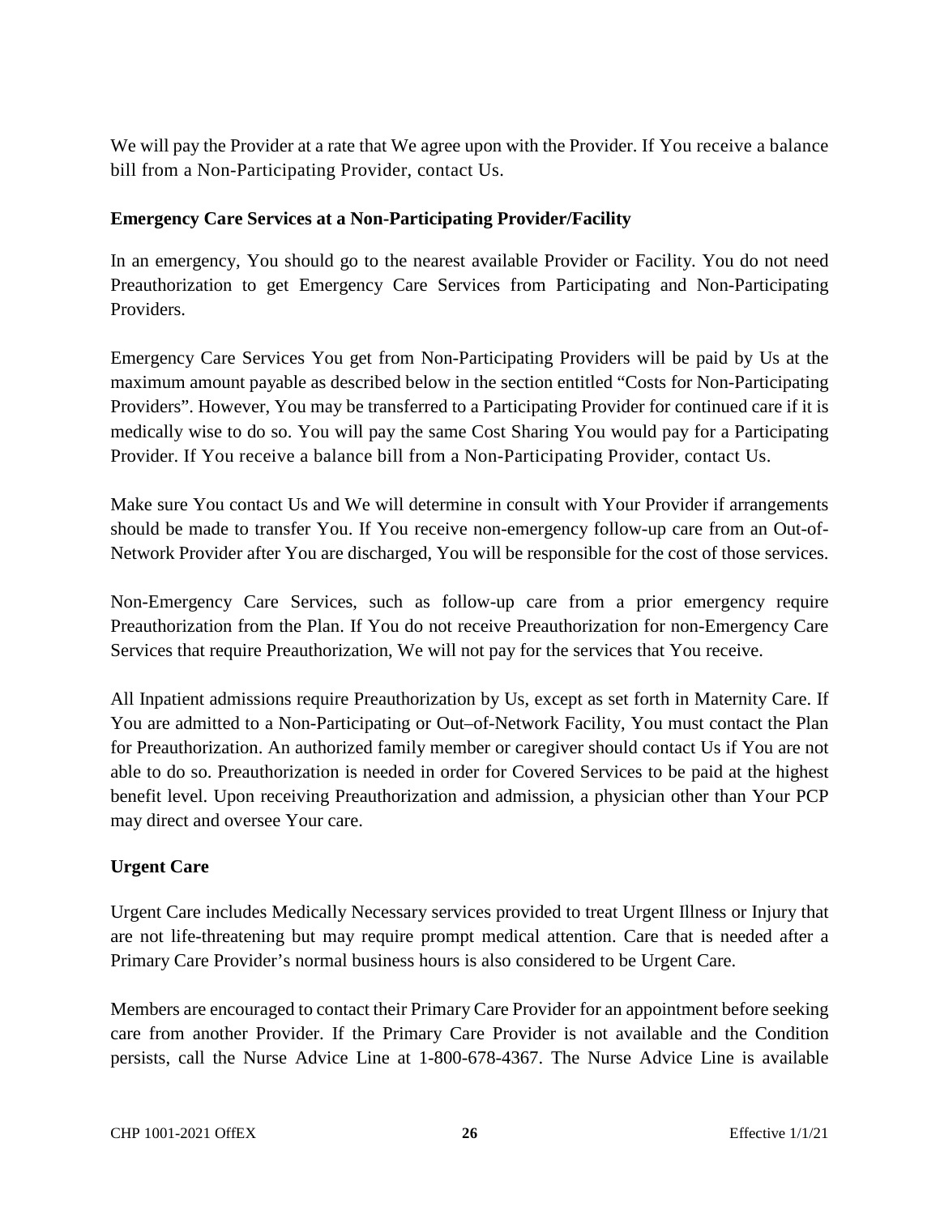We will pay the Provider at a rate that We agree upon with the Provider. If You receive a balance bill from a Non-Participating Provider, contact Us.

**Emergency Care Services at a Non-Participating Provider/Facility**

In an emergency, You should go to the nearest available Provider or Facility. You do not need Preauthorization to get Emergency Care Services from Participating and Non-Participating Providers.

Emergency Care Services You get from Non-Participating Providers will be paid by Us at the maximum amount payable as described below in the section entitled "Costs for Non-Participating Providers". However, You may be transferred to a Participating Provider for continued care if it is medically wise to do so. You will pay the same Cost Sharing You would pay for a Participating Provider. If You receive a balance bill from a Non-Participating Provider, contact Us.

Make sure You contact Us and We will determine in consult with Your Provider if arrangements should be made to transfer You. If You receive non-emergency follow-up care from an Out-of-Network Provider after You are discharged, You will be responsible for the cost of those services.

Non-Emergency Care Services, such as follow-up care from a prior emergency require Preauthorization from the Plan. If You do not receive Preauthorization for non-Emergency Care Services that require Preauthorization, We will not pay for the services that You receive.

All Inpatient admissions require Preauthorization by Us, except as set forth in Maternity Care. If You are admitted to a Non-Participating or Out–of-Network Facility, You must contact the Plan for Preauthorization. An authorized family member or caregiver should contact Us if You are not able to do so. Preauthorization is needed in order for Covered Services to be paid at the highest benefit level. Upon receiving Preauthorization and admission, a physician other than Your PCP may direct and oversee Your care.

**Urgent Care**

Urgent Care includes Medically Necessary services provided to treat Urgent Illness or Injury that are not life-threatening but may require prompt medical attention. Care that is needed after a Primary Care Provider's normal business hours is also considered to be Urgent Care.

Members are encouraged to contact their Primary Care Provider for an appointment before seeking care from another Provider. If the Primary Care Provider is not available and the Condition persists, call the Nurse Advice Line at 1-800-678-4367. The Nurse Advice Line is available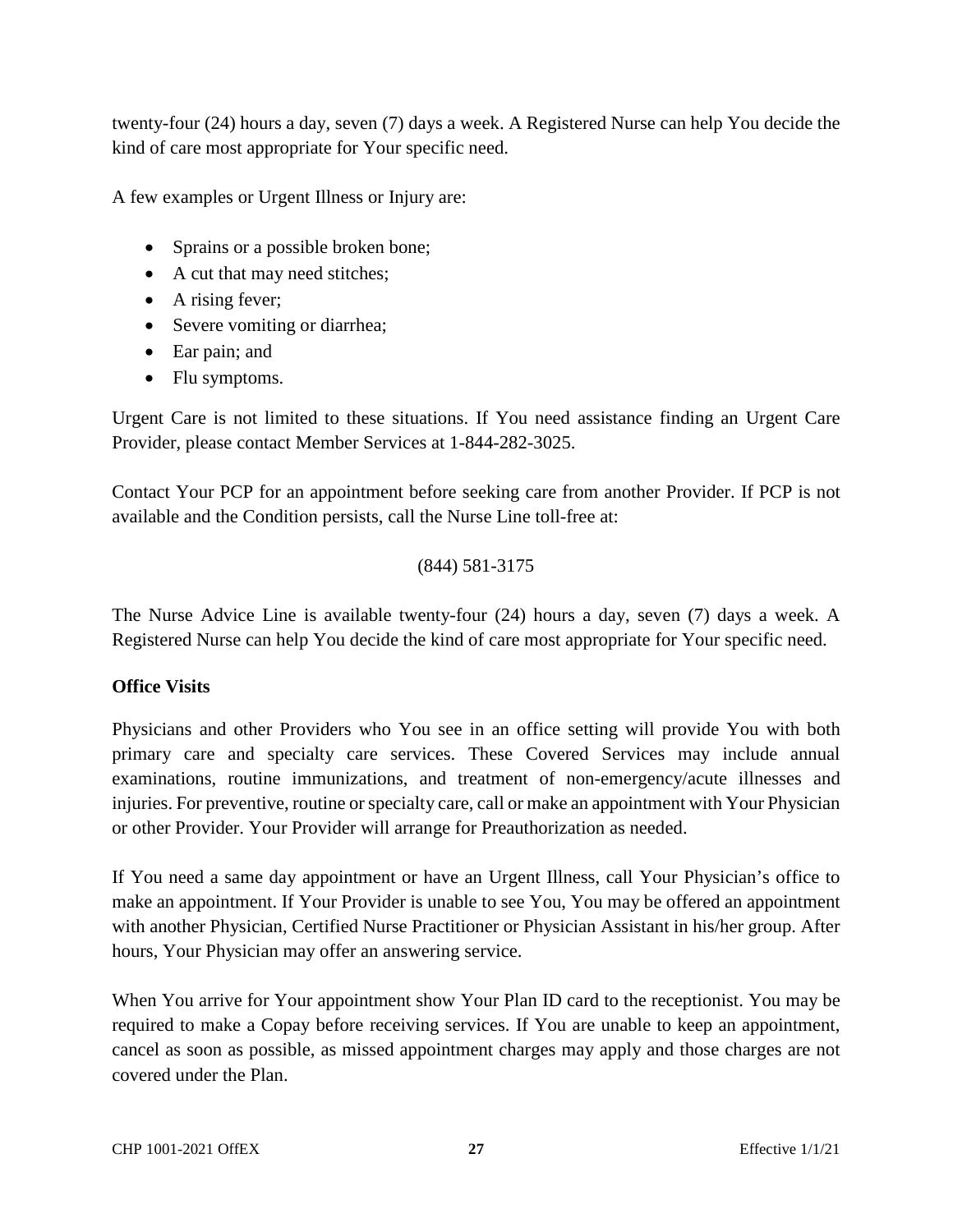twenty-four (24) hours a day, seven (7) days a week. A Registered Nurse can help You decide the kind of care most appropriate for Your specific need.

A few examples or Urgent Illness or Injury are:

- Sprains or a possible broken bone;
- A cut that may need stitches;
- A rising fever;
- Severe vomiting or diarrhea;
- Ear pain; and
- Flu symptoms.

Urgent Care is not limited to these situations. If You need assistance finding an Urgent Care Provider, please contact Member Services at 1-844-282-3025.

Contact Your PCP for an appointment before seeking care from another Provider. If PCP is not available and the Condition persists, call the Nurse Line toll-free at:

(844) 581-3175

The Nurse Advice Line is available twenty-four (24) hours a day, seven (7) days a week. A Registered Nurse can help You decide the kind of care most appropriate for Your specific need.

**Office Visits**

Physicians and other Providers who You see in an office setting will provide You with both primary care and specialty care services. These Covered Services may include annual examinations, routine immunizations, and treatment of non-emergency/acute illnesses and injuries. For preventive, routine or specialty care, call or make an appointment with Your Physician or other Provider. Your Provider will arrange for Preauthorization as needed.

If You need a same day appointment or have an Urgent Illness, call Your Physician's office to make an appointment. If Your Provider is unable to see You, You may be offered an appointment with another Physician, Certified Nurse Practitioner or Physician Assistant in his/her group. After hours, Your Physician may offer an answering service.

When You arrive for Your appointment show Your Plan ID card to the receptionist. You may be required to make a Copay before receiving services. If You are unable to keep an appointment, cancel as soon as possible, as missed appointment charges may apply and those charges are not covered under the Plan.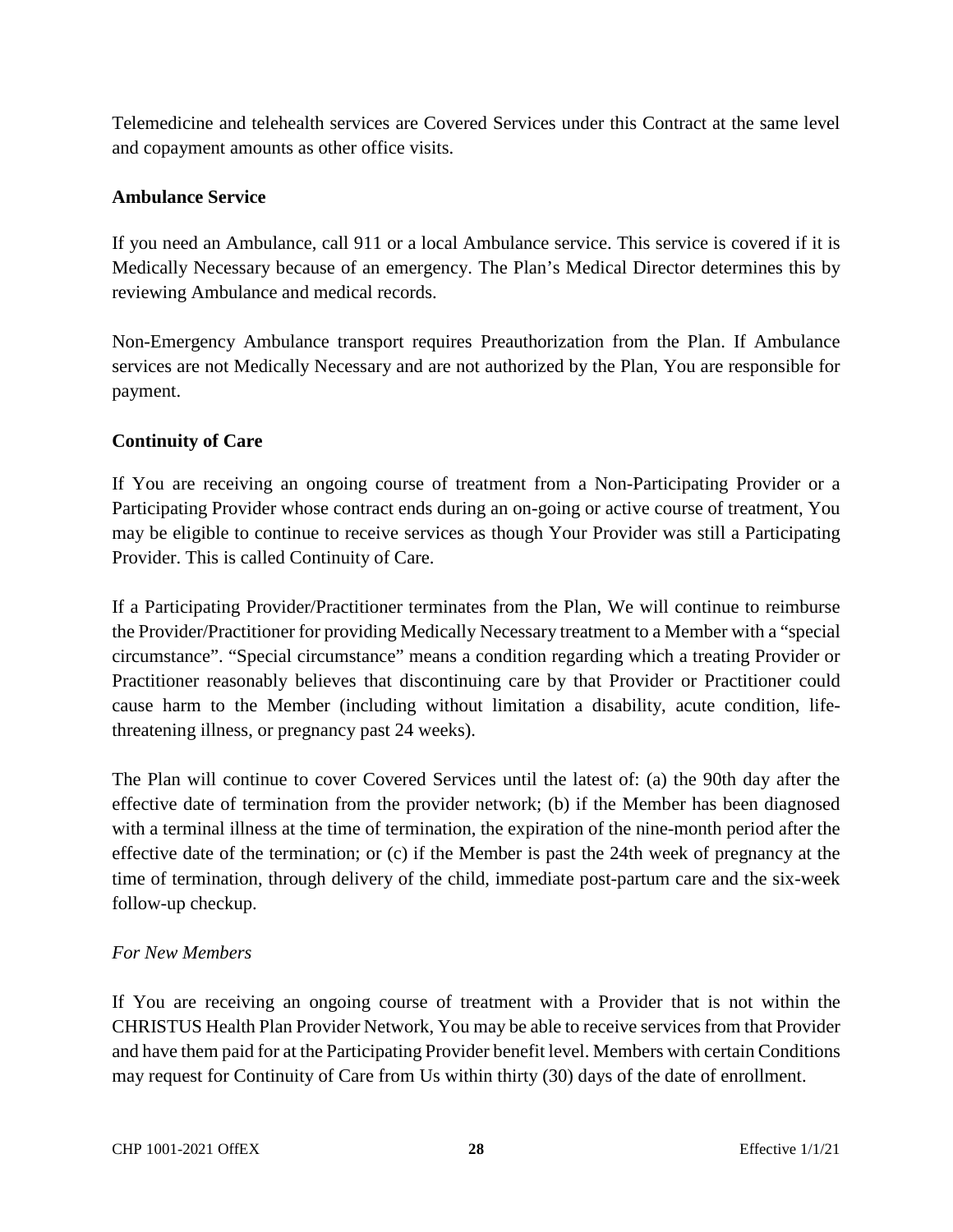Telemedicine and telehealth services are Covered Services under this Contract at the same level and copayment amounts as other office visits.

## Ambulance Service

If you need an Ambulance, call 911 or a local Ambulance service. This service is covered if it is Medically Necessary because of an emergency. The Plan's Medical Director determines this by reviewing Ambulance and medical records.

Non-Emergency Ambulance transport requires Preauthorization from the Plan. If Ambulance services are not Medically Necessary and are not authorized by the Plan, You are responsible for payment.

## Continuity of Care

If You are receiving an ongoing course of treatment from a Non-Participating Provider or a Participating Provider whose contract ends during an on-going or active course of treatment, You may be eligible to continue to receive services as though Your Provider was still a Participating Provider. This is called Continuity of Care.

If a Participating Provider/Practitioner terminates from the Plan, We will continue to reimburse the Provider/Practitioner for providing Medically Necessary treatment to a Member with a "special circumstance". "Special circumstance" means a condition regarding which a treating Provider or Practitioner reasonably believes that discontinuing care by that Provider or Practitioner could cause harm to the Member (including without limitation a disability, acute condition, life-threatening illness, or pregnancy past 24 weeks).

The Plan will continue to cover Covered Services until the latest of: (a) the 90th day after the effective date of termination from the provider network; (b) if the Member has been diagnosed with a terminal illness at the time of termination, the expiration of the nine-month period after the effective date of the termination; or (c) if the Member is past the 24th week of pregnancy at the time of termination, through delivery of the child, immediate post-partum care and the six-week follow-up checkup.

*For New Members*

If You are receiving an ongoing course of treatment with a Provider that is not within the CHRISTUS Health Plan Provider Network, You may be able to receive services from that Provider and have them paid for at the Participating Provider benefit level. Members with certain Conditions may request for Continuity of Care from Us within thirty (30) days of the date of enrollment.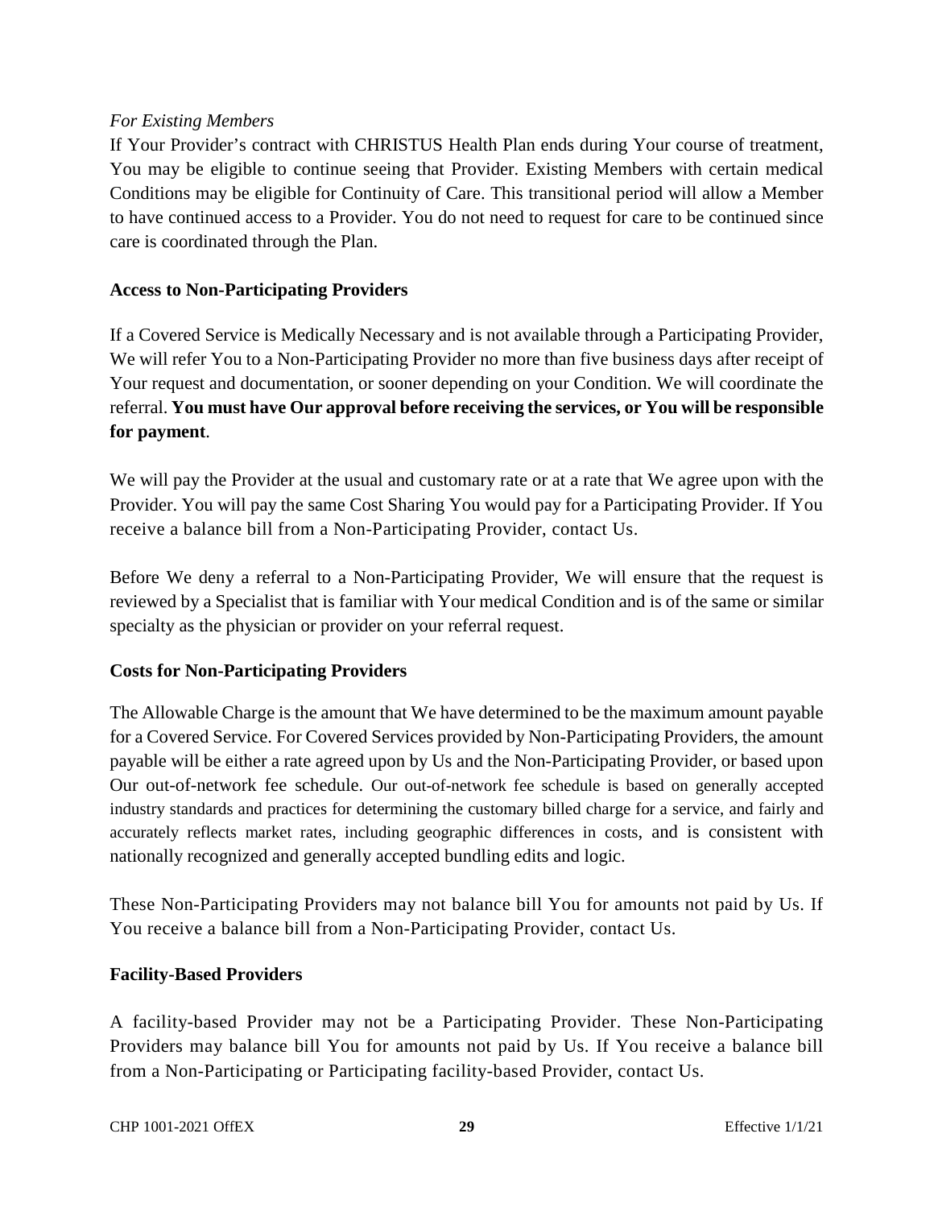*For Existing Members*

If Your Provider's contract with CHRISTUS Health Plan ends during Your course of treatment, You may be eligible to continue seeing that Provider. Existing Members with certain medical Conditions may be eligible for Continuity of Care. This transitional period will allow a Member to have continued access to a Provider. You do not need to request for care to be continued since care is coordinated through the Plan.

**Access to Non-Participating Providers**

If a Covered Service is Medically Necessary and is not available through a Participating Provider, We will refer You to a Non-Participating Provider no more than five business days after receipt of Your request and documentation, or sooner depending on your Condition. We will coordinate the referral. **You must have Our approval before receiving the services, or You will be responsible for payment**.

We will pay the Provider at the usual and customary rate or at a rate that We agree upon with the Provider. You will pay the same Cost Sharing You would pay for a Participating Provider. If You receive a balance bill from a Non-Participating Provider, contact Us.

Before We deny a referral to a Non-Participating Provider, We will ensure that the request is reviewed by a Specialist that is familiar with Your medical Condition and is of the same or similar specialty as the physician or provider on your referral request.

**Costs for Non-Participating Providers**

The Allowable Charge is the amount that We have determined to be the maximum amount payable for a Covered Service. For Covered Services provided by Non-Participating Providers, the amount payable will be either a rate agreed upon by Us and the Non-Participating Provider, or based upon Our out-of-network fee schedule. Our out-of-network fee schedule is based on generally accepted industry standards and practices for determining the customary billed charge for a service, and fairly and accurately reflects market rates, including geographic differences in costs, and is consistent with nationally recognized and generally accepted bundling edits and logic.

These Non-Participating Providers may not balance bill You for amounts not paid by Us. If You receive a balance bill from a Non-Participating Provider, contact Us.

**Facility-Based Providers**

A facility-based Provider may not be a Participating Provider. These Non-Participating Providers may balance bill You for amounts not paid by Us. If You receive a balance bill from a Non-Participating or Participating facility-based Provider, contact Us.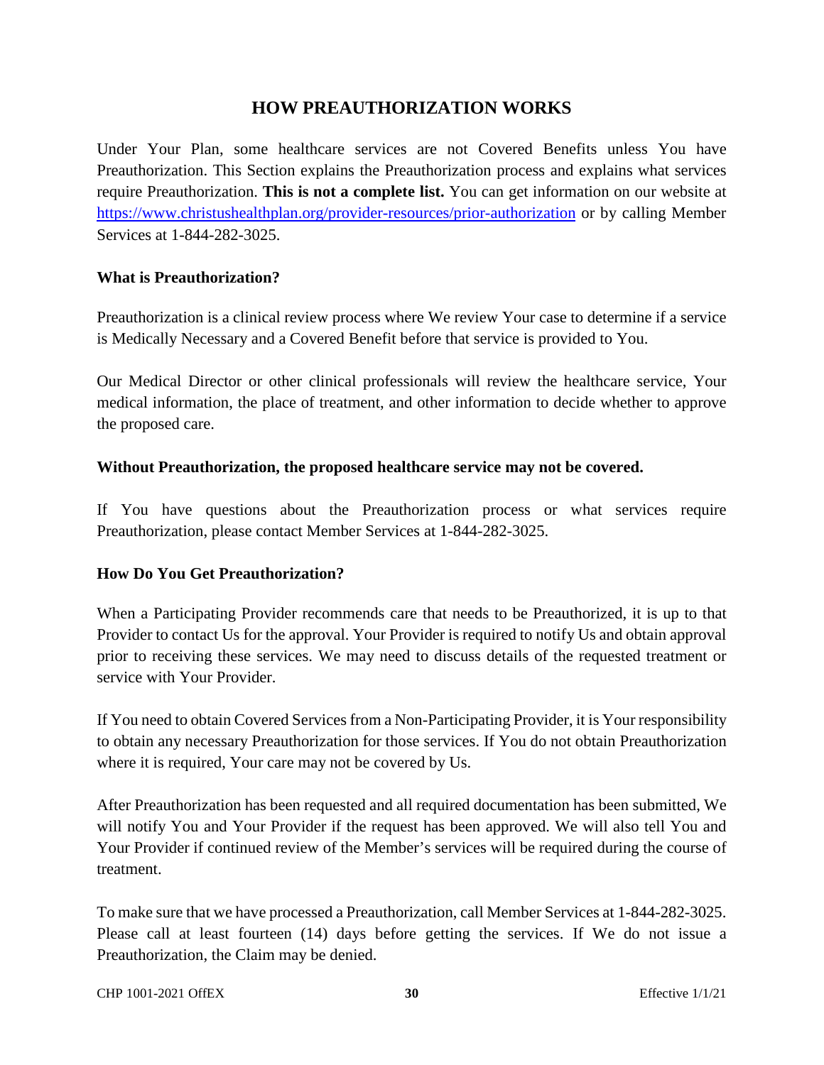## HOW PREAUTHORIZATION WORKS

Under Your Plan, some healthcare services are not Covered Benefits unless You have Preauthorization. This Section explains the Preauthorization process and explains what services require Preauthorization. **This is not a complete list.** You can get information on our website at https://www.christushealthplan.org/provider-resources/prior-authorization or by calling Member Services at 1-844-282-3025.

### What is Preauthorization?

Preauthorization is a clinical review process where We review Your case to determine if a service is Medically Necessary and a Covered Benefit before that service is provided to You.

Our Medical Director or other clinical professionals will review the healthcare service, Your medical information, the place of treatment, and other information to decide whether to approve the proposed care.

**Without Preauthorization, the proposed healthcare service may not be covered.**

If You have questions about the Preauthorization process or what services require Preauthorization, please contact Member Services at 1-844-282-3025.

### How Do You Get Preauthorization?

When a Participating Provider recommends care that needs to be Preauthorized, it is up to that Provider to contact Us for the approval. Your Provider is required to notify Us and obtain approval prior to receiving these services. We may need to discuss details of the requested treatment or service with Your Provider.

If You need to obtain Covered Services from a Non-Participating Provider, it is Your responsibility to obtain any necessary Preauthorization for those services. If You do not obtain Preauthorization where it is required, Your care may not be covered by Us.

After Preauthorization has been requested and all required documentation has been submitted, We will notify You and Your Provider if the request has been approved. We will also tell You and Your Provider if continued review of the Member's services will be required during the course of treatment.

To make sure that we have processed a Preauthorization, call Member Services at 1-844-282-3025. Please call at least fourteen (14) days before getting the services. If We do not issue a Preauthorization, the Claim may be denied.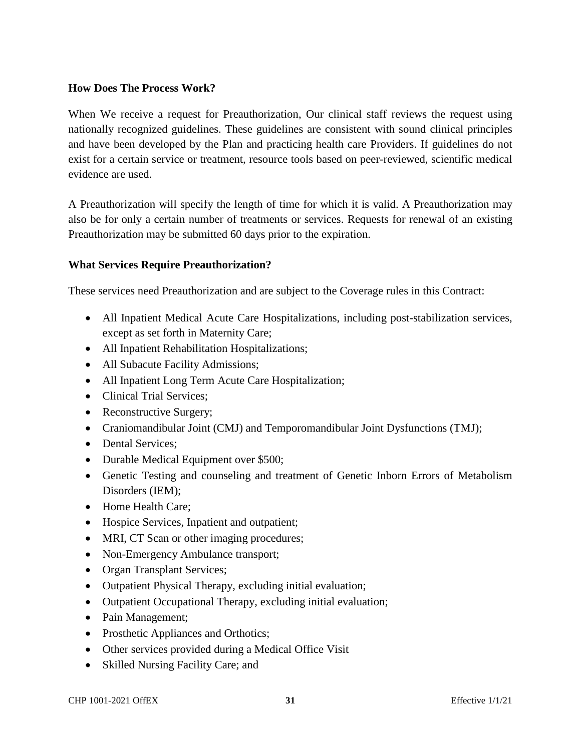### How Does The Process Work?

When We receive a request for Preauthorization, Our clinical staff reviews the request using nationally recognized guidelines. These guidelines are consistent with sound clinical principles and have been developed by the Plan and practicing health care Providers. If guidelines do not exist for a certain service or treatment, resource tools based on peer-reviewed, scientific medical evidence are used.

A Preauthorization will specify the length of time for which it is valid. A Preauthorization may also be for only a certain number of treatments or services. Requests for renewal of an existing Preauthorization may be submitted 60 days prior to the expiration.

### What Services Require Preauthorization?

These services need Preauthorization and are subject to the Coverage rules in this Contract:

- All Inpatient Medical Acute Care Hospitalizations, including post-stabilization services, except as set forth in Maternity Care;
- All Inpatient Rehabilitation Hospitalizations;
- All Subacute Facility Admissions;
- All Inpatient Long Term Acute Care Hospitalization;
- Clinical Trial Services;
- Reconstructive Surgery;
- Craniomandibular Joint (CMJ) and Temporomandibular Joint Dysfunctions (TMJ);
- Dental Services;
- Durable Medical Equipment over $500;
- Genetic Testing and counseling and treatment of Genetic Inborn Errors of Metabolism Disorders (IEM);
- Home Health Care;
- Hospice Services, Inpatient and outpatient;
- MRI, CT Scan or other imaging procedures;
- Non-Emergency Ambulance transport;
- Organ Transplant Services;
- Outpatient Physical Therapy, excluding initial evaluation;
- Outpatient Occupational Therapy, excluding initial evaluation;
- Pain Management;
- Prosthetic Appliances and Orthotics;
- Other services provided during a Medical Office Visit
- Skilled Nursing Facility Care; and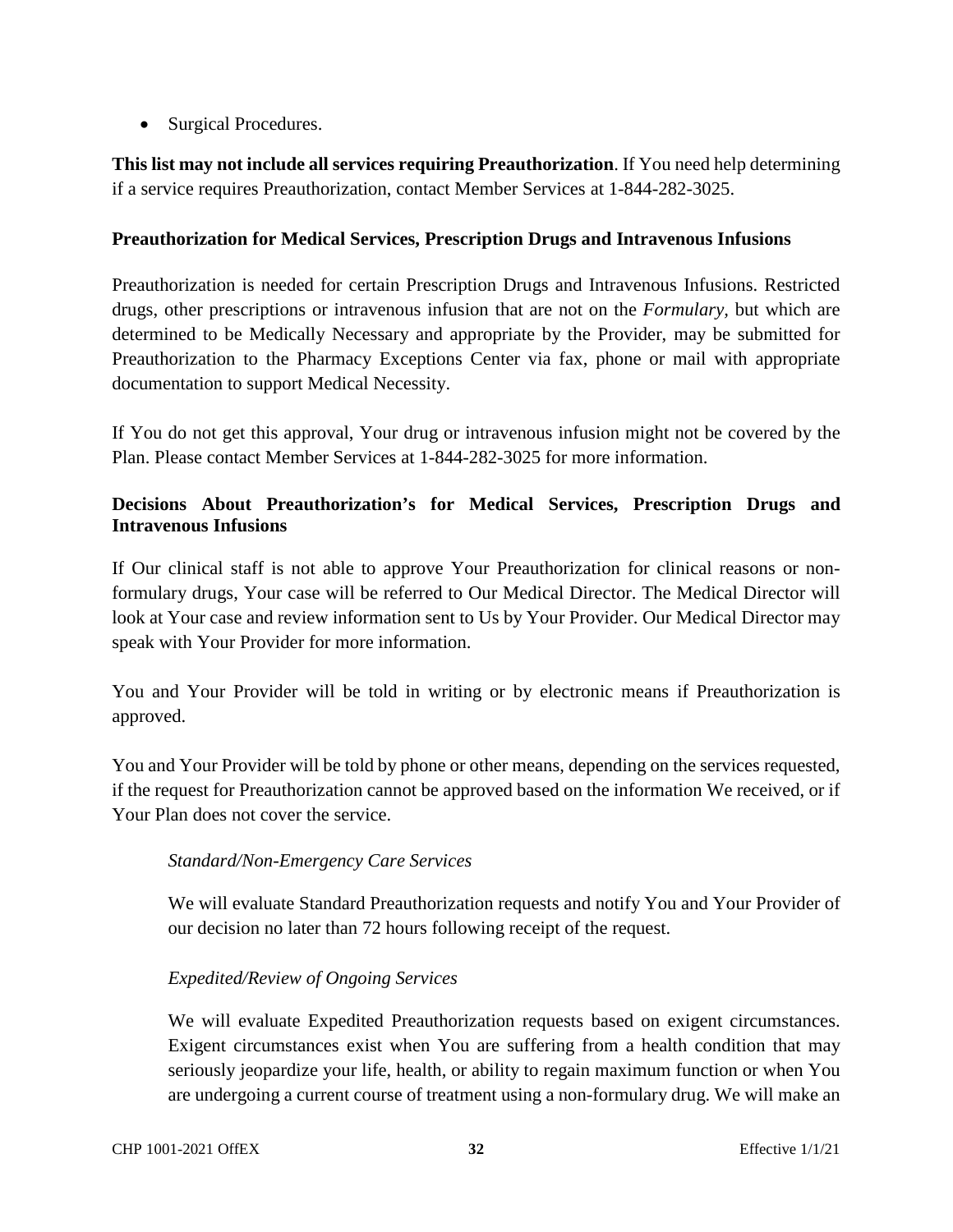- Surgical Procedures.

**This list may not include all services requiring Preauthorization**. If You need help determining if a service requires Preauthorization, contact Member Services at 1-844-282-3025.

**Preauthorization for Medical Services, Prescription Drugs and Intravenous Infusions**

Preauthorization is needed for certain Prescription Drugs and Intravenous Infusions. Restricted drugs, other prescriptions or intravenous infusion that are not on the *Formulary,* but which are determined to be Medically Necessary and appropriate by the Provider, may be submitted for Preauthorization to the Pharmacy Exceptions Center via fax, phone or mail with appropriate documentation to support Medical Necessity.

If You do not get this approval, Your drug or intravenous infusion might not be covered by the Plan. Please contact Member Services at 1-844-282-3025 for more information.

**Decisions About Preauthorization's for Medical Services, Prescription Drugs and Intravenous Infusions**

If Our clinical staff is not able to approve Your Preauthorization for clinical reasons or non-formulary drugs, Your case will be referred to Our Medical Director. The Medical Director will look at Your case and review information sent to Us by Your Provider. Our Medical Director may speak with Your Provider for more information.

You and Your Provider will be told in writing or by electronic means if Preauthorization is approved.

You and Your Provider will be told by phone or other means, depending on the services requested, if the request for Preauthorization cannot be approved based on the information We received, or if Your Plan does not cover the service.

*Standard/Non-Emergency Care Services*

We will evaluate Standard Preauthorization requests and notify You and Your Provider of our decision no later than 72 hours following receipt of the request.

*Expedited/Review of Ongoing Services*

We will evaluate Expedited Preauthorization requests based on exigent circumstances. Exigent circumstances exist when You are suffering from a health condition that may seriously jeopardize your life, health, or ability to regain maximum function or when You are undergoing a current course of treatment using a non-formulary drug. We will make an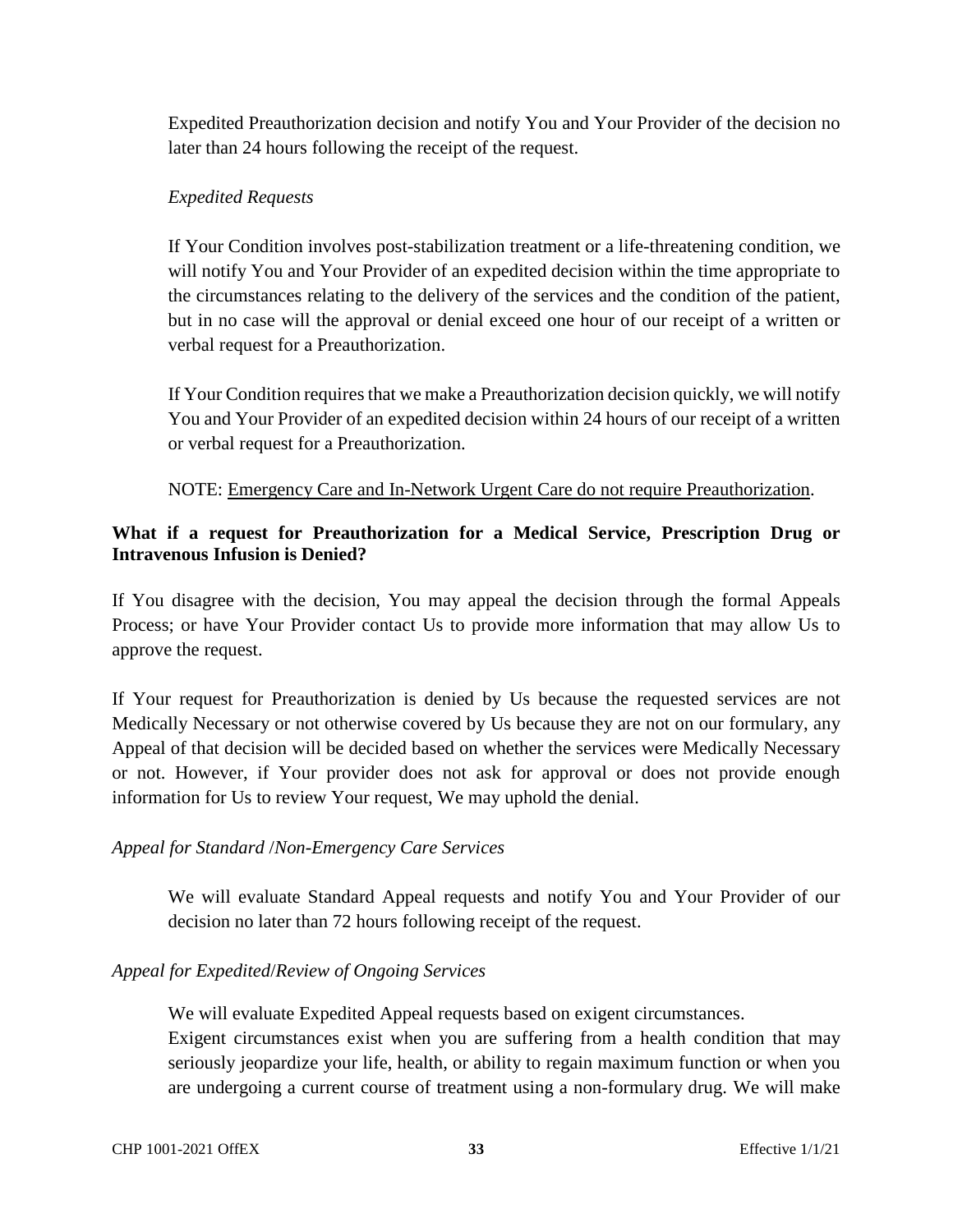Expedited Preauthorization decision and notify You and Your Provider of the decision no later than 24 hours following the receipt of the request.

*Expedited Requests*

If Your Condition involves post-stabilization treatment or a life-threatening condition, we will notify You and Your Provider of an expedited decision within the time appropriate to the circumstances relating to the delivery of the services and the condition of the patient, but in no case will the approval or denial exceed one hour of our receipt of a written or verbal request for a Preauthorization.

If Your Condition requires that we make a Preauthorization decision quickly, we will notify You and Your Provider of an expedited decision within 24 hours of our receipt of a written or verbal request for a Preauthorization.

NOTE: <u>Emergency Care and In-Network Urgent Care do not require Preauthorization</u>.

**What if a request for Preauthorization for a Medical Service, Prescription Drug or Intravenous Infusion is Denied?**

If You disagree with the decision, You may appeal the decision through the formal Appeals Process; or have Your Provider contact Us to provide more information that may allow Us to approve the request.

If Your request for Preauthorization is denied by Us because the requested services are not Medically Necessary or not otherwise covered by Us because they are not on our formulary, any Appeal of that decision will be decided based on whether the services were Medically Necessary or not. However, if Your provider does not ask for approval or does not provide enough information for Us to review Your request, We may uphold the denial.

*Appeal for Standard /Non-Emergency Care Services*

We will evaluate Standard Appeal requests and notify You and Your Provider of our decision no later than 72 hours following receipt of the request.

*Appeal for Expedited/Review of Ongoing Services*

We will evaluate Expedited Appeal requests based on exigent circumstances.
Exigent circumstances exist when you are suffering from a health condition that may seriously jeopardize your life, health, or ability to regain maximum function or when you are undergoing a current course of treatment using a non-formulary drug. We will make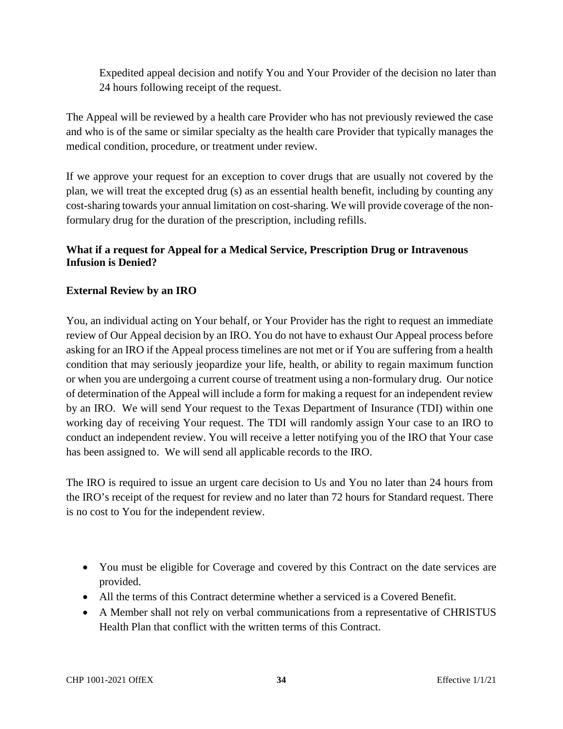Expedited appeal decision and notify You and Your Provider of the decision no later than 24 hours following receipt of the request.

The Appeal will be reviewed by a health care Provider who has not previously reviewed the case and who is of the same or similar specialty as the health care Provider that typically manages the medical condition, procedure, or treatment under review.

If we approve your request for an exception to cover drugs that are usually not covered by the plan, we will treat the excepted drug (s) as an essential health benefit, including by counting any cost-sharing towards your annual limitation on cost-sharing. We will provide coverage of the non-formulary drug for the duration of the prescription, including refills.

**What if a request for Appeal for a Medical Service, Prescription Drug or Intravenous Infusion is Denied?**

**External Review by an IRO**

You, an individual acting on Your behalf, or Your Provider has the right to request an immediate review of Our Appeal decision by an IRO. You do not have to exhaust Our Appeal process before asking for an IRO if the Appeal process timelines are not met or if You are suffering from a health condition that may seriously jeopardize your life, health, or ability to regain maximum function or when you are undergoing a current course of treatment using a non-formulary drug. Our notice of determination of the Appeal will include a form for making a request for an independent review by an IRO. We will send Your request to the Texas Department of Insurance (TDI) within one working day of receiving Your request. The TDI will randomly assign Your case to an IRO to conduct an independent review. You will receive a letter notifying you of the IRO that Your case has been assigned to. We will send all applicable records to the IRO.

The IRO is required to issue an urgent care decision to Us and You no later than 24 hours from the IRO's receipt of the request for review and no later than 72 hours for Standard request. There is no cost to You for the independent review.

- You must be eligible for Coverage and covered by this Contract on the date services are provided.
- All the terms of this Contract determine whether a serviced is a Covered Benefit.
- A Member shall not rely on verbal communications from a representative of CHRISTUS Health Plan that conflict with the written terms of this Contract.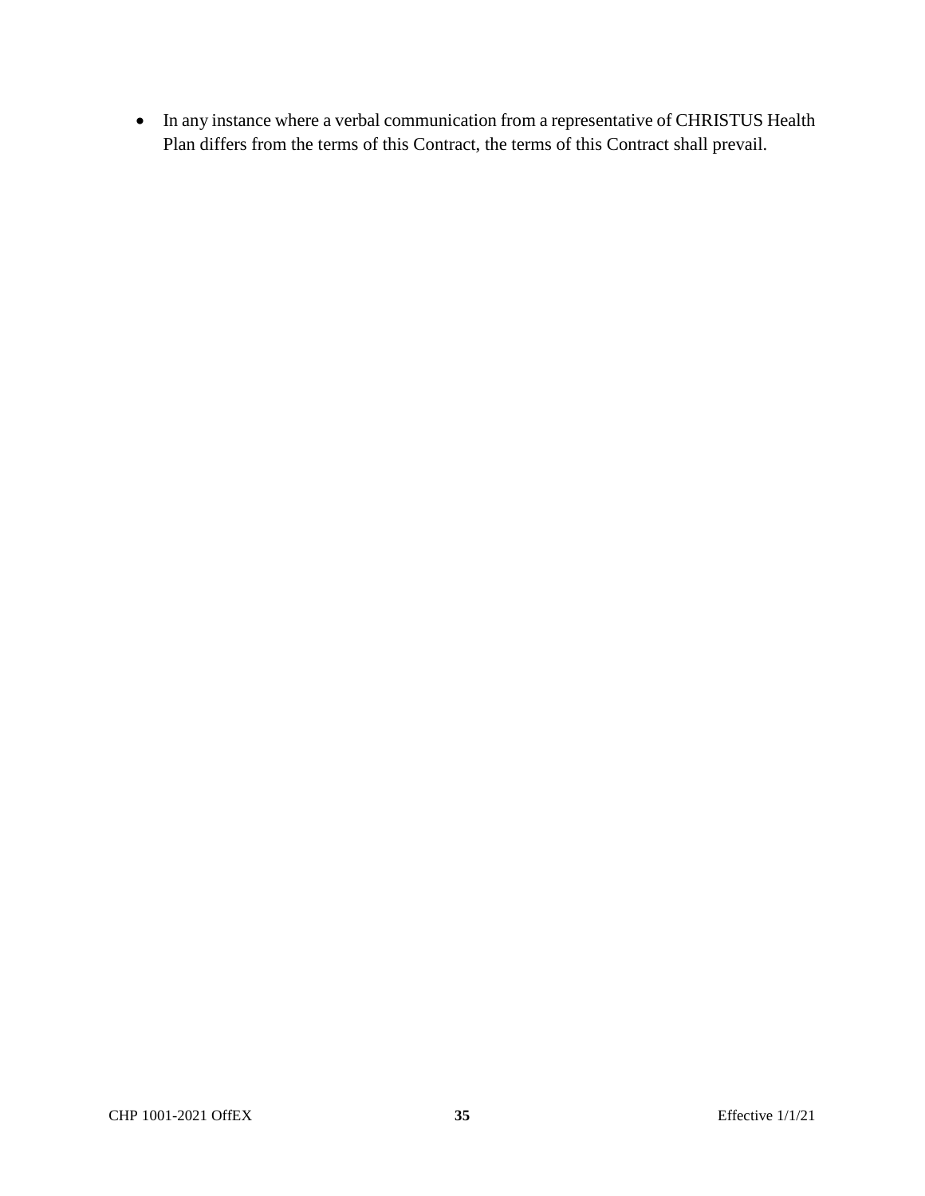- In any instance where a verbal communication from a representative of CHRISTUS Health Plan differs from the terms of this Contract, the terms of this Contract shall prevail.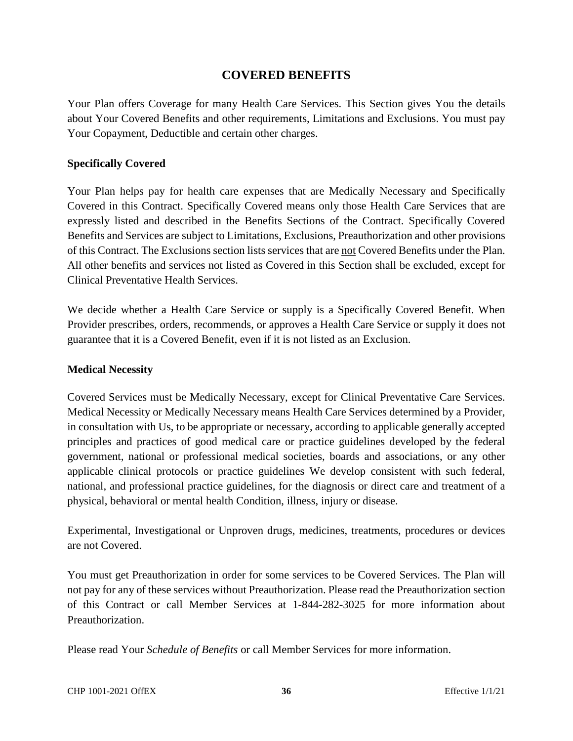# COVERED BENEFITS

Your Plan offers Coverage for many Health Care Services. This Section gives You the details about Your Covered Benefits and other requirements, Limitations and Exclusions. You must pay Your Copayment, Deductible and certain other charges.

**Specifically Covered**

Your Plan helps pay for health care expenses that are Medically Necessary and Specifically Covered in this Contract. Specifically Covered means only those Health Care Services that are expressly listed and described in the Benefits Sections of the Contract. Specifically Covered Benefits and Services are subject to Limitations, Exclusions, Preauthorization and other provisions of this Contract. The Exclusions section lists services that are <u>not</u> Covered Benefits under the Plan. All other benefits and services not listed as Covered in this Section shall be excluded, except for Clinical Preventative Health Services.

We decide whether a Health Care Service or supply is a Specifically Covered Benefit. When Provider prescribes, orders, recommends, or approves a Health Care Service or supply it does not guarantee that it is a Covered Benefit, even if it is not listed as an Exclusion.

**Medical Necessity**

Covered Services must be Medically Necessary, except for Clinical Preventative Care Services. Medical Necessity or Medically Necessary means Health Care Services determined by a Provider, in consultation with Us, to be appropriate or necessary, according to applicable generally accepted principles and practices of good medical care or practice guidelines developed by the federal government, national or professional medical societies, boards and associations, or any other applicable clinical protocols or practice guidelines We develop consistent with such federal, national, and professional practice guidelines, for the diagnosis or direct care and treatment of a physical, behavioral or mental health Condition, illness, injury or disease.

Experimental, Investigational or Unproven drugs, medicines, treatments, procedures or devices are not Covered.

You must get Preauthorization in order for some services to be Covered Services. The Plan will not pay for any of these services without Preauthorization. Please read the Preauthorization section of this Contract or call Member Services at 1-844-282-3025 for more information about Preauthorization.

Please read Your *Schedule of Benefits* or call Member Services for more information.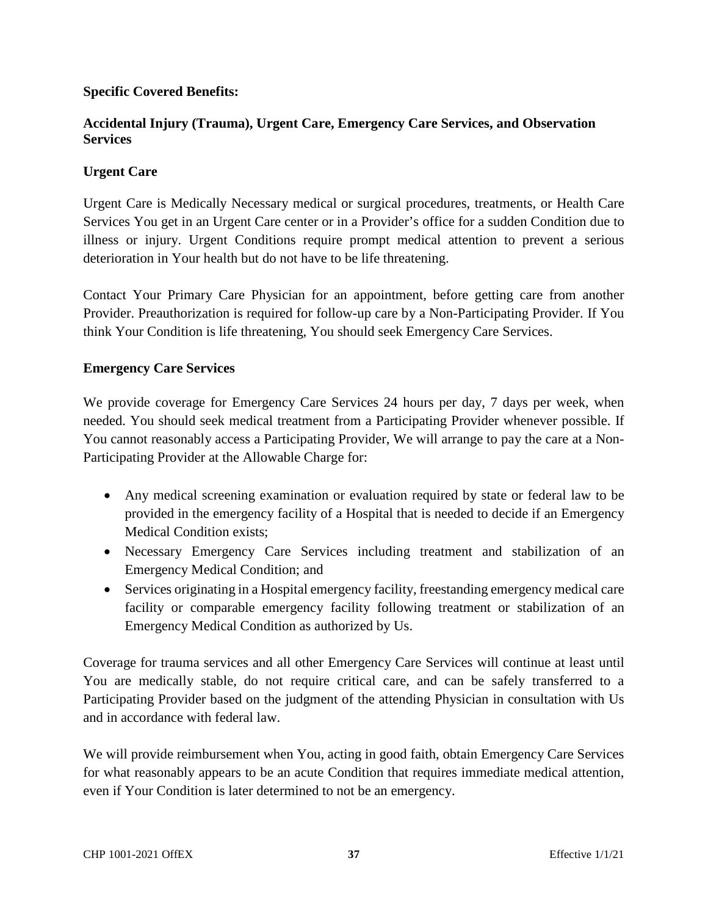**Specific Covered Benefits:**

**Accidental Injury (Trauma), Urgent Care, Emergency Care Services, and Observation Services**

**Urgent Care**

Urgent Care is Medically Necessary medical or surgical procedures, treatments, or Health Care Services You get in an Urgent Care center or in a Provider's office for a sudden Condition due to illness or injury. Urgent Conditions require prompt medical attention to prevent a serious deterioration in Your health but do not have to be life threatening.

Contact Your Primary Care Physician for an appointment, before getting care from another Provider. Preauthorization is required for follow-up care by a Non-Participating Provider. If You think Your Condition is life threatening, You should seek Emergency Care Services.

**Emergency Care Services**

We provide coverage for Emergency Care Services 24 hours per day, 7 days per week, when needed. You should seek medical treatment from a Participating Provider whenever possible. If You cannot reasonably access a Participating Provider, We will arrange to pay the care at a Non-Participating Provider at the Allowable Charge for:

- Any medical screening examination or evaluation required by state or federal law to be provided in the emergency facility of a Hospital that is needed to decide if an Emergency Medical Condition exists;
- Necessary Emergency Care Services including treatment and stabilization of an Emergency Medical Condition; and
- Services originating in a Hospital emergency facility, freestanding emergency medical care facility or comparable emergency facility following treatment or stabilization of an Emergency Medical Condition as authorized by Us.

Coverage for trauma services and all other Emergency Care Services will continue at least until You are medically stable, do not require critical care, and can be safely transferred to a Participating Provider based on the judgment of the attending Physician in consultation with Us and in accordance with federal law.

We will provide reimbursement when You, acting in good faith, obtain Emergency Care Services for what reasonably appears to be an acute Condition that requires immediate medical attention, even if Your Condition is later determined to not be an emergency.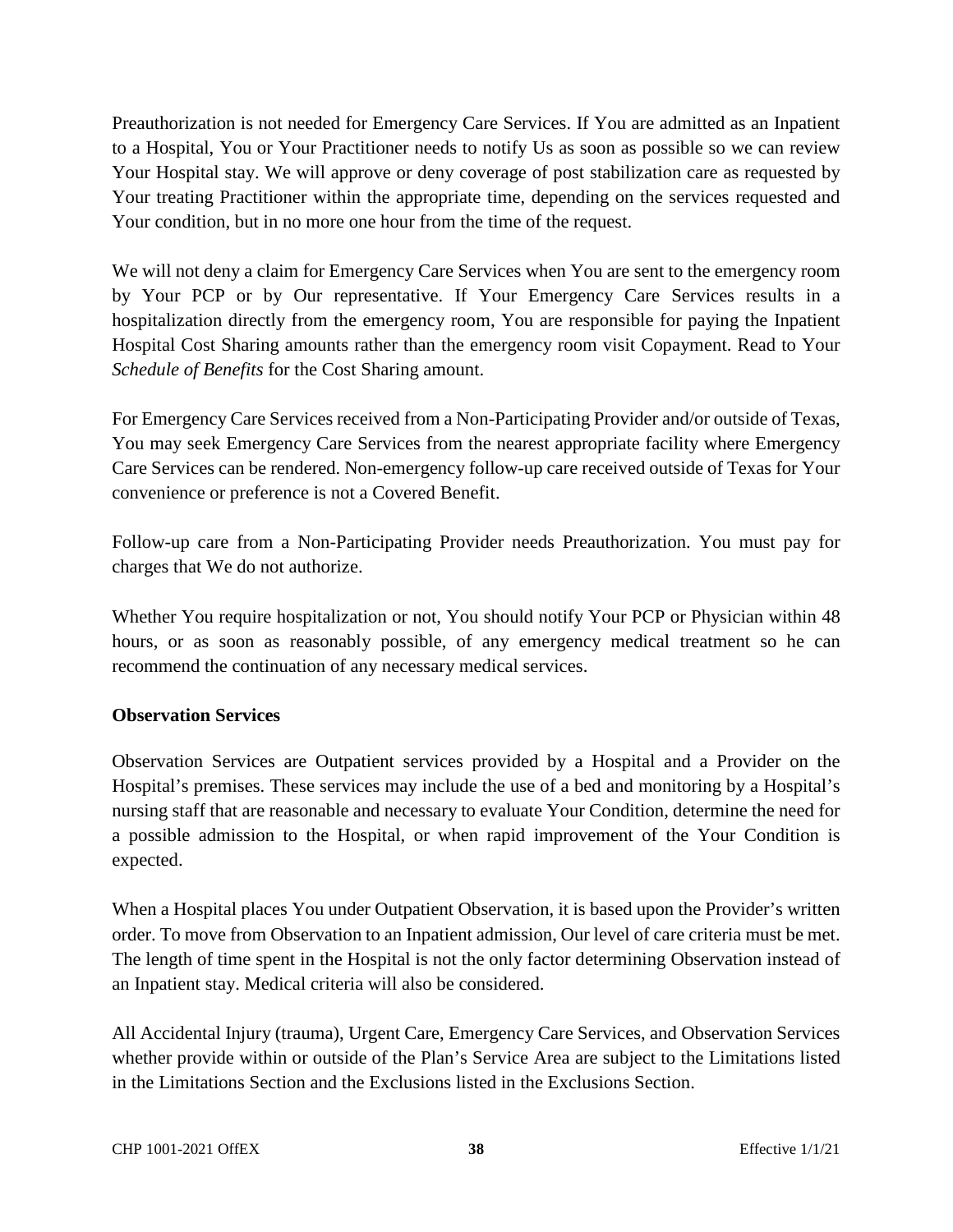Preauthorization is not needed for Emergency Care Services. If You are admitted as an Inpatient to a Hospital, You or Your Practitioner needs to notify Us as soon as possible so we can review Your Hospital stay. We will approve or deny coverage of post stabilization care as requested by Your treating Practitioner within the appropriate time, depending on the services requested and Your condition, but in no more one hour from the time of the request.

We will not deny a claim for Emergency Care Services when You are sent to the emergency room by Your PCP or by Our representative. If Your Emergency Care Services results in a hospitalization directly from the emergency room, You are responsible for paying the Inpatient Hospital Cost Sharing amounts rather than the emergency room visit Copayment. Read to Your *Schedule of Benefits* for the Cost Sharing amount.

For Emergency Care Services received from a Non-Participating Provider and/or outside of Texas, You may seek Emergency Care Services from the nearest appropriate facility where Emergency Care Services can be rendered. Non-emergency follow-up care received outside of Texas for Your convenience or preference is not a Covered Benefit.

Follow-up care from a Non-Participating Provider needs Preauthorization. You must pay for charges that We do not authorize.

Whether You require hospitalization or not, You should notify Your PCP or Physician within 48 hours, or as soon as reasonably possible, of any emergency medical treatment so he can recommend the continuation of any necessary medical services.

**Observation Services**

Observation Services are Outpatient services provided by a Hospital and a Provider on the Hospital's premises. These services may include the use of a bed and monitoring by a Hospital's nursing staff that are reasonable and necessary to evaluate Your Condition, determine the need for a possible admission to the Hospital, or when rapid improvement of the Your Condition is expected.

When a Hospital places You under Outpatient Observation, it is based upon the Provider's written order. To move from Observation to an Inpatient admission, Our level of care criteria must be met. The length of time spent in the Hospital is not the only factor determining Observation instead of an Inpatient stay. Medical criteria will also be considered.

All Accidental Injury (trauma), Urgent Care, Emergency Care Services, and Observation Services whether provide within or outside of the Plan's Service Area are subject to the Limitations listed in the Limitations Section and the Exclusions listed in the Exclusions Section.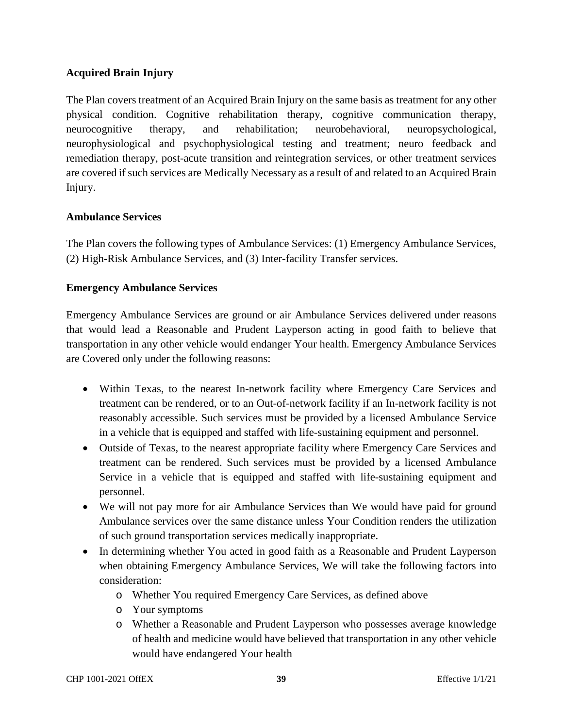**Acquired Brain Injury**

The Plan covers treatment of an Acquired Brain Injury on the same basis as treatment for any other physical condition. Cognitive rehabilitation therapy, cognitive communication therapy, neurocognitive therapy, and rehabilitation; neurobehavioral, neuropsychological, neurophysiological and psychophysiological testing and treatment; neuro feedback and remediation therapy, post-acute transition and reintegration services, or other treatment services are covered if such services are Medically Necessary as a result of and related to an Acquired Brain Injury.

**Ambulance Services**

The Plan covers the following types of Ambulance Services: (1) Emergency Ambulance Services, (2) High-Risk Ambulance Services, and (3) Inter-facility Transfer services.

**Emergency Ambulance Services**

Emergency Ambulance Services are ground or air Ambulance Services delivered under reasons that would lead a Reasonable and Prudent Layperson acting in good faith to believe that transportation in any other vehicle would endanger Your health. Emergency Ambulance Services are Covered only under the following reasons:

- Within Texas, to the nearest In-network facility where Emergency Care Services and treatment can be rendered, or to an Out-of-network facility if an In-network facility is not reasonably accessible. Such services must be provided by a licensed Ambulance Service in a vehicle that is equipped and staffed with life-sustaining equipment and personnel.
- Outside of Texas, to the nearest appropriate facility where Emergency Care Services and treatment can be rendered. Such services must be provided by a licensed Ambulance Service in a vehicle that is equipped and staffed with life-sustaining equipment and personnel.
- We will not pay more for air Ambulance Services than We would have paid for ground Ambulance services over the same distance unless Your Condition renders the utilization of such ground transportation services medically inappropriate.
- In determining whether You acted in good faith as a Reasonable and Prudent Layperson when obtaining Emergency Ambulance Services, We will take the following factors into consideration:
    - Whether You required Emergency Care Services, as defined above
    - Your symptoms
    - Whether a Reasonable and Prudent Layperson who possesses average knowledge of health and medicine would have believed that transportation in any other vehicle would have endangered Your health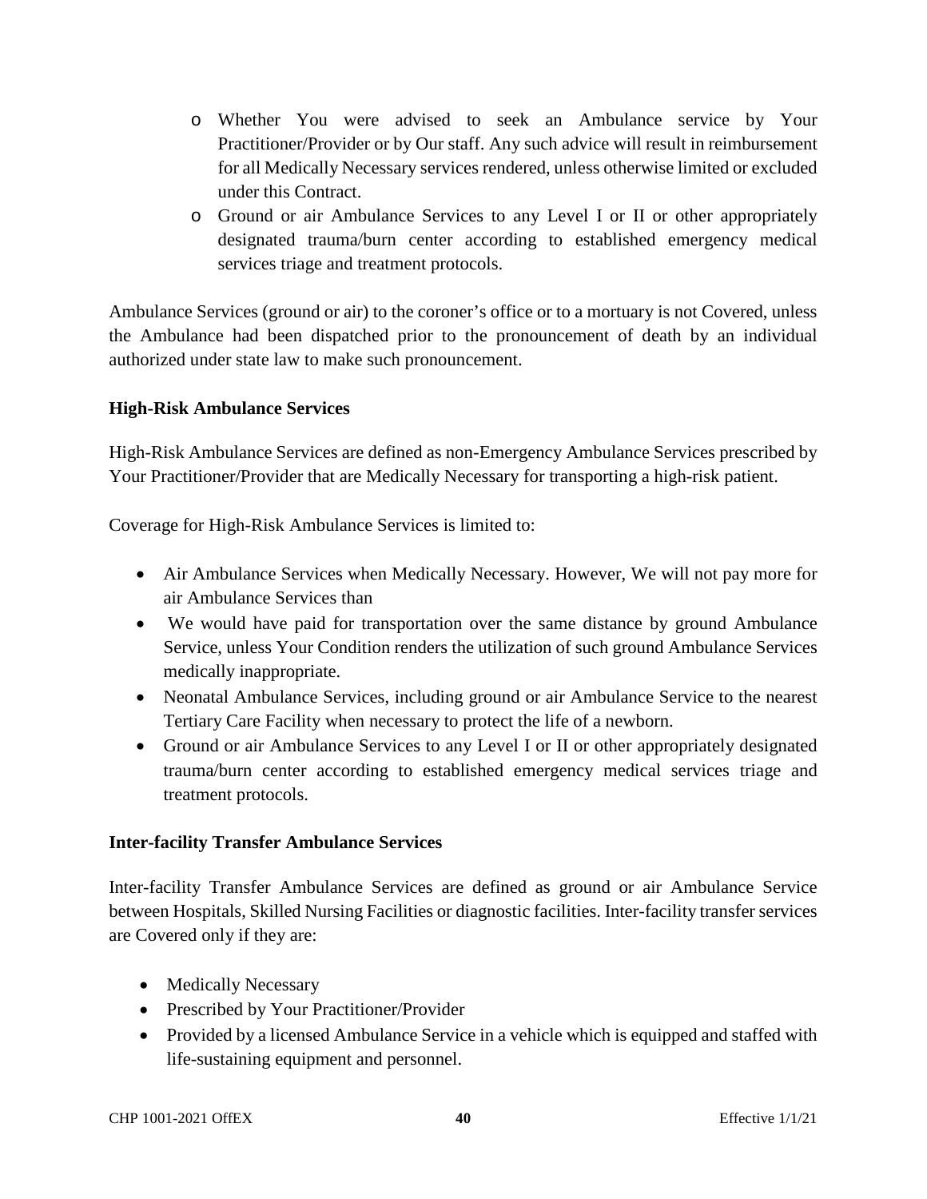- Whether You were advised to seek an Ambulance service by Your Practitioner/Provider or by Our staff. Any such advice will result in reimbursement for all Medically Necessary services rendered, unless otherwise limited or excluded under this Contract.
- Ground or air Ambulance Services to any Level I or II or other appropriately designated trauma/burn center according to established emergency medical services triage and treatment protocols.

Ambulance Services (ground or air) to the coroner's office or to a mortuary is not Covered, unless the Ambulance had been dispatched prior to the pronouncement of death by an individual authorized under state law to make such pronouncement.

**High-Risk Ambulance Services**

High-Risk Ambulance Services are defined as non-Emergency Ambulance Services prescribed by Your Practitioner/Provider that are Medically Necessary for transporting a high-risk patient.

Coverage for High-Risk Ambulance Services is limited to:

- Air Ambulance Services when Medically Necessary. However, We will not pay more for air Ambulance Services than
- We would have paid for transportation over the same distance by ground Ambulance Service, unless Your Condition renders the utilization of such ground Ambulance Services medically inappropriate.
- Neonatal Ambulance Services, including ground or air Ambulance Service to the nearest Tertiary Care Facility when necessary to protect the life of a newborn.
- Ground or air Ambulance Services to any Level I or II or other appropriately designated trauma/burn center according to established emergency medical services triage and treatment protocols.

**Inter-facility Transfer Ambulance Services**

Inter-facility Transfer Ambulance Services are defined as ground or air Ambulance Service between Hospitals, Skilled Nursing Facilities or diagnostic facilities. Inter-facility transfer services are Covered only if they are:

- Medically Necessary
- Prescribed by Your Practitioner/Provider
- Provided by a licensed Ambulance Service in a vehicle which is equipped and staffed with life-sustaining equipment and personnel.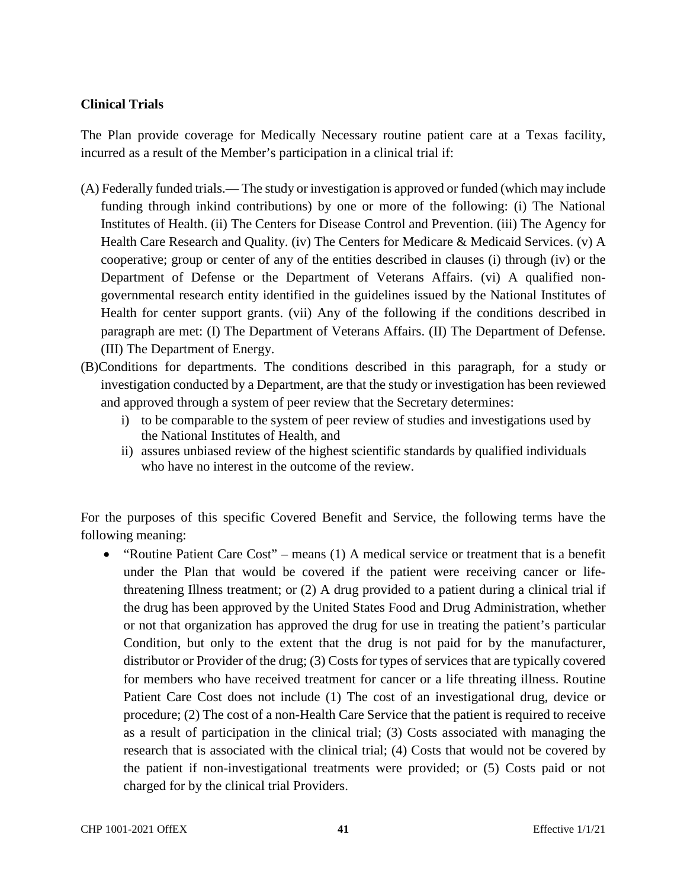**Clinical Trials**

The Plan provide coverage for Medically Necessary routine patient care at a Texas facility, incurred as a result of the Member's participation in a clinical trial if:

(A) Federally funded trials.— The study or investigation is approved or funded (which may include funding through inkind contributions) by one or more of the following: (i) The National Institutes of Health. (ii) The Centers for Disease Control and Prevention. (iii) The Agency for Health Care Research and Quality. (iv) The Centers for Medicare & Medicaid Services. (v) A cooperative; group or center of any of the entities described in clauses (i) through (iv) or the Department of Defense or the Department of Veterans Affairs. (vi) A qualified non-governmental research entity identified in the guidelines issued by the National Institutes of Health for center support grants. (vii) Any of the following if the conditions described in paragraph are met: (I) The Department of Veterans Affairs. (II) The Department of Defense. (III) The Department of Energy.

(B)Conditions for departments. The conditions described in this paragraph, for a study or investigation conducted by a Department, are that the study or investigation has been reviewed and approved through a system of peer review that the Secretary determines:

i) to be comparable to the system of peer review of studies and investigations used by the National Institutes of Health, and
ii) assures unbiased review of the highest scientific standards by qualified individuals who have no interest in the outcome of the review.

For the purposes of this specific Covered Benefit and Service, the following terms have the following meaning:

- "Routine Patient Care Cost" – means (1) A medical service or treatment that is a benefit under the Plan that would be covered if the patient were receiving cancer or life-threatening Illness treatment; or (2) A drug provided to a patient during a clinical trial if the drug has been approved by the United States Food and Drug Administration, whether or not that organization has approved the drug for use in treating the patient's particular Condition, but only to the extent that the drug is not paid for by the manufacturer, distributor or Provider of the drug; (3) Costs for types of services that are typically covered for members who have received treatment for cancer or a life threating illness. Routine Patient Care Cost does not include (1) The cost of an investigational drug, device or procedure; (2) The cost of a non-Health Care Service that the patient is required to receive as a result of participation in the clinical trial; (3) Costs associated with managing the research that is associated with the clinical trial; (4) Costs that would not be covered by the patient if non-investigational treatments were provided; or (5) Costs paid or not charged for by the clinical trial Providers.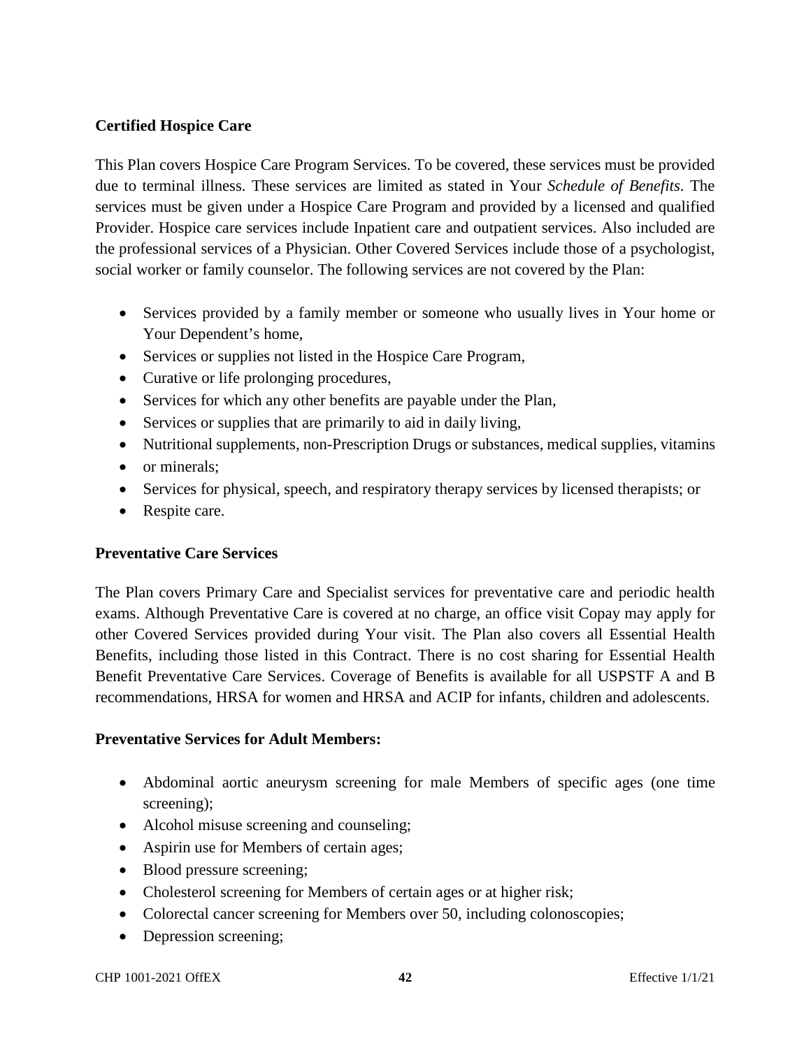**Certified Hospice Care**

This Plan covers Hospice Care Program Services. To be covered, these services must be provided due to terminal illness. These services are limited as stated in Your *Schedule of Benefits*. The services must be given under a Hospice Care Program and provided by a licensed and qualified Provider. Hospice care services include Inpatient care and outpatient services. Also included are the professional services of a Physician. Other Covered Services include those of a psychologist, social worker or family counselor. The following services are not covered by the Plan:

- Services provided by a family member or someone who usually lives in Your home or Your Dependent's home,
- Services or supplies not listed in the Hospice Care Program,
- Curative or life prolonging procedures,
- Services for which any other benefits are payable under the Plan,
- Services or supplies that are primarily to aid in daily living,
- Nutritional supplements, non-Prescription Drugs or substances, medical supplies, vitamins
- or minerals;
- Services for physical, speech, and respiratory therapy services by licensed therapists; or
- Respite care.

**Preventative Care Services**

The Plan covers Primary Care and Specialist services for preventative care and periodic health exams. Although Preventative Care is covered at no charge, an office visit Copay may apply for other Covered Services provided during Your visit. The Plan also covers all Essential Health Benefits, including those listed in this Contract. There is no cost sharing for Essential Health Benefit Preventative Care Services. Coverage of Benefits is available for all USPSTF A and B recommendations, HRSA for women and HRSA and ACIP for infants, children and adolescents.

**Preventative Services for Adult Members:**

- Abdominal aortic aneurysm screening for male Members of specific ages (one time screening);
- Alcohol misuse screening and counseling;
- Aspirin use for Members of certain ages;
- Blood pressure screening;
- Cholesterol screening for Members of certain ages or at higher risk;
- Colorectal cancer screening for Members over 50, including colonoscopies;
- Depression screening;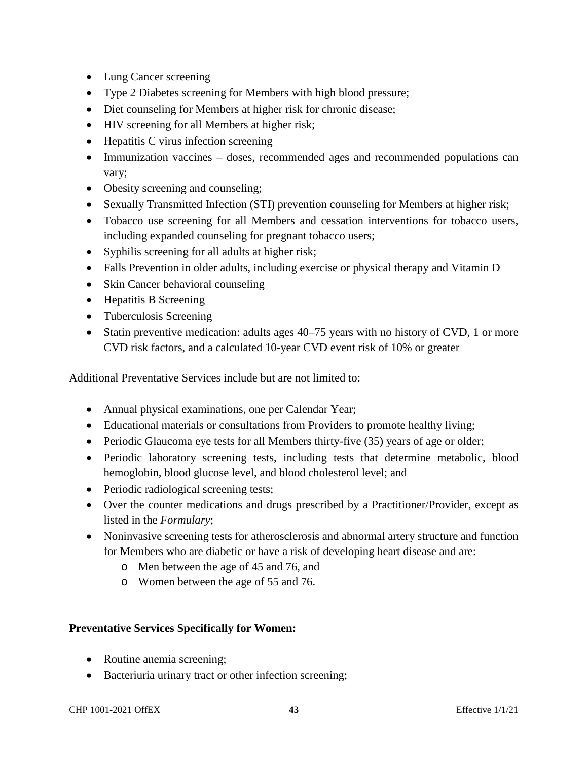- Lung Cancer screening
- Type 2 Diabetes screening for Members with high blood pressure;
- Diet counseling for Members at higher risk for chronic disease;
- HIV screening for all Members at higher risk;
- Hepatitis C virus infection screening
- Immunization vaccines – doses, recommended ages and recommended populations can vary;
- Obesity screening and counseling;
- Sexually Transmitted Infection (STI) prevention counseling for Members at higher risk;
- Tobacco use screening for all Members and cessation interventions for tobacco users, including expanded counseling for pregnant tobacco users;
- Syphilis screening for all adults at higher risk;
- Falls Prevention in older adults, including exercise or physical therapy and Vitamin D
- Skin Cancer behavioral counseling
- Hepatitis B Screening
- Tuberculosis Screening
- Statin preventive medication: adults ages 40–75 years with no history of CVD, 1 or more CVD risk factors, and a calculated 10-year CVD event risk of 10% or greater

Additional Preventative Services include but are not limited to:

- Annual physical examinations, one per Calendar Year;
- Educational materials or consultations from Providers to promote healthy living;
- Periodic Glaucoma eye tests for all Members thirty-five (35) years of age or older;
- Periodic laboratory screening tests, including tests that determine metabolic, blood hemoglobin, blood glucose level, and blood cholesterol level; and
- Periodic radiological screening tests;
- Over the counter medications and drugs prescribed by a Practitioner/Provider, except as listed in the *Formulary*;
- Noninvasive screening tests for atherosclerosis and abnormal artery structure and function for Members who are diabetic or have a risk of developing heart disease and are:
  - Men between the age of 45 and 76, and
  - Women between the age of 55 and 76.

**Preventative Services Specifically for Women:**

- Routine anemia screening;
- Bacteriuria urinary tract or other infection screening;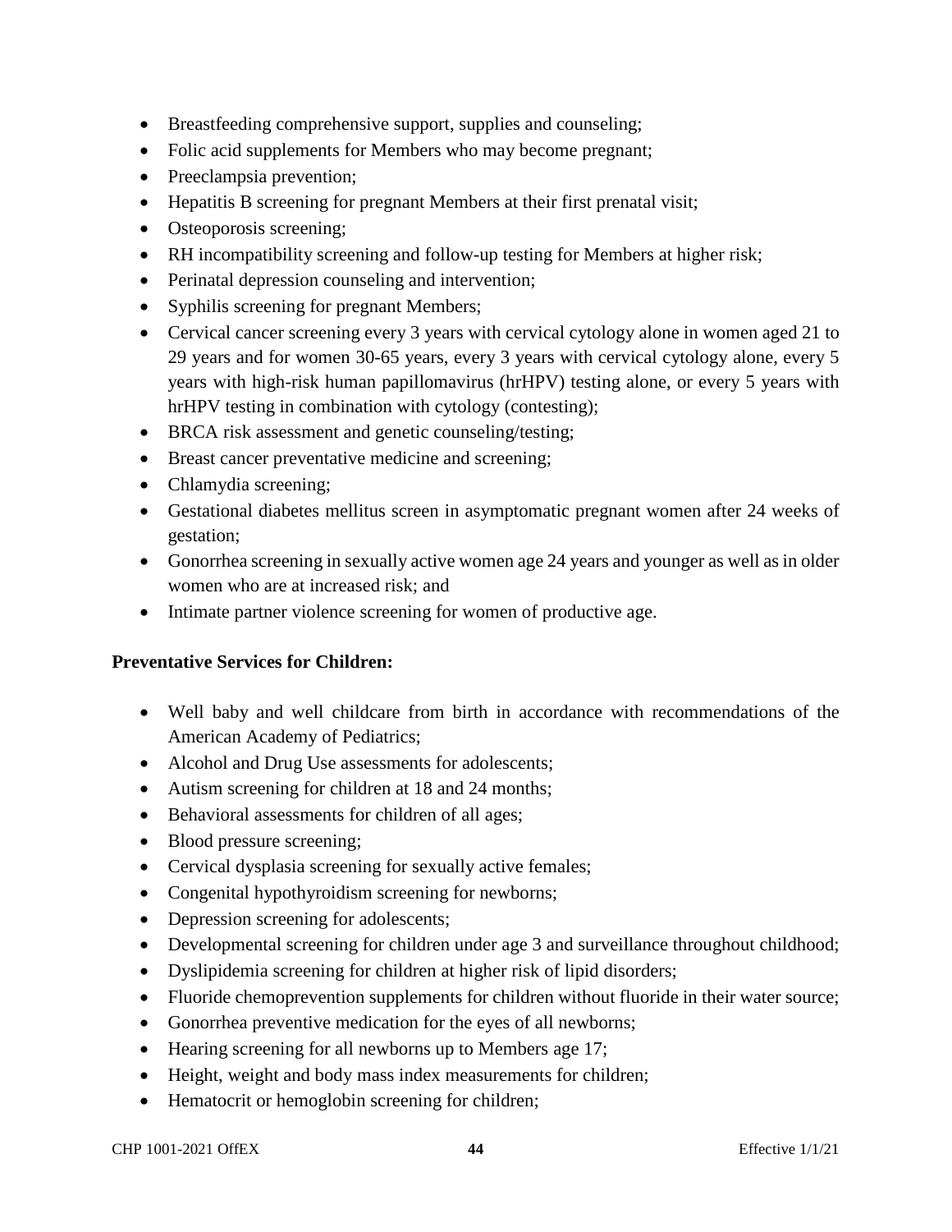- Breastfeeding comprehensive support, supplies and counseling;
- Folic acid supplements for Members who may become pregnant;
- Preeclampsia prevention;
- Hepatitis B screening for pregnant Members at their first prenatal visit;
- Osteoporosis screening;
- RH incompatibility screening and follow-up testing for Members at higher risk;
- Perinatal depression counseling and intervention;
- Syphilis screening for pregnant Members;
- Cervical cancer screening every 3 years with cervical cytology alone in women aged 21 to 29 years and for women 30-65 years, every 3 years with cervical cytology alone, every 5 years with high-risk human papillomavirus (hrHPV) testing alone, or every 5 years with hrHPV testing in combination with cytology (contesting);
- BRCA risk assessment and genetic counseling/testing;
- Breast cancer preventative medicine and screening;
- Chlamydia screening;
- Gestational diabetes mellitus screen in asymptomatic pregnant women after 24 weeks of gestation;
- Gonorrhea screening in sexually active women age 24 years and younger as well as in older women who are at increased risk; and
- Intimate partner violence screening for women of productive age.

**Preventative Services for Children:**

- Well baby and well childcare from birth in accordance with recommendations of the American Academy of Pediatrics;
- Alcohol and Drug Use assessments for adolescents;
- Autism screening for children at 18 and 24 months;
- Behavioral assessments for children of all ages;
- Blood pressure screening;
- Cervical dysplasia screening for sexually active females;
- Congenital hypothyroidism screening for newborns;
- Depression screening for adolescents;
- Developmental screening for children under age 3 and surveillance throughout childhood;
- Dyslipidemia screening for children at higher risk of lipid disorders;
- Fluoride chemoprevention supplements for children without fluoride in their water source;
- Gonorrhea preventive medication for the eyes of all newborns;
- Hearing screening for all newborns up to Members age 17;
- Height, weight and body mass index measurements for children;
- Hematocrit or hemoglobin screening for children;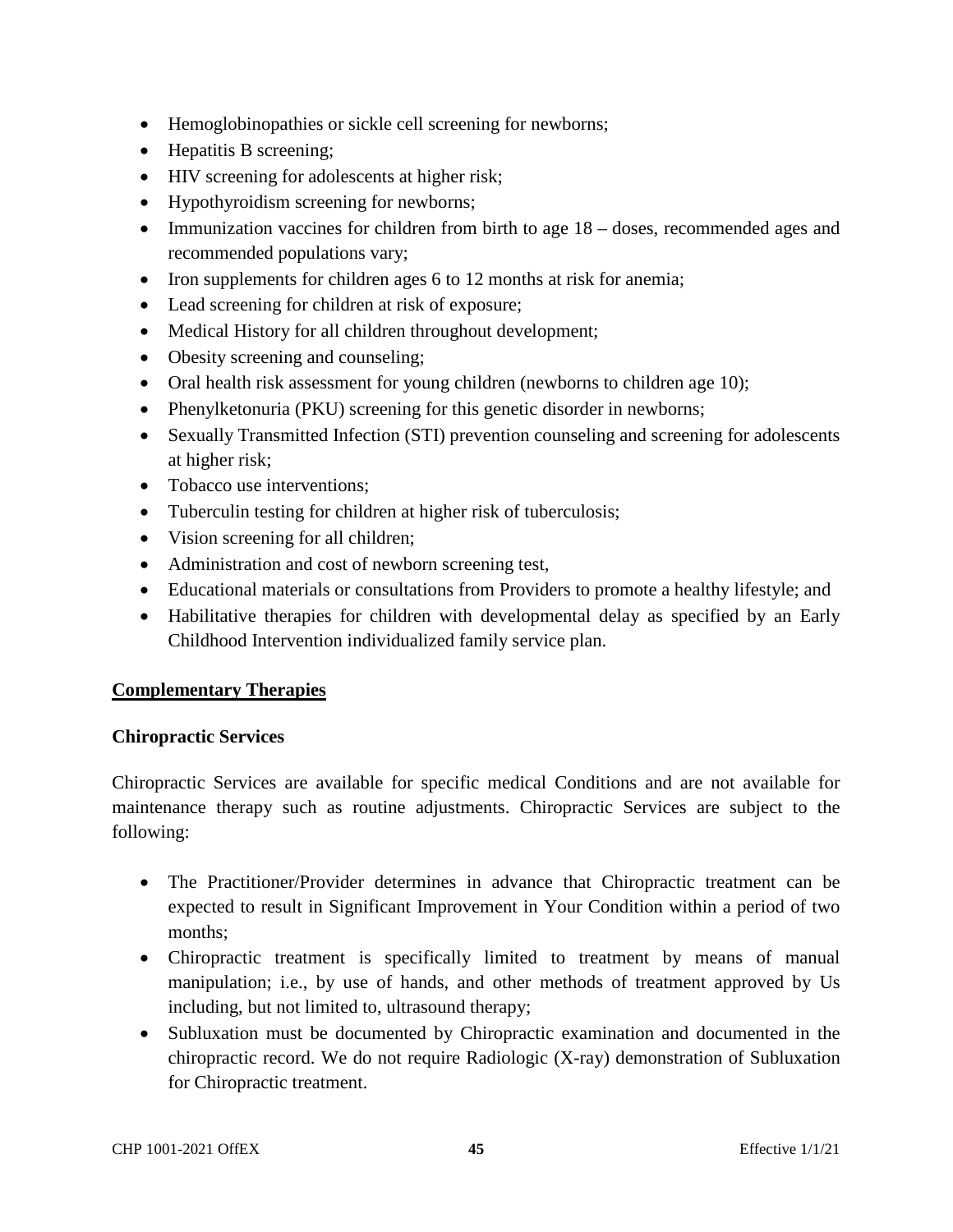- Hemoglobinopathies or sickle cell screening for newborns;
- Hepatitis B screening;
- HIV screening for adolescents at higher risk;
- Hypothyroidism screening for newborns;
- Immunization vaccines for children from birth to age 18 – doses, recommended ages and recommended populations vary;
- Iron supplements for children ages 6 to 12 months at risk for anemia;
- Lead screening for children at risk of exposure;
- Medical History for all children throughout development;
- Obesity screening and counseling;
- Oral health risk assessment for young children (newborns to children age 10);
- Phenylketonuria (PKU) screening for this genetic disorder in newborns;
- Sexually Transmitted Infection (STI) prevention counseling and screening for adolescents at higher risk;
- Tobacco use interventions;
- Tuberculin testing for children at higher risk of tuberculosis;
- Vision screening for all children;
- Administration and cost of newborn screening test,
- Educational materials or consultations from Providers to promote a healthy lifestyle; and
- Habilitative therapies for children with developmental delay as specified by an Early Childhood Intervention individualized family service plan.

## Complementary Therapies

### Chiropractic Services

Chiropractic Services are available for specific medical Conditions and are not available for maintenance therapy such as routine adjustments. Chiropractic Services are subject to the following:

- The Practitioner/Provider determines in advance that Chiropractic treatment can be expected to result in Significant Improvement in Your Condition within a period of two months;
- Chiropractic treatment is specifically limited to treatment by means of manual manipulation; i.e., by use of hands, and other methods of treatment approved by Us including, but not limited to, ultrasound therapy;
- Subluxation must be documented by Chiropractic examination and documented in the chiropractic record. We do not require Radiologic (X-ray) demonstration of Subluxation for Chiropractic treatment.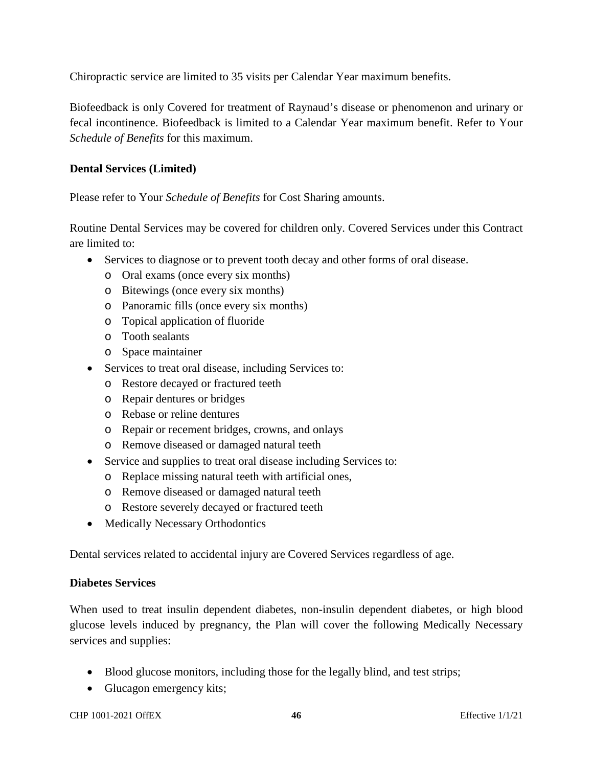Chiropractic service are limited to 35 visits per Calendar Year maximum benefits.

Biofeedback is only Covered for treatment of Raynaud's disease or phenomenon and urinary or fecal incontinence. Biofeedback is limited to a Calendar Year maximum benefit. Refer to Your *Schedule of Benefits* for this maximum.

**Dental Services (Limited)**

Please refer to Your *Schedule of Benefits* for Cost Sharing amounts.

Routine Dental Services may be covered for children only. Covered Services under this Contract are limited to:

- Services to diagnose or to prevent tooth decay and other forms of oral disease.
  - Oral exams (once every six months)
  - Bitewings (once every six months)
  - Panoramic fills (once every six months)
  - Topical application of fluoride
  - Tooth sealants
  - Space maintainer
- Services to treat oral disease, including Services to:
  - Restore decayed or fractured teeth
  - Repair dentures or bridges
  - Rebase or reline dentures
  - Repair or recement bridges, crowns, and onlays
  - Remove diseased or damaged natural teeth
- Service and supplies to treat oral disease including Services to:
  - Replace missing natural teeth with artificial ones,
  - Remove diseased or damaged natural teeth
  - Restore severely decayed or fractured teeth
- Medically Necessary Orthodontics

Dental services related to accidental injury are Covered Services regardless of age.

**Diabetes Services**

When used to treat insulin dependent diabetes, non-insulin dependent diabetes, or high blood glucose levels induced by pregnancy, the Plan will cover the following Medically Necessary services and supplies:

- Blood glucose monitors, including those for the legally blind, and test strips;
- Glucagon emergency kits;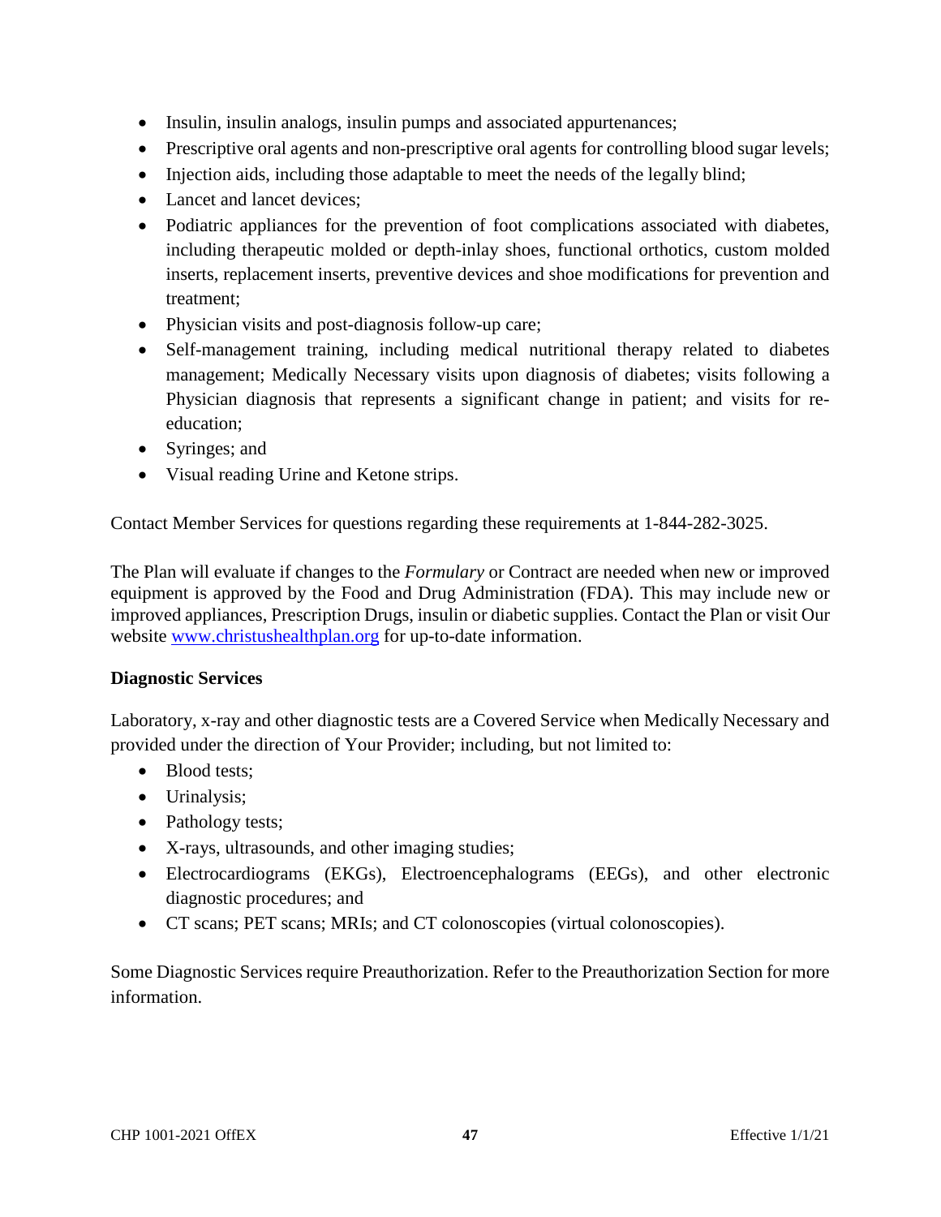- Insulin, insulin analogs, insulin pumps and associated appurtenances;
- Prescriptive oral agents and non-prescriptive oral agents for controlling blood sugar levels;
- Injection aids, including those adaptable to meet the needs of the legally blind;
- Lancet and lancet devices;
- Podiatric appliances for the prevention of foot complications associated with diabetes, including therapeutic molded or depth-inlay shoes, functional orthotics, custom molded inserts, replacement inserts, preventive devices and shoe modifications for prevention and treatment;
- Physician visits and post-diagnosis follow-up care;
- Self-management training, including medical nutritional therapy related to diabetes management; Medically Necessary visits upon diagnosis of diabetes; visits following a Physician diagnosis that represents a significant change in patient; and visits for re-education;
- Syringes; and
- Visual reading Urine and Ketone strips.

Contact Member Services for questions regarding these requirements at 1-844-282-3025.

The Plan will evaluate if changes to the *Formulary* or Contract are needed when new or improved equipment is approved by the Food and Drug Administration (FDA). This may include new or improved appliances, Prescription Drugs, insulin or diabetic supplies. Contact the Plan or visit Our website www.christushealthplan.org for up-to-date information.

**Diagnostic Services**

Laboratory, x-ray and other diagnostic tests are a Covered Service when Medically Necessary and provided under the direction of Your Provider; including, but not limited to:

- Blood tests;
- Urinalysis;
- Pathology tests;
- X-rays, ultrasounds, and other imaging studies;
- Electrocardiograms (EKGs), Electroencephalograms (EEGs), and other electronic diagnostic procedures; and
- CT scans; PET scans; MRIs; and CT colonoscopies (virtual colonoscopies).

Some Diagnostic Services require Preauthorization. Refer to the Preauthorization Section for more information.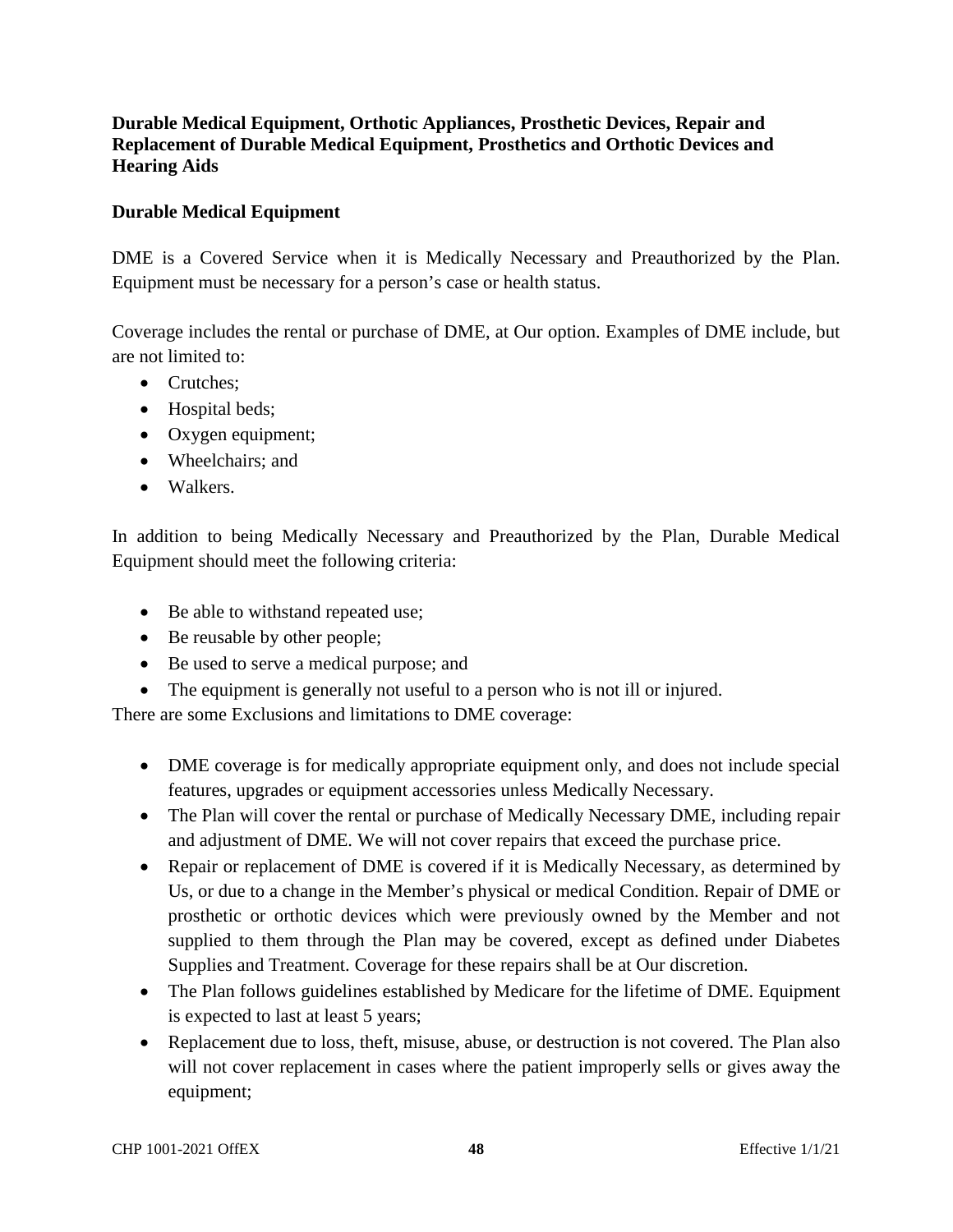**Durable Medical Equipment, Orthotic Appliances, Prosthetic Devices, Repair and Replacement of Durable Medical Equipment, Prosthetics and Orthotic Devices and Hearing Aids**

**Durable Medical Equipment**

DME is a Covered Service when it is Medically Necessary and Preauthorized by the Plan. Equipment must be necessary for a person's case or health status.

Coverage includes the rental or purchase of DME, at Our option. Examples of DME include, but are not limited to:

- Crutches;
- Hospital beds;
- Oxygen equipment;
- Wheelchairs; and
- Walkers.

In addition to being Medically Necessary and Preauthorized by the Plan, Durable Medical Equipment should meet the following criteria:

- Be able to withstand repeated use;
- Be reusable by other people;
- Be used to serve a medical purpose; and
- The equipment is generally not useful to a person who is not ill or injured.

There are some Exclusions and limitations to DME coverage:

- DME coverage is for medically appropriate equipment only, and does not include special features, upgrades or equipment accessories unless Medically Necessary.
- The Plan will cover the rental or purchase of Medically Necessary DME, including repair and adjustment of DME. We will not cover repairs that exceed the purchase price.
- Repair or replacement of DME is covered if it is Medically Necessary, as determined by Us, or due to a change in the Member's physical or medical Condition. Repair of DME or prosthetic or orthotic devices which were previously owned by the Member and not supplied to them through the Plan may be covered, except as defined under Diabetes Supplies and Treatment. Coverage for these repairs shall be at Our discretion.
- The Plan follows guidelines established by Medicare for the lifetime of DME. Equipment is expected to last at least 5 years;
- Replacement due to loss, theft, misuse, abuse, or destruction is not covered. The Plan also will not cover replacement in cases where the patient improperly sells or gives away the equipment;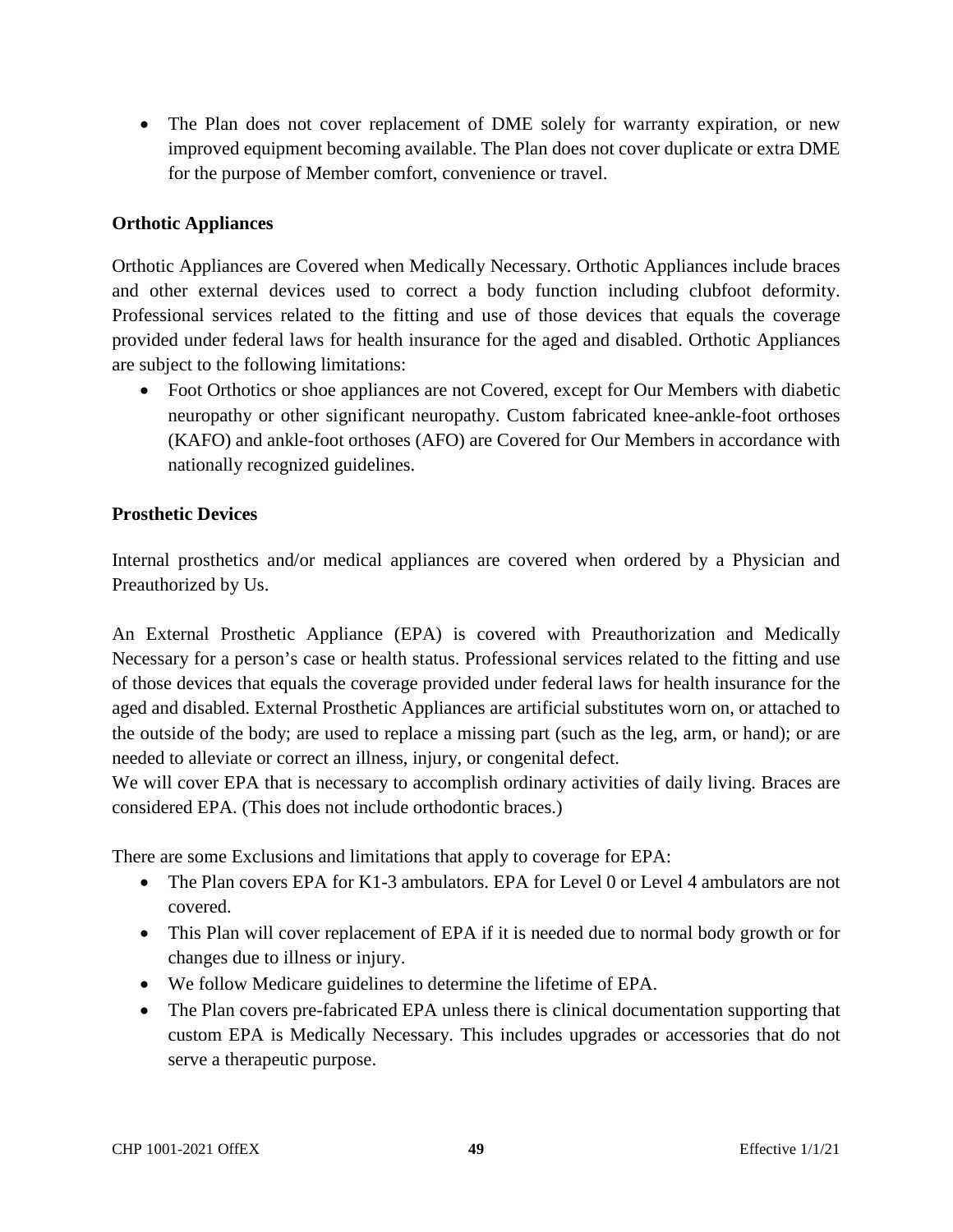- The Plan does not cover replacement of DME solely for warranty expiration, or new improved equipment becoming available. The Plan does not cover duplicate or extra DME for the purpose of Member comfort, convenience or travel.

**Orthotic Appliances**

Orthotic Appliances are Covered when Medically Necessary. Orthotic Appliances include braces and other external devices used to correct a body function including clubfoot deformity. Professional services related to the fitting and use of those devices that equals the coverage provided under federal laws for health insurance for the aged and disabled. Orthotic Appliances are subject to the following limitations:

- Foot Orthotics or shoe appliances are not Covered, except for Our Members with diabetic neuropathy or other significant neuropathy. Custom fabricated knee-ankle-foot orthoses (KAFO) and ankle-foot orthoses (AFO) are Covered for Our Members in accordance with nationally recognized guidelines.

**Prosthetic Devices**

Internal prosthetics and/or medical appliances are covered when ordered by a Physician and Preauthorized by Us.

An External Prosthetic Appliance (EPA) is covered with Preauthorization and Medically Necessary for a person's case or health status. Professional services related to the fitting and use of those devices that equals the coverage provided under federal laws for health insurance for the aged and disabled. External Prosthetic Appliances are artificial substitutes worn on, or attached to the outside of the body; are used to replace a missing part (such as the leg, arm, or hand); or are needed to alleviate or correct an illness, injury, or congenital defect.
We will cover EPA that is necessary to accomplish ordinary activities of daily living. Braces are considered EPA. (This does not include orthodontic braces.)

There are some Exclusions and limitations that apply to coverage for EPA:

- The Plan covers EPA for K1-3 ambulators. EPA for Level 0 or Level 4 ambulators are not covered.
- This Plan will cover replacement of EPA if it is needed due to normal body growth or for changes due to illness or injury.
- We follow Medicare guidelines to determine the lifetime of EPA.
- The Plan covers pre-fabricated EPA unless there is clinical documentation supporting that custom EPA is Medically Necessary. This includes upgrades or accessories that do not serve a therapeutic purpose.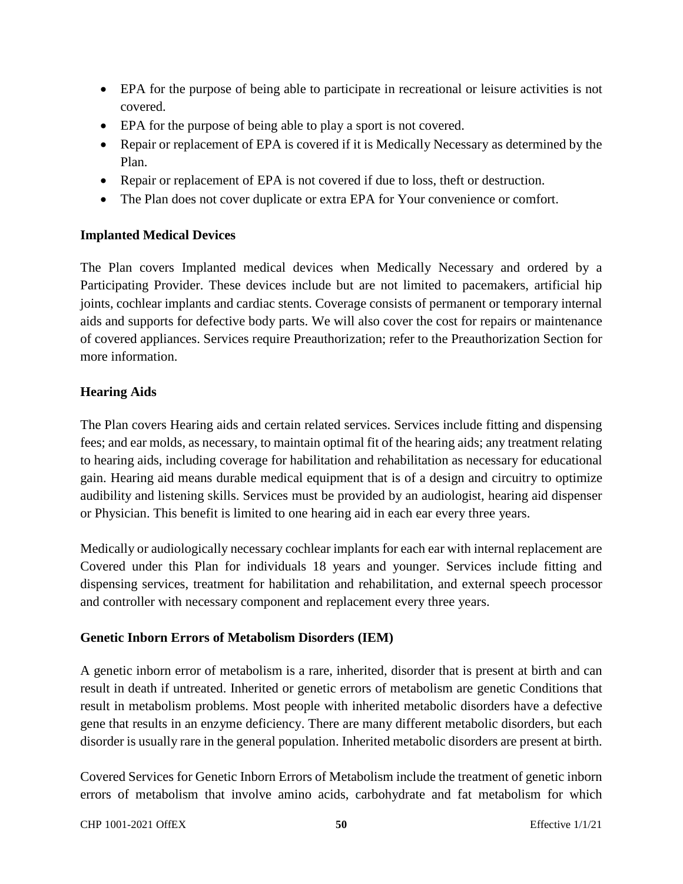- EPA for the purpose of being able to participate in recreational or leisure activities is not covered.
- EPA for the purpose of being able to play a sport is not covered.
- Repair or replacement of EPA is covered if it is Medically Necessary as determined by the Plan.
- Repair or replacement of EPA is not covered if due to loss, theft or destruction.
- The Plan does not cover duplicate or extra EPA for Your convenience or comfort.

**Implanted Medical Devices**

The Plan covers Implanted medical devices when Medically Necessary and ordered by a Participating Provider. These devices include but are not limited to pacemakers, artificial hip joints, cochlear implants and cardiac stents. Coverage consists of permanent or temporary internal aids and supports for defective body parts. We will also cover the cost for repairs or maintenance of covered appliances. Services require Preauthorization; refer to the Preauthorization Section for more information.

**Hearing Aids**

The Plan covers Hearing aids and certain related services. Services include fitting and dispensing fees; and ear molds, as necessary, to maintain optimal fit of the hearing aids; any treatment relating to hearing aids, including coverage for habilitation and rehabilitation as necessary for educational gain. Hearing aid means durable medical equipment that is of a design and circuitry to optimize audibility and listening skills. Services must be provided by an audiologist, hearing aid dispenser or Physician. This benefit is limited to one hearing aid in each ear every three years.

Medically or audiologically necessary cochlear implants for each ear with internal replacement are Covered under this Plan for individuals 18 years and younger. Services include fitting and dispensing services, treatment for habilitation and rehabilitation, and external speech processor and controller with necessary component and replacement every three years.

**Genetic Inborn Errors of Metabolism Disorders (IEM)**

A genetic inborn error of metabolism is a rare, inherited, disorder that is present at birth and can result in death if untreated. Inherited or genetic errors of metabolism are genetic Conditions that result in metabolism problems. Most people with inherited metabolic disorders have a defective gene that results in an enzyme deficiency. There are many different metabolic disorders, but each disorder is usually rare in the general population. Inherited metabolic disorders are present at birth.

Covered Services for Genetic Inborn Errors of Metabolism include the treatment of genetic inborn errors of metabolism that involve amino acids, carbohydrate and fat metabolism for which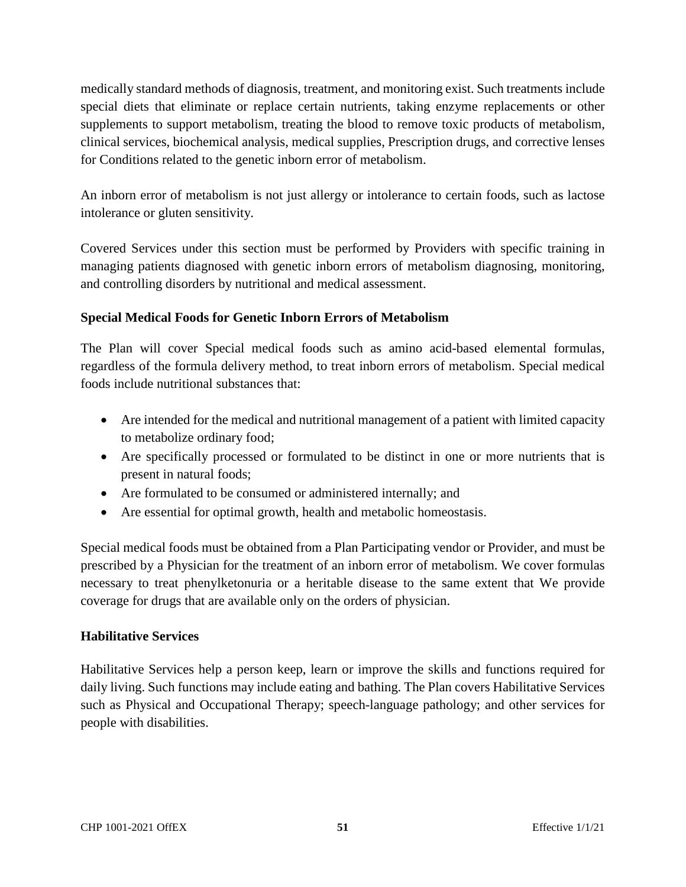medically standard methods of diagnosis, treatment, and monitoring exist. Such treatments include special diets that eliminate or replace certain nutrients, taking enzyme replacements or other supplements to support metabolism, treating the blood to remove toxic products of metabolism, clinical services, biochemical analysis, medical supplies, Prescription drugs, and corrective lenses for Conditions related to the genetic inborn error of metabolism.

An inborn error of metabolism is not just allergy or intolerance to certain foods, such as lactose intolerance or gluten sensitivity.

Covered Services under this section must be performed by Providers with specific training in managing patients diagnosed with genetic inborn errors of metabolism diagnosing, monitoring, and controlling disorders by nutritional and medical assessment.

**Special Medical Foods for Genetic Inborn Errors of Metabolism**

The Plan will cover Special medical foods such as amino acid-based elemental formulas, regardless of the formula delivery method, to treat inborn errors of metabolism. Special medical foods include nutritional substances that:

- Are intended for the medical and nutritional management of a patient with limited capacity to metabolize ordinary food;
- Are specifically processed or formulated to be distinct in one or more nutrients that is present in natural foods;
- Are formulated to be consumed or administered internally; and
- Are essential for optimal growth, health and metabolic homeostasis.

Special medical foods must be obtained from a Plan Participating vendor or Provider, and must be prescribed by a Physician for the treatment of an inborn error of metabolism. We cover formulas necessary to treat phenylketonuria or a heritable disease to the same extent that We provide coverage for drugs that are available only on the orders of physician.

**Habilitative Services**

Habilitative Services help a person keep, learn or improve the skills and functions required for daily living. Such functions may include eating and bathing. The Plan covers Habilitative Services such as Physical and Occupational Therapy; speech-language pathology; and other services for people with disabilities.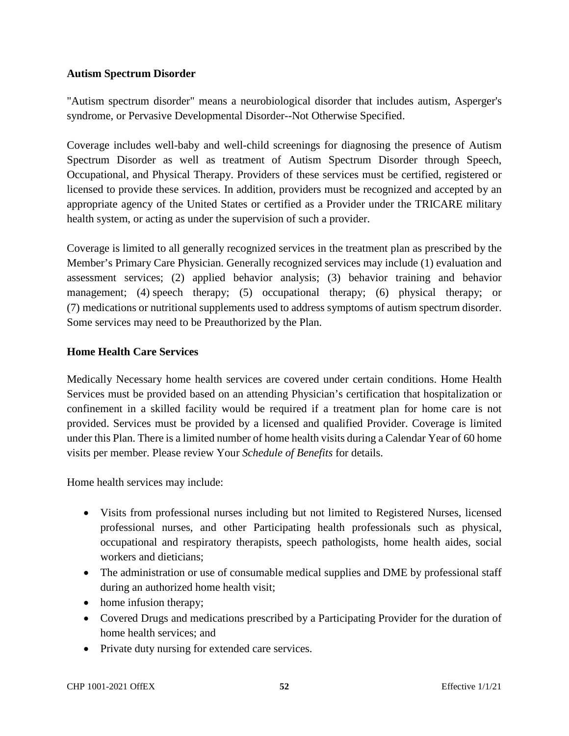**Autism Spectrum Disorder**

"Autism spectrum disorder" means a neurobiological disorder that includes autism, Asperger's syndrome, or Pervasive Developmental Disorder--Not Otherwise Specified.

Coverage includes well-baby and well-child screenings for diagnosing the presence of Autism Spectrum Disorder as well as treatment of Autism Spectrum Disorder through Speech, Occupational, and Physical Therapy. Providers of these services must be certified, registered or licensed to provide these services. In addition, providers must be recognized and accepted by an appropriate agency of the United States or certified as a Provider under the TRICARE military health system, or acting as under the supervision of such a provider.

Coverage is limited to all generally recognized services in the treatment plan as prescribed by the Member's Primary Care Physician. Generally recognized services may include (1) evaluation and assessment services; (2) applied behavior analysis; (3) behavior training and behavior management; (4) speech therapy; (5) occupational therapy; (6) physical therapy; or (7) medications or nutritional supplements used to address symptoms of autism spectrum disorder. Some services may need to be Preauthorized by the Plan.

**Home Health Care Services**

Medically Necessary home health services are covered under certain conditions. Home Health Services must be provided based on an attending Physician's certification that hospitalization or confinement in a skilled facility would be required if a treatment plan for home care is not provided. Services must be provided by a licensed and qualified Provider. Coverage is limited under this Plan. There is a limited number of home health visits during a Calendar Year of 60 home visits per member. Please review Your *Schedule of Benefits* for details.

Home health services may include:

- Visits from professional nurses including but not limited to Registered Nurses, licensed professional nurses, and other Participating health professionals such as physical, occupational and respiratory therapists, speech pathologists, home health aides, social workers and dieticians;
- The administration or use of consumable medical supplies and DME by professional staff during an authorized home health visit;
- home infusion therapy;
- Covered Drugs and medications prescribed by a Participating Provider for the duration of home health services; and
- Private duty nursing for extended care services.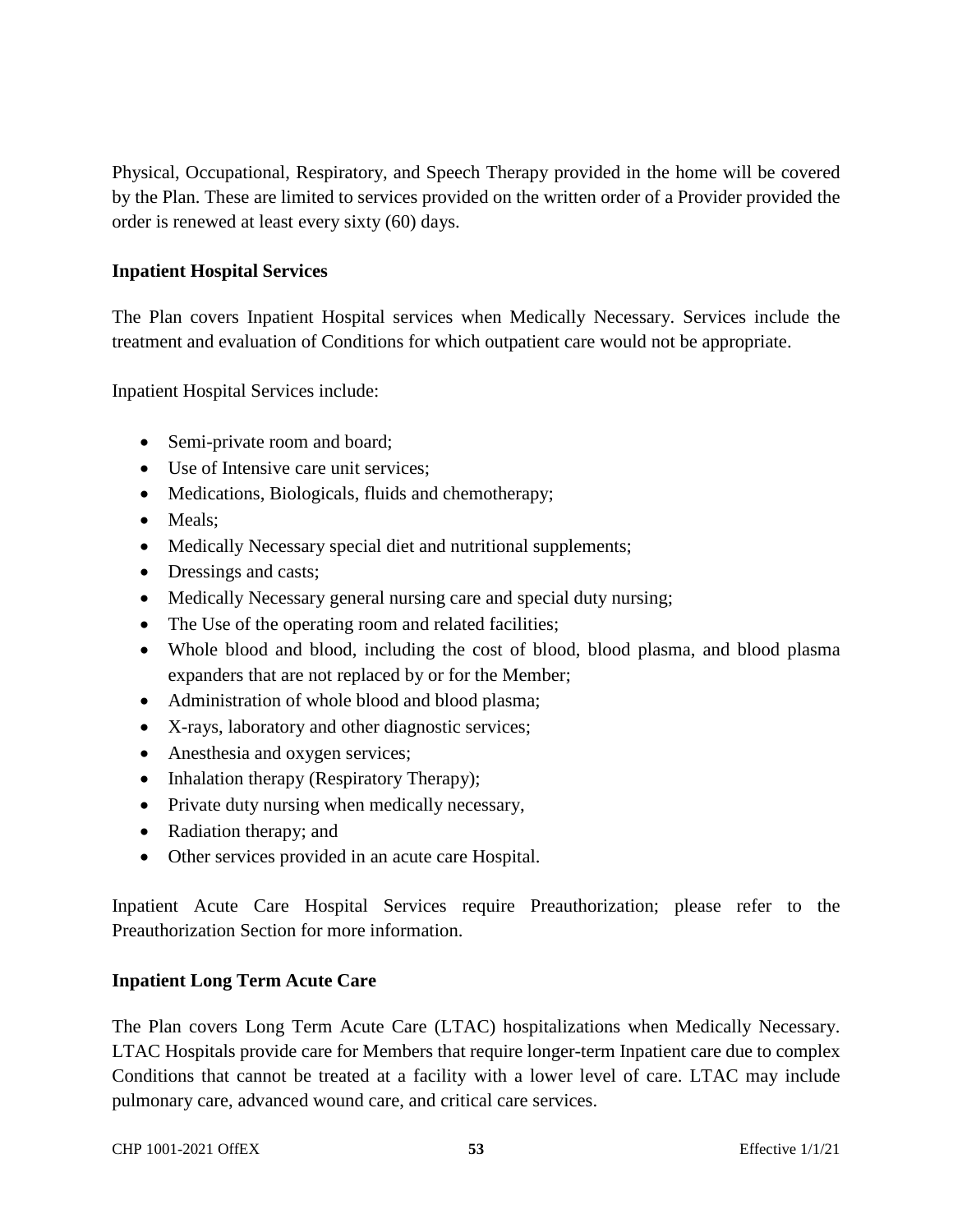Physical, Occupational, Respiratory, and Speech Therapy provided in the home will be covered by the Plan. These are limited to services provided on the written order of a Provider provided the order is renewed at least every sixty (60) days.

**Inpatient Hospital Services**

The Plan covers Inpatient Hospital services when Medically Necessary. Services include the treatment and evaluation of Conditions for which outpatient care would not be appropriate.

Inpatient Hospital Services include:

- Semi-private room and board;
- Use of Intensive care unit services;
- Medications, Biologicals, fluids and chemotherapy;
- Meals;
- Medically Necessary special diet and nutritional supplements;
- Dressings and casts;
- Medically Necessary general nursing care and special duty nursing;
- The Use of the operating room and related facilities;
- Whole blood and blood, including the cost of blood, blood plasma, and blood plasma expanders that are not replaced by or for the Member;
- Administration of whole blood and blood plasma;
- X-rays, laboratory and other diagnostic services;
- Anesthesia and oxygen services;
- Inhalation therapy (Respiratory Therapy);
- Private duty nursing when medically necessary,
- Radiation therapy; and
- Other services provided in an acute care Hospital.

Inpatient Acute Care Hospital Services require Preauthorization; please refer to the Preauthorization Section for more information.

**Inpatient Long Term Acute Care**

The Plan covers Long Term Acute Care (LTAC) hospitalizations when Medically Necessary. LTAC Hospitals provide care for Members that require longer-term Inpatient care due to complex Conditions that cannot be treated at a facility with a lower level of care. LTAC may include pulmonary care, advanced wound care, and critical care services.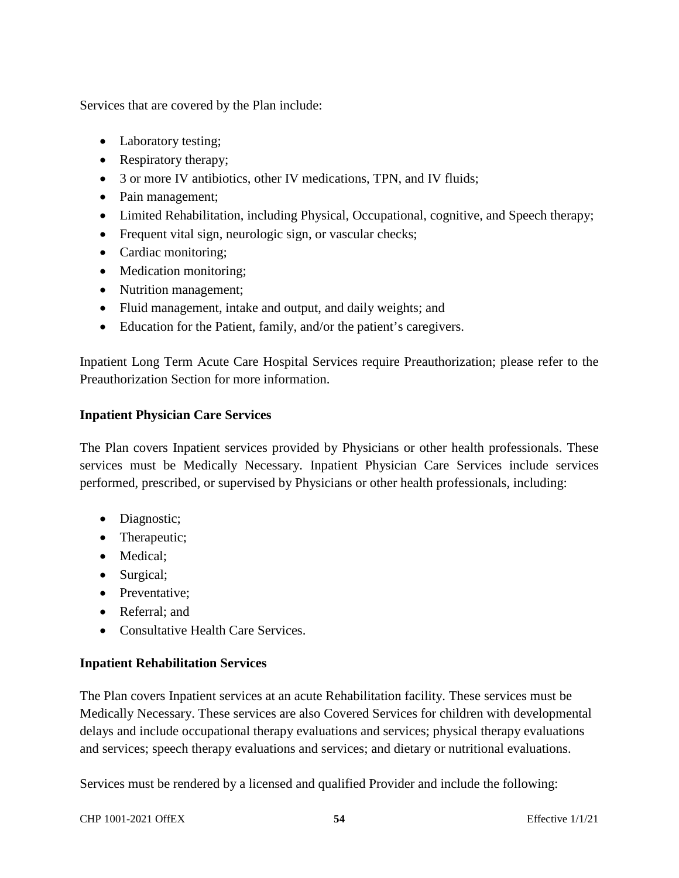Services that are covered by the Plan include:

- Laboratory testing;
- Respiratory therapy;
- 3 or more IV antibiotics, other IV medications, TPN, and IV fluids;
- Pain management;
- Limited Rehabilitation, including Physical, Occupational, cognitive, and Speech therapy;
- Frequent vital sign, neurologic sign, or vascular checks;
- Cardiac monitoring;
- Medication monitoring;
- Nutrition management;
- Fluid management, intake and output, and daily weights; and
- Education for the Patient, family, and/or the patient's caregivers.

Inpatient Long Term Acute Care Hospital Services require Preauthorization; please refer to the Preauthorization Section for more information.

### Inpatient Physician Care Services

The Plan covers Inpatient services provided by Physicians or other health professionals. These services must be Medically Necessary. Inpatient Physician Care Services include services performed, prescribed, or supervised by Physicians or other health professionals, including:

- Diagnostic;
- Therapeutic;
- Medical;
- Surgical;
- Preventative;
- Referral; and
- Consultative Health Care Services.

### Inpatient Rehabilitation Services

The Plan covers Inpatient services at an acute Rehabilitation facility. These services must be Medically Necessary. These services are also Covered Services for children with developmental delays and include occupational therapy evaluations and services; physical therapy evaluations and services; speech therapy evaluations and services; and dietary or nutritional evaluations.

Services must be rendered by a licensed and qualified Provider and include the following: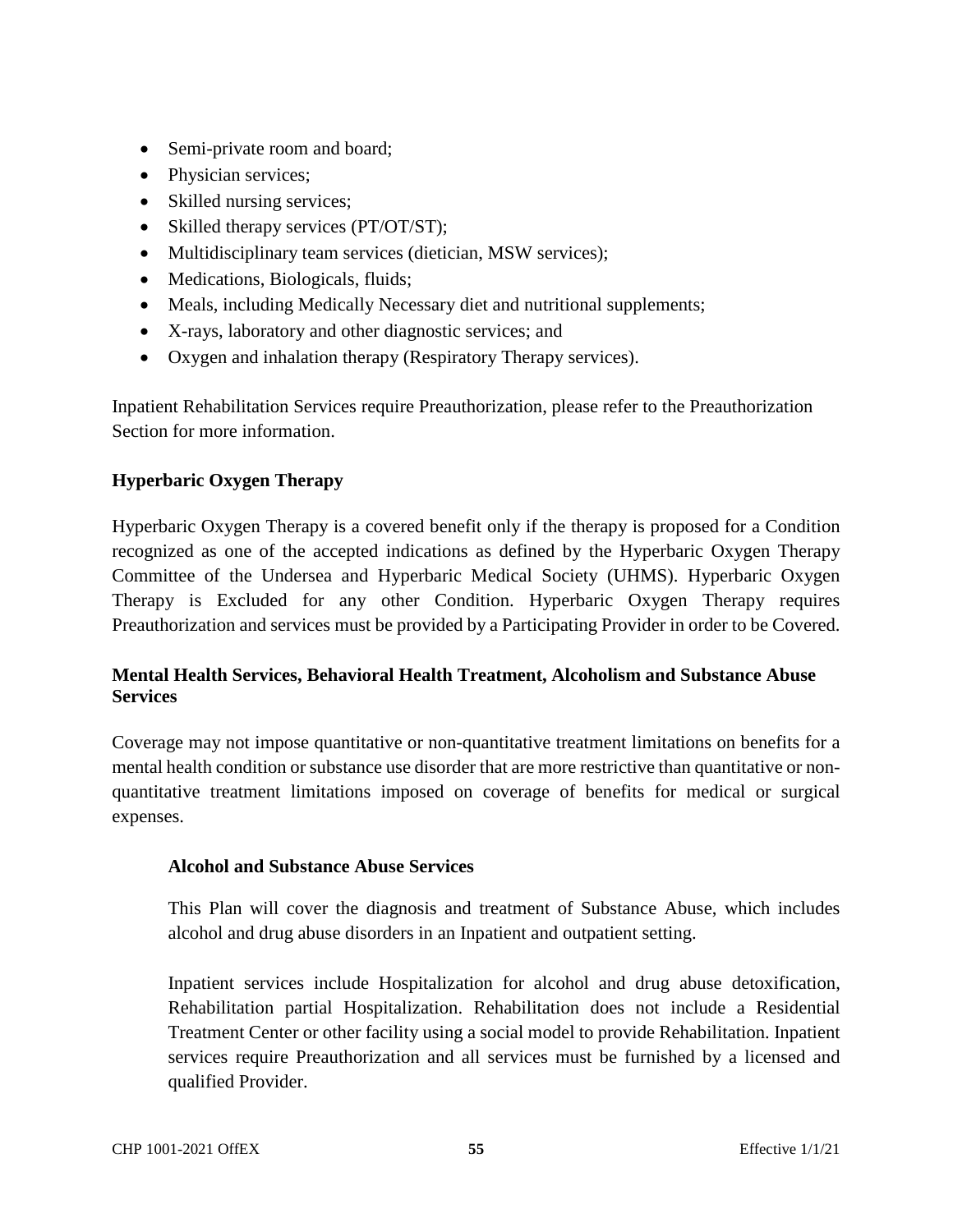- Semi-private room and board;
- Physician services;
- Skilled nursing services;
- Skilled therapy services (PT/OT/ST);
- Multidisciplinary team services (dietician, MSW services);
- Medications, Biologicals, fluids;
- Meals, including Medically Necessary diet and nutritional supplements;
- X-rays, laboratory and other diagnostic services; and
- Oxygen and inhalation therapy (Respiratory Therapy services).

Inpatient Rehabilitation Services require Preauthorization, please refer to the Preauthorization Section for more information.

**Hyperbaric Oxygen Therapy**

Hyperbaric Oxygen Therapy is a covered benefit only if the therapy is proposed for a Condition recognized as one of the accepted indications as defined by the Hyperbaric Oxygen Therapy Committee of the Undersea and Hyperbaric Medical Society (UHMS). Hyperbaric Oxygen Therapy is Excluded for any other Condition. Hyperbaric Oxygen Therapy requires Preauthorization and services must be provided by a Participating Provider in order to be Covered.

**Mental Health Services, Behavioral Health Treatment, Alcoholism and Substance Abuse Services**

Coverage may not impose quantitative or non-quantitative treatment limitations on benefits for a mental health condition or substance use disorder that are more restrictive than quantitative or non-quantitative treatment limitations imposed on coverage of benefits for medical or surgical expenses.

**Alcohol and Substance Abuse Services**

This Plan will cover the diagnosis and treatment of Substance Abuse, which includes alcohol and drug abuse disorders in an Inpatient and outpatient setting.

Inpatient services include Hospitalization for alcohol and drug abuse detoxification, Rehabilitation partial Hospitalization. Rehabilitation does not include a Residential Treatment Center or other facility using a social model to provide Rehabilitation. Inpatient services require Preauthorization and all services must be furnished by a licensed and qualified Provider.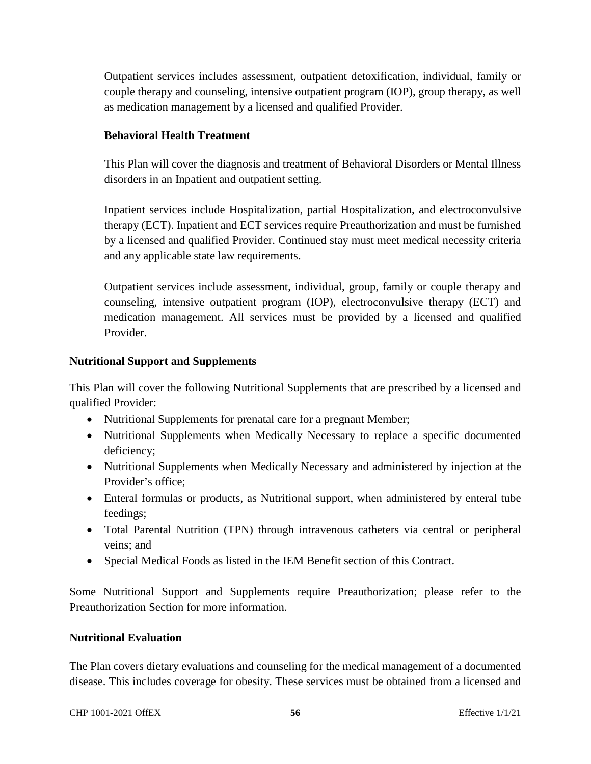Outpatient services includes assessment, outpatient detoxification, individual, family or couple therapy and counseling, intensive outpatient program (IOP), group therapy, as well as medication management by a licensed and qualified Provider.

**Behavioral Health Treatment**

This Plan will cover the diagnosis and treatment of Behavioral Disorders or Mental Illness disorders in an Inpatient and outpatient setting.

Inpatient services include Hospitalization, partial Hospitalization, and electroconvulsive therapy (ECT). Inpatient and ECT services require Preauthorization and must be furnished by a licensed and qualified Provider. Continued stay must meet medical necessity criteria and any applicable state law requirements.

Outpatient services include assessment, individual, group, family or couple therapy and counseling, intensive outpatient program (IOP), electroconvulsive therapy (ECT) and medication management. All services must be provided by a licensed and qualified Provider.

**Nutritional Support and Supplements**

This Plan will cover the following Nutritional Supplements that are prescribed by a licensed and qualified Provider:

- Nutritional Supplements for prenatal care for a pregnant Member;
- Nutritional Supplements when Medically Necessary to replace a specific documented deficiency;
- Nutritional Supplements when Medically Necessary and administered by injection at the Provider's office;
- Enteral formulas or products, as Nutritional support, when administered by enteral tube feedings;
- Total Parental Nutrition (TPN) through intravenous catheters via central or peripheral veins; and
- Special Medical Foods as listed in the IEM Benefit section of this Contract.

Some Nutritional Support and Supplements require Preauthorization; please refer to the Preauthorization Section for more information.

**Nutritional Evaluation**

The Plan covers dietary evaluations and counseling for the medical management of a documented disease. This includes coverage for obesity. These services must be obtained from a licensed and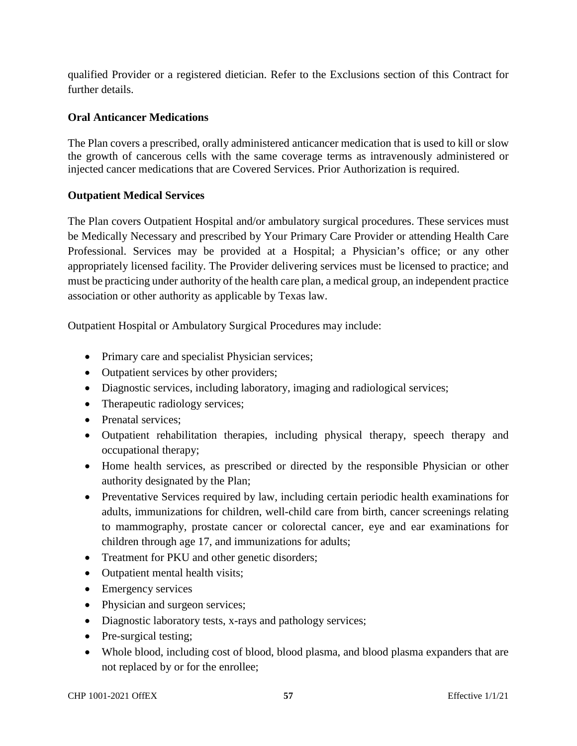qualified Provider or a registered dietician. Refer to the Exclusions section of this Contract for further details.

**Oral Anticancer Medications**

The Plan covers a prescribed, orally administered anticancer medication that is used to kill or slow the growth of cancerous cells with the same coverage terms as intravenously administered or injected cancer medications that are Covered Services. Prior Authorization is required.

**Outpatient Medical Services**

The Plan covers Outpatient Hospital and/or ambulatory surgical procedures. These services must be Medically Necessary and prescribed by Your Primary Care Provider or attending Health Care Professional. Services may be provided at a Hospital; a Physician's office; or any other appropriately licensed facility. The Provider delivering services must be licensed to practice; and must be practicing under authority of the health care plan, a medical group, an independent practice association or other authority as applicable by Texas law.

Outpatient Hospital or Ambulatory Surgical Procedures may include:

- Primary care and specialist Physician services;
- Outpatient services by other providers;
- Diagnostic services, including laboratory, imaging and radiological services;
- Therapeutic radiology services;
- Prenatal services;
- Outpatient rehabilitation therapies, including physical therapy, speech therapy and occupational therapy;
- Home health services, as prescribed or directed by the responsible Physician or other authority designated by the Plan;
- Preventative Services required by law, including certain periodic health examinations for adults, immunizations for children, well-child care from birth, cancer screenings relating to mammography, prostate cancer or colorectal cancer, eye and ear examinations for children through age 17, and immunizations for adults;
- Treatment for PKU and other genetic disorders;
- Outpatient mental health visits;
- Emergency services
- Physician and surgeon services;
- Diagnostic laboratory tests, x-rays and pathology services;
- Pre-surgical testing;
- Whole blood, including cost of blood, blood plasma, and blood plasma expanders that are not replaced by or for the enrollee;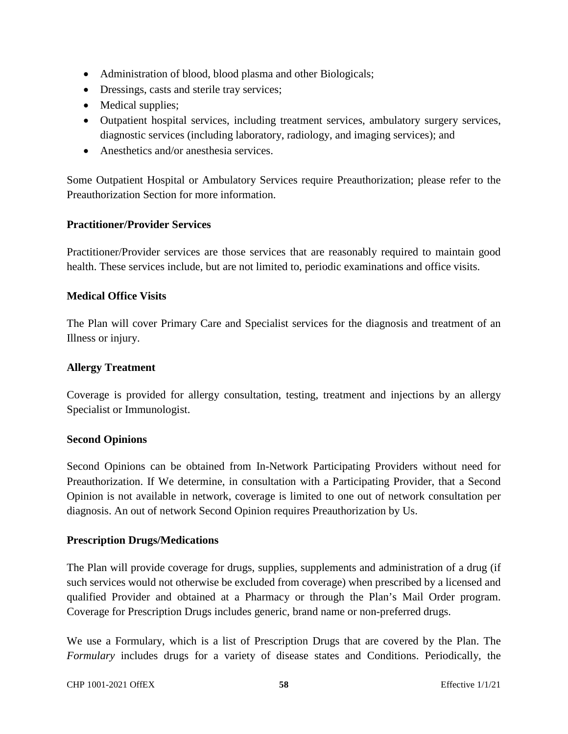- Administration of blood, blood plasma and other Biologicals;
- Dressings, casts and sterile tray services;
- Medical supplies;
- Outpatient hospital services, including treatment services, ambulatory surgery services, diagnostic services (including laboratory, radiology, and imaging services); and
- Anesthetics and/or anesthesia services.

Some Outpatient Hospital or Ambulatory Services require Preauthorization; please refer to the Preauthorization Section for more information.

**Practitioner/Provider Services**

Practitioner/Provider services are those services that are reasonably required to maintain good health. These services include, but are not limited to, periodic examinations and office visits.

**Medical Office Visits**

The Plan will cover Primary Care and Specialist services for the diagnosis and treatment of an Illness or injury.

**Allergy Treatment**

Coverage is provided for allergy consultation, testing, treatment and injections by an allergy Specialist or Immunologist.

**Second Opinions**

Second Opinions can be obtained from In-Network Participating Providers without need for Preauthorization. If We determine, in consultation with a Participating Provider, that a Second Opinion is not available in network, coverage is limited to one out of network consultation per diagnosis. An out of network Second Opinion requires Preauthorization by Us.

**Prescription Drugs/Medications**

The Plan will provide coverage for drugs, supplies, supplements and administration of a drug (if such services would not otherwise be excluded from coverage) when prescribed by a licensed and qualified Provider and obtained at a Pharmacy or through the Plan's Mail Order program. Coverage for Prescription Drugs includes generic, brand name or non-preferred drugs.

We use a Formulary, which is a list of Prescription Drugs that are covered by the Plan. The *Formulary* includes drugs for a variety of disease states and Conditions. Periodically, the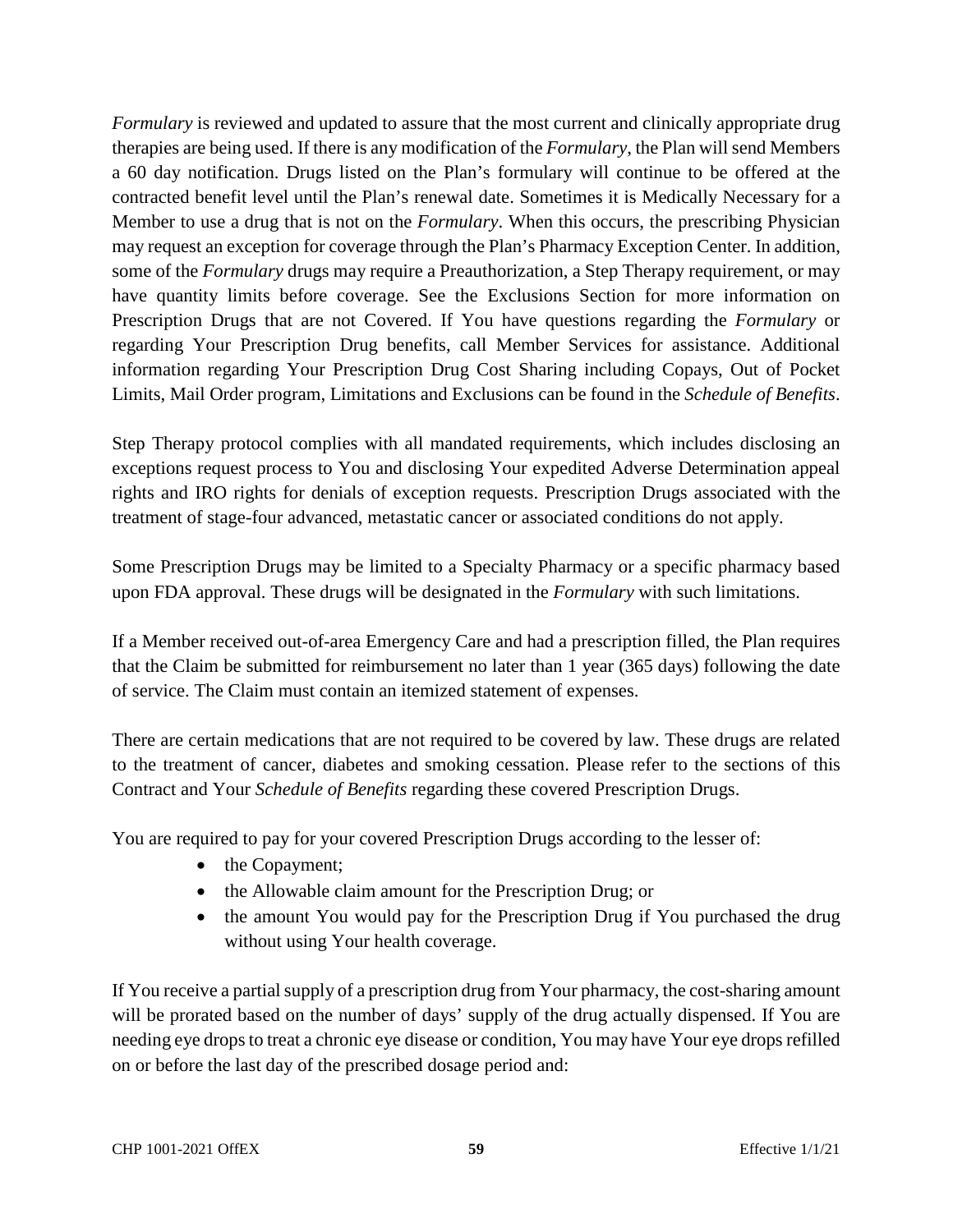*Formulary* is reviewed and updated to assure that the most current and clinically appropriate drug therapies are being used. If there is any modification of the *Formulary*, the Plan will send Members a 60 day notification. Drugs listed on the Plan's formulary will continue to be offered at the contracted benefit level until the Plan's renewal date. Sometimes it is Medically Necessary for a Member to use a drug that is not on the *Formulary*. When this occurs, the prescribing Physician may request an exception for coverage through the Plan's Pharmacy Exception Center. In addition, some of the *Formulary* drugs may require a Preauthorization, a Step Therapy requirement, or may have quantity limits before coverage. See the Exclusions Section for more information on Prescription Drugs that are not Covered. If You have questions regarding the *Formulary* or regarding Your Prescription Drug benefits, call Member Services for assistance. Additional information regarding Your Prescription Drug Cost Sharing including Copays, Out of Pocket Limits, Mail Order program, Limitations and Exclusions can be found in the *Schedule of Benefits*.

Step Therapy protocol complies with all mandated requirements, which includes disclosing an exceptions request process to You and disclosing Your expedited Adverse Determination appeal rights and IRO rights for denials of exception requests. Prescription Drugs associated with the treatment of stage-four advanced, metastatic cancer or associated conditions do not apply.

Some Prescription Drugs may be limited to a Specialty Pharmacy or a specific pharmacy based upon FDA approval. These drugs will be designated in the *Formulary* with such limitations.

If a Member received out-of-area Emergency Care and had a prescription filled, the Plan requires that the Claim be submitted for reimbursement no later than 1 year (365 days) following the date of service. The Claim must contain an itemized statement of expenses.

There are certain medications that are not required to be covered by law. These drugs are related to the treatment of cancer, diabetes and smoking cessation. Please refer to the sections of this Contract and Your *Schedule of Benefits* regarding these covered Prescription Drugs.

You are required to pay for your covered Prescription Drugs according to the lesser of:

- the Copayment;
- the Allowable claim amount for the Prescription Drug; or
- the amount You would pay for the Prescription Drug if You purchased the drug without using Your health coverage.

If You receive a partial supply of a prescription drug from Your pharmacy, the cost-sharing amount will be prorated based on the number of days' supply of the drug actually dispensed. If You are needing eye drops to treat a chronic eye disease or condition, You may have Your eye drops refilled on or before the last day of the prescribed dosage period and: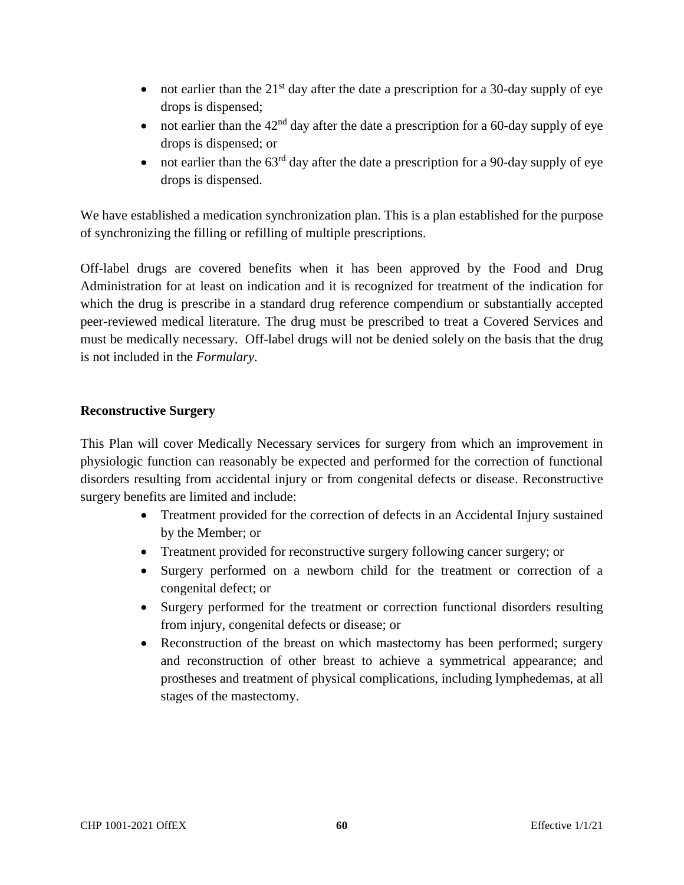- not earlier than the 21st day after the date a prescription for a 30-day supply of eye drops is dispensed;
- not earlier than the 42nd day after the date a prescription for a 60-day supply of eye drops is dispensed; or
- not earlier than the 63rd day after the date a prescription for a 90-day supply of eye drops is dispensed.

We have established a medication synchronization plan. This is a plan established for the purpose of synchronizing the filling or refilling of multiple prescriptions.

Off-label drugs are covered benefits when it has been approved by the Food and Drug Administration for at least on indication and it is recognized for treatment of the indication for which the drug is prescribe in a standard drug reference compendium or substantially accepted peer-reviewed medical literature. The drug must be prescribed to treat a Covered Services and must be medically necessary. Off-label drugs will not be denied solely on the basis that the drug is not included in the *Formulary*.

**Reconstructive Surgery**

This Plan will cover Medically Necessary services for surgery from which an improvement in physiologic function can reasonably be expected and performed for the correction of functional disorders resulting from accidental injury or from congenital defects or disease. Reconstructive surgery benefits are limited and include:

- Treatment provided for the correction of defects in an Accidental Injury sustained by the Member; or
- Treatment provided for reconstructive surgery following cancer surgery; or
- Surgery performed on a newborn child for the treatment or correction of a congenital defect; or
- Surgery performed for the treatment or correction functional disorders resulting from injury, congenital defects or disease; or
- Reconstruction of the breast on which mastectomy has been performed; surgery and reconstruction of other breast to achieve a symmetrical appearance; and prostheses and treatment of physical complications, including lymphedemas, at all stages of the mastectomy.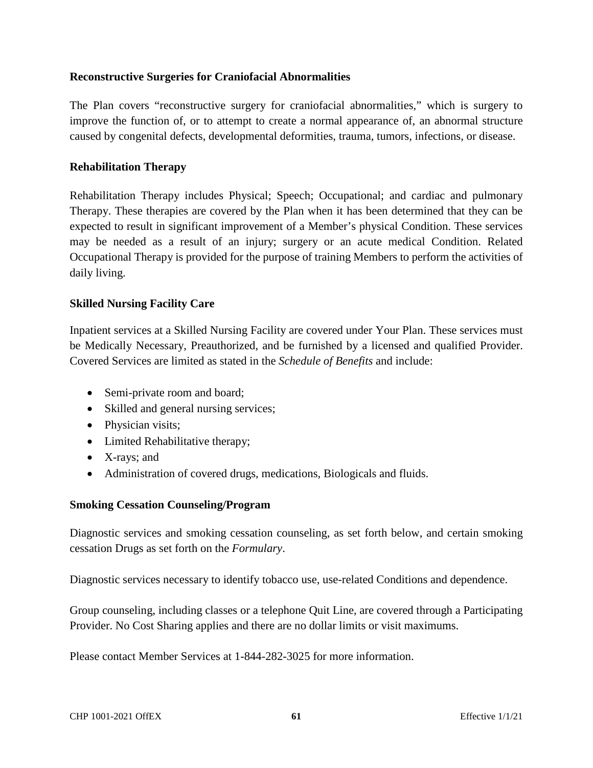### Reconstructive Surgeries for Craniofacial Abnormalities

The Plan covers "reconstructive surgery for craniofacial abnormalities," which is surgery to improve the function of, or to attempt to create a normal appearance of, an abnormal structure caused by congenital defects, developmental deformities, trauma, tumors, infections, or disease.

### Rehabilitation Therapy

Rehabilitation Therapy includes Physical; Speech; Occupational; and cardiac and pulmonary Therapy. These therapies are covered by the Plan when it has been determined that they can be expected to result in significant improvement of a Member's physical Condition. These services may be needed as a result of an injury; surgery or an acute medical Condition. Related Occupational Therapy is provided for the purpose of training Members to perform the activities of daily living.

### Skilled Nursing Facility Care

Inpatient services at a Skilled Nursing Facility are covered under Your Plan. These services must be Medically Necessary, Preauthorized, and be furnished by a licensed and qualified Provider. Covered Services are limited as stated in the *Schedule of Benefits* and include:

- Semi-private room and board;
- Skilled and general nursing services;
- Physician visits;
- Limited Rehabilitative therapy;
- X-rays; and
- Administration of covered drugs, medications, Biologicals and fluids.

### Smoking Cessation Counseling/Program

Diagnostic services and smoking cessation counseling, as set forth below, and certain smoking cessation Drugs as set forth on the *Formulary*.

Diagnostic services necessary to identify tobacco use, use-related Conditions and dependence.

Group counseling, including classes or a telephone Quit Line, are covered through a Participating Provider. No Cost Sharing applies and there are no dollar limits or visit maximums.

Please contact Member Services at 1-844-282-3025 for more information.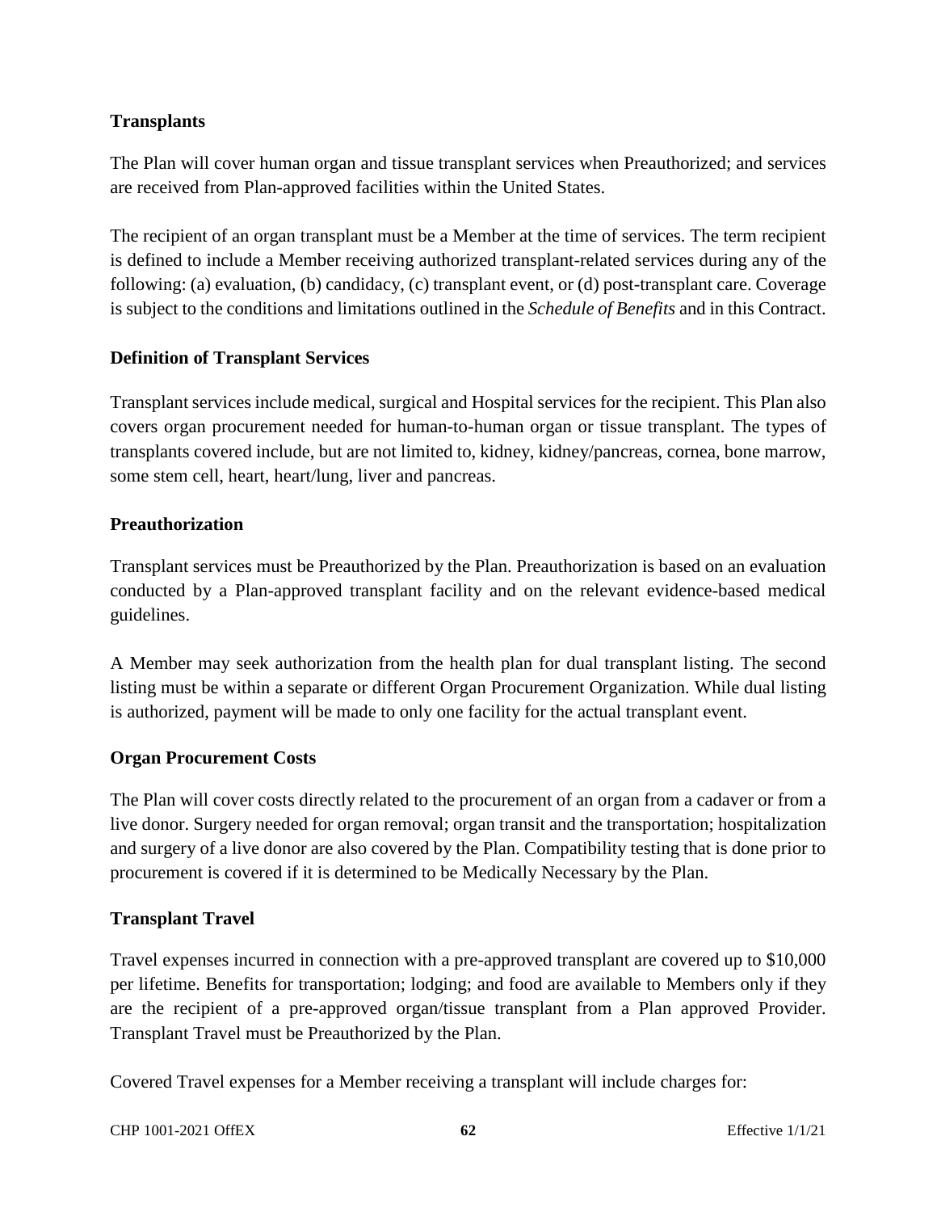## Transplants

The Plan will cover human organ and tissue transplant services when Preauthorized; and services are received from Plan-approved facilities within the United States.

The recipient of an organ transplant must be a Member at the time of services. The term recipient is defined to include a Member receiving authorized transplant-related services during any of the following: (a) evaluation, (b) candidacy, (c) transplant event, or (d) post-transplant care. Coverage is subject to the conditions and limitations outlined in the *Schedule of Benefits* and in this Contract.

### Definition of Transplant Services

Transplant services include medical, surgical and Hospital services for the recipient. This Plan also covers organ procurement needed for human-to-human organ or tissue transplant. The types of transplants covered include, but are not limited to, kidney, kidney/pancreas, cornea, bone marrow, some stem cell, heart, heart/lung, liver and pancreas.

### Preauthorization

Transplant services must be Preauthorized by the Plan. Preauthorization is based on an evaluation conducted by a Plan-approved transplant facility and on the relevant evidence-based medical guidelines.

A Member may seek authorization from the health plan for dual transplant listing. The second listing must be within a separate or different Organ Procurement Organization. While dual listing is authorized, payment will be made to only one facility for the actual transplant event.

### Organ Procurement Costs

The Plan will cover costs directly related to the procurement of an organ from a cadaver or from a live donor. Surgery needed for organ removal; organ transit and the transportation; hospitalization and surgery of a live donor are also covered by the Plan. Compatibility testing that is done prior to procurement is covered if it is determined to be Medically Necessary by the Plan.

### Transplant Travel

Travel expenses incurred in connection with a pre-approved transplant are covered up to $10,000 per lifetime. Benefits for transportation; lodging; and food are available to Members only if they are the recipient of a pre-approved organ/tissue transplant from a Plan approved Provider. Transplant Travel must be Preauthorized by the Plan.

Covered Travel expenses for a Member receiving a transplant will include charges for: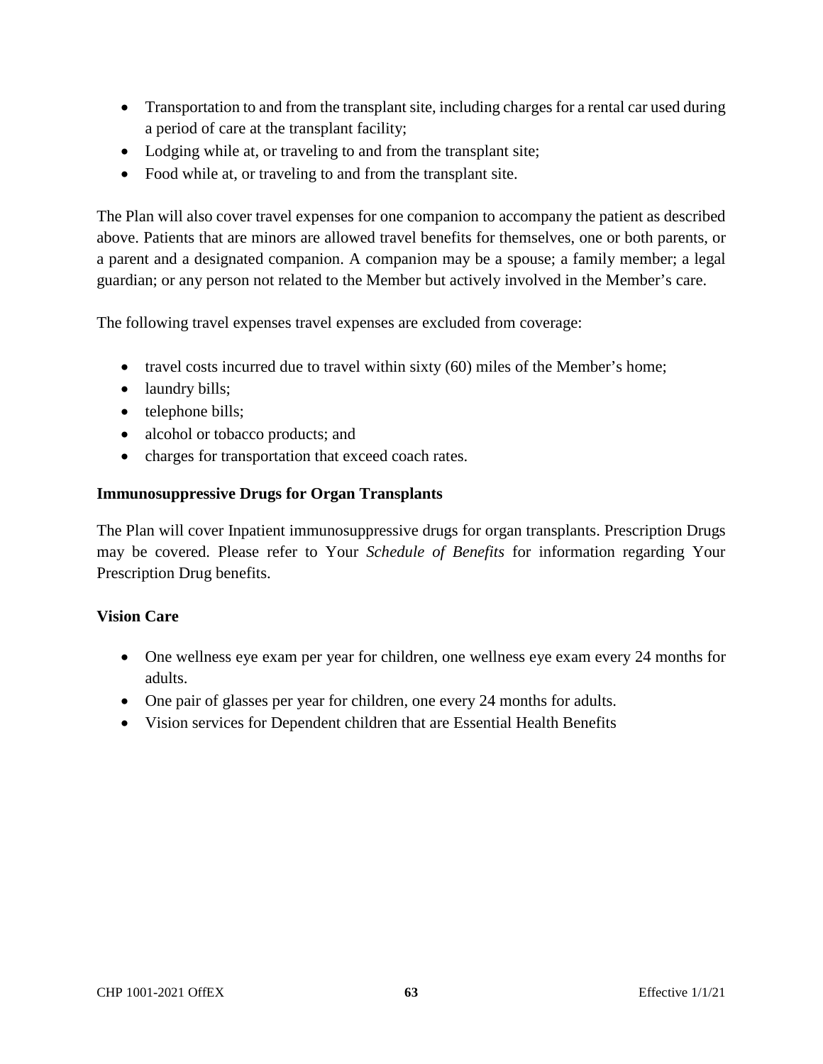- Transportation to and from the transplant site, including charges for a rental car used during a period of care at the transplant facility;
- Lodging while at, or traveling to and from the transplant site;
- Food while at, or traveling to and from the transplant site.

The Plan will also cover travel expenses for one companion to accompany the patient as described above. Patients that are minors are allowed travel benefits for themselves, one or both parents, or a parent and a designated companion. A companion may be a spouse; a family member; a legal guardian; or any person not related to the Member but actively involved in the Member's care.

The following travel expenses travel expenses are excluded from coverage:

- travel costs incurred due to travel within sixty (60) miles of the Member's home;
- laundry bills;
- telephone bills;
- alcohol or tobacco products; and
- charges for transportation that exceed coach rates.

**Immunosuppressive Drugs for Organ Transplants**

The Plan will cover Inpatient immunosuppressive drugs for organ transplants. Prescription Drugs may be covered. Please refer to Your *Schedule of Benefits* for information regarding Your Prescription Drug benefits.

**Vision Care**

- One wellness eye exam per year for children, one wellness eye exam every 24 months for adults.
- One pair of glasses per year for children, one every 24 months for adults.
- Vision services for Dependent children that are Essential Health Benefits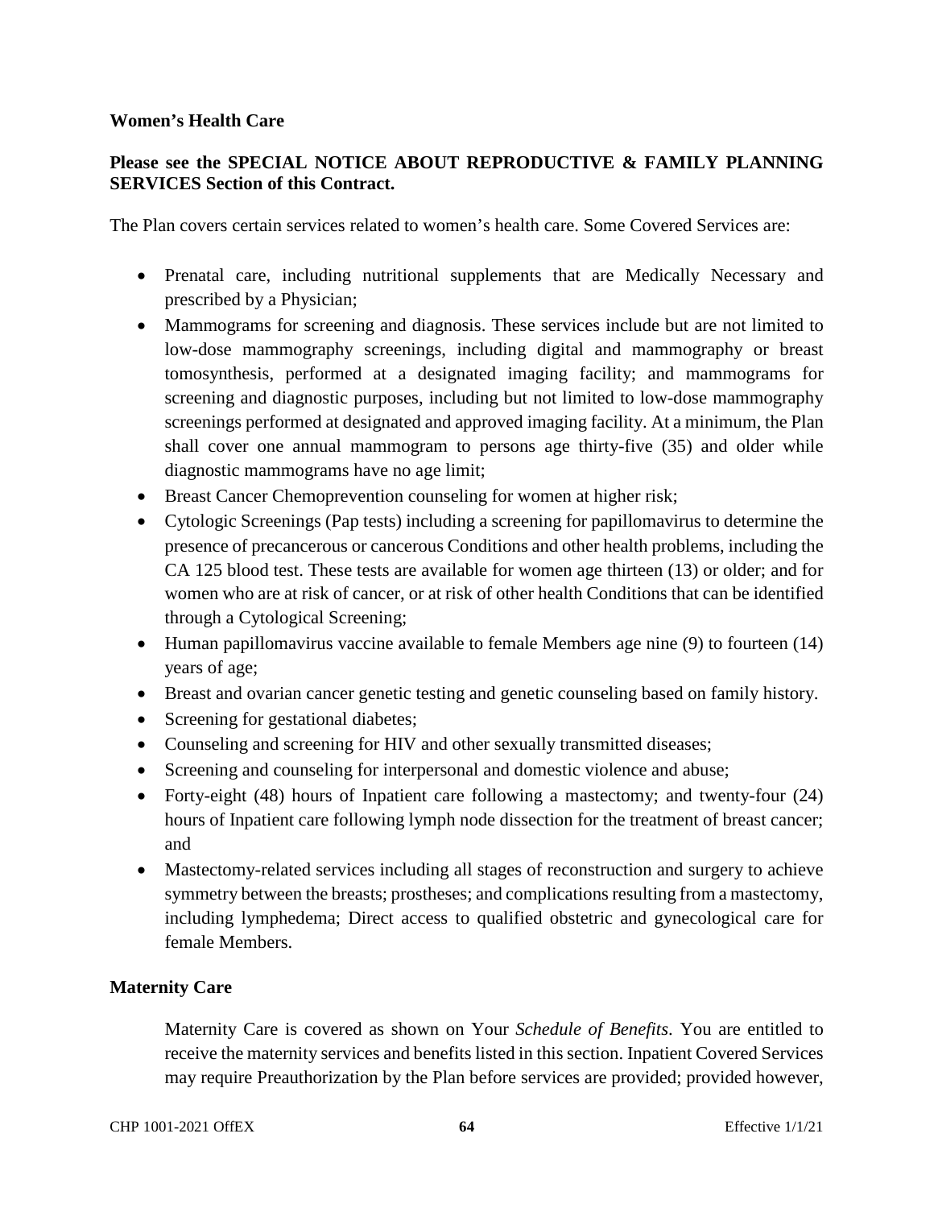**Women's Health Care**

**Please see the SPECIAL NOTICE ABOUT REPRODUCTIVE & FAMILY PLANNING SERVICES Section of this Contract.**

The Plan covers certain services related to women's health care. Some Covered Services are:

- Prenatal care, including nutritional supplements that are Medically Necessary and prescribed by a Physician;
- Mammograms for screening and diagnosis. These services include but are not limited to low-dose mammography screenings, including digital and mammography or breast tomosynthesis, performed at a designated imaging facility; and mammograms for screening and diagnostic purposes, including but not limited to low-dose mammography screenings performed at designated and approved imaging facility. At a minimum, the Plan shall cover one annual mammogram to persons age thirty-five (35) and older while diagnostic mammograms have no age limit;
- Breast Cancer Chemoprevention counseling for women at higher risk;
- Cytologic Screenings (Pap tests) including a screening for papillomavirus to determine the presence of precancerous or cancerous Conditions and other health problems, including the CA 125 blood test. These tests are available for women age thirteen (13) or older; and for women who are at risk of cancer, or at risk of other health Conditions that can be identified through a Cytological Screening;
- Human papillomavirus vaccine available to female Members age nine (9) to fourteen (14) years of age;
- Breast and ovarian cancer genetic testing and genetic counseling based on family history.
- Screening for gestational diabetes;
- Counseling and screening for HIV and other sexually transmitted diseases;
- Screening and counseling for interpersonal and domestic violence and abuse;
- Forty-eight (48) hours of Inpatient care following a mastectomy; and twenty-four (24) hours of Inpatient care following lymph node dissection for the treatment of breast cancer; and
- Mastectomy-related services including all stages of reconstruction and surgery to achieve symmetry between the breasts; prostheses; and complications resulting from a mastectomy, including lymphedema; Direct access to qualified obstetric and gynecological care for female Members.

**Maternity Care**

Maternity Care is covered as shown on Your *Schedule of Benefits*. You are entitled to receive the maternity services and benefits listed in this section. Inpatient Covered Services may require Preauthorization by the Plan before services are provided; provided however,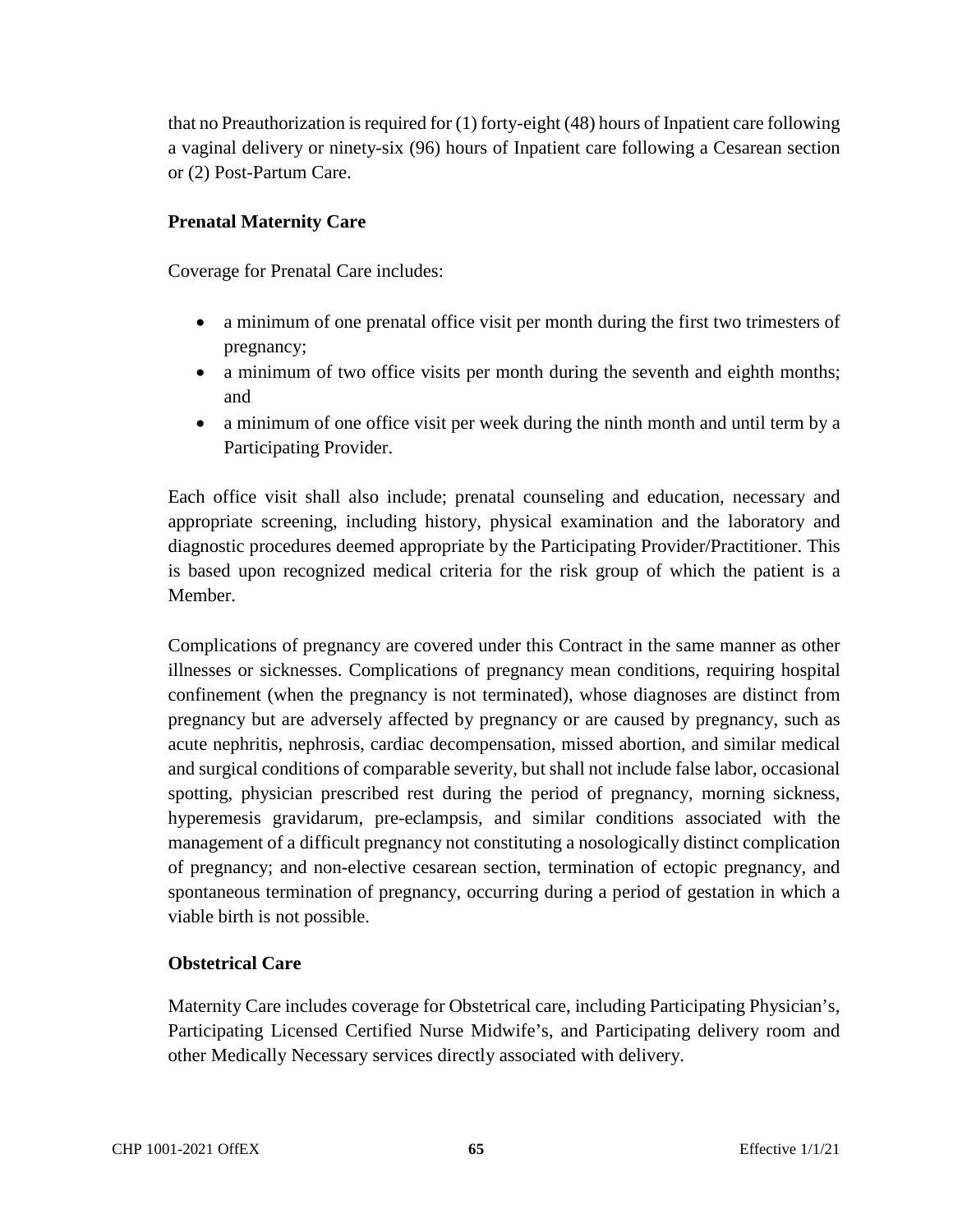that no Preauthorization is required for (1) forty-eight (48) hours of Inpatient care following a vaginal delivery or ninety-six (96) hours of Inpatient care following a Cesarean section or (2) Post-Partum Care.

**Prenatal Maternity Care**

Coverage for Prenatal Care includes:

- a minimum of one prenatal office visit per month during the first two trimesters of pregnancy;
- a minimum of two office visits per month during the seventh and eighth months; and
- a minimum of one office visit per week during the ninth month and until term by a Participating Provider.

Each office visit shall also include; prenatal counseling and education, necessary and appropriate screening, including history, physical examination and the laboratory and diagnostic procedures deemed appropriate by the Participating Provider/Practitioner. This is based upon recognized medical criteria for the risk group of which the patient is a Member.

Complications of pregnancy are covered under this Contract in the same manner as other illnesses or sicknesses. Complications of pregnancy mean conditions, requiring hospital confinement (when the pregnancy is not terminated), whose diagnoses are distinct from pregnancy but are adversely affected by pregnancy or are caused by pregnancy, such as acute nephritis, nephrosis, cardiac decompensation, missed abortion, and similar medical and surgical conditions of comparable severity, but shall not include false labor, occasional spotting, physician prescribed rest during the period of pregnancy, morning sickness, hyperemesis gravidarum, pre-eclampsia, and similar conditions associated with the management of a difficult pregnancy not constituting a nosologically distinct complication of pregnancy; and non-elective cesarean section, termination of ectopic pregnancy, and spontaneous termination of pregnancy, occurring during a period of gestation in which a viable birth is not possible.

**Obstetrical Care**

Maternity Care includes coverage for Obstetrical care, including Participating Physician's, Participating Licensed Certified Nurse Midwife's, and Participating delivery room and other Medically Necessary services directly associated with delivery.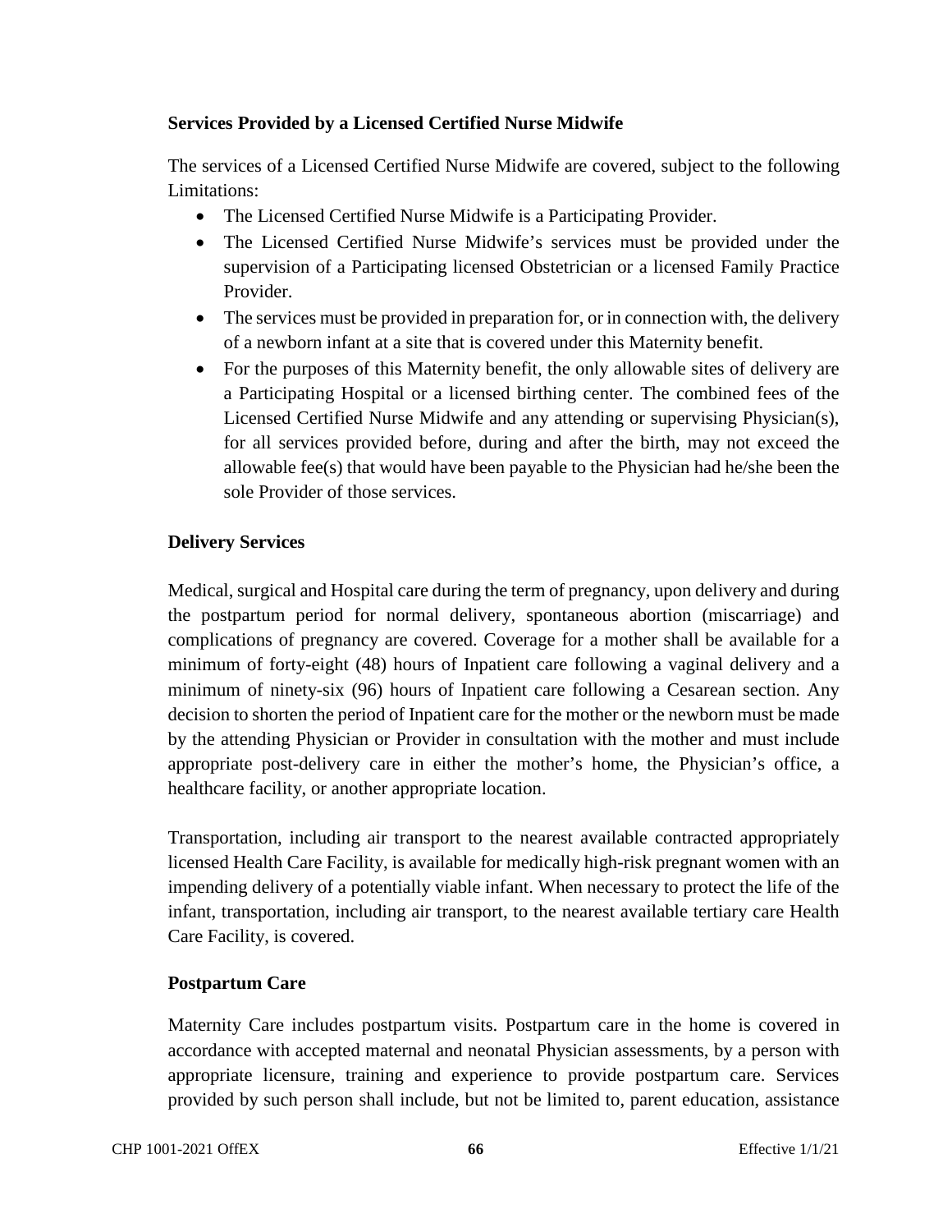**Services Provided by a Licensed Certified Nurse Midwife**

The services of a Licensed Certified Nurse Midwife are covered, subject to the following Limitations:

- The Licensed Certified Nurse Midwife is a Participating Provider.
- The Licensed Certified Nurse Midwife's services must be provided under the supervision of a Participating licensed Obstetrician or a licensed Family Practice Provider.
- The services must be provided in preparation for, or in connection with, the delivery of a newborn infant at a site that is covered under this Maternity benefit.
- For the purposes of this Maternity benefit, the only allowable sites of delivery are a Participating Hospital or a licensed birthing center. The combined fees of the Licensed Certified Nurse Midwife and any attending or supervising Physician(s), for all services provided before, during and after the birth, may not exceed the allowable fee(s) that would have been payable to the Physician had he/she been the sole Provider of those services.

**Delivery Services**

Medical, surgical and Hospital care during the term of pregnancy, upon delivery and during the postpartum period for normal delivery, spontaneous abortion (miscarriage) and complications of pregnancy are covered. Coverage for a mother shall be available for a minimum of forty-eight (48) hours of Inpatient care following a vaginal delivery and a minimum of ninety-six (96) hours of Inpatient care following a Cesarean section. Any decision to shorten the period of Inpatient care for the mother or the newborn must be made by the attending Physician or Provider in consultation with the mother and must include appropriate post-delivery care in either the mother's home, the Physician's office, a healthcare facility, or another appropriate location.

Transportation, including air transport to the nearest available contracted appropriately licensed Health Care Facility, is available for medically high-risk pregnant women with an impending delivery of a potentially viable infant. When necessary to protect the life of the infant, transportation, including air transport, to the nearest available tertiary care Health Care Facility, is covered.

**Postpartum Care**

Maternity Care includes postpartum visits. Postpartum care in the home is covered in accordance with accepted maternal and neonatal Physician assessments, by a person with appropriate licensure, training and experience to provide postpartum care. Services provided by such person shall include, but not be limited to, parent education, assistance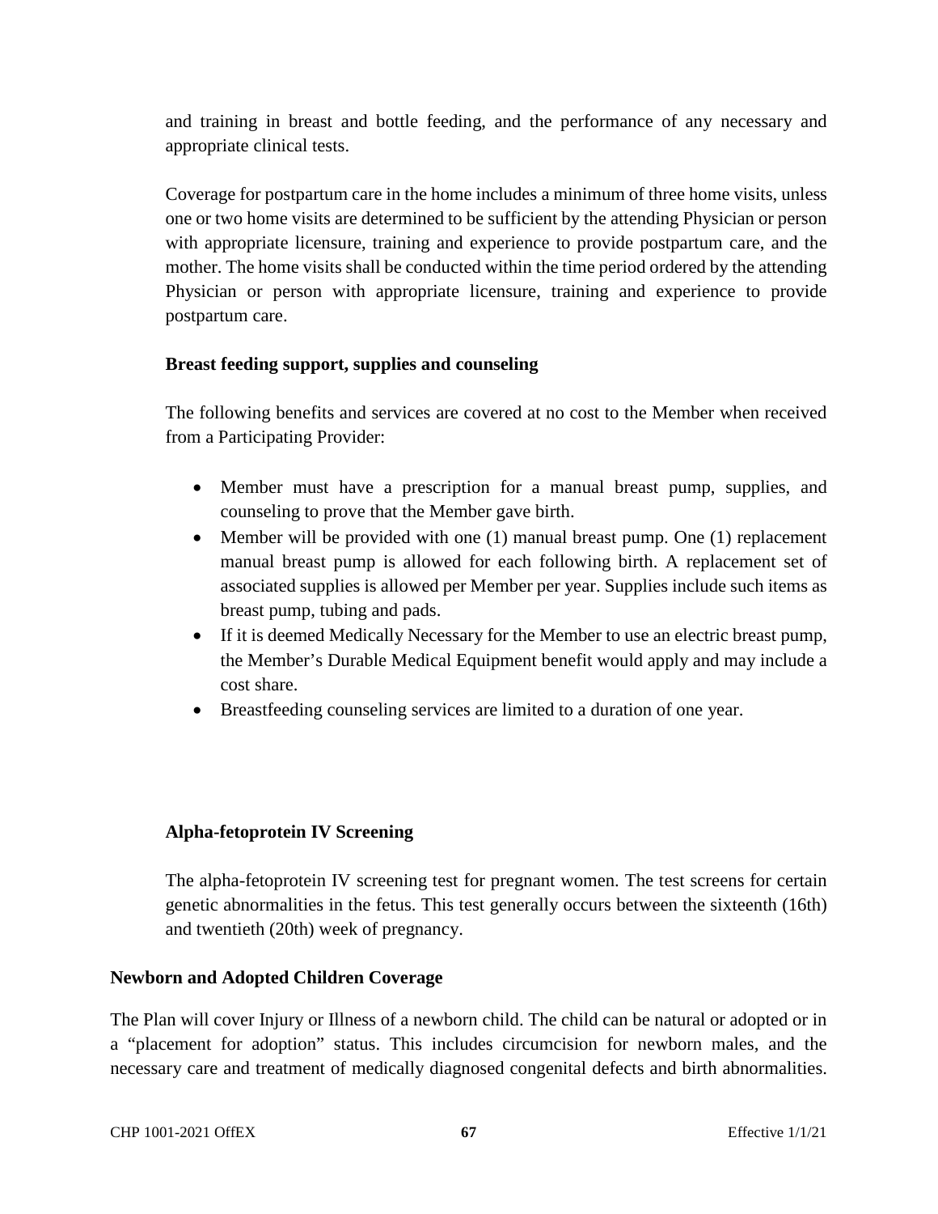and training in breast and bottle feeding, and the performance of any necessary and appropriate clinical tests.

Coverage for postpartum care in the home includes a minimum of three home visits, unless one or two home visits are determined to be sufficient by the attending Physician or person with appropriate licensure, training and experience to provide postpartum care, and the mother. The home visits shall be conducted within the time period ordered by the attending Physician or person with appropriate licensure, training and experience to provide postpartum care.

**Breast feeding support, supplies and counseling**

The following benefits and services are covered at no cost to the Member when received from a Participating Provider:

- Member must have a prescription for a manual breast pump, supplies, and counseling to prove that the Member gave birth.
- Member will be provided with one (1) manual breast pump. One (1) replacement manual breast pump is allowed for each following birth. A replacement set of associated supplies is allowed per Member per year. Supplies include such items as breast pump, tubing and pads.
- If it is deemed Medically Necessary for the Member to use an electric breast pump, the Member's Durable Medical Equipment benefit would apply and may include a cost share.
- Breastfeeding counseling services are limited to a duration of one year.

**Alpha-fetoprotein IV Screening**

The alpha-fetoprotein IV screening test for pregnant women. The test screens for certain genetic abnormalities in the fetus. This test generally occurs between the sixteenth (16th) and twentieth (20th) week of pregnancy.

**Newborn and Adopted Children Coverage**

The Plan will cover Injury or Illness of a newborn child. The child can be natural or adopted or in a "placement for adoption" status. This includes circumcision for newborn males, and the necessary care and treatment of medically diagnosed congenital defects and birth abnormalities.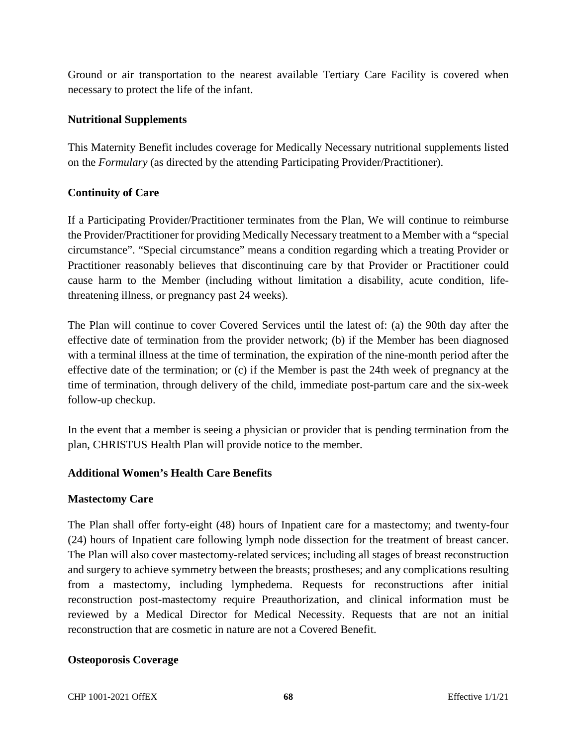Ground or air transportation to the nearest available Tertiary Care Facility is covered when necessary to protect the life of the infant.

**Nutritional Supplements**

This Maternity Benefit includes coverage for Medically Necessary nutritional supplements listed on the *Formulary* (as directed by the attending Participating Provider/Practitioner).

**Continuity of Care**

If a Participating Provider/Practitioner terminates from the Plan, We will continue to reimburse the Provider/Practitioner for providing Medically Necessary treatment to a Member with a "special circumstance". "Special circumstance" means a condition regarding which a treating Provider or Practitioner reasonably believes that discontinuing care by that Provider or Practitioner could cause harm to the Member (including without limitation a disability, acute condition, life-threatening illness, or pregnancy past 24 weeks).

The Plan will continue to cover Covered Services until the latest of: (a) the 90th day after the effective date of termination from the provider network; (b) if the Member has been diagnosed with a terminal illness at the time of termination, the expiration of the nine-month period after the effective date of the termination; or (c) if the Member is past the 24th week of pregnancy at the time of termination, through delivery of the child, immediate post-partum care and the six-week follow-up checkup.

In the event that a member is seeing a physician or provider that is pending termination from the plan, CHRISTUS Health Plan will provide notice to the member.

**Additional Women's Health Care Benefits**

**Mastectomy Care**

The Plan shall offer forty-eight (48) hours of Inpatient care for a mastectomy; and twenty-four (24) hours of Inpatient care following lymph node dissection for the treatment of breast cancer. The Plan will also cover mastectomy-related services; including all stages of breast reconstruction and surgery to achieve symmetry between the breasts; prostheses; and any complications resulting from a mastectomy, including lymphedema. Requests for reconstructions after initial reconstruction post-mastectomy require Preauthorization, and clinical information must be reviewed by a Medical Director for Medical Necessity. Requests that are not an initial reconstruction that are cosmetic in nature are not a Covered Benefit.

**Osteoporosis Coverage**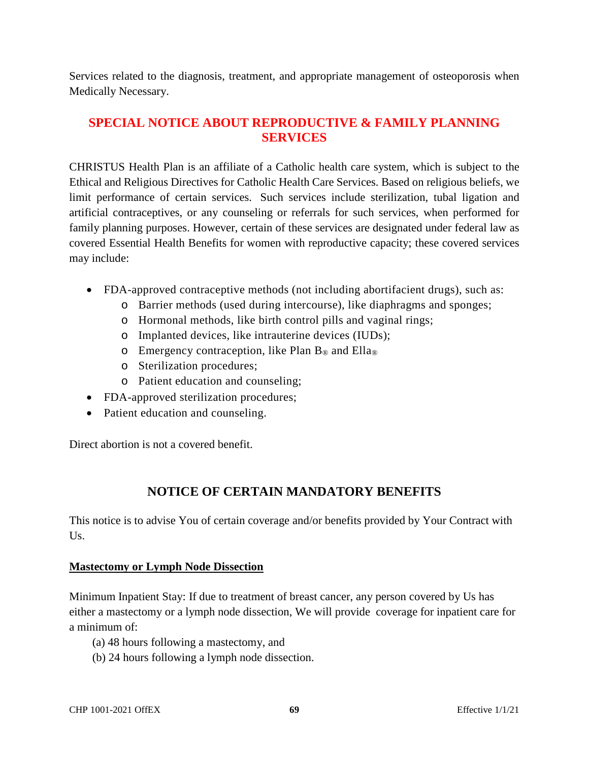Services related to the diagnosis, treatment, and appropriate management of osteoporosis when Medically Necessary.

## SPECIAL NOTICE ABOUT REPRODUCTIVE & FAMILY PLANNING SERVICES

CHRISTUS Health Plan is an affiliate of a Catholic health care system, which is subject to the Ethical and Religious Directives for Catholic Health Care Services. Based on religious beliefs, we limit performance of certain services. Such services include sterilization, tubal ligation and artificial contraceptives, or any counseling or referrals for such services, when performed for family planning purposes. However, certain of these services are designated under federal law as covered Essential Health Benefits for women with reproductive capacity; these covered services may include:

- FDA-approved contraceptive methods (not including abortifacient drugs), such as:
  - Barrier methods (used during intercourse), like diaphragms and sponges;
  - Hormonal methods, like birth control pills and vaginal rings;
  - Implanted devices, like intrauterine devices (IUDs);
  - Emergency contraception, like Plan B® and Ella®
  - Sterilization procedures;
  - Patient education and counseling;
- FDA-approved sterilization procedures;
- Patient education and counseling.

Direct abortion is not a covered benefit.

## NOTICE OF CERTAIN MANDATORY BENEFITS

This notice is to advise You of certain coverage and/or benefits provided by Your Contract with Us.

**Mastectomy or Lymph Node Dissection**

Minimum Inpatient Stay: If due to treatment of breast cancer, any person covered by Us has either a mastectomy or a lymph node dissection, We will provide coverage for inpatient care for a minimum of:

(a) 48 hours following a mastectomy, and
(b) 24 hours following a lymph node dissection.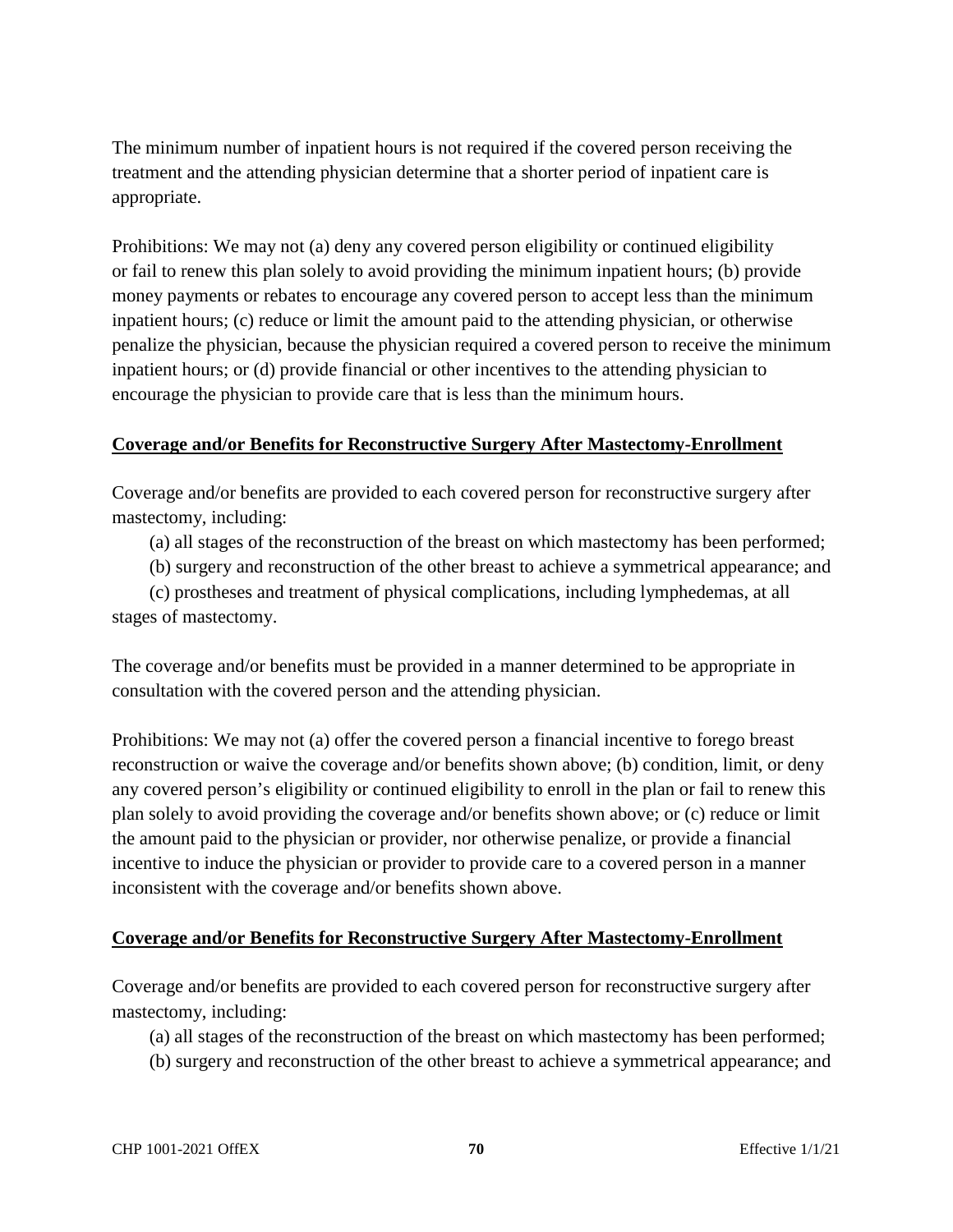The minimum number of inpatient hours is not required if the covered person receiving the treatment and the attending physician determine that a shorter period of inpatient care is appropriate.

Prohibitions: We may not (a) deny any covered person eligibility or continued eligibility or fail to renew this plan solely to avoid providing the minimum inpatient hours; (b) provide money payments or rebates to encourage any covered person to accept less than the minimum inpatient hours; (c) reduce or limit the amount paid to the attending physician, or otherwise penalize the physician, because the physician required a covered person to receive the minimum inpatient hours; or (d) provide financial or other incentives to the attending physician to encourage the physician to provide care that is less than the minimum hours.

**Coverage and/or Benefits for Reconstructive Surgery After Mastectomy-Enrollment**

Coverage and/or benefits are provided to each covered person for reconstructive surgery after mastectomy, including:

(a) all stages of the reconstruction of the breast on which mastectomy has been performed;

(b) surgery and reconstruction of the other breast to achieve a symmetrical appearance; and

(c) prostheses and treatment of physical complications, including lymphedemas, at all stages of mastectomy.

The coverage and/or benefits must be provided in a manner determined to be appropriate in consultation with the covered person and the attending physician.

Prohibitions: We may not (a) offer the covered person a financial incentive to forego breast reconstruction or waive the coverage and/or benefits shown above; (b) condition, limit, or deny any covered person's eligibility or continued eligibility to enroll in the plan or fail to renew this plan solely to avoid providing the coverage and/or benefits shown above; or (c) reduce or limit the amount paid to the physician or provider, nor otherwise penalize, or provide a financial incentive to induce the physician or provider to provide care to a covered person in a manner inconsistent with the coverage and/or benefits shown above.

**Coverage and/or Benefits for Reconstructive Surgery After Mastectomy-Enrollment**

Coverage and/or benefits are provided to each covered person for reconstructive surgery after mastectomy, including:

(a) all stages of the reconstruction of the breast on which mastectomy has been performed;

(b) surgery and reconstruction of the other breast to achieve a symmetrical appearance; and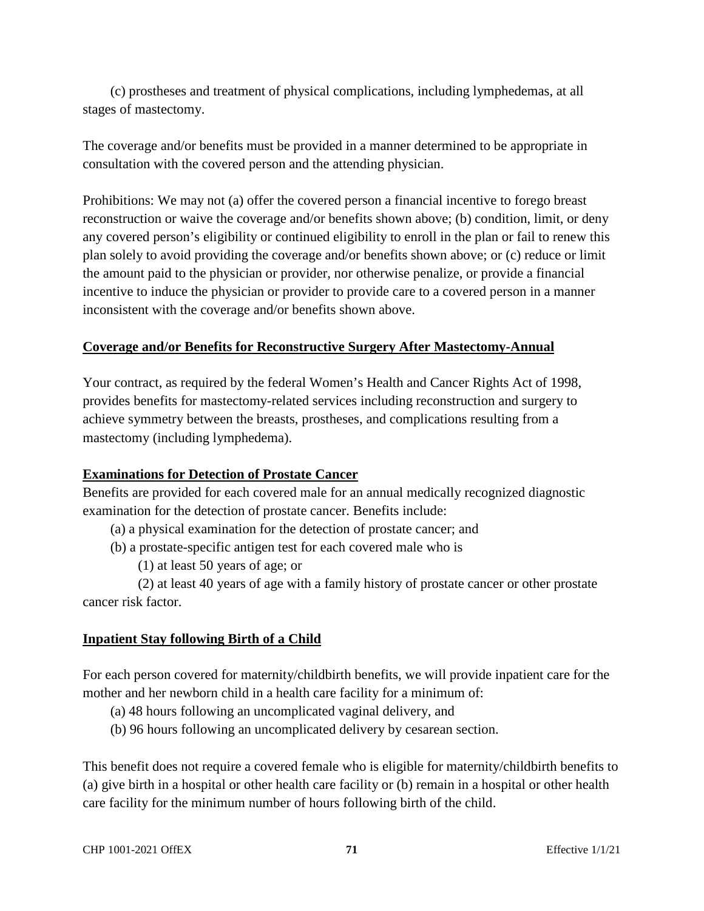(c) prostheses and treatment of physical complications, including lymphedemas, at all stages of mastectomy.

The coverage and/or benefits must be provided in a manner determined to be appropriate in consultation with the covered person and the attending physician.

Prohibitions: We may not (a) offer the covered person a financial incentive to forego breast reconstruction or waive the coverage and/or benefits shown above; (b) condition, limit, or deny any covered person's eligibility or continued eligibility to enroll in the plan or fail to renew this plan solely to avoid providing the coverage and/or benefits shown above; or (c) reduce or limit the amount paid to the physician or provider, nor otherwise penalize, or provide a financial incentive to induce the physician or provider to provide care to a covered person in a manner inconsistent with the coverage and/or benefits shown above.

## Coverage and/or Benefits for Reconstructive Surgery After Mastectomy-Annual

Your contract, as required by the federal Women's Health and Cancer Rights Act of 1998, provides benefits for mastectomy-related services including reconstruction and surgery to achieve symmetry between the breasts, prostheses, and complications resulting from a mastectomy (including lymphedema).

## Examinations for Detection of Prostate Cancer

Benefits are provided for each covered male for an annual medically recognized diagnostic examination for the detection of prostate cancer. Benefits include:

(a) a physical examination for the detection of prostate cancer; and

(b) a prostate-specific antigen test for each covered male who is

(1) at least 50 years of age; or

(2) at least 40 years of age with a family history of prostate cancer or other prostate cancer risk factor.

## Inpatient Stay following Birth of a Child

For each person covered for maternity/childbirth benefits, we will provide inpatient care for the mother and her newborn child in a health care facility for a minimum of:

(a) 48 hours following an uncomplicated vaginal delivery, and

(b) 96 hours following an uncomplicated delivery by cesarean section.

This benefit does not require a covered female who is eligible for maternity/childbirth benefits to (a) give birth in a hospital or other health care facility or (b) remain in a hospital or other health care facility for the minimum number of hours following birth of the child.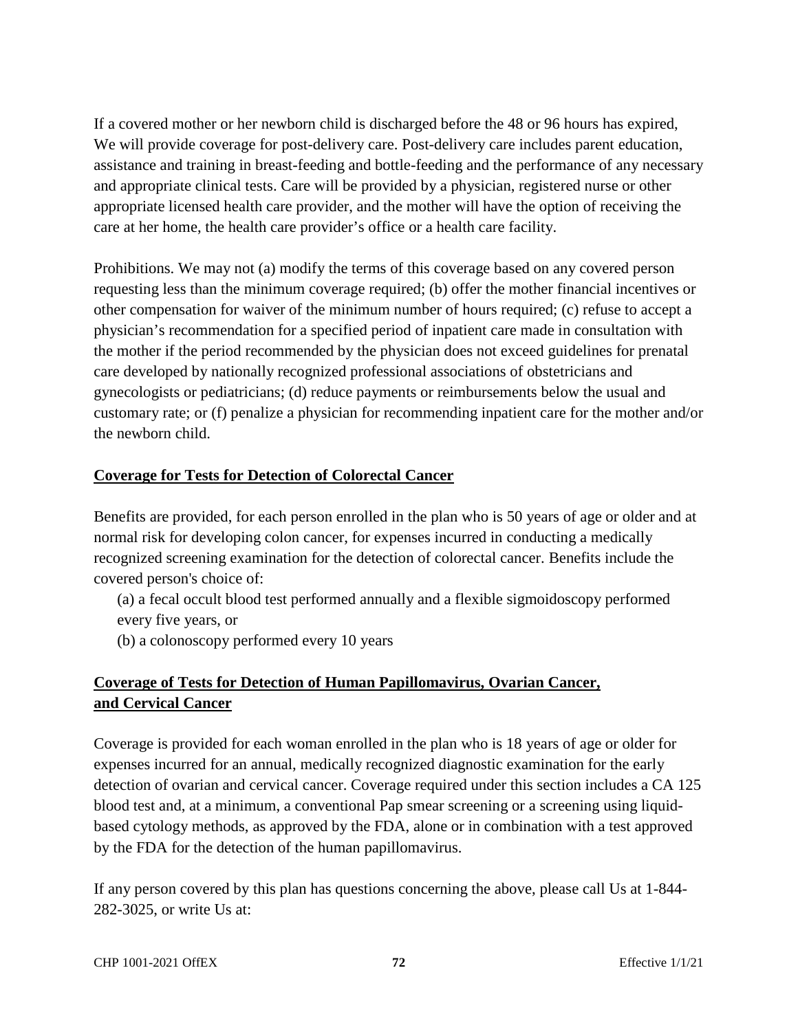If a covered mother or her newborn child is discharged before the 48 or 96 hours has expired, We will provide coverage for post-delivery care. Post-delivery care includes parent education, assistance and training in breast-feeding and bottle-feeding and the performance of any necessary and appropriate clinical tests. Care will be provided by a physician, registered nurse or other appropriate licensed health care provider, and the mother will have the option of receiving the care at her home, the health care provider's office or a health care facility.

Prohibitions. We may not (a) modify the terms of this coverage based on any covered person requesting less than the minimum coverage required; (b) offer the mother financial incentives or other compensation for waiver of the minimum number of hours required; (c) refuse to accept a physician's recommendation for a specified period of inpatient care made in consultation with the mother if the period recommended by the physician does not exceed guidelines for prenatal care developed by nationally recognized professional associations of obstetricians and gynecologists or pediatricians; (d) reduce payments or reimbursements below the usual and customary rate; or (f) penalize a physician for recommending inpatient care for the mother and/or the newborn child.

## Coverage for Tests for Detection of Colorectal Cancer

Benefits are provided, for each person enrolled in the plan who is 50 years of age or older and at normal risk for developing colon cancer, for expenses incurred in conducting a medically recognized screening examination for the detection of colorectal cancer. Benefits include the covered person's choice of:

(a) a fecal occult blood test performed annually and a flexible sigmoidoscopy performed every five years, or

(b) a colonoscopy performed every 10 years

## Coverage of Tests for Detection of Human Papillomavirus, Ovarian Cancer, and Cervical Cancer

Coverage is provided for each woman enrolled in the plan who is 18 years of age or older for expenses incurred for an annual, medically recognized diagnostic examination for the early detection of ovarian and cervical cancer. Coverage required under this section includes a CA 125 blood test and, at a minimum, a conventional Pap smear screening or a screening using liquid-based cytology methods, as approved by the FDA, alone or in combination with a test approved by the FDA for the detection of the human papillomavirus.

If any person covered by this plan has questions concerning the above, please call Us at 1-844-282-3025, or write Us at: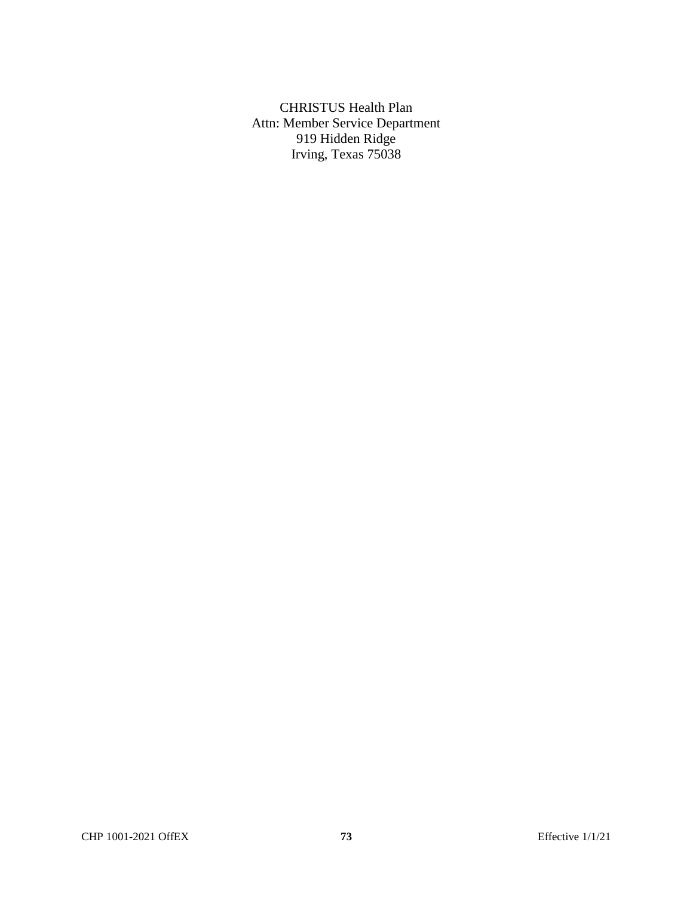CHRISTUS Health Plan
Attn: Member Service Department
919 Hidden Ridge
Irving, Texas 75038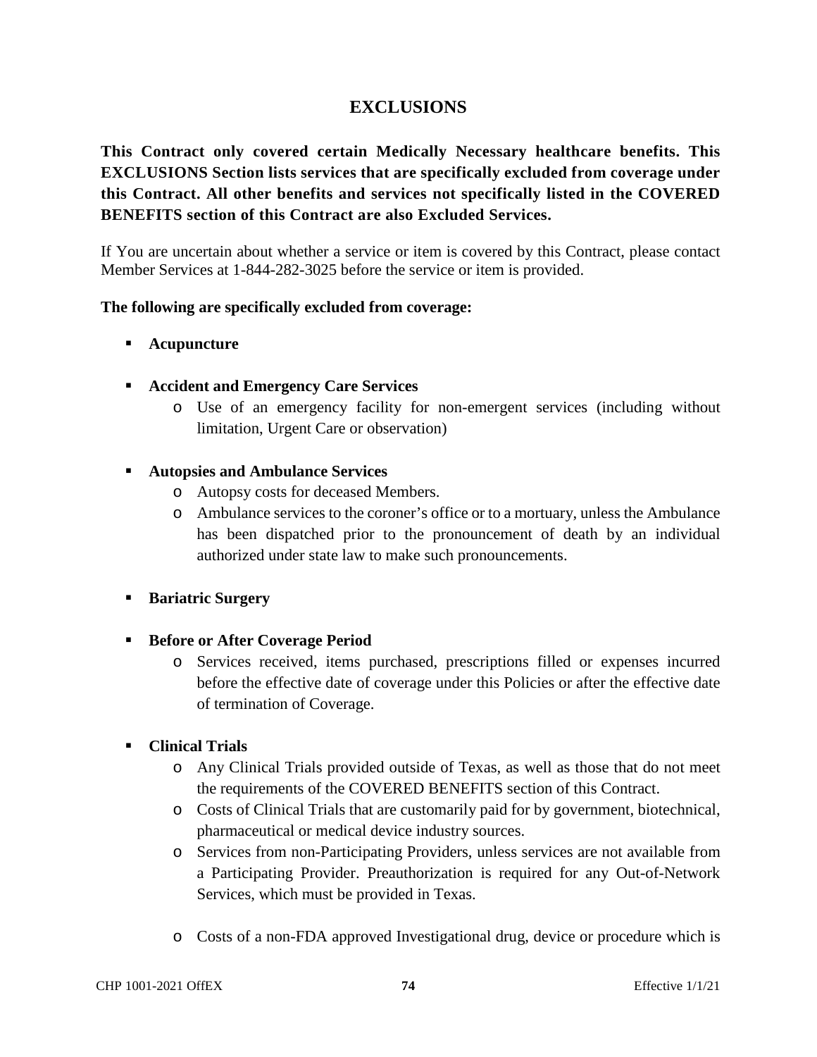# EXCLUSIONS

**This Contract only covered certain Medically Necessary healthcare benefits. This EXCLUSIONS Section lists services that are specifically excluded from coverage under this Contract. All other benefits and services not specifically listed in the COVERED BENEFITS section of this Contract are also Excluded Services.**

If You are uncertain about whether a service or item is covered by this Contract, please contact Member Services at 1-844-282-3025 before the service or item is provided.

**The following are specifically excluded from coverage:**

- **Acupuncture**

- **Accident and Emergency Care Services**
  - Use of an emergency facility for non-emergent services (including without limitation, Urgent Care or observation)

- **Autopsies and Ambulance Services**
  - Autopsy costs for deceased Members.
  - Ambulance services to the coroner's office or to a mortuary, unless the Ambulance has been dispatched prior to the pronouncement of death by an individual authorized under state law to make such pronouncements.

- **Bariatric Surgery**

- **Before or After Coverage Period**
  - Services received, items purchased, prescriptions filled or expenses incurred before the effective date of coverage under this Policies or after the effective date of termination of Coverage.

- **Clinical Trials**
  - Any Clinical Trials provided outside of Texas, as well as those that do not meet the requirements of the COVERED BENEFITS section of this Contract.
  - Costs of Clinical Trials that are customarily paid for by government, biotechnical, pharmaceutical or medical device industry sources.
  - Services from non-Participating Providers, unless services are not available from a Participating Provider. Preauthorization is required for any Out-of-Network Services, which must be provided in Texas.
  - Costs of a non-FDA approved Investigational drug, device or procedure which is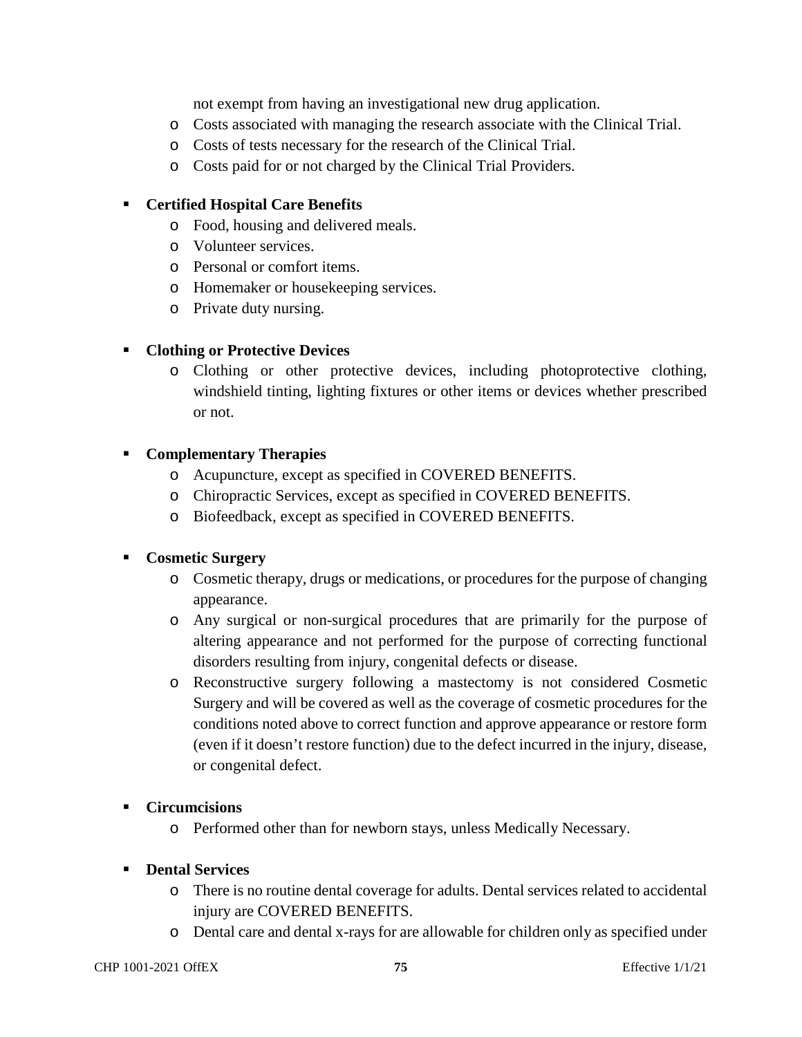not exempt from having an investigational new drug application.
  - Costs associated with managing the research associate with the Clinical Trial.
  - Costs of tests necessary for the research of the Clinical Trial.
  - Costs paid for or not charged by the Clinical Trial Providers.

- **Certified Hospital Care Benefits**
  - Food, housing and delivered meals.
  - Volunteer services.
  - Personal or comfort items.
  - Homemaker or housekeeping services.
  - Private duty nursing.

- **Clothing or Protective Devices**
  - Clothing or other protective devices, including photoprotective clothing, windshield tinting, lighting fixtures or other items or devices whether prescribed or not.

- **Complementary Therapies**
  - Acupuncture, except as specified in COVERED BENEFITS.
  - Chiropractic Services, except as specified in COVERED BENEFITS.
  - Biofeedback, except as specified in COVERED BENEFITS.

- **Cosmetic Surgery**
  - Cosmetic therapy, drugs or medications, or procedures for the purpose of changing appearance.
  - Any surgical or non-surgical procedures that are primarily for the purpose of altering appearance and not performed for the purpose of correcting functional disorders resulting from injury, congenital defects or disease.
  - Reconstructive surgery following a mastectomy is not considered Cosmetic Surgery and will be covered as well as the coverage of cosmetic procedures for the conditions noted above to correct function and approve appearance or restore form (even if it doesn't restore function) due to the defect incurred in the injury, disease, or congenital defect.

- **Circumcisions**
  - Performed other than for newborn stays, unless Medically Necessary.

- **Dental Services**
  - There is no routine dental coverage for adults. Dental services related to accidental injury are COVERED BENEFITS.
  - Dental care and dental x-rays for are allowable for children only as specified under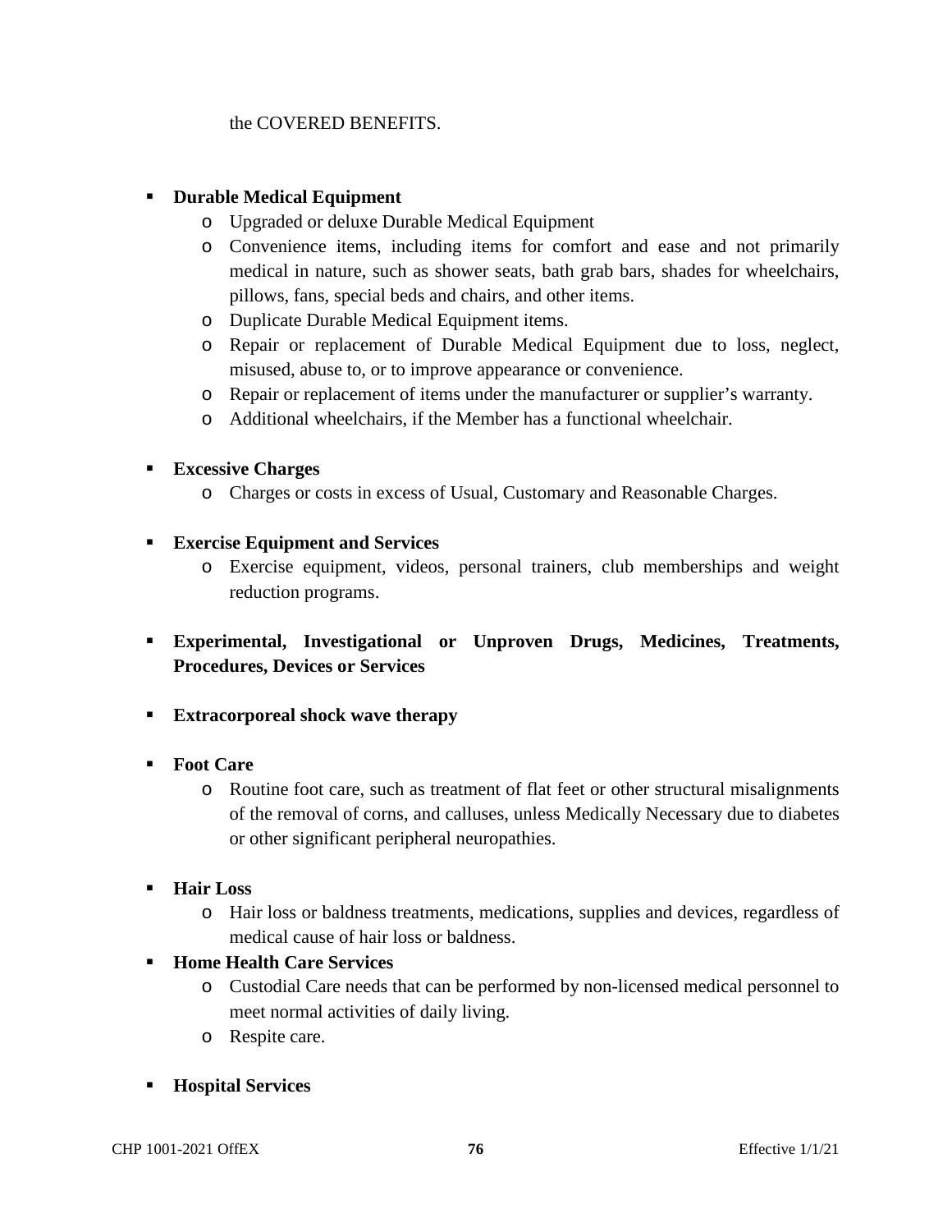the COVERED BENEFITS.

- **Durable Medical Equipment**
  - Upgraded or deluxe Durable Medical Equipment
  - Convenience items, including items for comfort and ease and not primarily medical in nature, such as shower seats, bath grab bars, shades for wheelchairs, pillows, fans, special beds and chairs, and other items.
  - Duplicate Durable Medical Equipment items.
  - Repair or replacement of Durable Medical Equipment due to loss, neglect, misused, abuse to, or to improve appearance or convenience.
  - Repair or replacement of items under the manufacturer or supplier's warranty.
  - Additional wheelchairs, if the Member has a functional wheelchair.

- **Excessive Charges**
  - Charges or costs in excess of Usual, Customary and Reasonable Charges.

- **Exercise Equipment and Services**
  - Exercise equipment, videos, personal trainers, club memberships and weight reduction programs.

- **Experimental, Investigational or Unproven Drugs, Medicines, Treatments, Procedures, Devices or Services**

- **Extracorporeal shock wave therapy**

- **Foot Care**
  - Routine foot care, such as treatment of flat feet or other structural misalignments of the removal of corns, and calluses, unless Medically Necessary due to diabetes or other significant peripheral neuropathies.

- **Hair Loss**
  - Hair loss or baldness treatments, medications, supplies and devices, regardless of medical cause of hair loss or baldness.

- **Home Health Care Services**
  - Custodial Care needs that can be performed by non-licensed medical personnel to meet normal activities of daily living.
  - Respite care.

- **Hospital Services**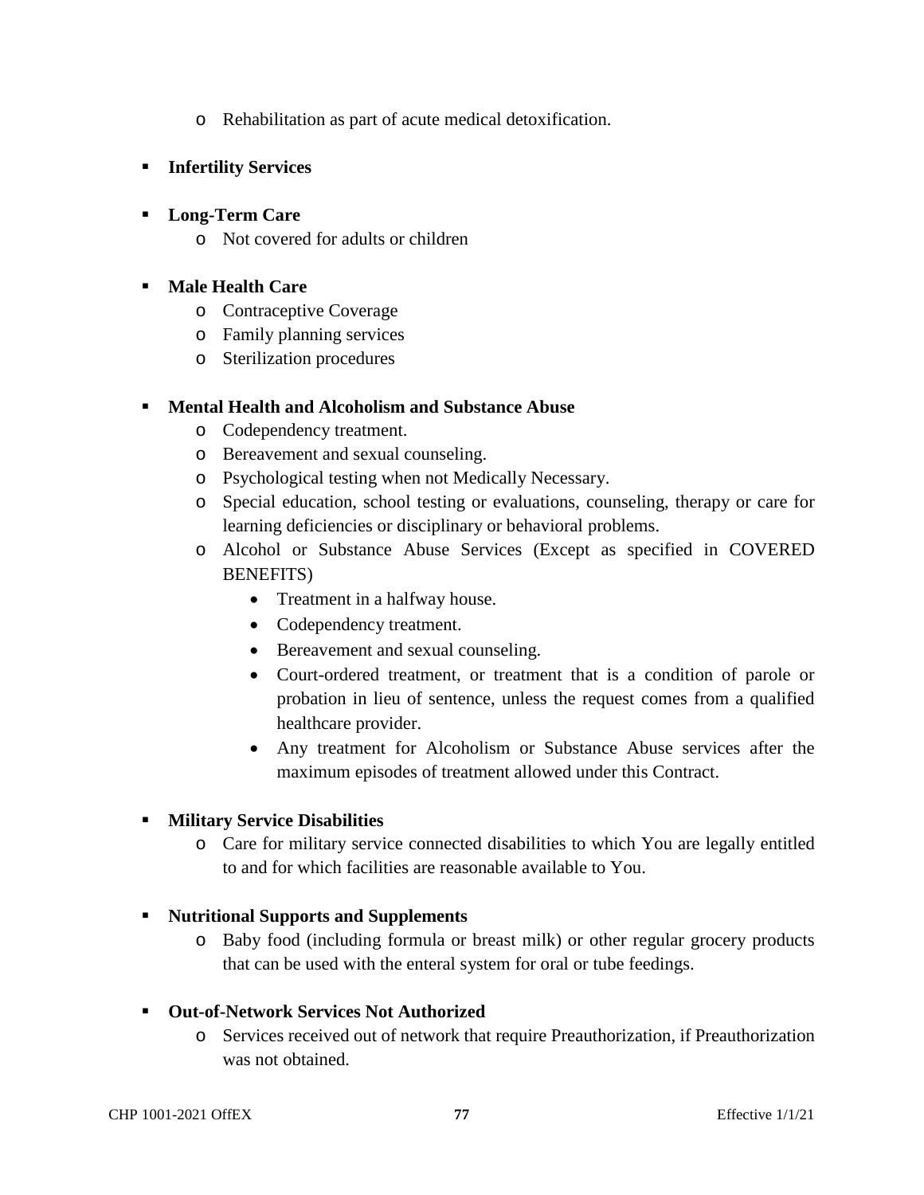- Rehabilitation as part of acute medical detoxification.

- **Infertility Services**

- **Long-Term Care**
  - Not covered for adults or children

- **Male Health Care**
  - Contraceptive Coverage
  - Family planning services
  - Sterilization procedures

- **Mental Health and Alcoholism and Substance Abuse**
  - Codependency treatment.
  - Bereavement and sexual counseling.
  - Psychological testing when not Medically Necessary.
  - Special education, school testing or evaluations, counseling, therapy or care for learning deficiencies or disciplinary or behavioral problems.
  - Alcohol or Substance Abuse Services (Except as specified in COVERED BENEFITS)
    - Treatment in a halfway house.
    - Codependency treatment.
    - Bereavement and sexual counseling.
    - Court-ordered treatment, or treatment that is a condition of parole or probation in lieu of sentence, unless the request comes from a qualified healthcare provider.
    - Any treatment for Alcoholism or Substance Abuse services after the maximum episodes of treatment allowed under this Contract.

- **Military Service Disabilities**
  - Care for military service connected disabilities to which You are legally entitled to and for which facilities are reasonable available to You.

- **Nutritional Supports and Supplements**
  - Baby food (including formula or breast milk) or other regular grocery products that can be used with the enteral system for oral or tube feedings.

- **Out-of-Network Services Not Authorized**
  - Services received out of network that require Preauthorization, if Preauthorization was not obtained.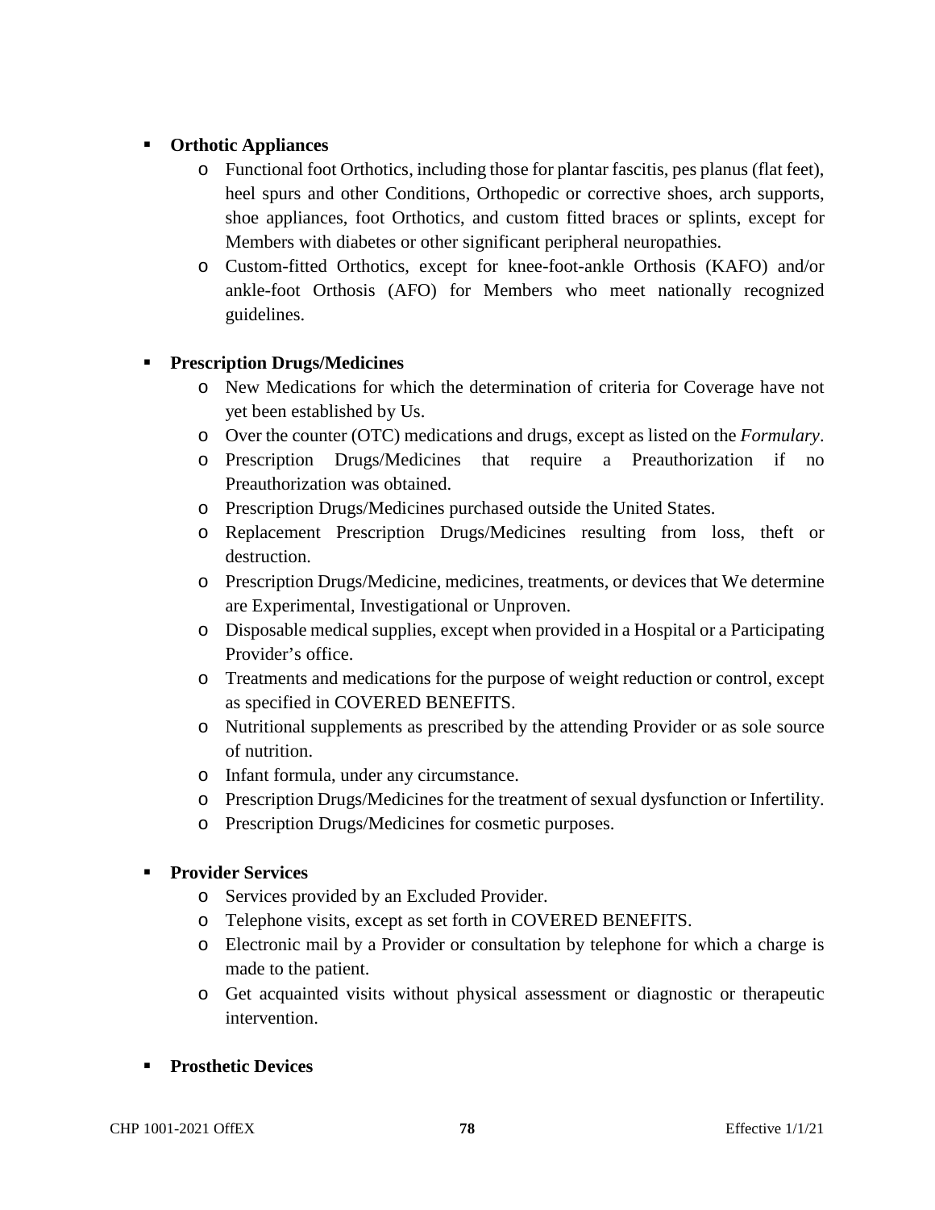- **Orthotic Appliances**
    - Functional foot Orthotics, including those for plantar fascitis, pes planus (flat feet), heel spurs and other Conditions, Orthopedic or corrective shoes, arch supports, shoe appliances, foot Orthotics, and custom fitted braces or splints, except for Members with diabetes or other significant peripheral neuropathies.
    - Custom-fitted Orthotics, except for knee-foot-ankle Orthosis (KAFO) and/or ankle-foot Orthosis (AFO) for Members who meet nationally recognized guidelines.

- **Prescription Drugs/Medicines**
    - New Medications for which the determination of criteria for Coverage have not yet been established by Us.
    - Over the counter (OTC) medications and drugs, except as listed on the *Formulary*.
    - Prescription Drugs/Medicines that require a Preauthorization if no Preauthorization was obtained.
    - Prescription Drugs/Medicines purchased outside the United States.
    - Replacement Prescription Drugs/Medicines resulting from loss, theft or destruction.
    - Prescription Drugs/Medicine, medicines, treatments, or devices that We determine are Experimental, Investigational or Unproven.
    - Disposable medical supplies, except when provided in a Hospital or a Participating Provider's office.
    - Treatments and medications for the purpose of weight reduction or control, except as specified in COVERED BENEFITS.
    - Nutritional supplements as prescribed by the attending Provider or as sole source of nutrition.
    - Infant formula, under any circumstance.
    - Prescription Drugs/Medicines for the treatment of sexual dysfunction or Infertility.
    - Prescription Drugs/Medicines for cosmetic purposes.

- **Provider Services**
    - Services provided by an Excluded Provider.
    - Telephone visits, except as set forth in COVERED BENEFITS.
    - Electronic mail by a Provider or consultation by telephone for which a charge is made to the patient.
    - Get acquainted visits without physical assessment or diagnostic or therapeutic intervention.

- **Prosthetic Devices**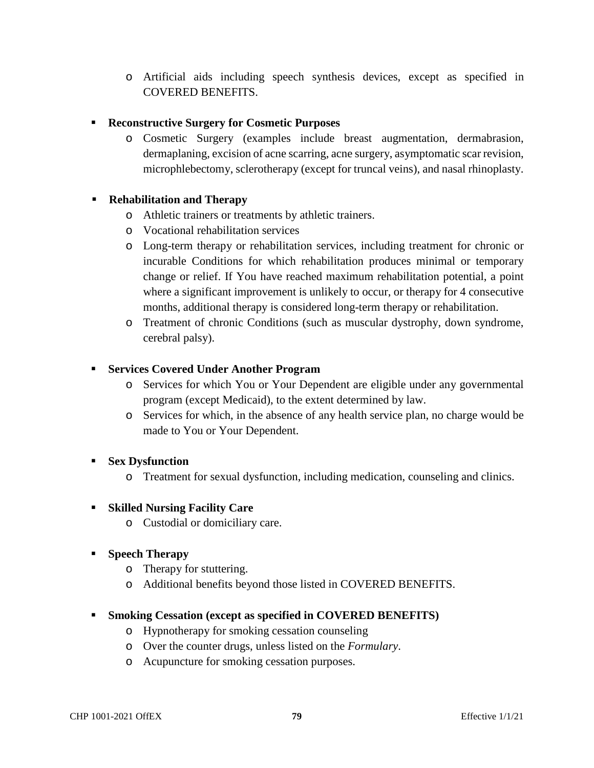- Artificial aids including speech synthesis devices, except as specified in COVERED BENEFITS.

- **Reconstructive Surgery for Cosmetic Purposes**
  - Cosmetic Surgery (examples include breast augmentation, dermabrasion, dermaplaning, excision of acne scarring, acne surgery, asymptomatic scar revision, microphlebectomy, sclerotherapy (except for truncal veins), and nasal rhinoplasty.

- **Rehabilitation and Therapy**
  - Athletic trainers or treatments by athletic trainers.
  - Vocational rehabilitation services
  - Long-term therapy or rehabilitation services, including treatment for chronic or incurable Conditions for which rehabilitation produces minimal or temporary change or relief. If You have reached maximum rehabilitation potential, a point where a significant improvement is unlikely to occur, or therapy for 4 consecutive months, additional therapy is considered long-term therapy or rehabilitation.
  - Treatment of chronic Conditions (such as muscular dystrophy, down syndrome, cerebral palsy).

- **Services Covered Under Another Program**
  - Services for which You or Your Dependent are eligible under any governmental program (except Medicaid), to the extent determined by law.
  - Services for which, in the absence of any health service plan, no charge would be made to You or Your Dependent.

- **Sex Dysfunction**
  - Treatment for sexual dysfunction, including medication, counseling and clinics.

- **Skilled Nursing Facility Care**
  - Custodial or domiciliary care.

- **Speech Therapy**
  - Therapy for stuttering.
  - Additional benefits beyond those listed in COVERED BENEFITS.

- **Smoking Cessation (except as specified in COVERED BENEFITS)**
  - Hypnotherapy for smoking cessation counseling
  - Over the counter drugs, unless listed on the *Formulary*.
  - Acupuncture for smoking cessation purposes.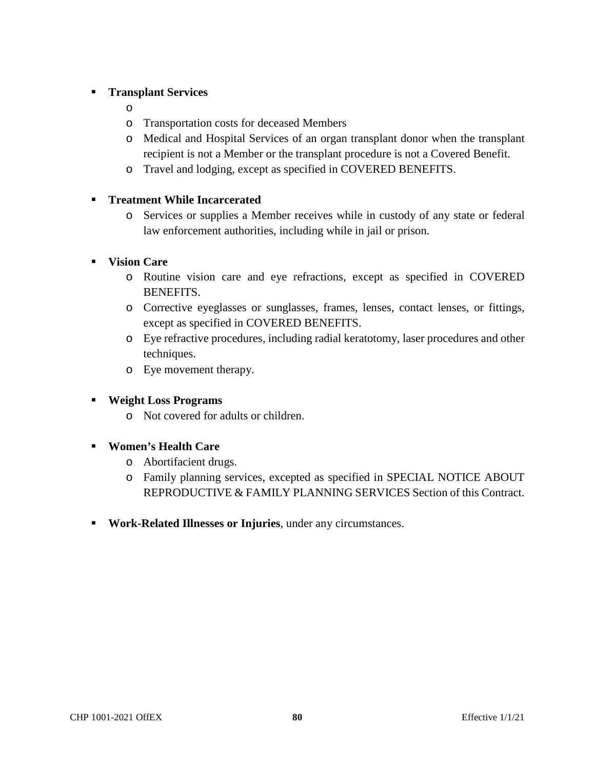- **Transplant Services**
    - 
    - Transportation costs for deceased Members
    - Medical and Hospital Services of an organ transplant donor when the transplant recipient is not a Member or the transplant procedure is not a Covered Benefit.
    - Travel and lodging, except as specified in COVERED BENEFITS.

- **Treatment While Incarcerated**
    - Services or supplies a Member receives while in custody of any state or federal law enforcement authorities, including while in jail or prison.

- **Vision Care**
    - Routine vision care and eye refractions, except as specified in COVERED BENEFITS.
    - Corrective eyeglasses or sunglasses, frames, lenses, contact lenses, or fittings, except as specified in COVERED BENEFITS.
    - Eye refractive procedures, including radial keratotomy, laser procedures and other techniques.
    - Eye movement therapy.

- **Weight Loss Programs**
    - Not covered for adults or children.

- **Women's Health Care**
    - Abortifacient drugs.
    - Family planning services, excepted as specified in SPECIAL NOTICE ABOUT REPRODUCTIVE & FAMILY PLANNING SERVICES Section of this Contract.

- **Work-Related Illnesses or Injuries**, under any circumstances.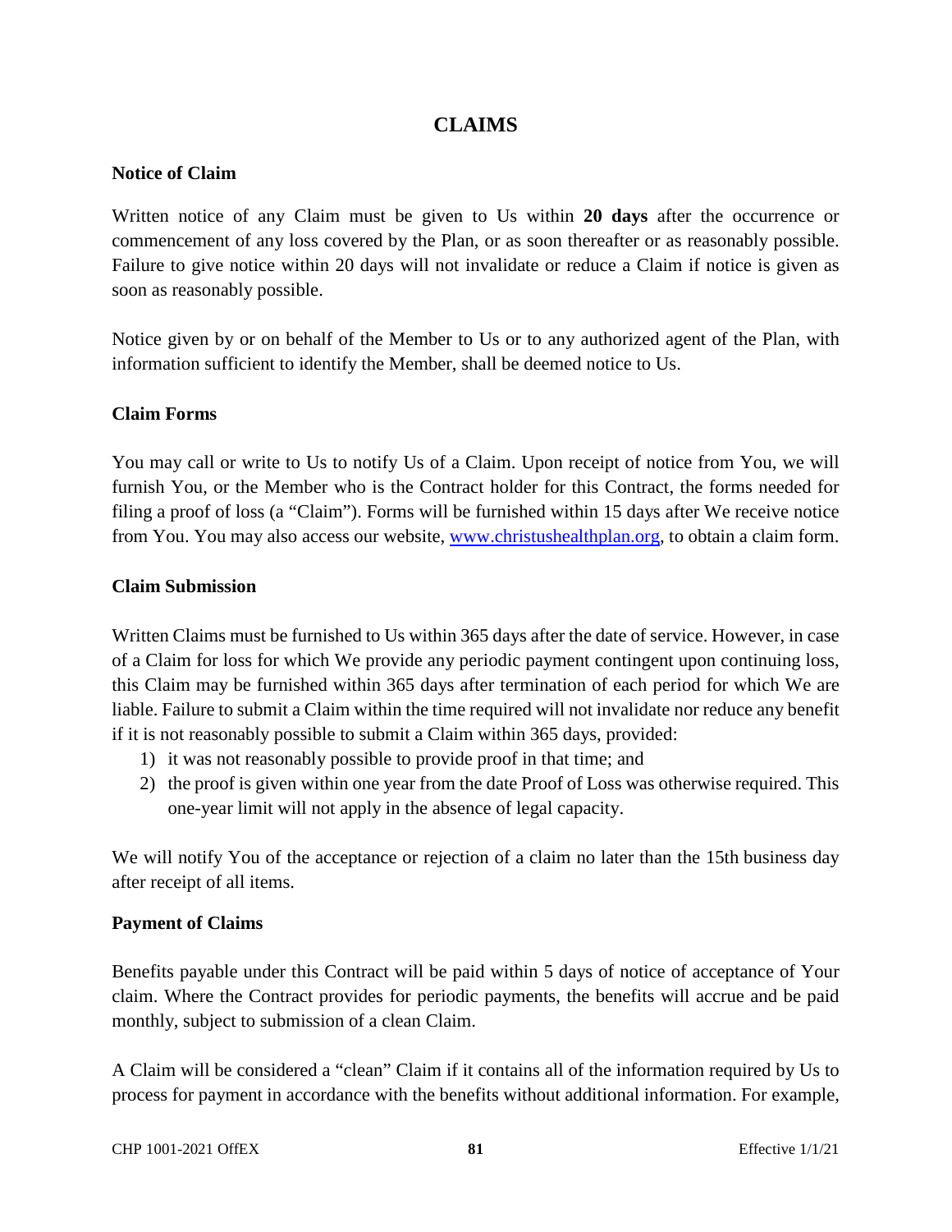# CLAIMS

## Notice of Claim

Written notice of any Claim must be given to Us within **20 days** after the occurrence or commencement of any loss covered by the Plan, or as soon thereafter or as reasonably possible. Failure to give notice within 20 days will not invalidate or reduce a Claim if notice is given as soon as reasonably possible.

Notice given by or on behalf of the Member to Us or to any authorized agent of the Plan, with information sufficient to identify the Member, shall be deemed notice to Us.

## Claim Forms

You may call or write to Us to notify Us of a Claim. Upon receipt of notice from You, we will furnish You, or the Member who is the Contract holder for this Contract, the forms needed for filing a proof of loss (a "Claim"). Forms will be furnished within 15 days after We receive notice from You. You may also access our website, [www.christushealthplan.org](http://www.christushealthplan.org), to obtain a claim form.

## Claim Submission

Written Claims must be furnished to Us within 365 days after the date of service. However, in case of a Claim for loss for which We provide any periodic payment contingent upon continuing loss, this Claim may be furnished within 365 days after termination of each period for which We are liable. Failure to submit a Claim within the time required will not invalidate nor reduce any benefit if it is not reasonably possible to submit a Claim within 365 days, provided:

1) it was not reasonably possible to provide proof in that time; and
2) the proof is given within one year from the date Proof of Loss was otherwise required. This one-year limit will not apply in the absence of legal capacity.

We will notify You of the acceptance or rejection of a claim no later than the 15th business day after receipt of all items.

## Payment of Claims

Benefits payable under this Contract will be paid within 5 days of notice of acceptance of Your claim. Where the Contract provides for periodic payments, the benefits will accrue and be paid monthly, subject to submission of a clean Claim.

A Claim will be considered a "clean" Claim if it contains all of the information required by Us to process for payment in accordance with the benefits without additional information. For example,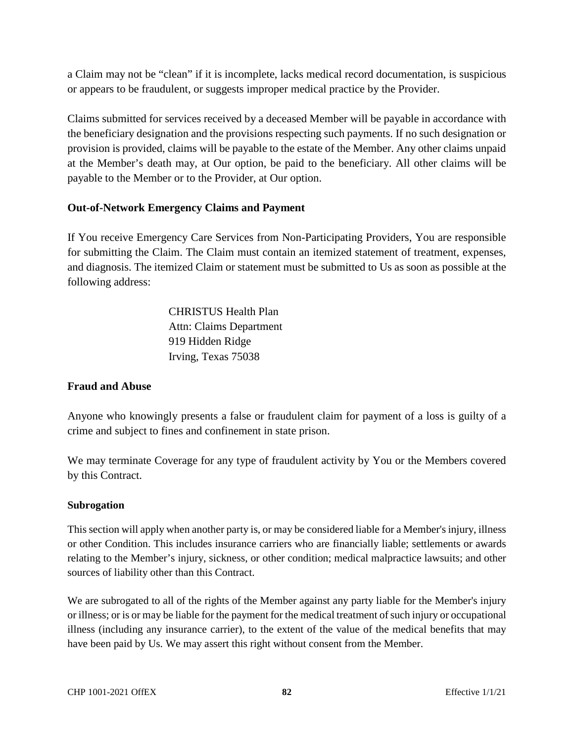a Claim may not be "clean" if it is incomplete, lacks medical record documentation, is suspicious or appears to be fraudulent, or suggests improper medical practice by the Provider.

Claims submitted for services received by a deceased Member will be payable in accordance with the beneficiary designation and the provisions respecting such payments. If no such designation or provision is provided, claims will be payable to the estate of the Member. Any other claims unpaid at the Member's death may, at Our option, be paid to the beneficiary. All other claims will be payable to the Member or to the Provider, at Our option.

**Out-of-Network Emergency Claims and Payment**

If You receive Emergency Care Services from Non-Participating Providers, You are responsible for submitting the Claim. The Claim must contain an itemized statement of treatment, expenses, and diagnosis. The itemized Claim or statement must be submitted to Us as soon as possible at the following address:

> CHRISTUS Health Plan
> Attn: Claims Department
> 919 Hidden Ridge
> Irving, Texas 75038

**Fraud and Abuse**

Anyone who knowingly presents a false or fraudulent claim for payment of a loss is guilty of a crime and subject to fines and confinement in state prison.

We may terminate Coverage for any type of fraudulent activity by You or the Members covered by this Contract.

**Subrogation**

This section will apply when another party is, or may be considered liable for a Member's injury, illness or other Condition. This includes insurance carriers who are financially liable; settlements or awards relating to the Member's injury, sickness, or other condition; medical malpractice lawsuits; and other sources of liability other than this Contract.

We are subrogated to all of the rights of the Member against any party liable for the Member's injury or illness; or is or may be liable for the payment for the medical treatment of such injury or occupational illness (including any insurance carrier), to the extent of the value of the medical benefits that may have been paid by Us. We may assert this right without consent from the Member.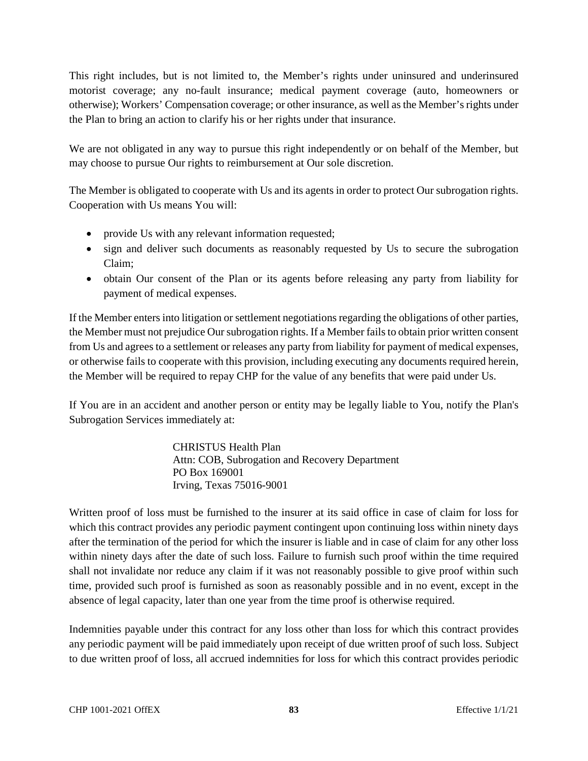This right includes, but is not limited to, the Member's rights under uninsured and underinsured motorist coverage; any no-fault insurance; medical payment coverage (auto, homeowners or otherwise); Workers' Compensation coverage; or other insurance, as well as the Member's rights under the Plan to bring an action to clarify his or her rights under that insurance.

We are not obligated in any way to pursue this right independently or on behalf of the Member, but may choose to pursue Our rights to reimbursement at Our sole discretion.

The Member is obligated to cooperate with Us and its agents in order to protect Our subrogation rights. Cooperation with Us means You will:

- provide Us with any relevant information requested;
- sign and deliver such documents as reasonably requested by Us to secure the subrogation Claim;
- obtain Our consent of the Plan or its agents before releasing any party from liability for payment of medical expenses.

If the Member enters into litigation or settlement negotiations regarding the obligations of other parties, the Member must not prejudice Our subrogation rights. If a Member fails to obtain prior written consent from Us and agrees to a settlement or releases any party from liability for payment of medical expenses, or otherwise fails to cooperate with this provision, including executing any documents required herein, the Member will be required to repay CHP for the value of any benefits that were paid under Us.

If You are in an accident and another person or entity may be legally liable to You, notify the Plan's Subrogation Services immediately at:

> CHRISTUS Health Plan
> Attn: COB, Subrogation and Recovery Department
> PO Box 169001
> Irving, Texas 75016-9001

Written proof of loss must be furnished to the insurer at its said office in case of claim for loss for which this contract provides any periodic payment contingent upon continuing loss within ninety days after the termination of the period for which the insurer is liable and in case of claim for any other loss within ninety days after the date of such loss. Failure to furnish such proof within the time required shall not invalidate nor reduce any claim if it was not reasonably possible to give proof within such time, provided such proof is furnished as soon as reasonably possible and in no event, except in the absence of legal capacity, later than one year from the time proof is otherwise required.

Indemnities payable under this contract for any loss other than loss for which this contract provides any periodic payment will be paid immediately upon receipt of due written proof of such loss. Subject to due written proof of loss, all accrued indemnities for loss for which this contract provides periodic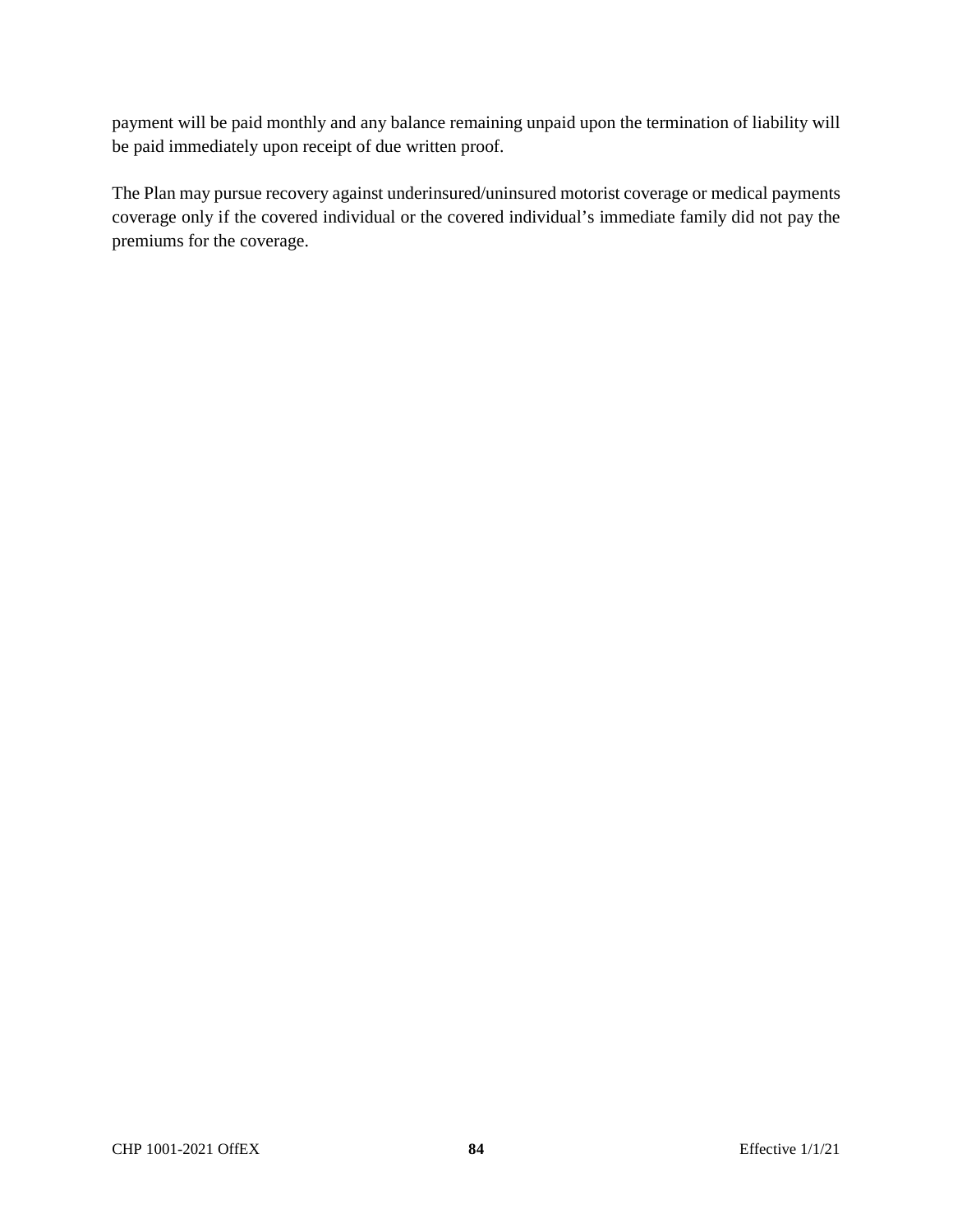payment will be paid monthly and any balance remaining unpaid upon the termination of liability will be paid immediately upon receipt of due written proof.

The Plan may pursue recovery against underinsured/uninsured motorist coverage or medical payments coverage only if the covered individual or the covered individual's immediate family did not pay the premiums for the coverage.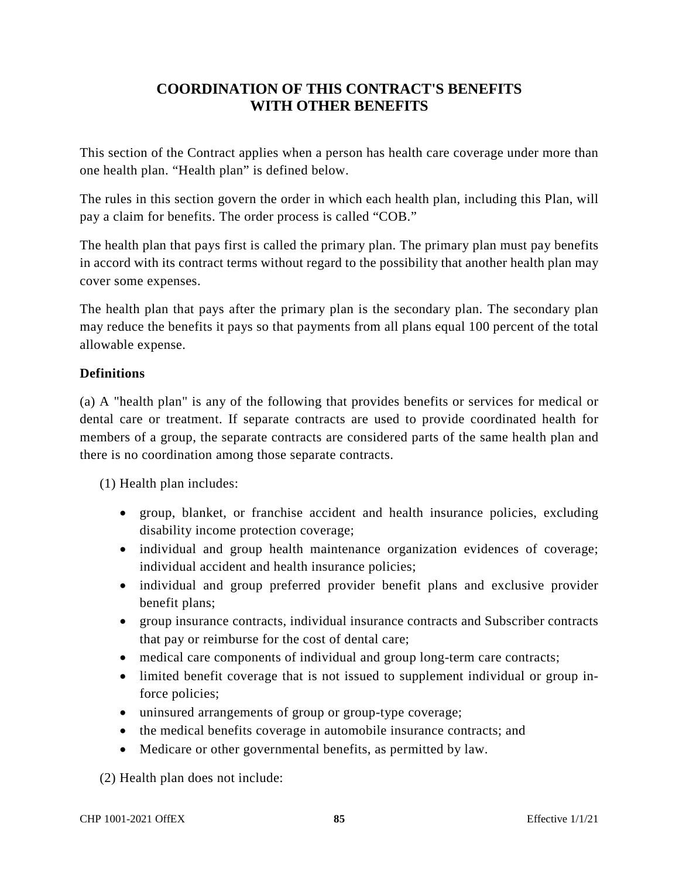# COORDINATION OF THIS CONTRACT'S BENEFITS WITH OTHER BENEFITS

This section of the Contract applies when a person has health care coverage under more than one health plan. “Health plan” is defined below.

The rules in this section govern the order in which each health plan, including this Plan, will pay a claim for benefits. The order process is called “COB.”

The health plan that pays first is called the primary plan. The primary plan must pay benefits in accord with its contract terms without regard to the possibility that another health plan may cover some expenses.

The health plan that pays after the primary plan is the secondary plan. The secondary plan may reduce the benefits it pays so that payments from all plans equal 100 percent of the total allowable expense.

**Definitions**

(a) A "health plan" is any of the following that provides benefits or services for medical or dental care or treatment. If separate contracts are used to provide coordinated health for members of a group, the separate contracts are considered parts of the same health plan and there is no coordination among those separate contracts.

(1) Health plan includes:

- group, blanket, or franchise accident and health insurance policies, excluding disability income protection coverage;
- individual and group health maintenance organization evidences of coverage; individual accident and health insurance policies;
- individual and group preferred provider benefit plans and exclusive provider benefit plans;
- group insurance contracts, individual insurance contracts and Subscriber contracts that pay or reimburse for the cost of dental care;
- medical care components of individual and group long-term care contracts;
- limited benefit coverage that is not issued to supplement individual or group in-force policies;
- uninsured arrangements of group or group-type coverage;
- the medical benefits coverage in automobile insurance contracts; and
- Medicare or other governmental benefits, as permitted by law.

(2) Health plan does not include: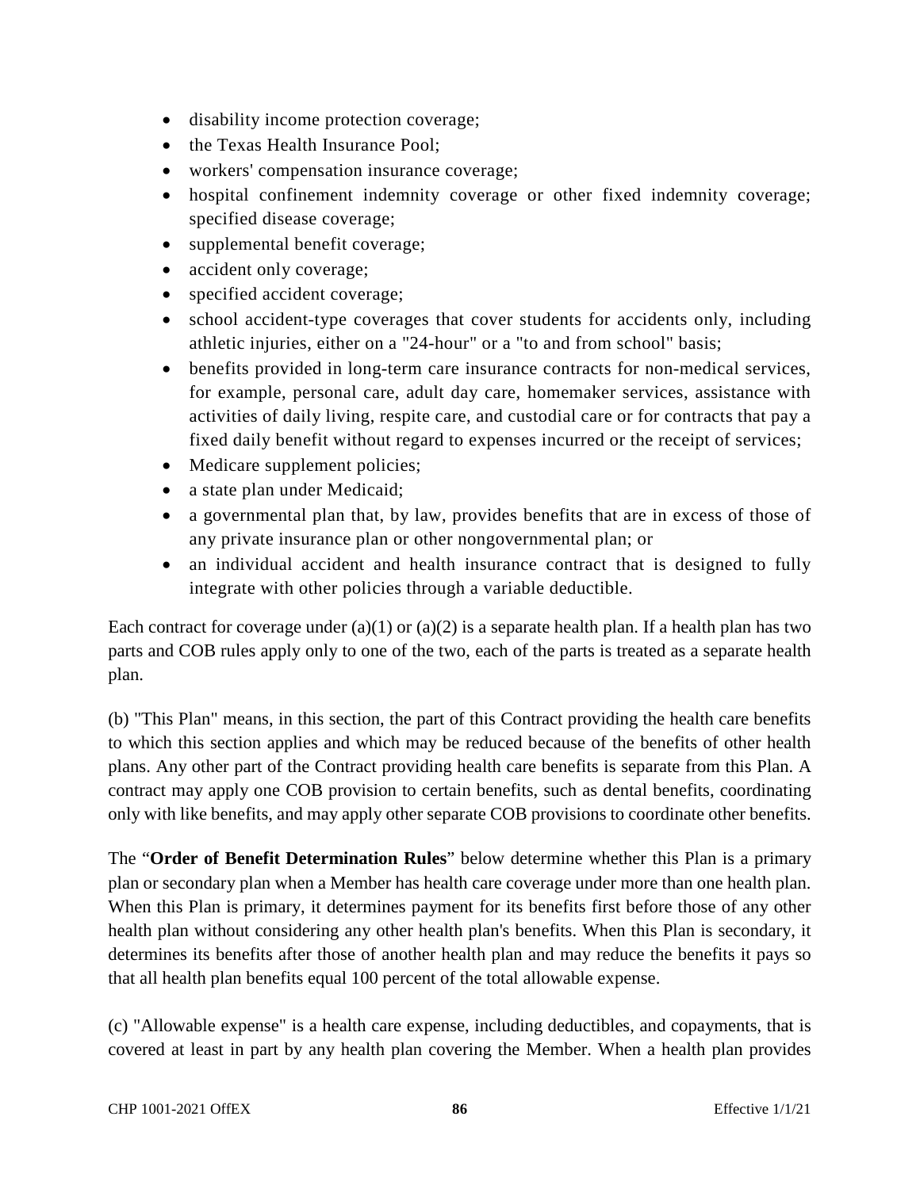- disability income protection coverage;
- the Texas Health Insurance Pool;
- workers' compensation insurance coverage;
- hospital confinement indemnity coverage or other fixed indemnity coverage; specified disease coverage;
- supplemental benefit coverage;
- accident only coverage;
- specified accident coverage;
- school accident-type coverages that cover students for accidents only, including athletic injuries, either on a "24-hour" or a "to and from school" basis;
- benefits provided in long-term care insurance contracts for non-medical services, for example, personal care, adult day care, homemaker services, assistance with activities of daily living, respite care, and custodial care or for contracts that pay a fixed daily benefit without regard to expenses incurred or the receipt of services;
- Medicare supplement policies;
- a state plan under Medicaid;
- a governmental plan that, by law, provides benefits that are in excess of those of any private insurance plan or other nongovernmental plan; or
- an individual accident and health insurance contract that is designed to fully integrate with other policies through a variable deductible.

Each contract for coverage under (a)(1) or (a)(2) is a separate health plan. If a health plan has two parts and COB rules apply only to one of the two, each of the parts is treated as a separate health plan.

(b) "This Plan" means, in this section, the part of this Contract providing the health care benefits to which this section applies and which may be reduced because of the benefits of other health plans. Any other part of the Contract providing health care benefits is separate from this Plan. A contract may apply one COB provision to certain benefits, such as dental benefits, coordinating only with like benefits, and may apply other separate COB provisions to coordinate other benefits.

The "**Order of Benefit Determination Rules**" below determine whether this Plan is a primary plan or secondary plan when a Member has health care coverage under more than one health plan. When this Plan is primary, it determines payment for its benefits first before those of any other health plan without considering any other health plan's benefits. When this Plan is secondary, it determines its benefits after those of another health plan and may reduce the benefits it pays so that all health plan benefits equal 100 percent of the total allowable expense.

(c) "Allowable expense" is a health care expense, including deductibles, and copayments, that is covered at least in part by any health plan covering the Member. When a health plan provides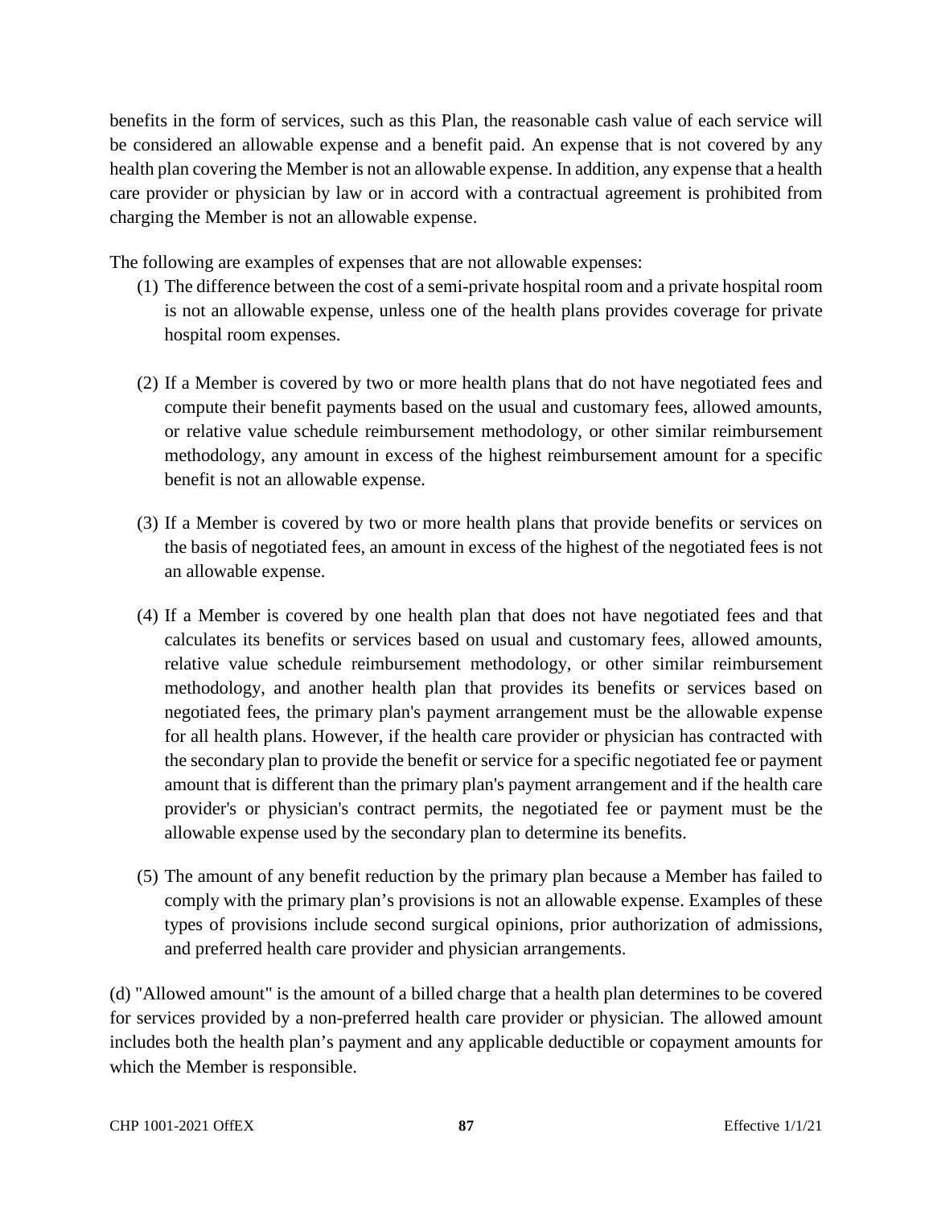benefits in the form of services, such as this Plan, the reasonable cash value of each service will be considered an allowable expense and a benefit paid. An expense that is not covered by any health plan covering the Member is not an allowable expense. In addition, any expense that a health care provider or physician by law or in accord with a contractual agreement is prohibited from charging the Member is not an allowable expense.

The following are examples of expenses that are not allowable expenses:

(1) The difference between the cost of a semi-private hospital room and a private hospital room is not an allowable expense, unless one of the health plans provides coverage for private hospital room expenses.

(2) If a Member is covered by two or more health plans that do not have negotiated fees and compute their benefit payments based on the usual and customary fees, allowed amounts, or relative value schedule reimbursement methodology, or other similar reimbursement methodology, any amount in excess of the highest reimbursement amount for a specific benefit is not an allowable expense.

(3) If a Member is covered by two or more health plans that provide benefits or services on the basis of negotiated fees, an amount in excess of the highest of the negotiated fees is not an allowable expense.

(4) If a Member is covered by one health plan that does not have negotiated fees and that calculates its benefits or services based on usual and customary fees, allowed amounts, relative value schedule reimbursement methodology, or other similar reimbursement methodology, and another health plan that provides its benefits or services based on negotiated fees, the primary plan's payment arrangement must be the allowable expense for all health plans. However, if the health care provider or physician has contracted with the secondary plan to provide the benefit or service for a specific negotiated fee or payment amount that is different than the primary plan's payment arrangement and if the health care provider's or physician's contract permits, the negotiated fee or payment must be the allowable expense used by the secondary plan to determine its benefits.

(5) The amount of any benefit reduction by the primary plan because a Member has failed to comply with the primary plan's provisions is not an allowable expense. Examples of these types of provisions include second surgical opinions, prior authorization of admissions, and preferred health care provider and physician arrangements.

(d) "Allowed amount" is the amount of a billed charge that a health plan determines to be covered for services provided by a non-preferred health care provider or physician. The allowed amount includes both the health plan's payment and any applicable deductible or copayment amounts for which the Member is responsible.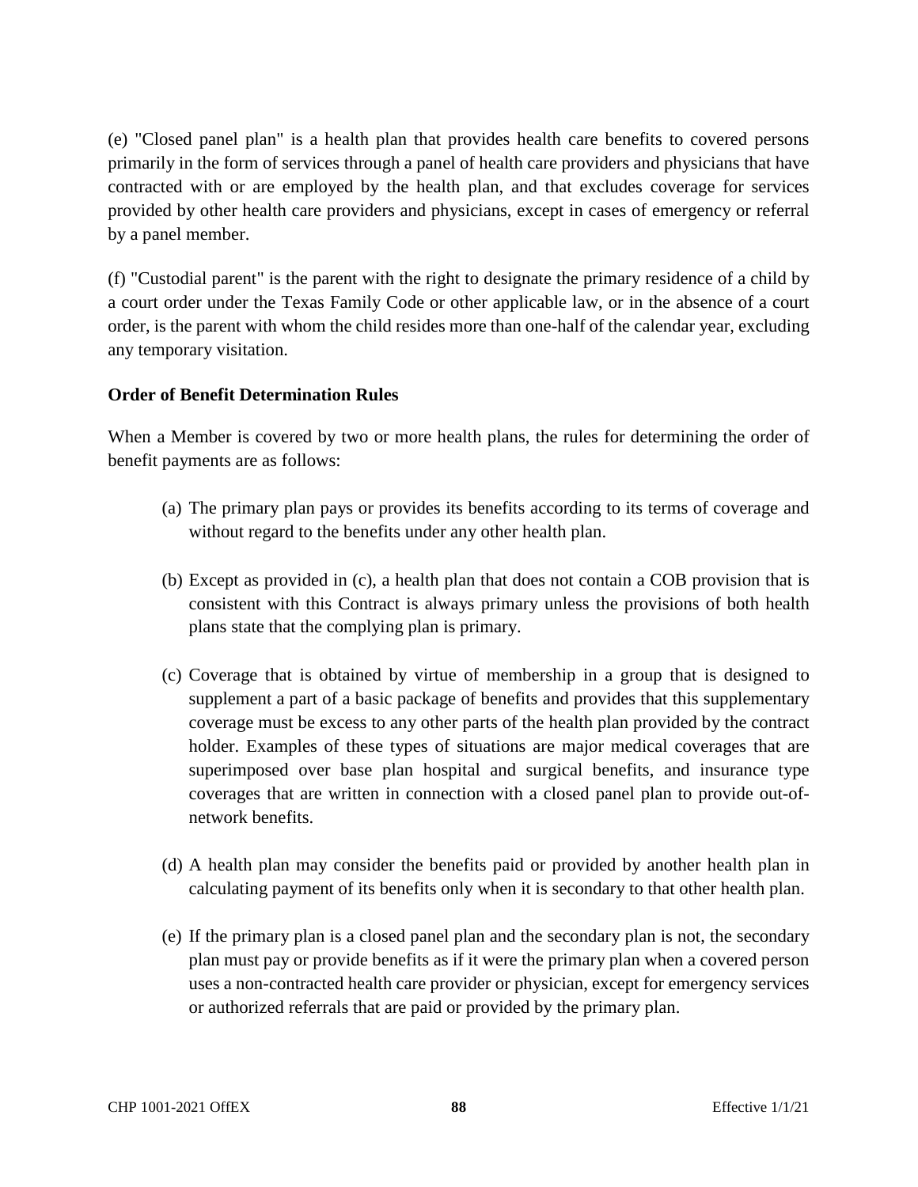(e) "Closed panel plan" is a health plan that provides health care benefits to covered persons primarily in the form of services through a panel of health care providers and physicians that have contracted with or are employed by the health plan, and that excludes coverage for services provided by other health care providers and physicians, except in cases of emergency or referral by a panel member.

(f) "Custodial parent" is the parent with the right to designate the primary residence of a child by a court order under the Texas Family Code or other applicable law, or in the absence of a court order, is the parent with whom the child resides more than one-half of the calendar year, excluding any temporary visitation.

**Order of Benefit Determination Rules**

When a Member is covered by two or more health plans, the rules for determining the order of benefit payments are as follows:

(a) The primary plan pays or provides its benefits according to its terms of coverage and without regard to the benefits under any other health plan.

(b) Except as provided in (c), a health plan that does not contain a COB provision that is consistent with this Contract is always primary unless the provisions of both health plans state that the complying plan is primary.

(c) Coverage that is obtained by virtue of membership in a group that is designed to supplement a part of a basic package of benefits and provides that this supplementary coverage must be excess to any other parts of the health plan provided by the contract holder. Examples of these types of situations are major medical coverages that are superimposed over base plan hospital and surgical benefits, and insurance type coverages that are written in connection with a closed panel plan to provide out-of-network benefits.

(d) A health plan may consider the benefits paid or provided by another health plan in calculating payment of its benefits only when it is secondary to that other health plan.

(e) If the primary plan is a closed panel plan and the secondary plan is not, the secondary plan must pay or provide benefits as if it were the primary plan when a covered person uses a non-contracted health care provider or physician, except for emergency services or authorized referrals that are paid or provided by the primary plan.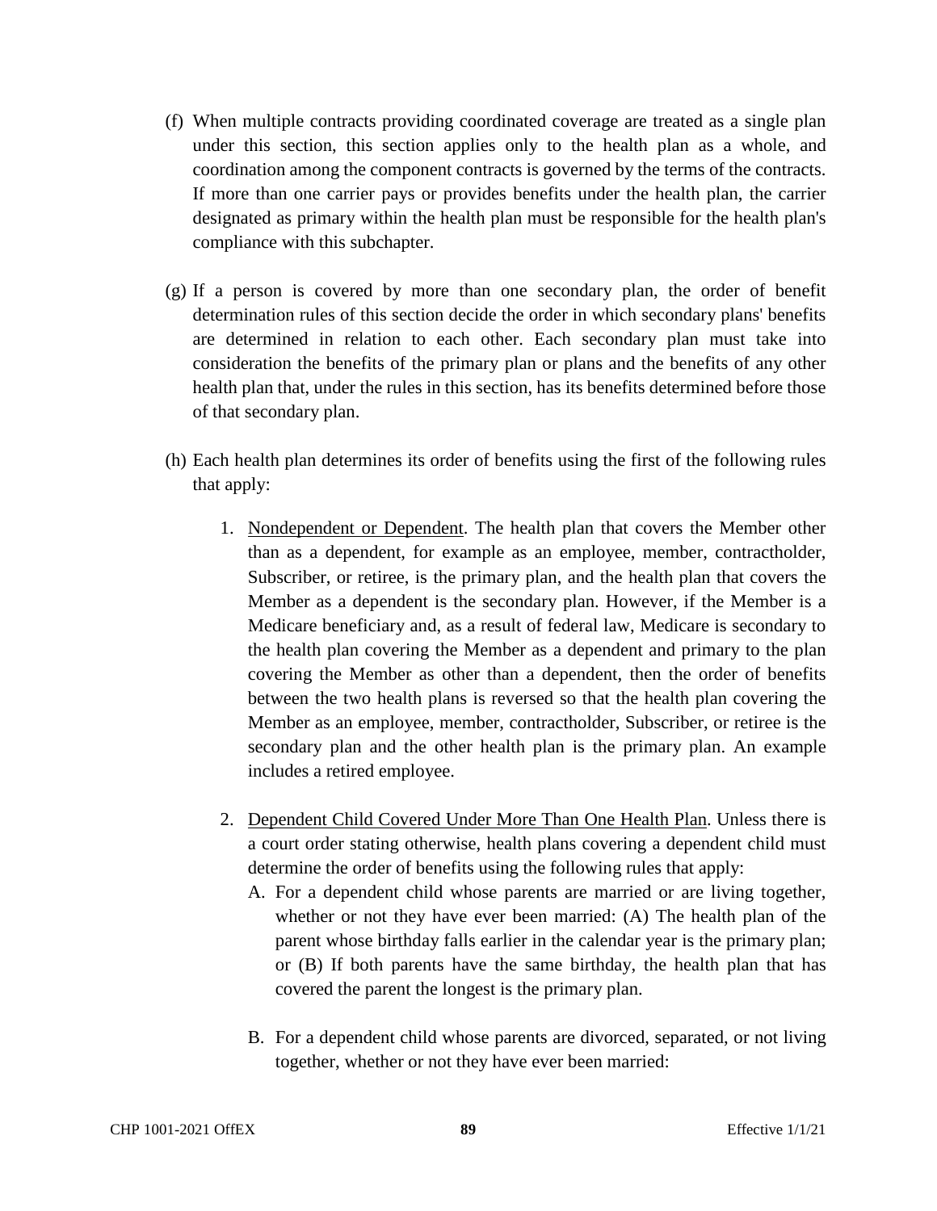(f) When multiple contracts providing coordinated coverage are treated as a single plan under this section, this section applies only to the health plan as a whole, and coordination among the component contracts is governed by the terms of the contracts. If more than one carrier pays or provides benefits under the health plan, the carrier designated as primary within the health plan must be responsible for the health plan's compliance with this subchapter.

(g) If a person is covered by more than one secondary plan, the order of benefit determination rules of this section decide the order in which secondary plans' benefits are determined in relation to each other. Each secondary plan must take into consideration the benefits of the primary plan or plans and the benefits of any other health plan that, under the rules in this section, has its benefits determined before those of that secondary plan.

(h) Each health plan determines its order of benefits using the first of the following rules that apply:

1. <u>Nondependent or Dependent</u>. The health plan that covers the Member other than as a dependent, for example as an employee, member, contractholder, Subscriber, or retiree, is the primary plan, and the health plan that covers the Member as a dependent is the secondary plan. However, if the Member is a Medicare beneficiary and, as a result of federal law, Medicare is secondary to the health plan covering the Member as a dependent and primary to the plan covering the Member as other than a dependent, then the order of benefits between the two health plans is reversed so that the health plan covering the Member as an employee, member, contractholder, Subscriber, or retiree is the secondary plan and the other health plan is the primary plan. An example includes a retired employee.

2. <u>Dependent Child Covered Under More Than One Health Plan</u>. Unless there is a court order stating otherwise, health plans covering a dependent child must determine the order of benefits using the following rules that apply:

   A. For a dependent child whose parents are married or are living together, whether or not they have ever been married: (A) The health plan of the parent whose birthday falls earlier in the calendar year is the primary plan; or (B) If both parents have the same birthday, the health plan that has covered the parent the longest is the primary plan.

   B. For a dependent child whose parents are divorced, separated, or not living together, whether or not they have ever been married: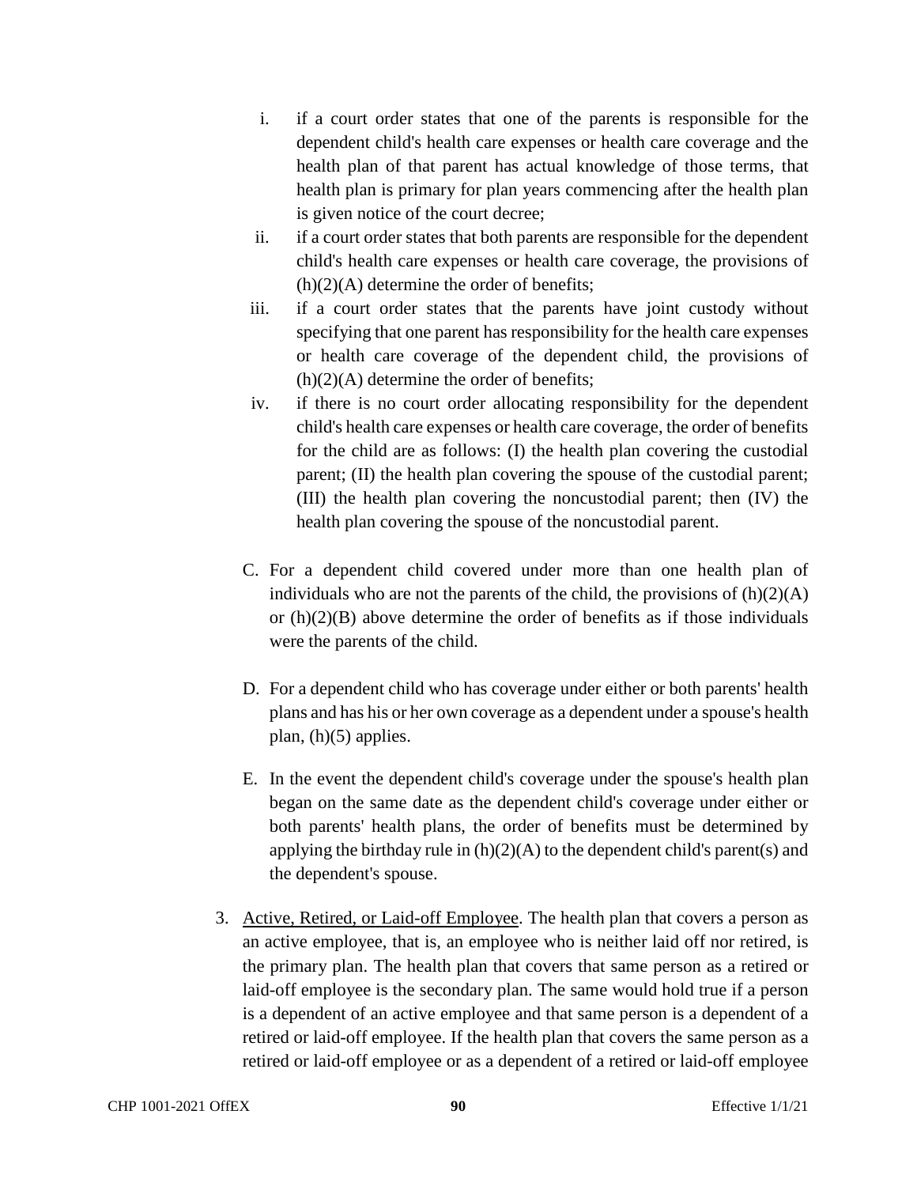i. if a court order states that one of the parents is responsible for the dependent child's health care expenses or health care coverage and the health plan of that parent has actual knowledge of those terms, that health plan is primary for plan years commencing after the health plan is given notice of the court decree;

ii. if a court order states that both parents are responsible for the dependent child's health care expenses or health care coverage, the provisions of (h)(2)(A) determine the order of benefits;

iii. if a court order states that the parents have joint custody without specifying that one parent has responsibility for the health care expenses or health care coverage of the dependent child, the provisions of (h)(2)(A) determine the order of benefits;

iv. if there is no court order allocating responsibility for the dependent child's health care expenses or health care coverage, the order of benefits for the child are as follows: (I) the health plan covering the custodial parent; (II) the health plan covering the spouse of the custodial parent; (III) the health plan covering the noncustodial parent; then (IV) the health plan covering the spouse of the noncustodial parent.

C. For a dependent child covered under more than one health plan of individuals who are not the parents of the child, the provisions of (h)(2)(A) or (h)(2)(B) above determine the order of benefits as if those individuals were the parents of the child.

D. For a dependent child who has coverage under either or both parents' health plans and has his or her own coverage as a dependent under a spouse's health plan, (h)(5) applies.

E. In the event the dependent child's coverage under the spouse's health plan began on the same date as the dependent child's coverage under either or both parents' health plans, the order of benefits must be determined by applying the birthday rule in (h)(2)(A) to the dependent child's parent(s) and the dependent's spouse.

3. Active, Retired, or Laid-off Employee. The health plan that covers a person as an active employee, that is, an employee who is neither laid off nor retired, is the primary plan. The health plan that covers that same person as a retired or laid-off employee is the secondary plan. The same would hold true if a person is a dependent of an active employee and that same person is a dependent of a retired or laid-off employee. If the health plan that covers the same person as a retired or laid-off employee or as a dependent of a retired or laid-off employee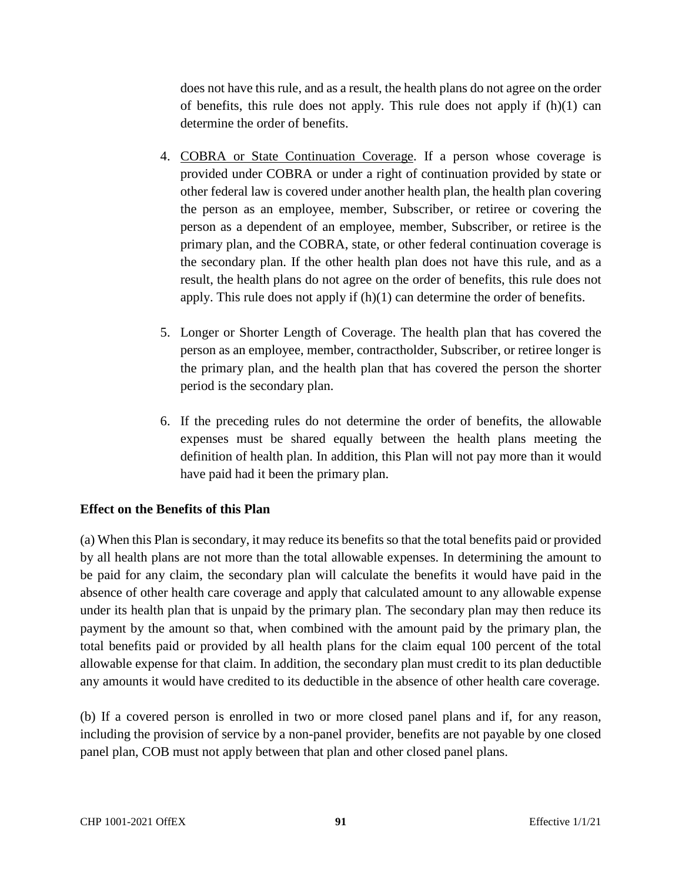does not have this rule, and as a result, the health plans do not agree on the order of benefits, this rule does not apply. This rule does not apply if (h)(1) can determine the order of benefits.

4. COBRA or State Continuation Coverage. If a person whose coverage is provided under COBRA or under a right of continuation provided by state or other federal law is covered under another health plan, the health plan covering the person as an employee, member, Subscriber, or retiree or covering the person as a dependent of an employee, member, Subscriber, or retiree is the primary plan, and the COBRA, state, or other federal continuation coverage is the secondary plan. If the other health plan does not have this rule, and as a result, the health plans do not agree on the order of benefits, this rule does not apply. This rule does not apply if (h)(1) can determine the order of benefits.

5. Longer or Shorter Length of Coverage. The health plan that has covered the person as an employee, member, contractholder, Subscriber, or retiree longer is the primary plan, and the health plan that has covered the person the shorter period is the secondary plan.

6. If the preceding rules do not determine the order of benefits, the allowable expenses must be shared equally between the health plans meeting the definition of health plan. In addition, this Plan will not pay more than it would have paid had it been the primary plan.

**Effect on the Benefits of this Plan**

(a) When this Plan is secondary, it may reduce its benefits so that the total benefits paid or provided by all health plans are not more than the total allowable expenses. In determining the amount to be paid for any claim, the secondary plan will calculate the benefits it would have paid in the absence of other health care coverage and apply that calculated amount to any allowable expense under its health plan that is unpaid by the primary plan. The secondary plan may then reduce its payment by the amount so that, when combined with the amount paid by the primary plan, the total benefits paid or provided by all health plans for the claim equal 100 percent of the total allowable expense for that claim. In addition, the secondary plan must credit to its plan deductible any amounts it would have credited to its deductible in the absence of other health care coverage.

(b) If a covered person is enrolled in two or more closed panel plans and if, for any reason, including the provision of service by a non-panel provider, benefits are not payable by one closed panel plan, COB must not apply between that plan and other closed panel plans.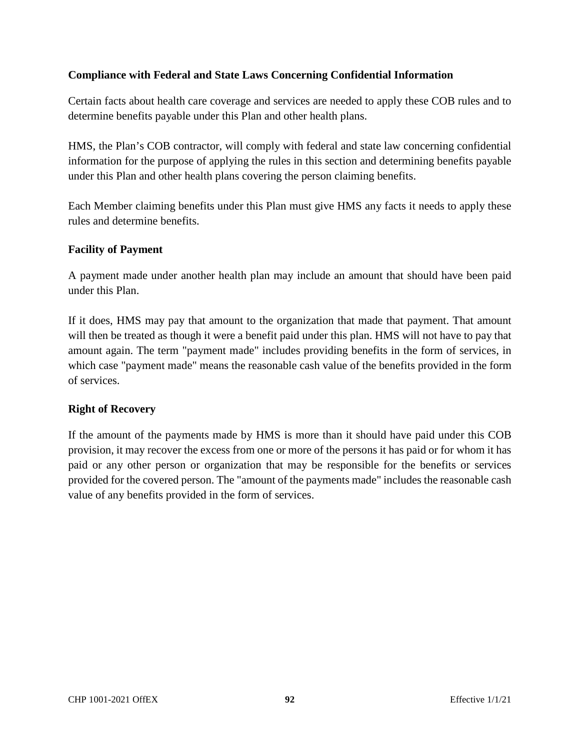**Compliance with Federal and State Laws Concerning Confidential Information**

Certain facts about health care coverage and services are needed to apply these COB rules and to determine benefits payable under this Plan and other health plans.

HMS, the Plan's COB contractor, will comply with federal and state law concerning confidential information for the purpose of applying the rules in this section and determining benefits payable under this Plan and other health plans covering the person claiming benefits.

Each Member claiming benefits under this Plan must give HMS any facts it needs to apply these rules and determine benefits.

**Facility of Payment**

A payment made under another health plan may include an amount that should have been paid under this Plan.

If it does, HMS may pay that amount to the organization that made that payment. That amount will then be treated as though it were a benefit paid under this plan. HMS will not have to pay that amount again. The term "payment made" includes providing benefits in the form of services, in which case "payment made" means the reasonable cash value of the benefits provided in the form of services.

**Right of Recovery**

If the amount of the payments made by HMS is more than it should have paid under this COB provision, it may recover the excess from one or more of the persons it has paid or for whom it has paid or any other person or organization that may be responsible for the benefits or services provided for the covered person. The "amount of the payments made" includes the reasonable cash value of any benefits provided in the form of services.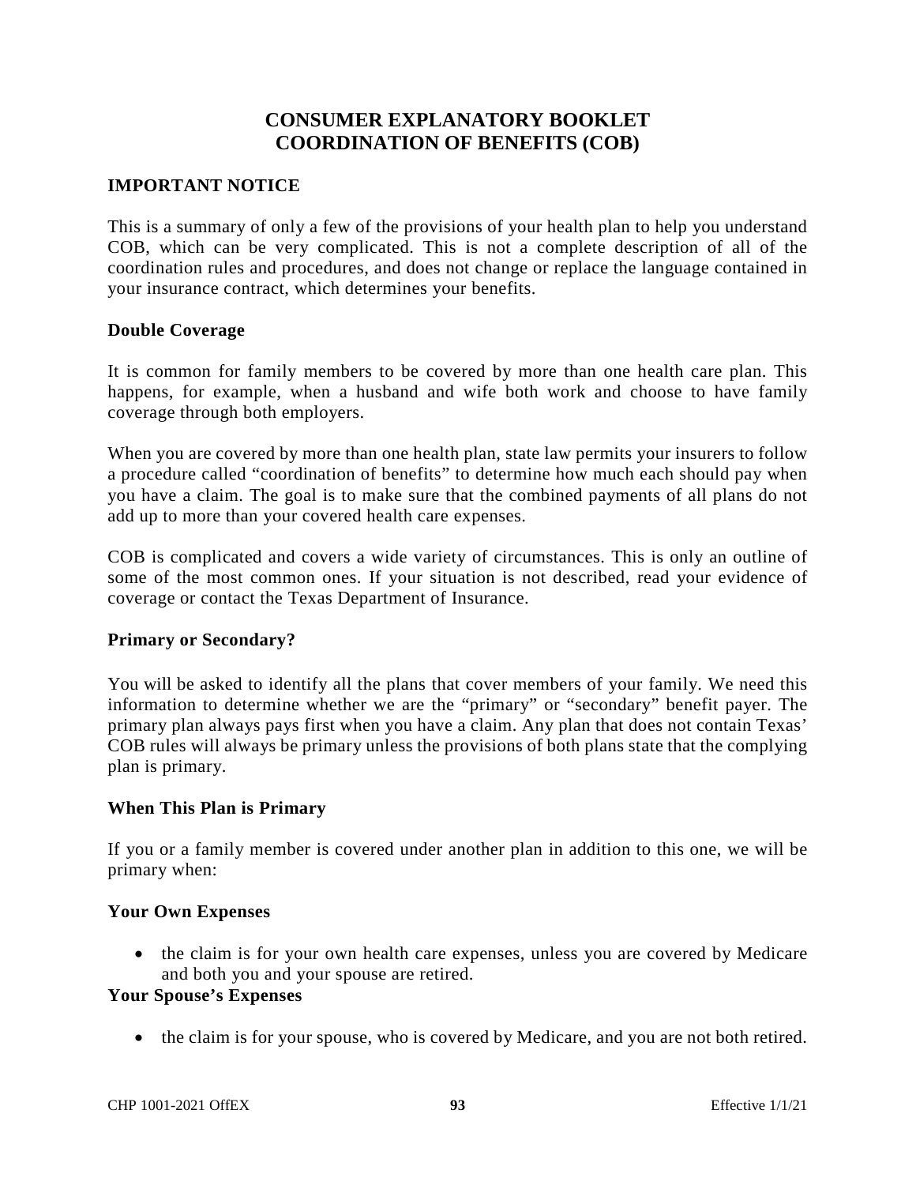# CONSUMER EXPLANATORY BOOKLET
# COORDINATION OF BENEFITS (COB)

## IMPORTANT NOTICE

This is a summary of only a few of the provisions of your health plan to help you understand COB, which can be very complicated. This is not a complete description of all of the coordination rules and procedures, and does not change or replace the language contained in your insurance contract, which determines your benefits.

### Double Coverage

It is common for family members to be covered by more than one health care plan. This happens, for example, when a husband and wife both work and choose to have family coverage through both employers.

When you are covered by more than one health plan, state law permits your insurers to follow a procedure called "coordination of benefits" to determine how much each should pay when you have a claim. The goal is to make sure that the combined payments of all plans do not add up to more than your covered health care expenses.

COB is complicated and covers a wide variety of circumstances. This is only an outline of some of the most common ones. If your situation is not described, read your evidence of coverage or contact the Texas Department of Insurance.

### Primary or Secondary?

You will be asked to identify all the plans that cover members of your family. We need this information to determine whether we are the "primary" or "secondary" benefit payer. The primary plan always pays first when you have a claim. Any plan that does not contain Texas' COB rules will always be primary unless the provisions of both plans state that the complying plan is primary.

### When This Plan is Primary

If you or a family member is covered under another plan in addition to this one, we will be primary when:

### Your Own Expenses

- the claim is for your own health care expenses, unless you are covered by Medicare and both you and your spouse are retired.

### Your Spouse's Expenses

- the claim is for your spouse, who is covered by Medicare, and you are not both retired.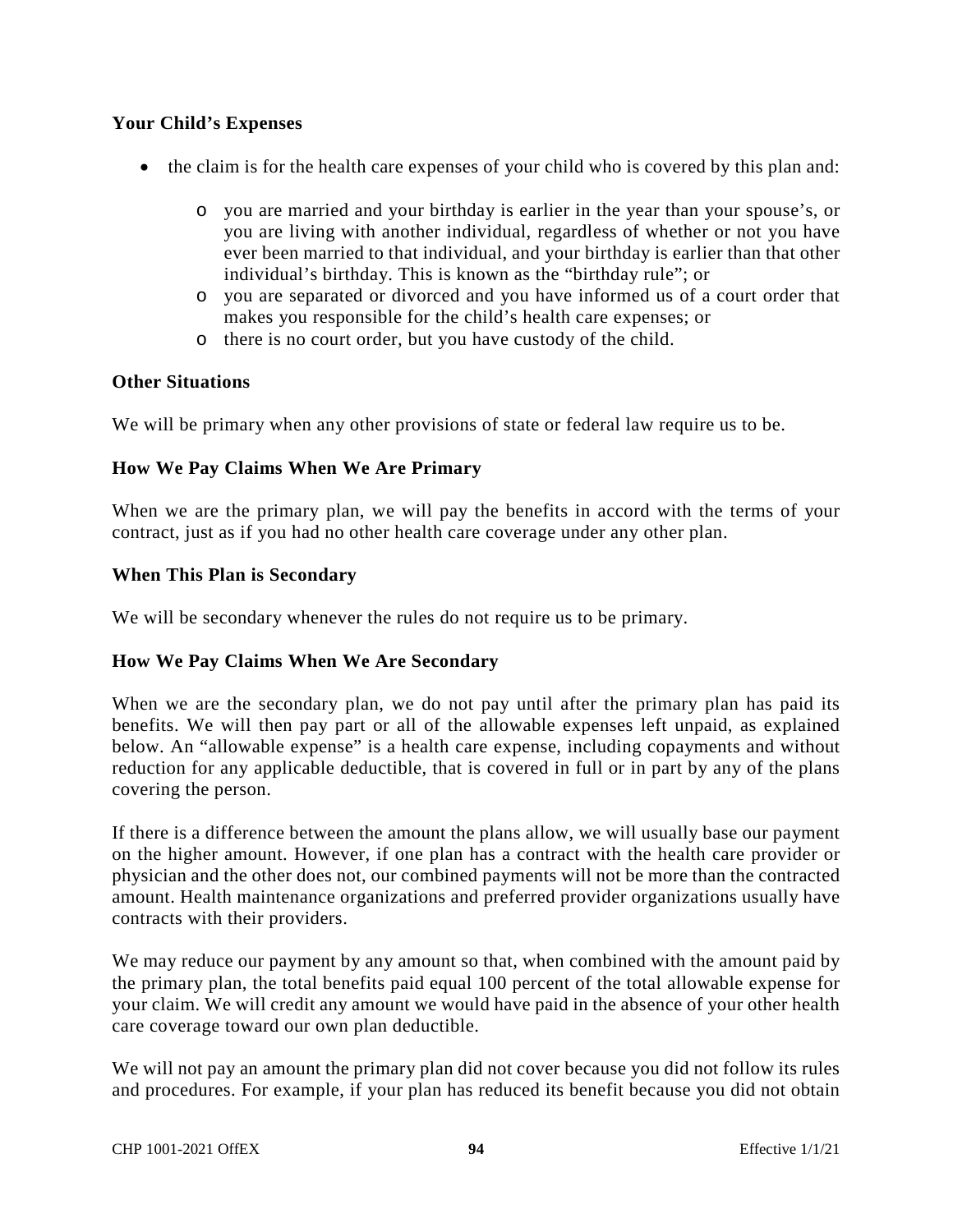### Your Child's Expenses

- the claim is for the health care expenses of your child who is covered by this plan and:
  - you are married and your birthday is earlier in the year than your spouse's, or you are living with another individual, regardless of whether or not you have ever been married to that individual, and your birthday is earlier than that other individual's birthday. This is known as the "birthday rule"; or
  - you are separated or divorced and you have informed us of a court order that makes you responsible for the child's health care expenses; or
  - there is no court order, but you have custody of the child.

### Other Situations

We will be primary when any other provisions of state or federal law require us to be.

### How We Pay Claims When We Are Primary

When we are the primary plan, we will pay the benefits in accord with the terms of your contract, just as if you had no other health care coverage under any other plan.

### When This Plan is Secondary

We will be secondary whenever the rules do not require us to be primary.

### How We Pay Claims When We Are Secondary

When we are the secondary plan, we do not pay until after the primary plan has paid its benefits. We will then pay part or all of the allowable expenses left unpaid, as explained below. An "allowable expense" is a health care expense, including copayments and without reduction for any applicable deductible, that is covered in full or in part by any of the plans covering the person.

If there is a difference between the amount the plans allow, we will usually base our payment on the higher amount. However, if one plan has a contract with the health care provider or physician and the other does not, our combined payments will not be more than the contracted amount. Health maintenance organizations and preferred provider organizations usually have contracts with their providers.

We may reduce our payment by any amount so that, when combined with the amount paid by the primary plan, the total benefits paid equal 100 percent of the total allowable expense for your claim. We will credit any amount we would have paid in the absence of your other health care coverage toward our own plan deductible.

We will not pay an amount the primary plan did not cover because you did not follow its rules and procedures. For example, if your plan has reduced its benefit because you did not obtain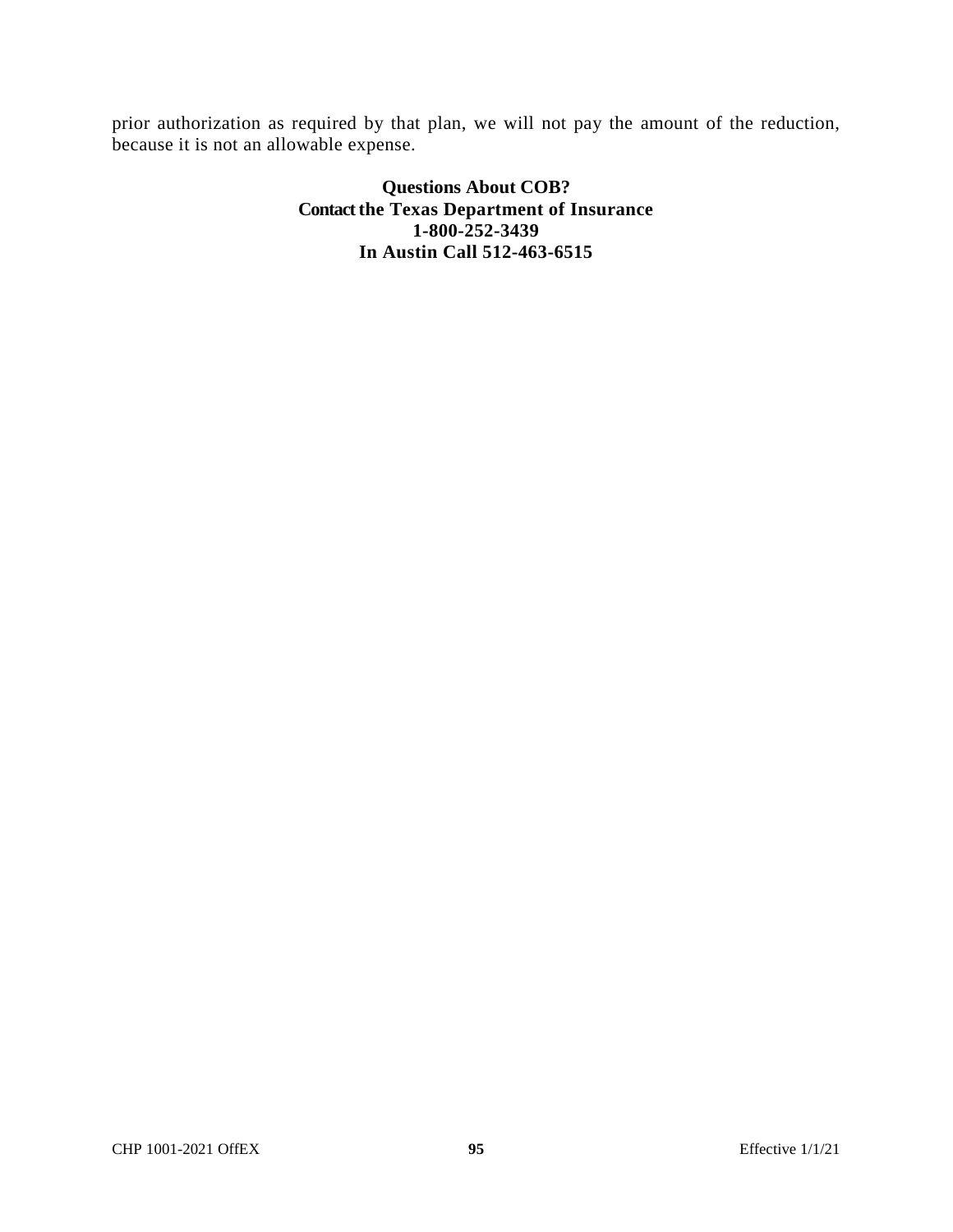prior authorization as required by that plan, we will not pay the amount of the reduction, because it is not an allowable expense.

**Questions About COB?**
**Contact the Texas Department of Insurance**
**1-800-252-3439**
**In Austin Call 512-463-6515**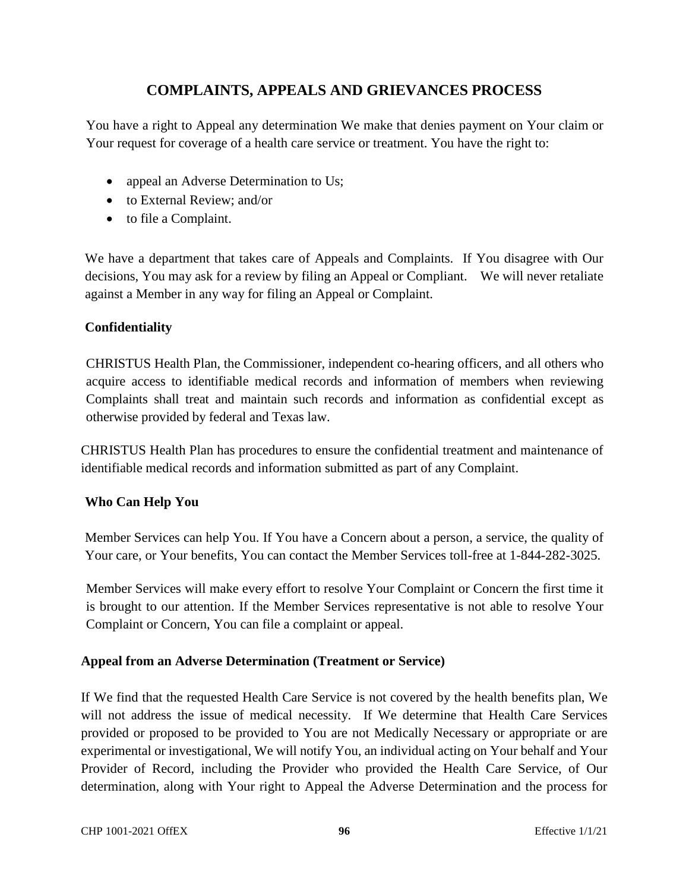# COMPLAINTS, APPEALS AND GRIEVANCES PROCESS

You have a right to Appeal any determination We make that denies payment on Your claim or Your request for coverage of a health care service or treatment. You have the right to:

- appeal an Adverse Determination to Us;
- to External Review; and/or
- to file a Complaint.

We have a department that takes care of Appeals and Complaints. If You disagree with Our decisions, You may ask for a review by filing an Appeal or Compliant. We will never retaliate against a Member in any way for filing an Appeal or Complaint.

**Confidentiality**

CHRISTUS Health Plan, the Commissioner, independent co-hearing officers, and all others who acquire access to identifiable medical records and information of members when reviewing Complaints shall treat and maintain such records and information as confidential except as otherwise provided by federal and Texas law.

CHRISTUS Health Plan has procedures to ensure the confidential treatment and maintenance of identifiable medical records and information submitted as part of any Complaint.

**Who Can Help You**

Member Services can help You. If You have a Concern about a person, a service, the quality of Your care, or Your benefits, You can contact the Member Services toll-free at 1-844-282-3025.

Member Services will make every effort to resolve Your Complaint or Concern the first time it is brought to our attention. If the Member Services representative is not able to resolve Your Complaint or Concern, You can file a complaint or appeal.

**Appeal from an Adverse Determination (Treatment or Service)**

If We find that the requested Health Care Service is not covered by the health benefits plan, We will not address the issue of medical necessity. If We determine that Health Care Services provided or proposed to be provided to You are not Medically Necessary or appropriate or are experimental or investigational, We will notify You, an individual acting on Your behalf and Your Provider of Record, including the Provider who provided the Health Care Service, of Our determination, along with Your right to Appeal the Adverse Determination and the process for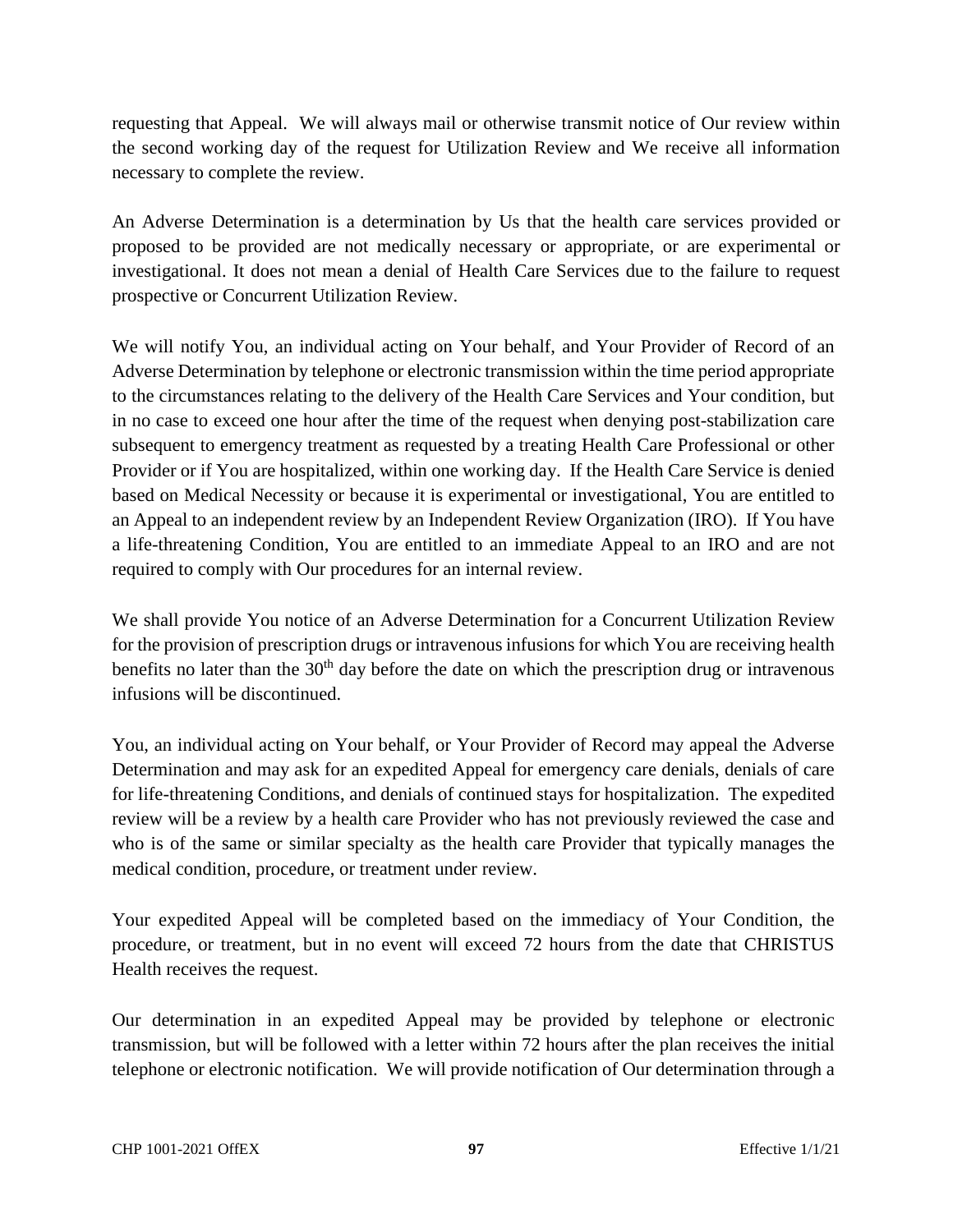requesting that Appeal. We will always mail or otherwise transmit notice of Our review within the second working day of the request for Utilization Review and We receive all information necessary to complete the review.

An Adverse Determination is a determination by Us that the health care services provided or proposed to be provided are not medically necessary or appropriate, or are experimental or investigational. It does not mean a denial of Health Care Services due to the failure to request prospective or Concurrent Utilization Review.

We will notify You, an individual acting on Your behalf, and Your Provider of Record of an Adverse Determination by telephone or electronic transmission within the time period appropriate to the circumstances relating to the delivery of the Health Care Services and Your condition, but in no case to exceed one hour after the time of the request when denying post-stabilization care subsequent to emergency treatment as requested by a treating Health Care Professional or other Provider or if You are hospitalized, within one working day. If the Health Care Service is denied based on Medical Necessity or because it is experimental or investigational, You are entitled to an Appeal to an independent review by an Independent Review Organization (IRO). If You have a life-threatening Condition, You are entitled to an immediate Appeal to an IRO and are not required to comply with Our procedures for an internal review.

We shall provide You notice of an Adverse Determination for a Concurrent Utilization Review for the provision of prescription drugs or intravenous infusions for which You are receiving health benefits no later than the 30th day before the date on which the prescription drug or intravenous infusions will be discontinued.

You, an individual acting on Your behalf, or Your Provider of Record may appeal the Adverse Determination and may ask for an expedited Appeal for emergency care denials, denials of care for life-threatening Conditions, and denials of continued stays for hospitalization. The expedited review will be a review by a health care Provider who has not previously reviewed the case and who is of the same or similar specialty as the health care Provider that typically manages the medical condition, procedure, or treatment under review.

Your expedited Appeal will be completed based on the immediacy of Your Condition, the procedure, or treatment, but in no event will exceed 72 hours from the date that CHRISTUS Health receives the request.

Our determination in an expedited Appeal may be provided by telephone or electronic transmission, but will be followed with a letter within 72 hours after the plan receives the initial telephone or electronic notification. We will provide notification of Our determination through a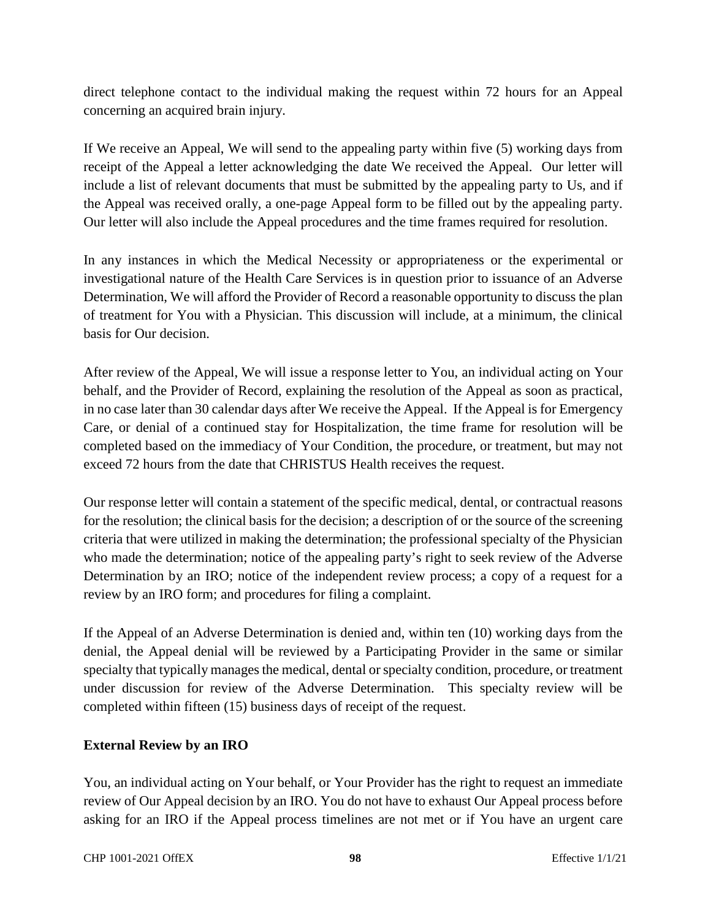direct telephone contact to the individual making the request within 72 hours for an Appeal concerning an acquired brain injury.

If We receive an Appeal, We will send to the appealing party within five (5) working days from receipt of the Appeal a letter acknowledging the date We received the Appeal. Our letter will include a list of relevant documents that must be submitted by the appealing party to Us, and if the Appeal was received orally, a one-page Appeal form to be filled out by the appealing party. Our letter will also include the Appeal procedures and the time frames required for resolution.

In any instances in which the Medical Necessity or appropriateness or the experimental or investigational nature of the Health Care Services is in question prior to issuance of an Adverse Determination, We will afford the Provider of Record a reasonable opportunity to discuss the plan of treatment for You with a Physician. This discussion will include, at a minimum, the clinical basis for Our decision.

After review of the Appeal, We will issue a response letter to You, an individual acting on Your behalf, and the Provider of Record, explaining the resolution of the Appeal as soon as practical, in no case later than 30 calendar days after We receive the Appeal. If the Appeal is for Emergency Care, or denial of a continued stay for Hospitalization, the time frame for resolution will be completed based on the immediacy of Your Condition, the procedure, or treatment, but may not exceed 72 hours from the date that CHRISTUS Health receives the request.

Our response letter will contain a statement of the specific medical, dental, or contractual reasons for the resolution; the clinical basis for the decision; a description of or the source of the screening criteria that were utilized in making the determination; the professional specialty of the Physician who made the determination; notice of the appealing party's right to seek review of the Adverse Determination by an IRO; notice of the independent review process; a copy of a request for a review by an IRO form; and procedures for filing a complaint.

If the Appeal of an Adverse Determination is denied and, within ten (10) working days from the denial, the Appeal denial will be reviewed by a Participating Provider in the same or similar specialty that typically manages the medical, dental or specialty condition, procedure, or treatment under discussion for review of the Adverse Determination. This specialty review will be completed within fifteen (15) business days of receipt of the request.

**External Review by an IRO**

You, an individual acting on Your behalf, or Your Provider has the right to request an immediate review of Our Appeal decision by an IRO. You do not have to exhaust Our Appeal process before asking for an IRO if the Appeal process timelines are not met or if You have an urgent care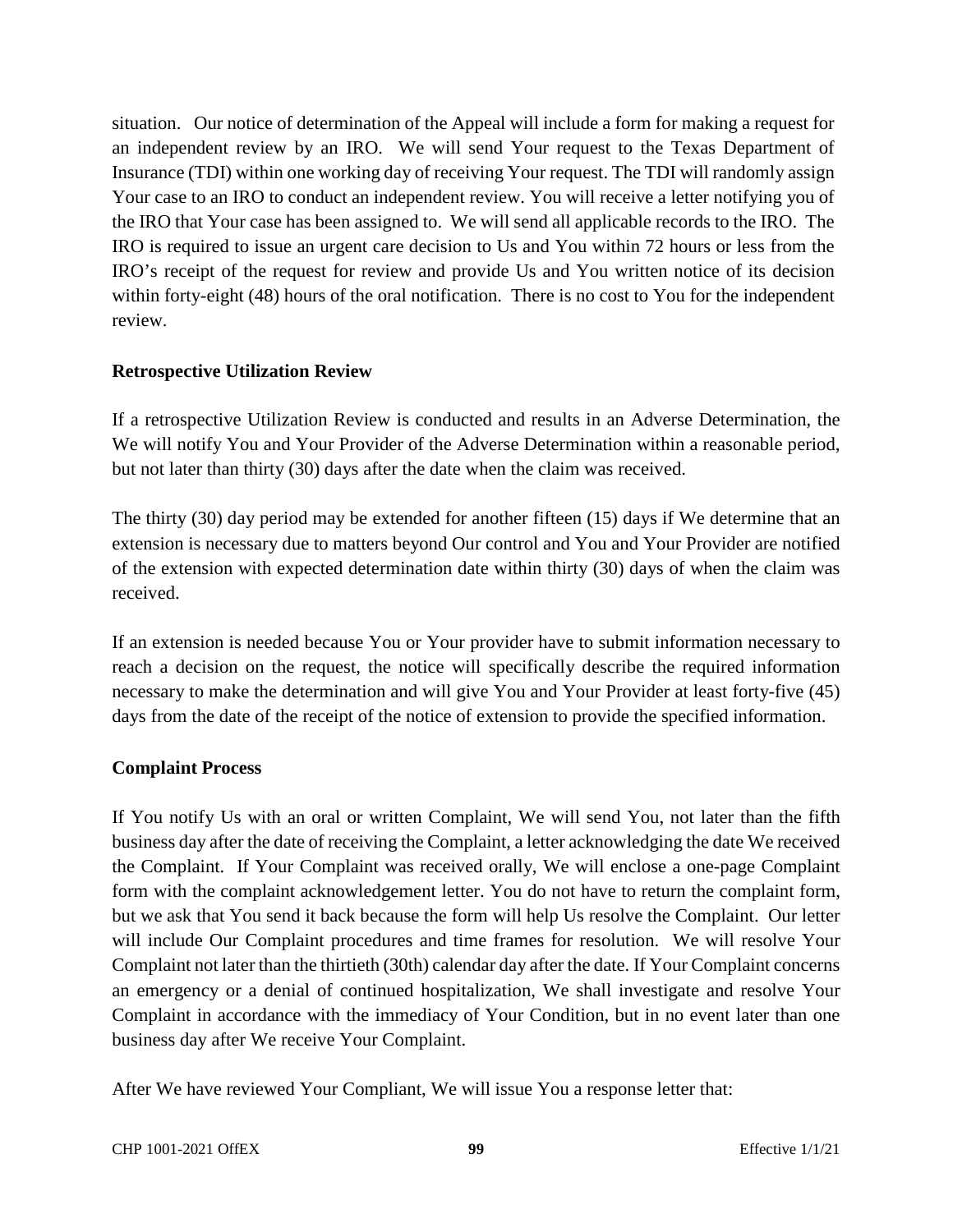situation. Our notice of determination of the Appeal will include a form for making a request for an independent review by an IRO. We will send Your request to the Texas Department of Insurance (TDI) within one working day of receiving Your request. The TDI will randomly assign Your case to an IRO to conduct an independent review. You will receive a letter notifying you of the IRO that Your case has been assigned to. We will send all applicable records to the IRO. The IRO is required to issue an urgent care decision to Us and You within 72 hours or less from the IRO's receipt of the request for review and provide Us and You written notice of its decision within forty-eight (48) hours of the oral notification. There is no cost to You for the independent review.

**Retrospective Utilization Review**

If a retrospective Utilization Review is conducted and results in an Adverse Determination, the We will notify You and Your Provider of the Adverse Determination within a reasonable period, but not later than thirty (30) days after the date when the claim was received.

The thirty (30) day period may be extended for another fifteen (15) days if We determine that an extension is necessary due to matters beyond Our control and You and Your Provider are notified of the extension with expected determination date within thirty (30) days of when the claim was received.

If an extension is needed because You or Your provider have to submit information necessary to reach a decision on the request, the notice will specifically describe the required information necessary to make the determination and will give You and Your Provider at least forty-five (45) days from the date of the receipt of the notice of extension to provide the specified information.

**Complaint Process**

If You notify Us with an oral or written Complaint, We will send You, not later than the fifth business day after the date of receiving the Complaint, a letter acknowledging the date We received the Complaint. If Your Complaint was received orally, We will enclose a one-page Complaint form with the complaint acknowledgement letter. You do not have to return the complaint form, but we ask that You send it back because the form will help Us resolve the Complaint. Our letter will include Our Complaint procedures and time frames for resolution. We will resolve Your Complaint not later than the thirtieth (30th) calendar day after the date. If Your Complaint concerns an emergency or a denial of continued hospitalization, We shall investigate and resolve Your Complaint in accordance with the immediacy of Your Condition, but in no event later than one business day after We receive Your Complaint.

After We have reviewed Your Compliant, We will issue You a response letter that: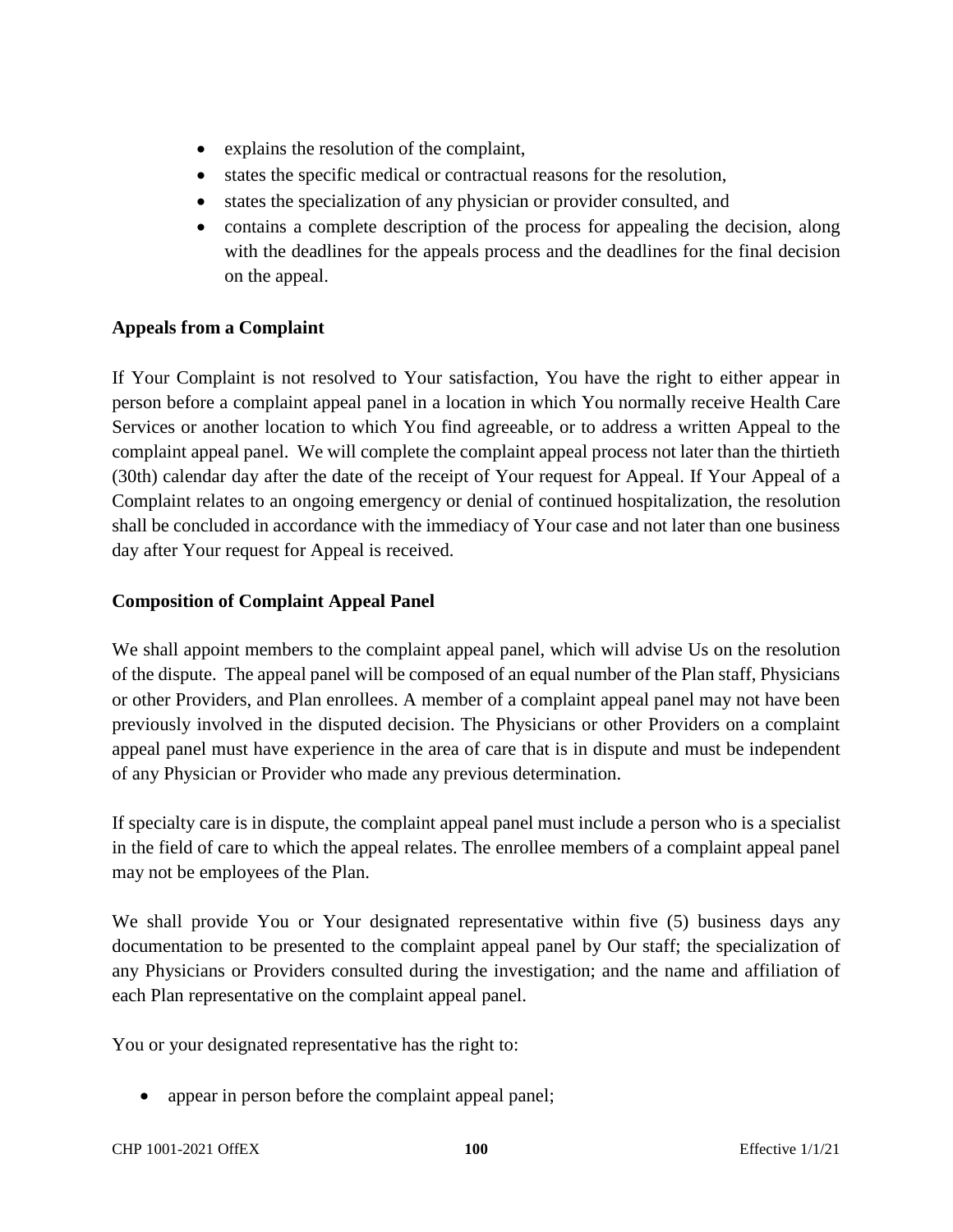- explains the resolution of the complaint,
- states the specific medical or contractual reasons for the resolution,
- states the specialization of any physician or provider consulted, and
- contains a complete description of the process for appealing the decision, along with the deadlines for the appeals process and the deadlines for the final decision on the appeal.

**Appeals from a Complaint**

If Your Complaint is not resolved to Your satisfaction, You have the right to either appear in person before a complaint appeal panel in a location in which You normally receive Health Care Services or another location to which You find agreeable, or to address a written Appeal to the complaint appeal panel. We will complete the complaint appeal process not later than the thirtieth (30th) calendar day after the date of the receipt of Your request for Appeal. If Your Appeal of a Complaint relates to an ongoing emergency or denial of continued hospitalization, the resolution shall be concluded in accordance with the immediacy of Your case and not later than one business day after Your request for Appeal is received.

**Composition of Complaint Appeal Panel**

We shall appoint members to the complaint appeal panel, which will advise Us on the resolution of the dispute. The appeal panel will be composed of an equal number of the Plan staff, Physicians or other Providers, and Plan enrollees. A member of a complaint appeal panel may not have been previously involved in the disputed decision. The Physicians or other Providers on a complaint appeal panel must have experience in the area of care that is in dispute and must be independent of any Physician or Provider who made any previous determination.

If specialty care is in dispute, the complaint appeal panel must include a person who is a specialist in the field of care to which the appeal relates. The enrollee members of a complaint appeal panel may not be employees of the Plan.

We shall provide You or Your designated representative within five (5) business days any documentation to be presented to the complaint appeal panel by Our staff; the specialization of any Physicians or Providers consulted during the investigation; and the name and affiliation of each Plan representative on the complaint appeal panel.

You or your designated representative has the right to:

- appear in person before the complaint appeal panel;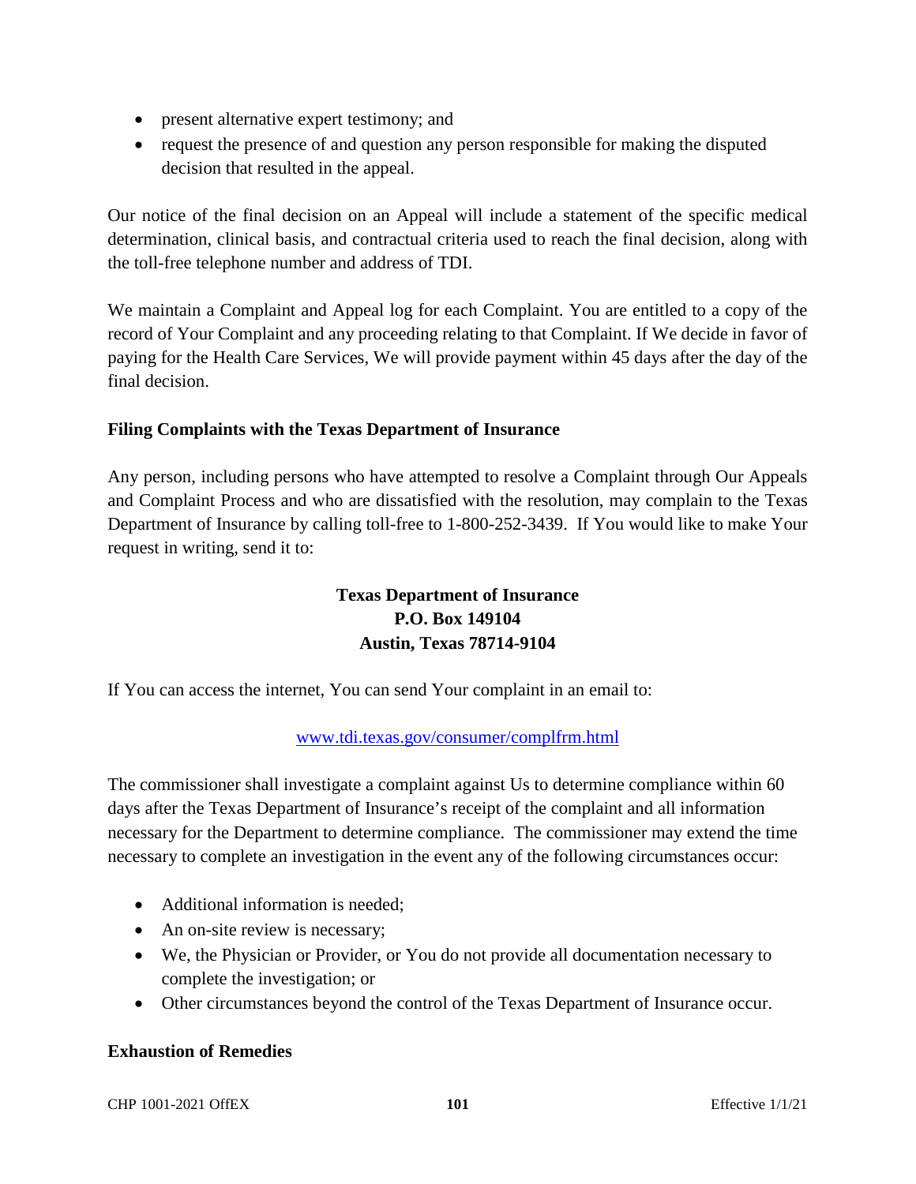- present alternative expert testimony; and
- request the presence of and question any person responsible for making the disputed decision that resulted in the appeal.

Our notice of the final decision on an Appeal will include a statement of the specific medical determination, clinical basis, and contractual criteria used to reach the final decision, along with the toll-free telephone number and address of TDI.

We maintain a Complaint and Appeal log for each Complaint. You are entitled to a copy of the record of Your Complaint and any proceeding relating to that Complaint. If We decide in favor of paying for the Health Care Services, We will provide payment within 45 days after the day of the final decision.

**Filing Complaints with the Texas Department of Insurance**

Any person, including persons who have attempted to resolve a Complaint through Our Appeals and Complaint Process and who are dissatisfied with the resolution, may complain to the Texas Department of Insurance by calling toll-free to 1-800-252-3439. If You would like to make Your request in writing, send it to:

**Texas Department of Insurance**
**P.O. Box 149104**
**Austin, Texas 78714-9104**

If You can access the internet, You can send Your complaint in an email to:

www.tdi.texas.gov/consumer/complfrm.html

The commissioner shall investigate a complaint against Us to determine compliance within 60 days after the Texas Department of Insurance's receipt of the complaint and all information necessary for the Department to determine compliance. The commissioner may extend the time necessary to complete an investigation in the event any of the following circumstances occur:

- Additional information is needed;
- An on-site review is necessary;
- We, the Physician or Provider, or You do not provide all documentation necessary to complete the investigation; or
- Other circumstances beyond the control of the Texas Department of Insurance occur.

**Exhaustion of Remedies**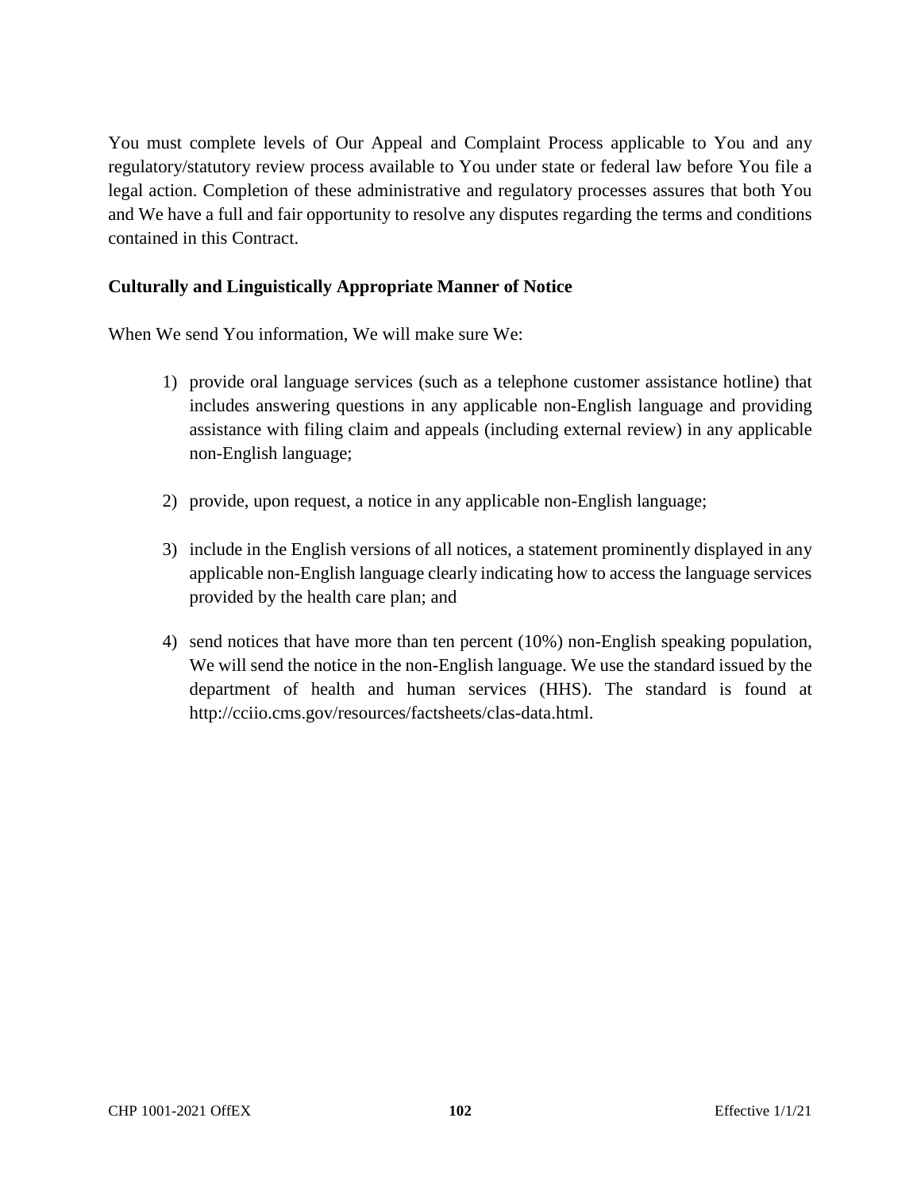You must complete levels of Our Appeal and Complaint Process applicable to You and any regulatory/statutory review process available to You under state or federal law before You file a legal action. Completion of these administrative and regulatory processes assures that both You and We have a full and fair opportunity to resolve any disputes regarding the terms and conditions contained in this Contract.

**Culturally and Linguistically Appropriate Manner of Notice**

When We send You information, We will make sure We:

1) provide oral language services (such as a telephone customer assistance hotline) that includes answering questions in any applicable non-English language and providing assistance with filing claim and appeals (including external review) in any applicable non-English language;

2) provide, upon request, a notice in any applicable non-English language;

3) include in the English versions of all notices, a statement prominently displayed in any applicable non-English language clearly indicating how to access the language services provided by the health care plan; and

4) send notices that have more than ten percent (10%) non-English speaking population, We will send the notice in the non-English language. We use the standard issued by the department of health and human services (HHS). The standard is found at http://cciio.cms.gov/resources/factsheets/clas-data.html.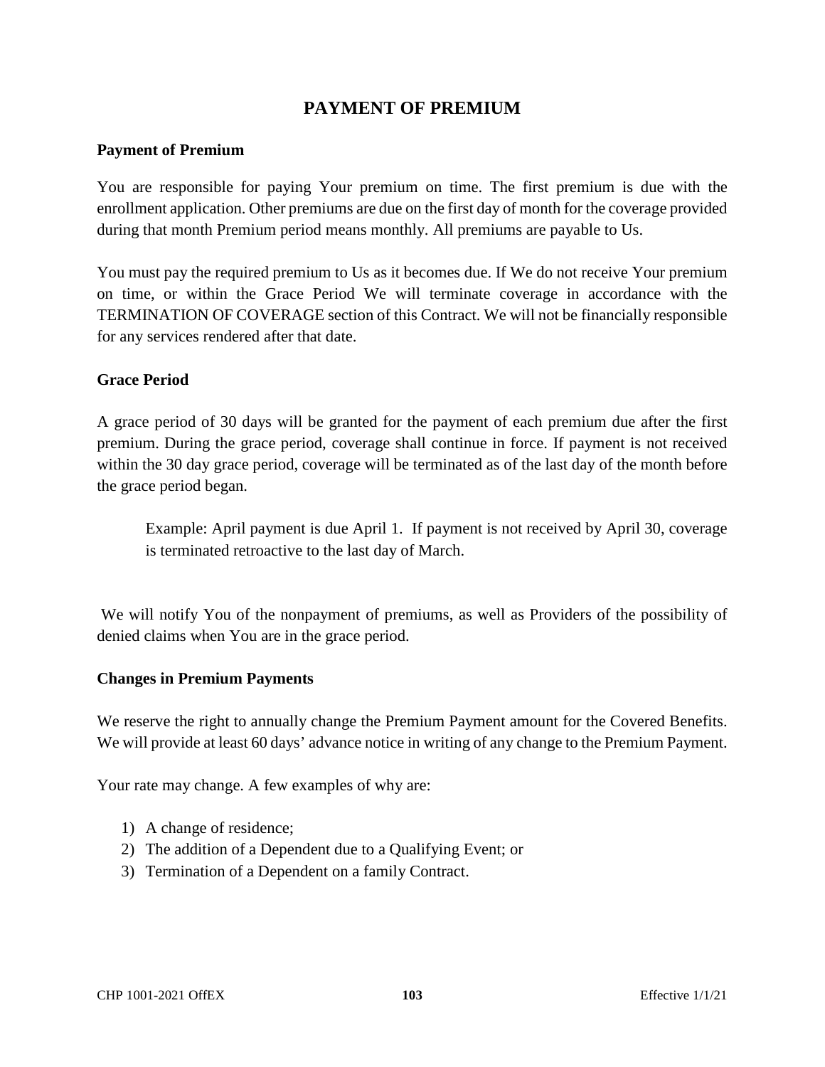# PAYMENT OF PREMIUM

## Payment of Premium

You are responsible for paying Your premium on time. The first premium is due with the enrollment application. Other premiums are due on the first day of month for the coverage provided during that month Premium period means monthly. All premiums are payable to Us.

You must pay the required premium to Us as it becomes due. If We do not receive Your premium on time, or within the Grace Period We will terminate coverage in accordance with the TERMINATION OF COVERAGE section of this Contract. We will not be financially responsible for any services rendered after that date.

## Grace Period

A grace period of 30 days will be granted for the payment of each premium due after the first premium. During the grace period, coverage shall continue in force. If payment is not received within the 30 day grace period, coverage will be terminated as of the last day of the month before the grace period began.

> Example: April payment is due April 1. If payment is not received by April 30, coverage is terminated retroactive to the last day of March.

We will notify You of the nonpayment of premiums, as well as Providers of the possibility of denied claims when You are in the grace period.

## Changes in Premium Payments

We reserve the right to annually change the Premium Payment amount for the Covered Benefits. We will provide at least 60 days' advance notice in writing of any change to the Premium Payment.

Your rate may change. A few examples of why are:

1) A change of residence;
2) The addition of a Dependent due to a Qualifying Event; or
3) Termination of a Dependent on a family Contract.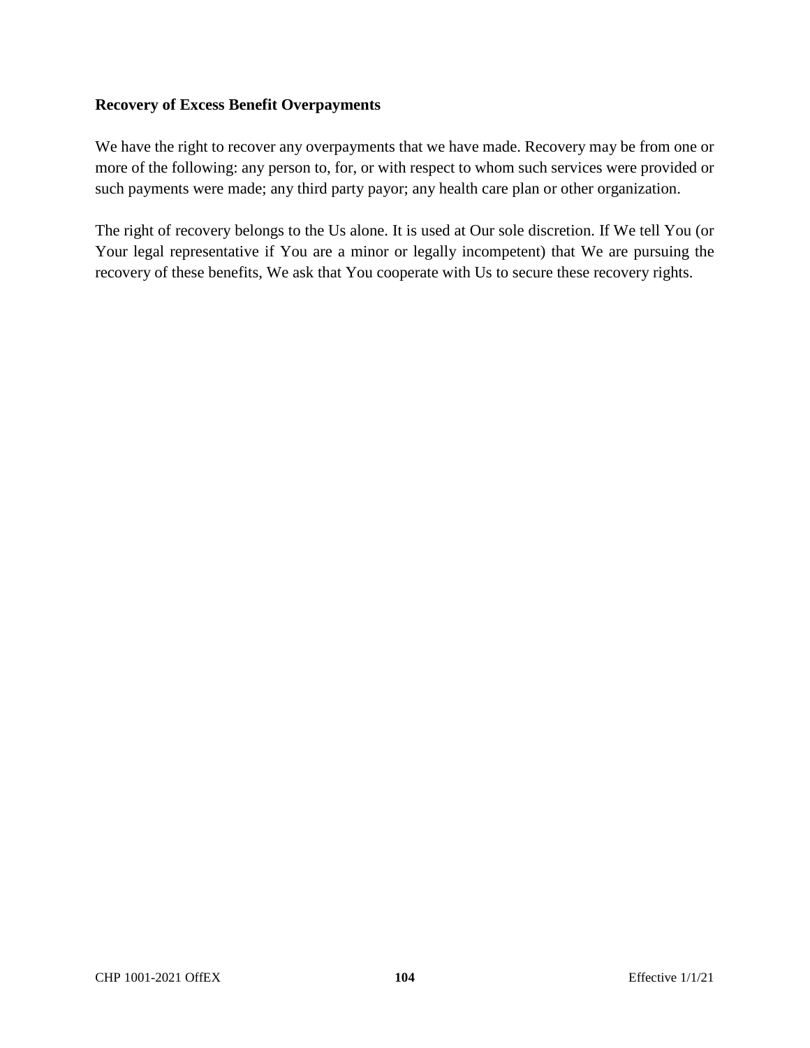**Recovery of Excess Benefit Overpayments**

We have the right to recover any overpayments that we have made. Recovery may be from one or more of the following: any person to, for, or with respect to whom such services were provided or such payments were made; any third party payor; any health care plan or other organization.

The right of recovery belongs to the Us alone. It is used at Our sole discretion. If We tell You (or Your legal representative if You are a minor or legally incompetent) that We are pursuing the recovery of these benefits, We ask that You cooperate with Us to secure these recovery rights.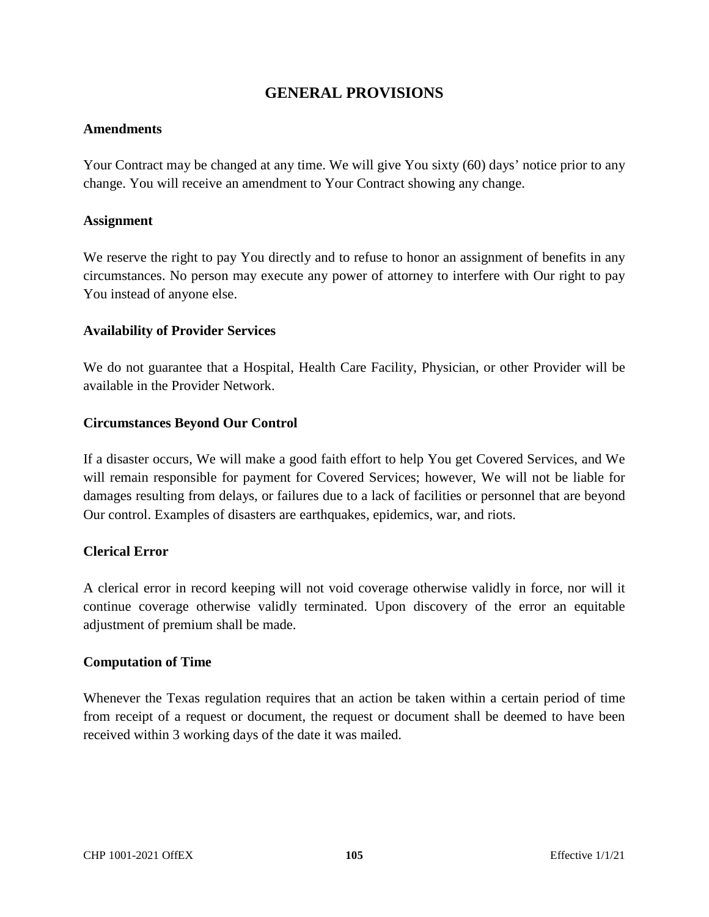# GENERAL PROVISIONS

### Amendments

Your Contract may be changed at any time. We will give You sixty (60) days' notice prior to any change. You will receive an amendment to Your Contract showing any change.

### Assignment

We reserve the right to pay You directly and to refuse to honor an assignment of benefits in any circumstances. No person may execute any power of attorney to interfere with Our right to pay You instead of anyone else.

### Availability of Provider Services

We do not guarantee that a Hospital, Health Care Facility, Physician, or other Provider will be available in the Provider Network.

### Circumstances Beyond Our Control

If a disaster occurs, We will make a good faith effort to help You get Covered Services, and We will remain responsible for payment for Covered Services; however, We will not be liable for damages resulting from delays, or failures due to a lack of facilities or personnel that are beyond Our control. Examples of disasters are earthquakes, epidemics, war, and riots.

### Clerical Error

A clerical error in record keeping will not void coverage otherwise validly in force, nor will it continue coverage otherwise validly terminated. Upon discovery of the error an equitable adjustment of premium shall be made.

### Computation of Time

Whenever the Texas regulation requires that an action be taken within a certain period of time from receipt of a request or document, the request or document shall be deemed to have been received within 3 working days of the date it was mailed.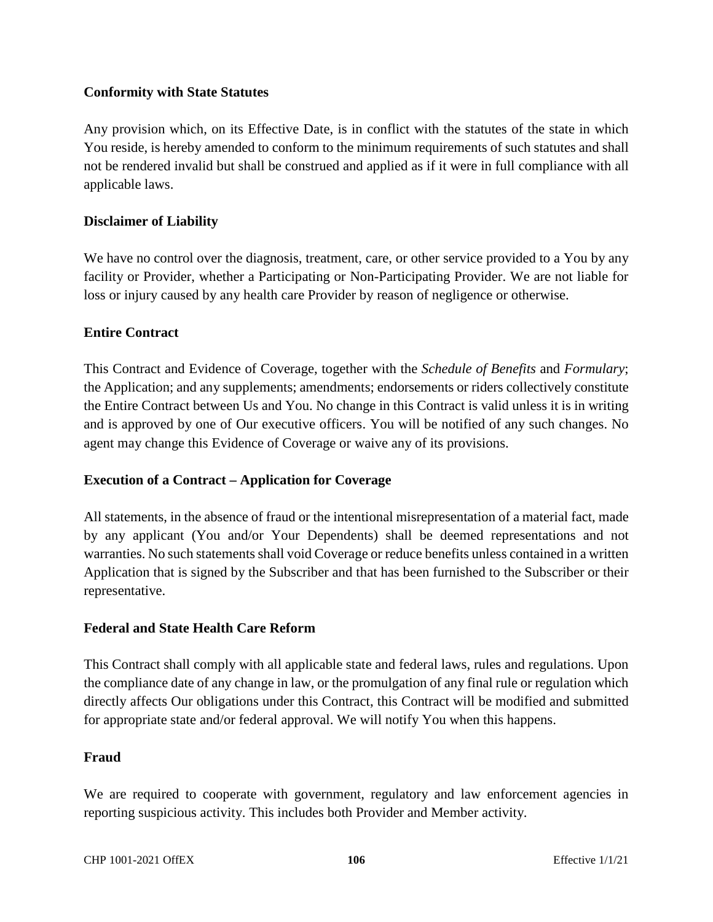**Conformity with State Statutes**

Any provision which, on its Effective Date, is in conflict with the statutes of the state in which You reside, is hereby amended to conform to the minimum requirements of such statutes and shall not be rendered invalid but shall be construed and applied as if it were in full compliance with all applicable laws.

**Disclaimer of Liability**

We have no control over the diagnosis, treatment, care, or other service provided to a You by any facility or Provider, whether a Participating or Non-Participating Provider. We are not liable for loss or injury caused by any health care Provider by reason of negligence or otherwise.

**Entire Contract**

This Contract and Evidence of Coverage, together with the *Schedule of Benefits* and *Formulary*; the Application; and any supplements; amendments; endorsements or riders collectively constitute the Entire Contract between Us and You. No change in this Contract is valid unless it is in writing and is approved by one of Our executive officers. You will be notified of any such changes. No agent may change this Evidence of Coverage or waive any of its provisions.

**Execution of a Contract – Application for Coverage**

All statements, in the absence of fraud or the intentional misrepresentation of a material fact, made by any applicant (You and/or Your Dependents) shall be deemed representations and not warranties. No such statements shall void Coverage or reduce benefits unless contained in a written Application that is signed by the Subscriber and that has been furnished to the Subscriber or their representative.

**Federal and State Health Care Reform**

This Contract shall comply with all applicable state and federal laws, rules and regulations. Upon the compliance date of any change in law, or the promulgation of any final rule or regulation which directly affects Our obligations under this Contract, this Contract will be modified and submitted for appropriate state and/or federal approval. We will notify You when this happens.

**Fraud**

We are required to cooperate with government, regulatory and law enforcement agencies in reporting suspicious activity. This includes both Provider and Member activity.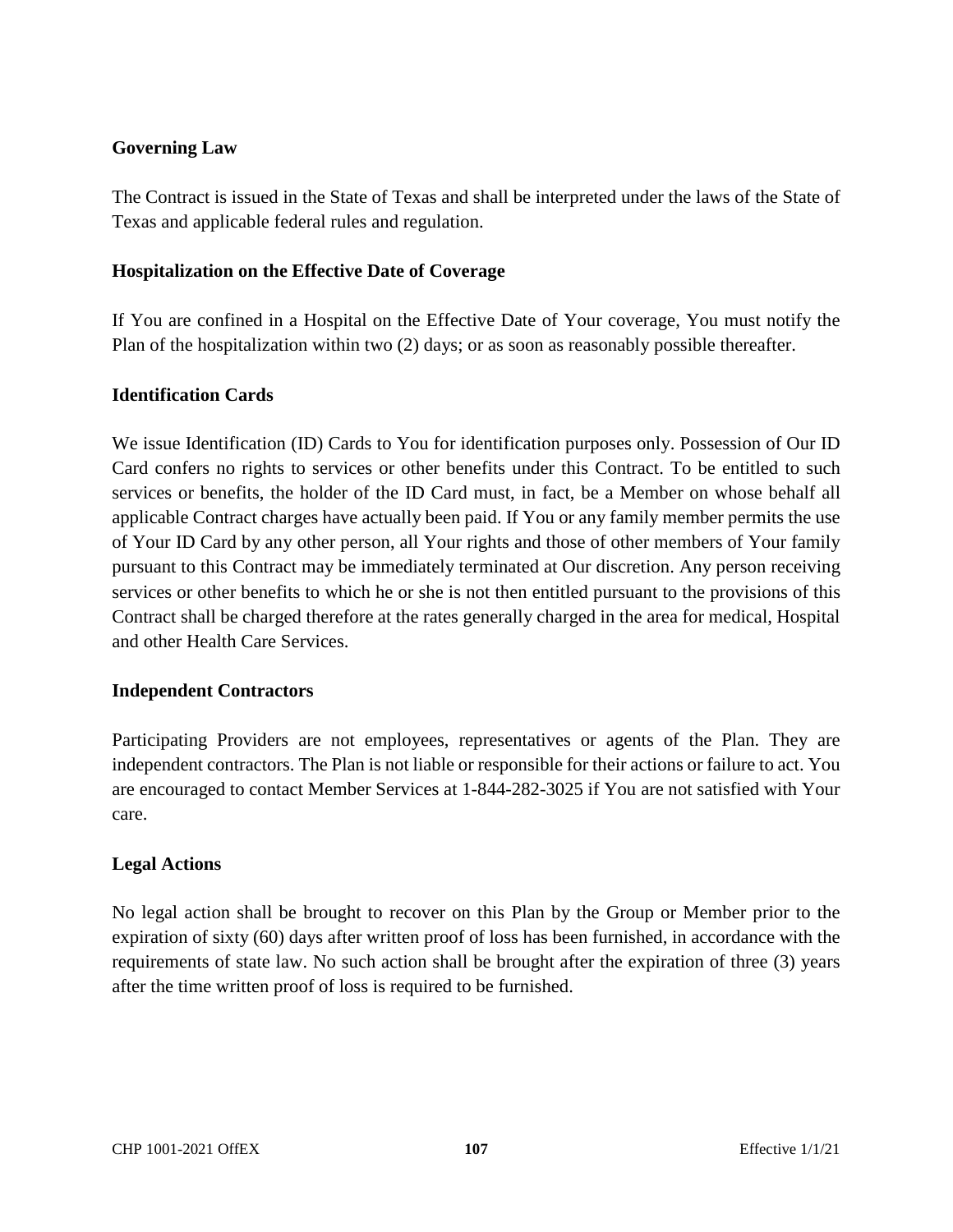**Governing Law**

The Contract is issued in the State of Texas and shall be interpreted under the laws of the State of Texas and applicable federal rules and regulation.

**Hospitalization on the Effective Date of Coverage**

If You are confined in a Hospital on the Effective Date of Your coverage, You must notify the Plan of the hospitalization within two (2) days; or as soon as reasonably possible thereafter.

**Identification Cards**

We issue Identification (ID) Cards to You for identification purposes only. Possession of Our ID Card confers no rights to services or other benefits under this Contract. To be entitled to such services or benefits, the holder of the ID Card must, in fact, be a Member on whose behalf all applicable Contract charges have actually been paid. If You or any family member permits the use of Your ID Card by any other person, all Your rights and those of other members of Your family pursuant to this Contract may be immediately terminated at Our discretion. Any person receiving services or other benefits to which he or she is not then entitled pursuant to the provisions of this Contract shall be charged therefore at the rates generally charged in the area for medical, Hospital and other Health Care Services.

**Independent Contractors**

Participating Providers are not employees, representatives or agents of the Plan. They are independent contractors. The Plan is not liable or responsible for their actions or failure to act. You are encouraged to contact Member Services at 1-844-282-3025 if You are not satisfied with Your care.

**Legal Actions**

No legal action shall be brought to recover on this Plan by the Group or Member prior to the expiration of sixty (60) days after written proof of loss has been furnished, in accordance with the requirements of state law. No such action shall be brought after the expiration of three (3) years after the time written proof of loss is required to be furnished.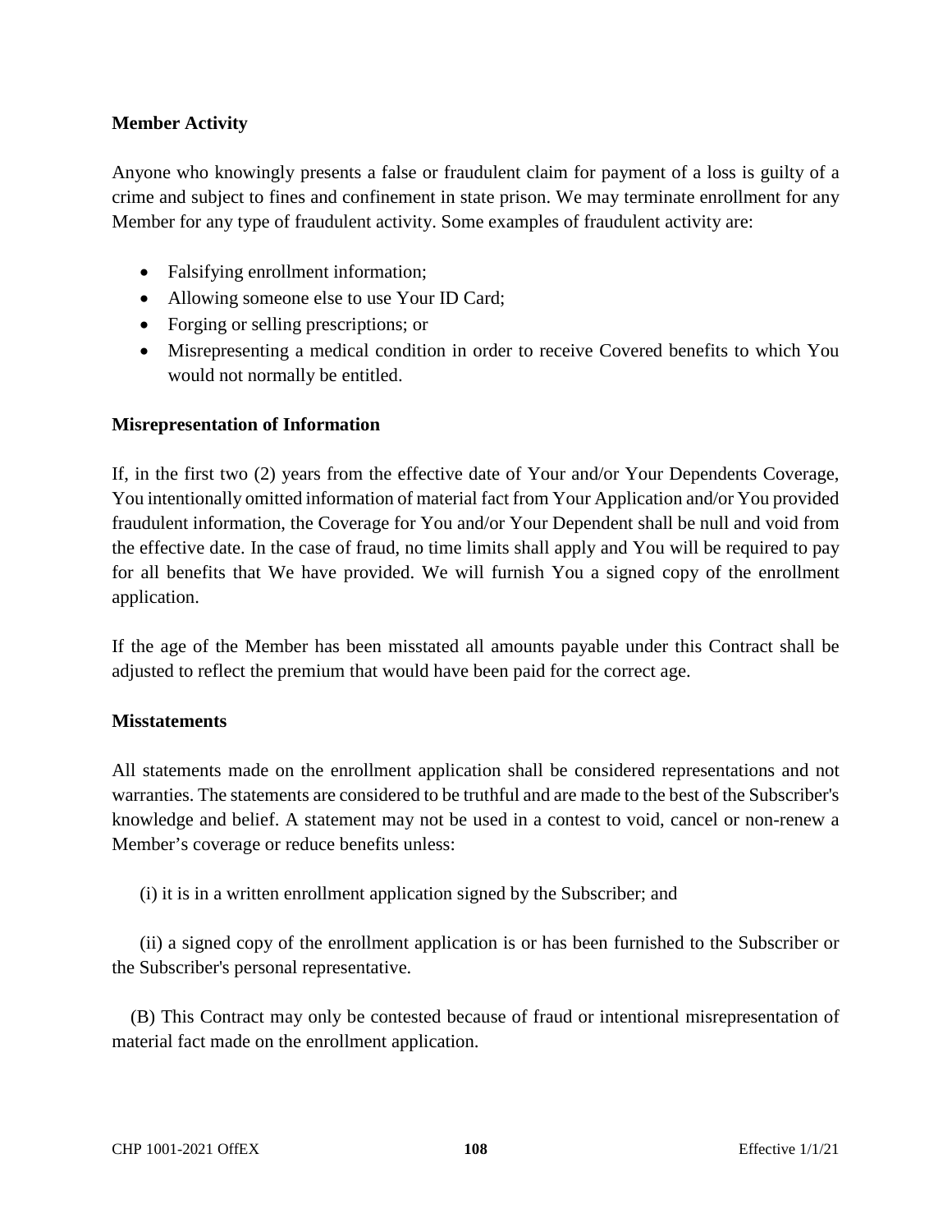**Member Activity**

Anyone who knowingly presents a false or fraudulent claim for payment of a loss is guilty of a crime and subject to fines and confinement in state prison. We may terminate enrollment for any Member for any type of fraudulent activity. Some examples of fraudulent activity are:

- Falsifying enrollment information;
- Allowing someone else to use Your ID Card;
- Forging or selling prescriptions; or
- Misrepresenting a medical condition in order to receive Covered benefits to which You would not normally be entitled.

**Misrepresentation of Information**

If, in the first two (2) years from the effective date of Your and/or Your Dependents Coverage, You intentionally omitted information of material fact from Your Application and/or You provided fraudulent information, the Coverage for You and/or Your Dependent shall be null and void from the effective date. In the case of fraud, no time limits shall apply and You will be required to pay for all benefits that We have provided. We will furnish You a signed copy of the enrollment application.

If the age of the Member has been misstated all amounts payable under this Contract shall be adjusted to reflect the premium that would have been paid for the correct age.

**Misstatements**

All statements made on the enrollment application shall be considered representations and not warranties. The statements are considered to be truthful and are made to the best of the Subscriber's knowledge and belief. A statement may not be used in a contest to void, cancel or non-renew a Member's coverage or reduce benefits unless:

(i) it is in a written enrollment application signed by the Subscriber; and

(ii) a signed copy of the enrollment application is or has been furnished to the Subscriber or the Subscriber's personal representative.

(B) This Contract may only be contested because of fraud or intentional misrepresentation of material fact made on the enrollment application.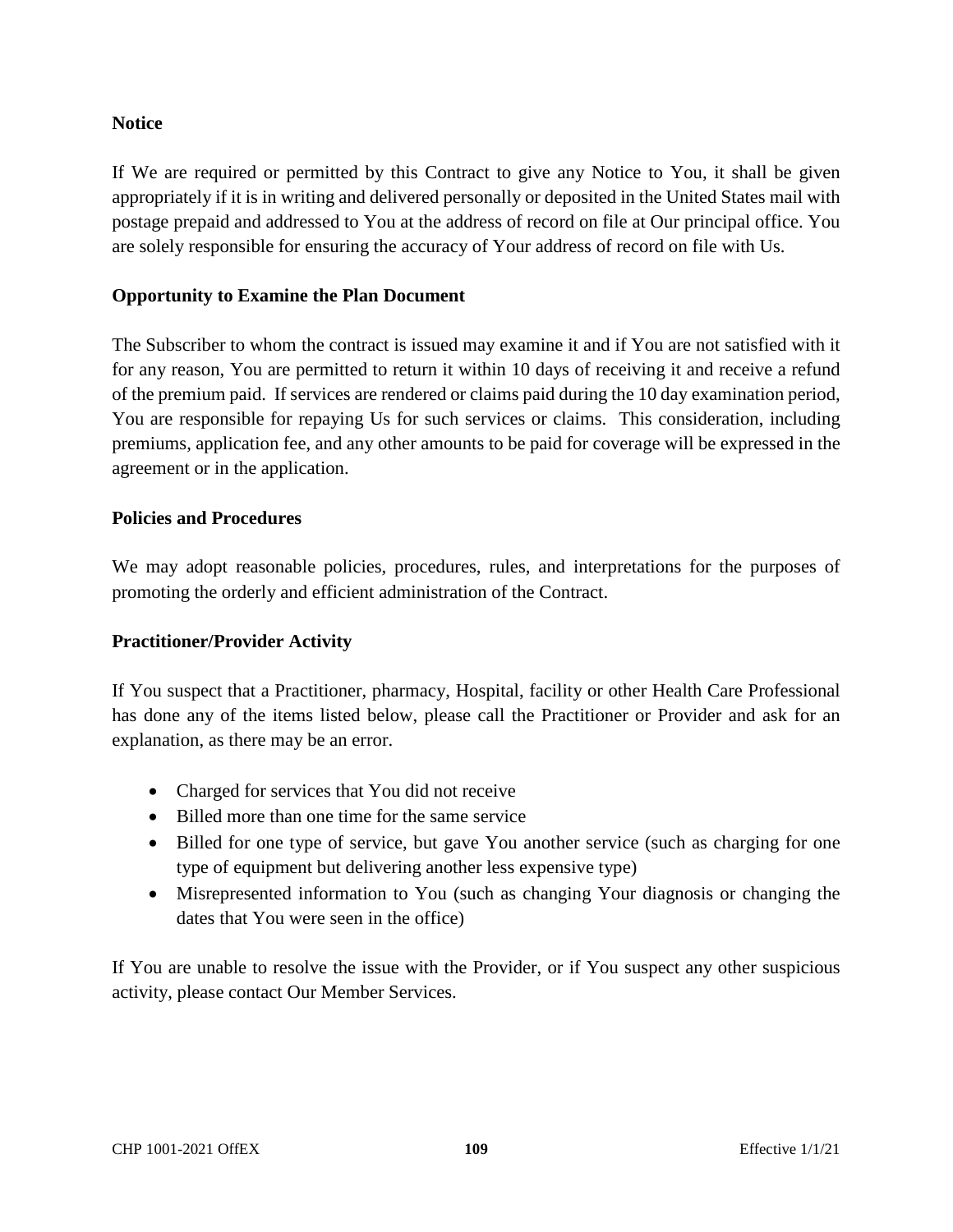**Notice**

If We are required or permitted by this Contract to give any Notice to You, it shall be given appropriately if it is in writing and delivered personally or deposited in the United States mail with postage prepaid and addressed to You at the address of record on file at Our principal office. You are solely responsible for ensuring the accuracy of Your address of record on file with Us.

**Opportunity to Examine the Plan Document**

The Subscriber to whom the contract is issued may examine it and if You are not satisfied with it for any reason, You are permitted to return it within 10 days of receiving it and receive a refund of the premium paid. If services are rendered or claims paid during the 10 day examination period, You are responsible for repaying Us for such services or claims. This consideration, including premiums, application fee, and any other amounts to be paid for coverage will be expressed in the agreement or in the application.

**Policies and Procedures**

We may adopt reasonable policies, procedures, rules, and interpretations for the purposes of promoting the orderly and efficient administration of the Contract.

**Practitioner/Provider Activity**

If You suspect that a Practitioner, pharmacy, Hospital, facility or other Health Care Professional has done any of the items listed below, please call the Practitioner or Provider and ask for an explanation, as there may be an error.

- Charged for services that You did not receive
- Billed more than one time for the same service
- Billed for one type of service, but gave You another service (such as charging for one type of equipment but delivering another less expensive type)
- Misrepresented information to You (such as changing Your diagnosis or changing the dates that You were seen in the office)

If You are unable to resolve the issue with the Provider, or if You suspect any other suspicious activity, please contact Our Member Services.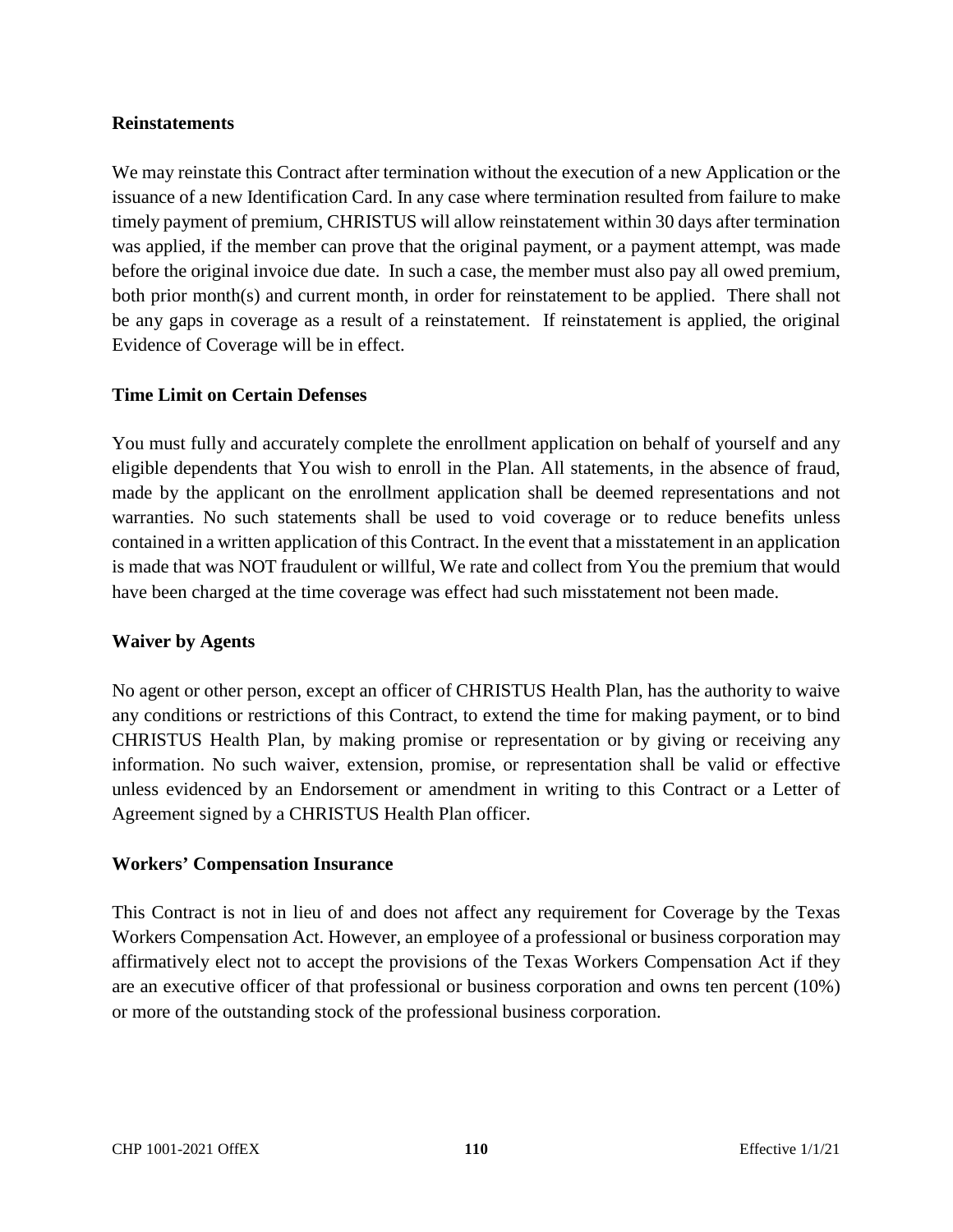**Reinstatements**

We may reinstate this Contract after termination without the execution of a new Application or the issuance of a new Identification Card. In any case where termination resulted from failure to make timely payment of premium, CHRISTUS will allow reinstatement within 30 days after termination was applied, if the member can prove that the original payment, or a payment attempt, was made before the original invoice due date. In such a case, the member must also pay all owed premium, both prior month(s) and current month, in order for reinstatement to be applied. There shall not be any gaps in coverage as a result of a reinstatement. If reinstatement is applied, the original Evidence of Coverage will be in effect.

**Time Limit on Certain Defenses**

You must fully and accurately complete the enrollment application on behalf of yourself and any eligible dependents that You wish to enroll in the Plan. All statements, in the absence of fraud, made by the applicant on the enrollment application shall be deemed representations and not warranties. No such statements shall be used to void coverage or to reduce benefits unless contained in a written application of this Contract. In the event that a misstatement in an application is made that was NOT fraudulent or willful, We rate and collect from You the premium that would have been charged at the time coverage was effect had such misstatement not been made.

**Waiver by Agents**

No agent or other person, except an officer of CHRISTUS Health Plan, has the authority to waive any conditions or restrictions of this Contract, to extend the time for making payment, or to bind CHRISTUS Health Plan, by making promise or representation or by giving or receiving any information. No such waiver, extension, promise, or representation shall be valid or effective unless evidenced by an Endorsement or amendment in writing to this Contract or a Letter of Agreement signed by a CHRISTUS Health Plan officer.

**Workers' Compensation Insurance**

This Contract is not in lieu of and does not affect any requirement for Coverage by the Texas Workers Compensation Act. However, an employee of a professional or business corporation may affirmatively elect not to accept the provisions of the Texas Workers Compensation Act if they are an executive officer of that professional or business corporation and owns ten percent (10%) or more of the outstanding stock of the professional business corporation.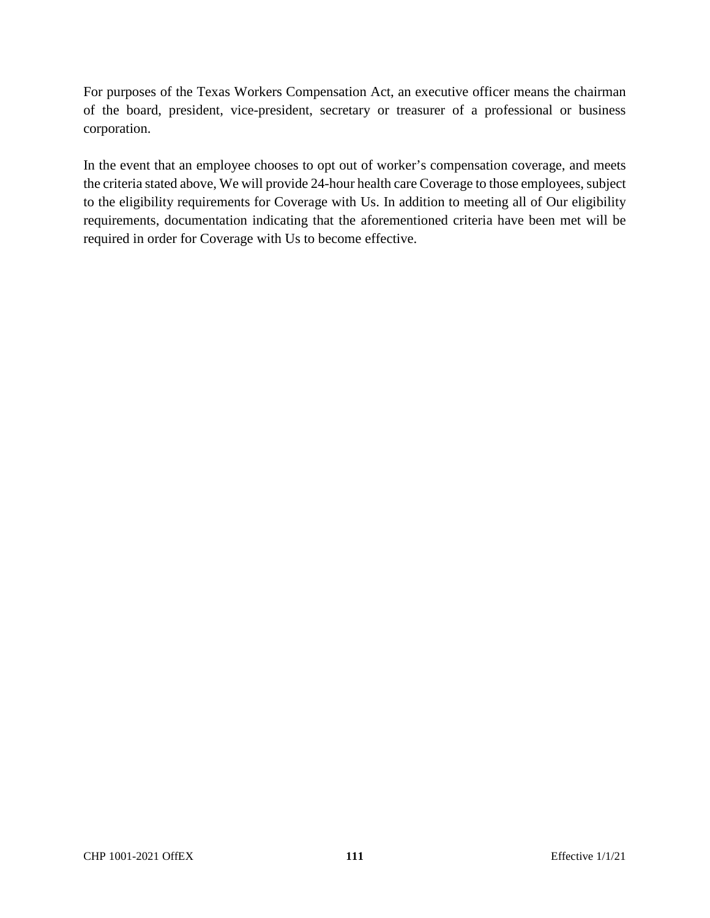For purposes of the Texas Workers Compensation Act, an executive officer means the chairman of the board, president, vice-president, secretary or treasurer of a professional or business corporation.

In the event that an employee chooses to opt out of worker's compensation coverage, and meets the criteria stated above, We will provide 24-hour health care Coverage to those employees, subject to the eligibility requirements for Coverage with Us. In addition to meeting all of Our eligibility requirements, documentation indicating that the aforementioned criteria have been met will be required in order for Coverage with Us to become effective.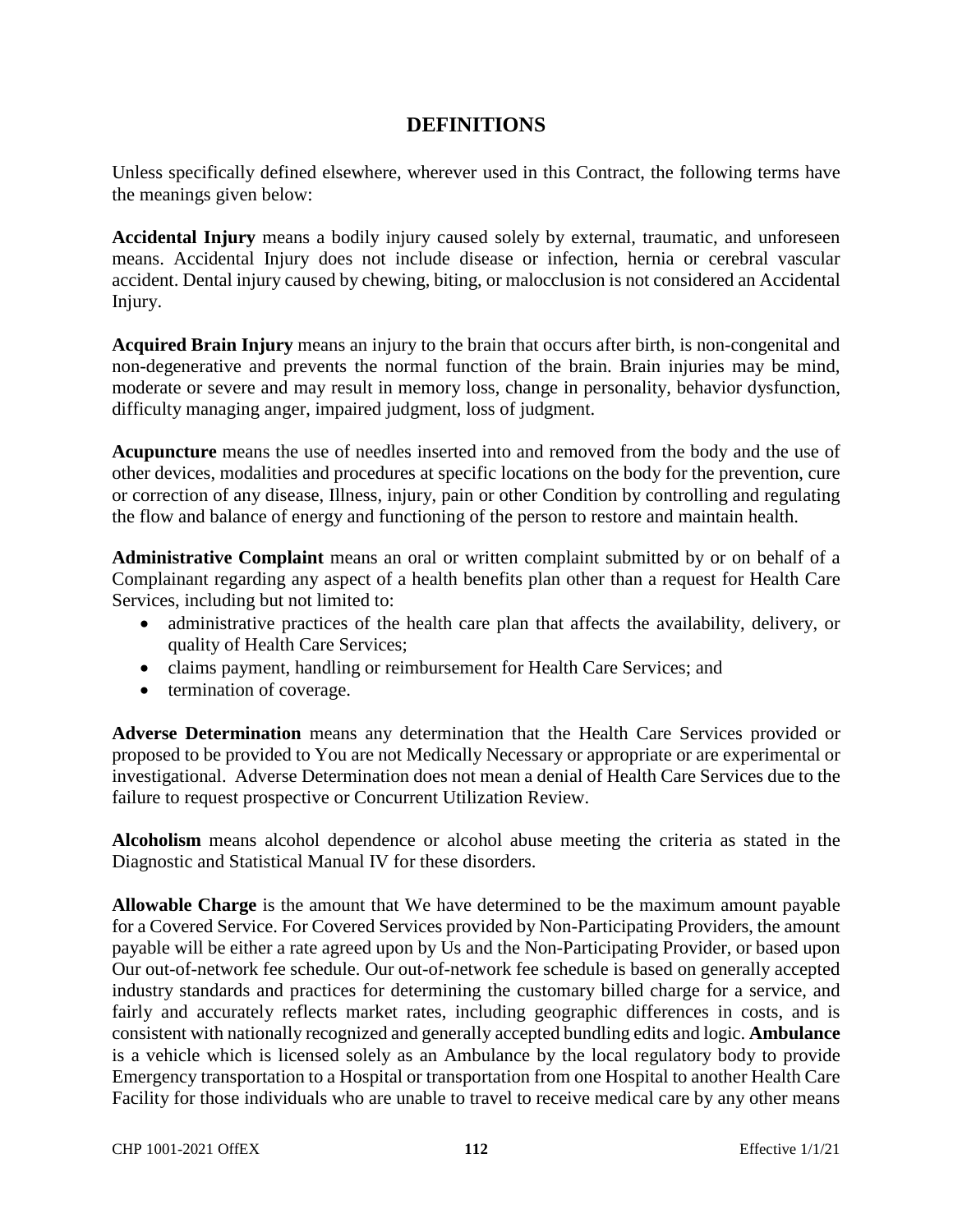# DEFINITIONS

Unless specifically defined elsewhere, wherever used in this Contract, the following terms have the meanings given below:

**Accidental Injury** means a bodily injury caused solely by external, traumatic, and unforeseen means. Accidental Injury does not include disease or infection, hernia or cerebral vascular accident. Dental injury caused by chewing, biting, or malocclusion is not considered an Accidental Injury.

**Acquired Brain Injury** means an injury to the brain that occurs after birth, is non-congenital and non-degenerative and prevents the normal function of the brain. Brain injuries may be mind, moderate or severe and may result in memory loss, change in personality, behavior dysfunction, difficulty managing anger, impaired judgment, loss of judgment.

**Acupuncture** means the use of needles inserted into and removed from the body and the use of other devices, modalities and procedures at specific locations on the body for the prevention, cure or correction of any disease, Illness, injury, pain or other Condition by controlling and regulating the flow and balance of energy and functioning of the person to restore and maintain health.

**Administrative Complaint** means an oral or written complaint submitted by or on behalf of a Complainant regarding any aspect of a health benefits plan other than a request for Health Care Services, including but not limited to:

- administrative practices of the health care plan that affects the availability, delivery, or quality of Health Care Services;
- claims payment, handling or reimbursement for Health Care Services; and
- termination of coverage.

**Adverse Determination** means any determination that the Health Care Services provided or proposed to be provided to You are not Medically Necessary or appropriate or are experimental or investigational. Adverse Determination does not mean a denial of Health Care Services due to the failure to request prospective or Concurrent Utilization Review.

**Alcoholism** means alcohol dependence or alcohol abuse meeting the criteria as stated in the Diagnostic and Statistical Manual IV for these disorders.

**Allowable Charge** is the amount that We have determined to be the maximum amount payable for a Covered Service. For Covered Services provided by Non-Participating Providers, the amount payable will be either a rate agreed upon by Us and the Non-Participating Provider, or based upon Our out-of-network fee schedule. Our out-of-network fee schedule is based on generally accepted industry standards and practices for determining the customary billed charge for a service, and fairly and accurately reflects market rates, including geographic differences in costs, and is consistent with nationally recognized and generally accepted bundling edits and logic. **Ambulance** is a vehicle which is licensed solely as an Ambulance by the local regulatory body to provide Emergency transportation to a Hospital or transportation from one Hospital to another Health Care Facility for those individuals who are unable to travel to receive medical care by any other means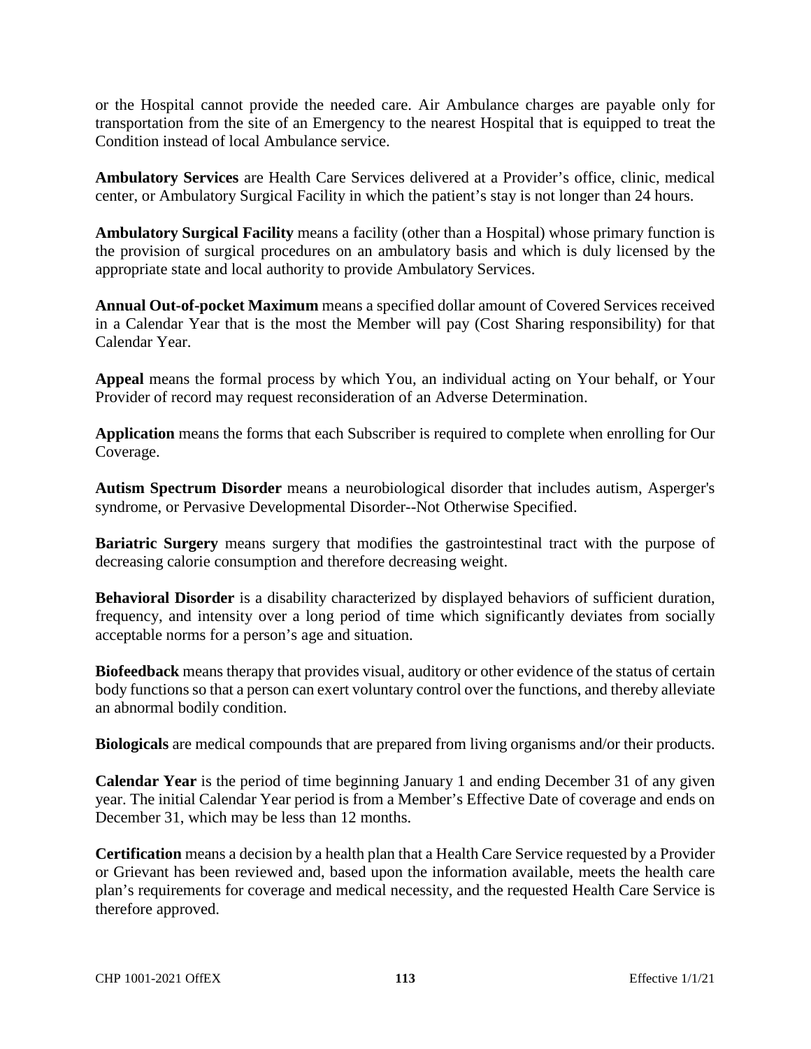or the Hospital cannot provide the needed care. Air Ambulance charges are payable only for transportation from the site of an Emergency to the nearest Hospital that is equipped to treat the Condition instead of local Ambulance service.

**Ambulatory Services** are Health Care Services delivered at a Provider's office, clinic, medical center, or Ambulatory Surgical Facility in which the patient's stay is not longer than 24 hours.

**Ambulatory Surgical Facility** means a facility (other than a Hospital) whose primary function is the provision of surgical procedures on an ambulatory basis and which is duly licensed by the appropriate state and local authority to provide Ambulatory Services.

**Annual Out-of-pocket Maximum** means a specified dollar amount of Covered Services received in a Calendar Year that is the most the Member will pay (Cost Sharing responsibility) for that Calendar Year.

**Appeal** means the formal process by which You, an individual acting on Your behalf, or Your Provider of record may request reconsideration of an Adverse Determination.

**Application** means the forms that each Subscriber is required to complete when enrolling for Our Coverage.

**Autism Spectrum Disorder** means a neurobiological disorder that includes autism, Asperger's syndrome, or Pervasive Developmental Disorder--Not Otherwise Specified.

**Bariatric Surgery** means surgery that modifies the gastrointestinal tract with the purpose of decreasing calorie consumption and therefore decreasing weight.

**Behavioral Disorder** is a disability characterized by displayed behaviors of sufficient duration, frequency, and intensity over a long period of time which significantly deviates from socially acceptable norms for a person's age and situation.

**Biofeedback** means therapy that provides visual, auditory or other evidence of the status of certain body functions so that a person can exert voluntary control over the functions, and thereby alleviate an abnormal bodily condition.

**Biologicals** are medical compounds that are prepared from living organisms and/or their products.

**Calendar Year** is the period of time beginning January 1 and ending December 31 of any given year. The initial Calendar Year period is from a Member's Effective Date of coverage and ends on December 31, which may be less than 12 months.

**Certification** means a decision by a health plan that a Health Care Service requested by a Provider or Grievant has been reviewed and, based upon the information available, meets the health care plan's requirements for coverage and medical necessity, and the requested Health Care Service is therefore approved.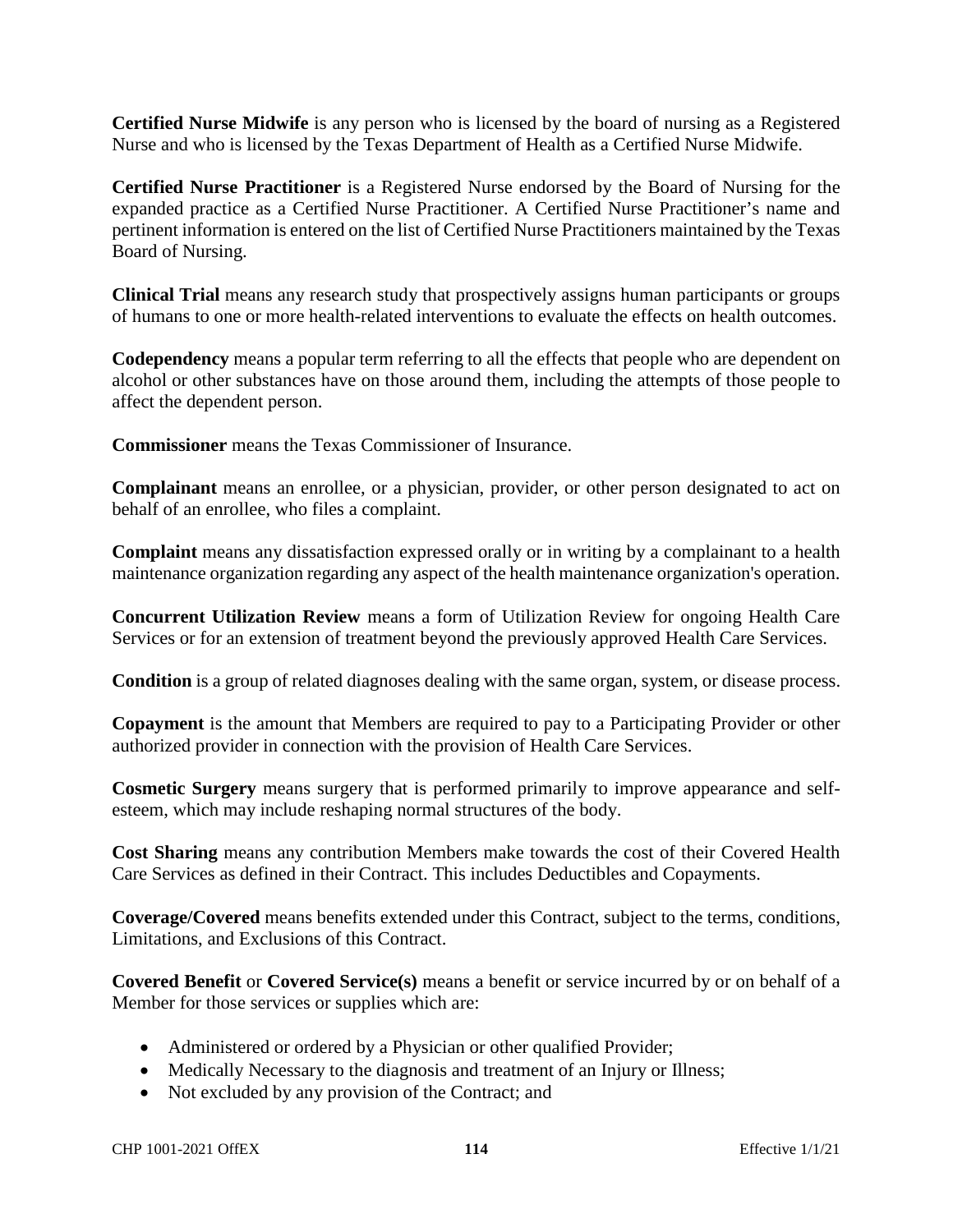**Certified Nurse Midwife** is any person who is licensed by the board of nursing as a Registered Nurse and who is licensed by the Texas Department of Health as a Certified Nurse Midwife.

**Certified Nurse Practitioner** is a Registered Nurse endorsed by the Board of Nursing for the expanded practice as a Certified Nurse Practitioner. A Certified Nurse Practitioner's name and pertinent information is entered on the list of Certified Nurse Practitioners maintained by the Texas Board of Nursing.

**Clinical Trial** means any research study that prospectively assigns human participants or groups of humans to one or more health-related interventions to evaluate the effects on health outcomes.

**Codependency** means a popular term referring to all the effects that people who are dependent on alcohol or other substances have on those around them, including the attempts of those people to affect the dependent person.

**Commissioner** means the Texas Commissioner of Insurance.

**Complainant** means an enrollee, or a physician, provider, or other person designated to act on behalf of an enrollee, who files a complaint.

**Complaint** means any dissatisfaction expressed orally or in writing by a complainant to a health maintenance organization regarding any aspect of the health maintenance organization's operation.

**Concurrent Utilization Review** means a form of Utilization Review for ongoing Health Care Services or for an extension of treatment beyond the previously approved Health Care Services.

**Condition** is a group of related diagnoses dealing with the same organ, system, or disease process.

**Copayment** is the amount that Members are required to pay to a Participating Provider or other authorized provider in connection with the provision of Health Care Services.

**Cosmetic Surgery** means surgery that is performed primarily to improve appearance and self-esteem, which may include reshaping normal structures of the body.

**Cost Sharing** means any contribution Members make towards the cost of their Covered Health Care Services as defined in their Contract. This includes Deductibles and Copayments.

**Coverage/Covered** means benefits extended under this Contract, subject to the terms, conditions, Limitations, and Exclusions of this Contract.

**Covered Benefit** or **Covered Service(s)** means a benefit or service incurred by or on behalf of a Member for those services or supplies which are:

- Administered or ordered by a Physician or other qualified Provider;
- Medically Necessary to the diagnosis and treatment of an Injury or Illness;
- Not excluded by any provision of the Contract; and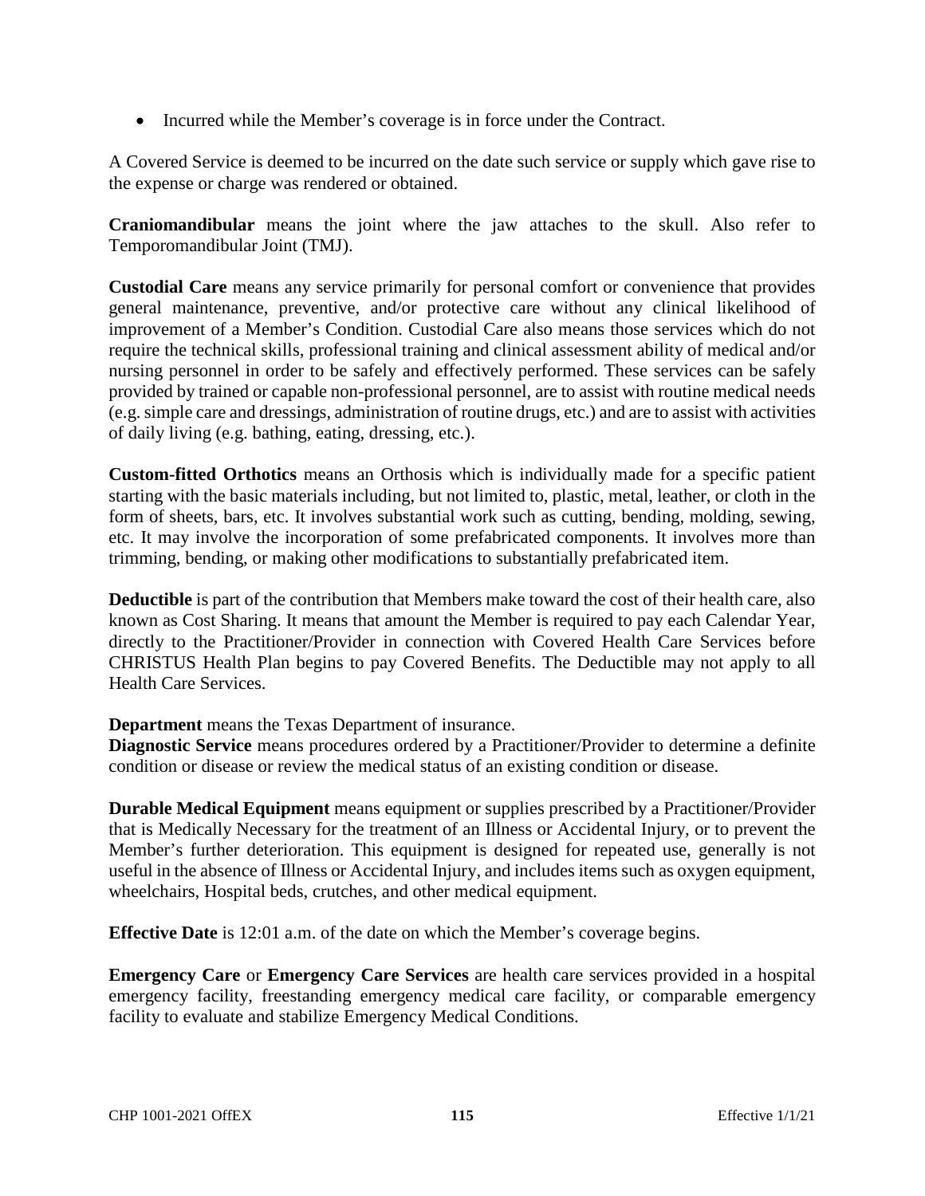- Incurred while the Member's coverage is in force under the Contract.

A Covered Service is deemed to be incurred on the date such service or supply which gave rise to the expense or charge was rendered or obtained.

**Craniomandibular** means the joint where the jaw attaches to the skull. Also refer to Temporomandibular Joint (TMJ).

**Custodial Care** means any service primarily for personal comfort or convenience that provides general maintenance, preventive, and/or protective care without any clinical likelihood of improvement of a Member's Condition. Custodial Care also means those services which do not require the technical skills, professional training and clinical assessment ability of medical and/or nursing personnel in order to be safely and effectively performed. These services can be safely provided by trained or capable non-professional personnel, are to assist with routine medical needs (e.g. simple care and dressings, administration of routine drugs, etc.) and are to assist with activities of daily living (e.g. bathing, eating, dressing, etc.).

**Custom-fitted Orthotics** means an Orthosis which is individually made for a specific patient starting with the basic materials including, but not limited to, plastic, metal, leather, or cloth in the form of sheets, bars, etc. It involves substantial work such as cutting, bending, molding, sewing, etc. It may involve the incorporation of some prefabricated components. It involves more than trimming, bending, or making other modifications to substantially prefabricated item.

**Deductible** is part of the contribution that Members make toward the cost of their health care, also known as Cost Sharing. It means that amount the Member is required to pay each Calendar Year, directly to the Practitioner/Provider in connection with Covered Health Care Services before CHRISTUS Health Plan begins to pay Covered Benefits. The Deductible may not apply to all Health Care Services.

**Department** means the Texas Department of insurance.

**Diagnostic Service** means procedures ordered by a Practitioner/Provider to determine a definite condition or disease or review the medical status of an existing condition or disease.

**Durable Medical Equipment** means equipment or supplies prescribed by a Practitioner/Provider that is Medically Necessary for the treatment of an Illness or Accidental Injury, or to prevent the Member's further deterioration. This equipment is designed for repeated use, generally is not useful in the absence of Illness or Accidental Injury, and includes items such as oxygen equipment, wheelchairs, Hospital beds, crutches, and other medical equipment.

**Effective Date** is 12:01 a.m. of the date on which the Member's coverage begins.

**Emergency Care** or **Emergency Care Services** are health care services provided in a hospital emergency facility, freestanding emergency medical care facility, or comparable emergency facility to evaluate and stabilize Emergency Medical Conditions.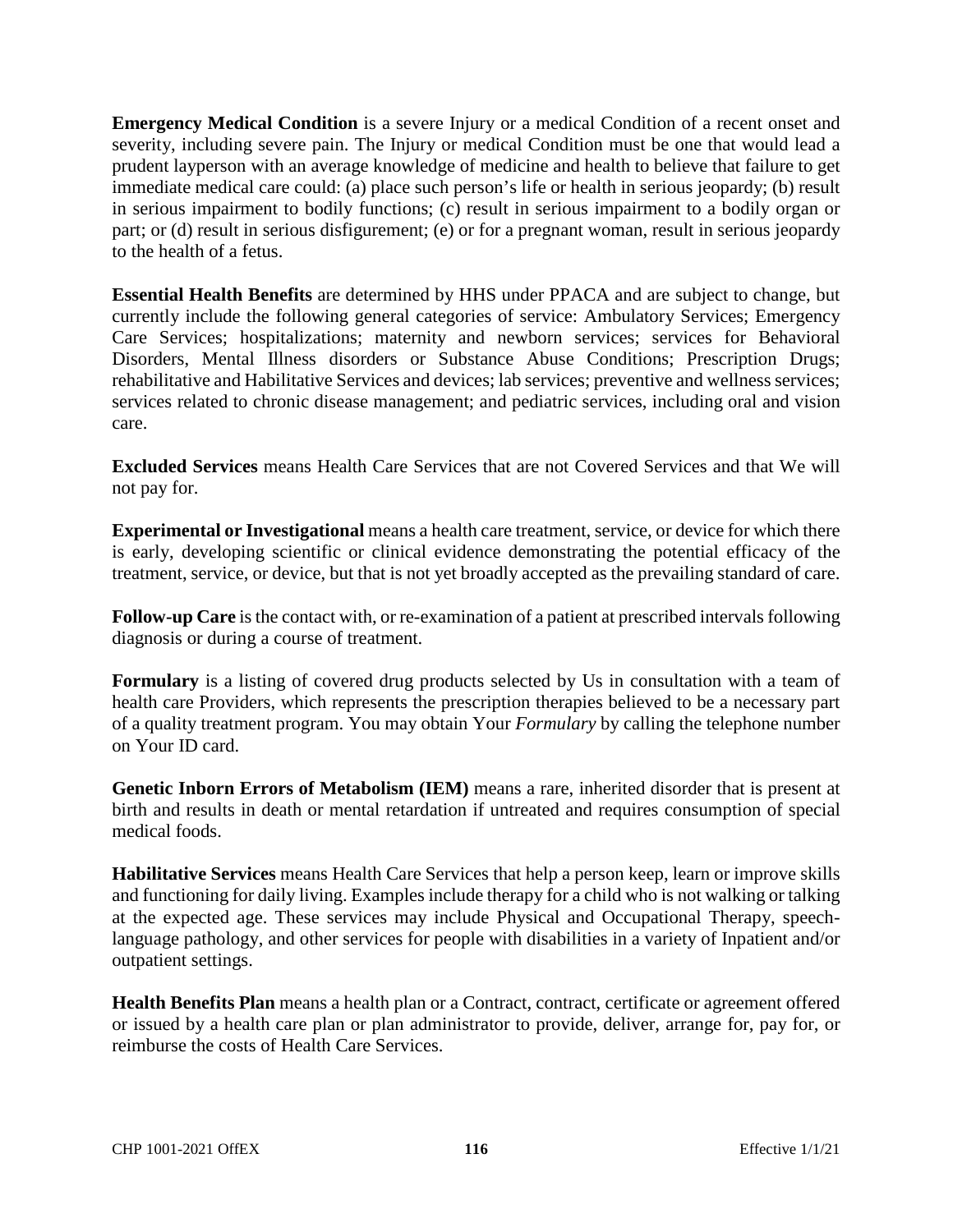**Emergency Medical Condition** is a severe Injury or a medical Condition of a recent onset and severity, including severe pain. The Injury or medical Condition must be one that would lead a prudent layperson with an average knowledge of medicine and health to believe that failure to get immediate medical care could: (a) place such person's life or health in serious jeopardy; (b) result in serious impairment to bodily functions; (c) result in serious impairment to a bodily organ or part; or (d) result in serious disfigurement; (e) or for a pregnant woman, result in serious jeopardy to the health of a fetus.

**Essential Health Benefits** are determined by HHS under PPACA and are subject to change, but currently include the following general categories of service: Ambulatory Services; Emergency Care Services; hospitalizations; maternity and newborn services; services for Behavioral Disorders, Mental Illness disorders or Substance Abuse Conditions; Prescription Drugs; rehabilitative and Habilitative Services and devices; lab services; preventive and wellness services; services related to chronic disease management; and pediatric services, including oral and vision care.

**Excluded Services** means Health Care Services that are not Covered Services and that We will not pay for.

**Experimental or Investigational** means a health care treatment, service, or device for which there is early, developing scientific or clinical evidence demonstrating the potential efficacy of the treatment, service, or device, but that is not yet broadly accepted as the prevailing standard of care.

**Follow-up Care** is the contact with, or re-examination of a patient at prescribed intervals following diagnosis or during a course of treatment.

**Formulary** is a listing of covered drug products selected by Us in consultation with a team of health care Providers, which represents the prescription therapies believed to be a necessary part of a quality treatment program. You may obtain Your *Formulary* by calling the telephone number on Your ID card.

**Genetic Inborn Errors of Metabolism (IEM)** means a rare, inherited disorder that is present at birth and results in death or mental retardation if untreated and requires consumption of special medical foods.

**Habilitative Services** means Health Care Services that help a person keep, learn or improve skills and functioning for daily living. Examples include therapy for a child who is not walking or talking at the expected age. These services may include Physical and Occupational Therapy, speech-language pathology, and other services for people with disabilities in a variety of Inpatient and/or outpatient settings.

**Health Benefits Plan** means a health plan or a Contract, contract, certificate or agreement offered or issued by a health care plan or plan administrator to provide, deliver, arrange for, pay for, or reimburse the costs of Health Care Services.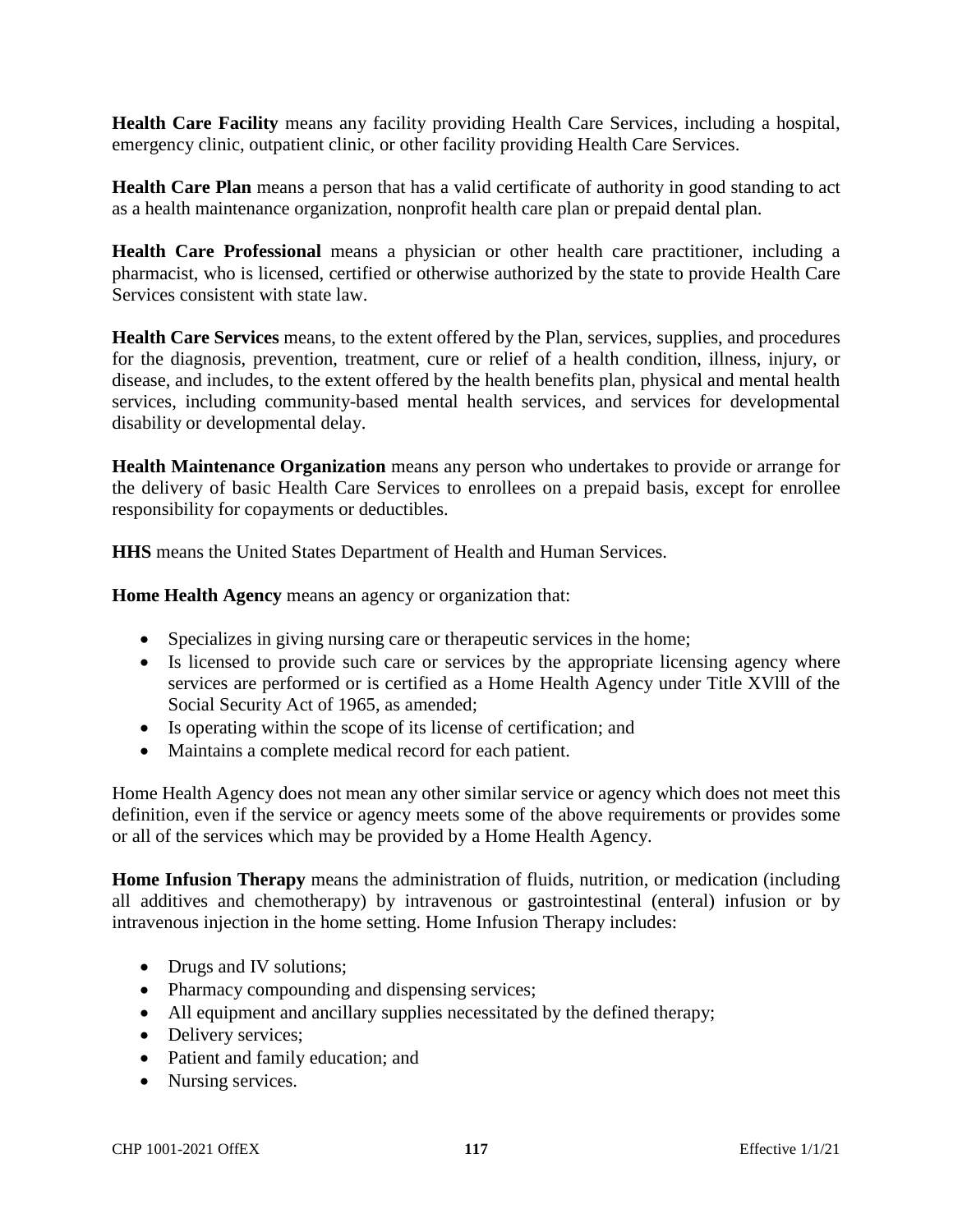**Health Care Facility** means any facility providing Health Care Services, including a hospital, emergency clinic, outpatient clinic, or other facility providing Health Care Services.

**Health Care Plan** means a person that has a valid certificate of authority in good standing to act as a health maintenance organization, nonprofit health care plan or prepaid dental plan.

**Health Care Professional** means a physician or other health care practitioner, including a pharmacist, who is licensed, certified or otherwise authorized by the state to provide Health Care Services consistent with state law.

**Health Care Services** means, to the extent offered by the Plan, services, supplies, and procedures for the diagnosis, prevention, treatment, cure or relief of a health condition, illness, injury, or disease, and includes, to the extent offered by the health benefits plan, physical and mental health services, including community-based mental health services, and services for developmental disability or developmental delay.

**Health Maintenance Organization** means any person who undertakes to provide or arrange for the delivery of basic Health Care Services to enrollees on a prepaid basis, except for enrollee responsibility for copayments or deductibles.

**HHS** means the United States Department of Health and Human Services.

**Home Health Agency** means an agency or organization that:

- Specializes in giving nursing care or therapeutic services in the home;
- Is licensed to provide such care or services by the appropriate licensing agency where services are performed or is certified as a Home Health Agency under Title XVlll of the Social Security Act of 1965, as amended;
- Is operating within the scope of its license of certification; and
- Maintains a complete medical record for each patient.

Home Health Agency does not mean any other similar service or agency which does not meet this definition, even if the service or agency meets some of the above requirements or provides some or all of the services which may be provided by a Home Health Agency.

**Home Infusion Therapy** means the administration of fluids, nutrition, or medication (including all additives and chemotherapy) by intravenous or gastrointestinal (enteral) infusion or by intravenous injection in the home setting. Home Infusion Therapy includes:

- Drugs and IV solutions;
- Pharmacy compounding and dispensing services;
- All equipment and ancillary supplies necessitated by the defined therapy;
- Delivery services;
- Patient and family education; and
- Nursing services.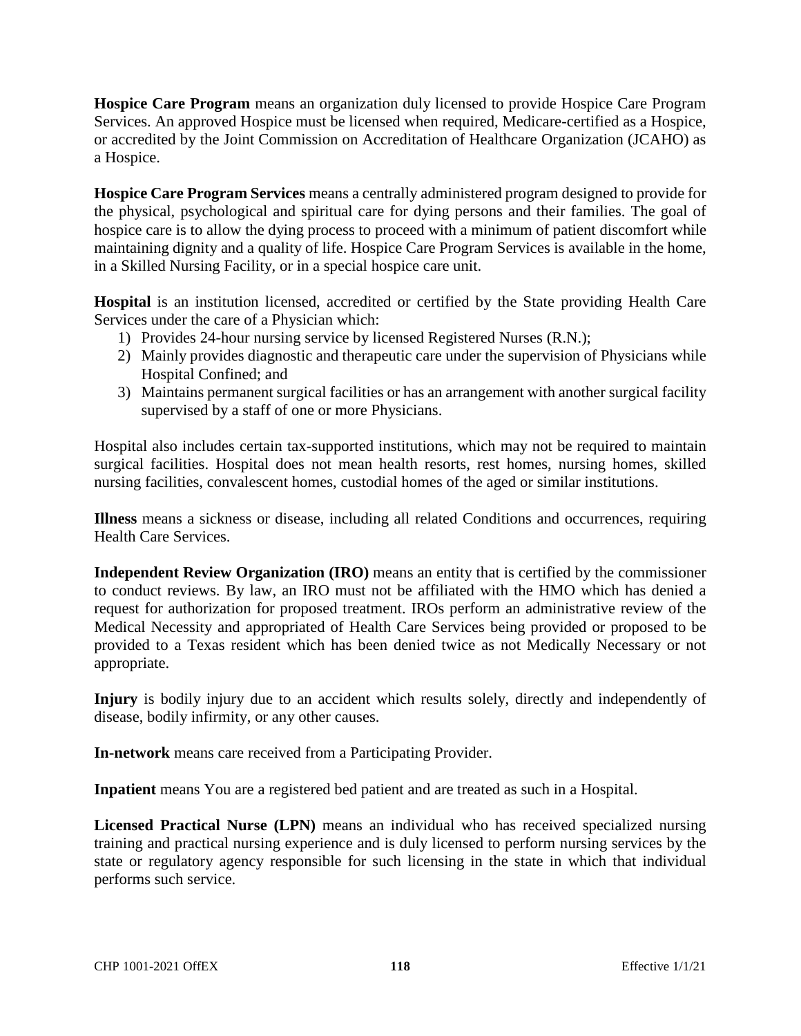**Hospice Care Program** means an organization duly licensed to provide Hospice Care Program Services. An approved Hospice must be licensed when required, Medicare-certified as a Hospice, or accredited by the Joint Commission on Accreditation of Healthcare Organization (JCAHO) as a Hospice.

**Hospice Care Program Services** means a centrally administered program designed to provide for the physical, psychological and spiritual care for dying persons and their families. The goal of hospice care is to allow the dying process to proceed with a minimum of patient discomfort while maintaining dignity and a quality of life. Hospice Care Program Services is available in the home, in a Skilled Nursing Facility, or in a special hospice care unit.

**Hospital** is an institution licensed, accredited or certified by the State providing Health Care Services under the care of a Physician which:

1) Provides 24-hour nursing service by licensed Registered Nurses (R.N.);
2) Mainly provides diagnostic and therapeutic care under the supervision of Physicians while Hospital Confined; and
3) Maintains permanent surgical facilities or has an arrangement with another surgical facility supervised by a staff of one or more Physicians.

Hospital also includes certain tax-supported institutions, which may not be required to maintain surgical facilities. Hospital does not mean health resorts, rest homes, nursing homes, skilled nursing facilities, convalescent homes, custodial homes of the aged or similar institutions.

**Illness** means a sickness or disease, including all related Conditions and occurrences, requiring Health Care Services.

**Independent Review Organization (IRO)** means an entity that is certified by the commissioner to conduct reviews. By law, an IRO must not be affiliated with the HMO which has denied a request for authorization for proposed treatment. IROs perform an administrative review of the Medical Necessity and appropriated of Health Care Services being provided or proposed to be provided to a Texas resident which has been denied twice as not Medically Necessary or not appropriate.

**Injury** is bodily injury due to an accident which results solely, directly and independently of disease, bodily infirmity, or any other causes.

**In-network** means care received from a Participating Provider.

**Inpatient** means You are a registered bed patient and are treated as such in a Hospital.

**Licensed Practical Nurse (LPN)** means an individual who has received specialized nursing training and practical nursing experience and is duly licensed to perform nursing services by the state or regulatory agency responsible for such licensing in the state in which that individual performs such service.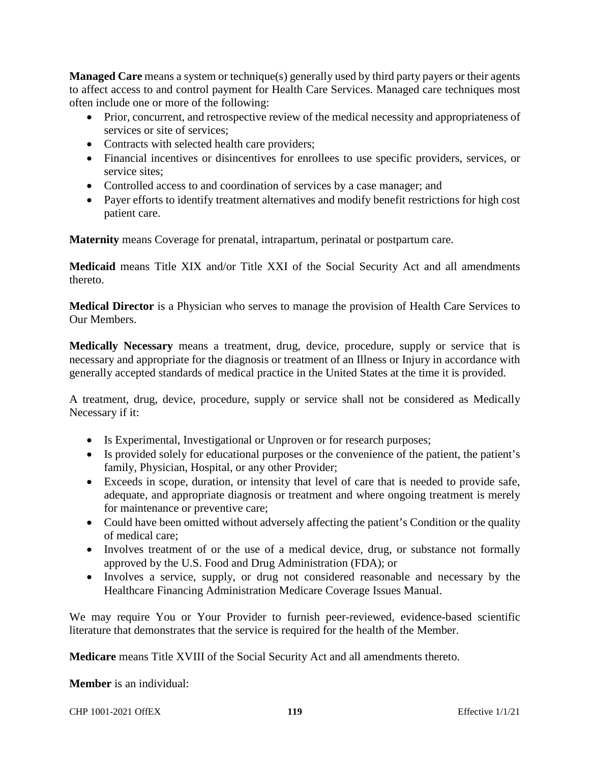**Managed Care** means a system or technique(s) generally used by third party payers or their agents to affect access to and control payment for Health Care Services. Managed care techniques most often include one or more of the following:

- Prior, concurrent, and retrospective review of the medical necessity and appropriateness of services or site of services;
- Contracts with selected health care providers;
- Financial incentives or disincentives for enrollees to use specific providers, services, or service sites;
- Controlled access to and coordination of services by a case manager; and
- Payer efforts to identify treatment alternatives and modify benefit restrictions for high cost patient care.

**Maternity** means Coverage for prenatal, intrapartum, perinatal or postpartum care.

**Medicaid** means Title XIX and/or Title XXI of the Social Security Act and all amendments thereto.

**Medical Director** is a Physician who serves to manage the provision of Health Care Services to Our Members.

**Medically Necessary** means a treatment, drug, device, procedure, supply or service that is necessary and appropriate for the diagnosis or treatment of an Illness or Injury in accordance with generally accepted standards of medical practice in the United States at the time it is provided.

A treatment, drug, device, procedure, supply or service shall not be considered as Medically Necessary if it:

- Is Experimental, Investigational or Unproven or for research purposes;
- Is provided solely for educational purposes or the convenience of the patient, the patient's family, Physician, Hospital, or any other Provider;
- Exceeds in scope, duration, or intensity that level of care that is needed to provide safe, adequate, and appropriate diagnosis or treatment and where ongoing treatment is merely for maintenance or preventive care;
- Could have been omitted without adversely affecting the patient's Condition or the quality of medical care;
- Involves treatment of or the use of a medical device, drug, or substance not formally approved by the U.S. Food and Drug Administration (FDA); or
- Involves a service, supply, or drug not considered reasonable and necessary by the Healthcare Financing Administration Medicare Coverage Issues Manual.

We may require You or Your Provider to furnish peer-reviewed, evidence-based scientific literature that demonstrates that the service is required for the health of the Member.

**Medicare** means Title XVIII of the Social Security Act and all amendments thereto.

**Member** is an individual: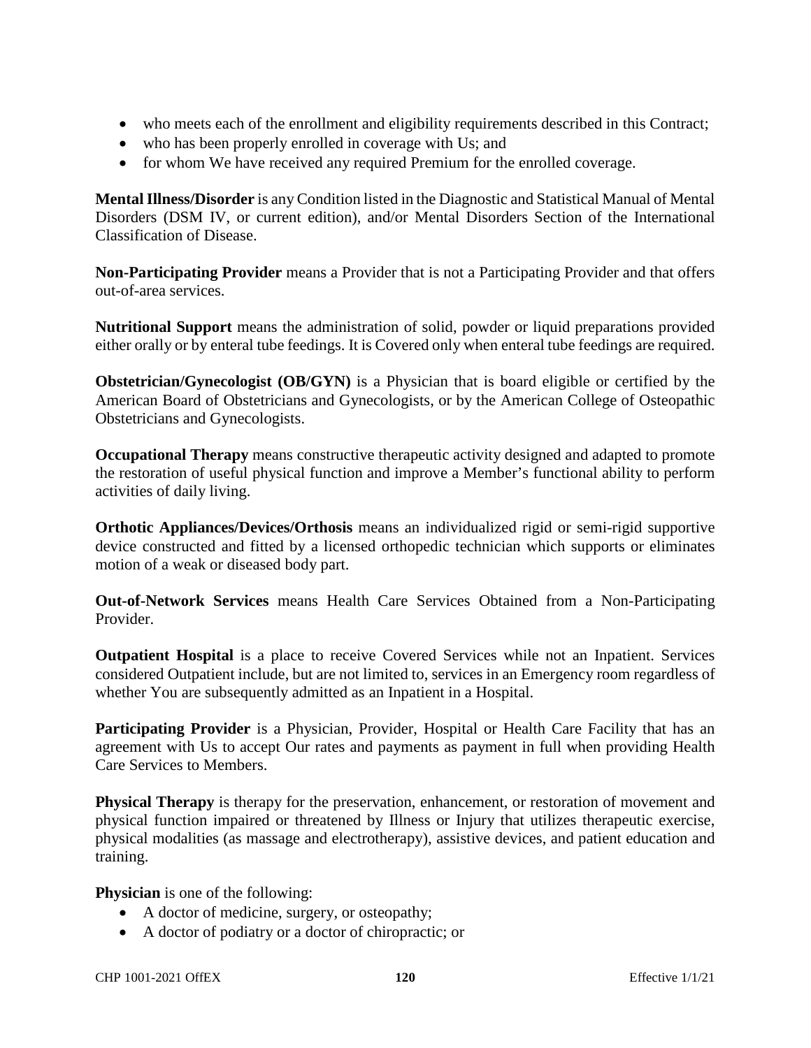- who meets each of the enrollment and eligibility requirements described in this Contract;
- who has been properly enrolled in coverage with Us; and
- for whom We have received any required Premium for the enrolled coverage.

**Mental Illness/Disorder** is any Condition listed in the Diagnostic and Statistical Manual of Mental Disorders (DSM IV, or current edition), and/or Mental Disorders Section of the International Classification of Disease.

**Non-Participating Provider** means a Provider that is not a Participating Provider and that offers out-of-area services.

**Nutritional Support** means the administration of solid, powder or liquid preparations provided either orally or by enteral tube feedings. It is Covered only when enteral tube feedings are required.

**Obstetrician/Gynecologist (OB/GYN)** is a Physician that is board eligible or certified by the American Board of Obstetricians and Gynecologists, or by the American College of Osteopathic Obstetricians and Gynecologists.

**Occupational Therapy** means constructive therapeutic activity designed and adapted to promote the restoration of useful physical function and improve a Member's functional ability to perform activities of daily living.

**Orthotic Appliances/Devices/Orthosis** means an individualized rigid or semi-rigid supportive device constructed and fitted by a licensed orthopedic technician which supports or eliminates motion of a weak or diseased body part.

**Out-of-Network Services** means Health Care Services Obtained from a Non-Participating Provider.

**Outpatient Hospital** is a place to receive Covered Services while not an Inpatient. Services considered Outpatient include, but are not limited to, services in an Emergency room regardless of whether You are subsequently admitted as an Inpatient in a Hospital.

**Participating Provider** is a Physician, Provider, Hospital or Health Care Facility that has an agreement with Us to accept Our rates and payments as payment in full when providing Health Care Services to Members.

**Physical Therapy** is therapy for the preservation, enhancement, or restoration of movement and physical function impaired or threatened by Illness or Injury that utilizes therapeutic exercise, physical modalities (as massage and electrotherapy), assistive devices, and patient education and training.

**Physician** is one of the following:

- A doctor of medicine, surgery, or osteopathy;
- A doctor of podiatry or a doctor of chiropractic; or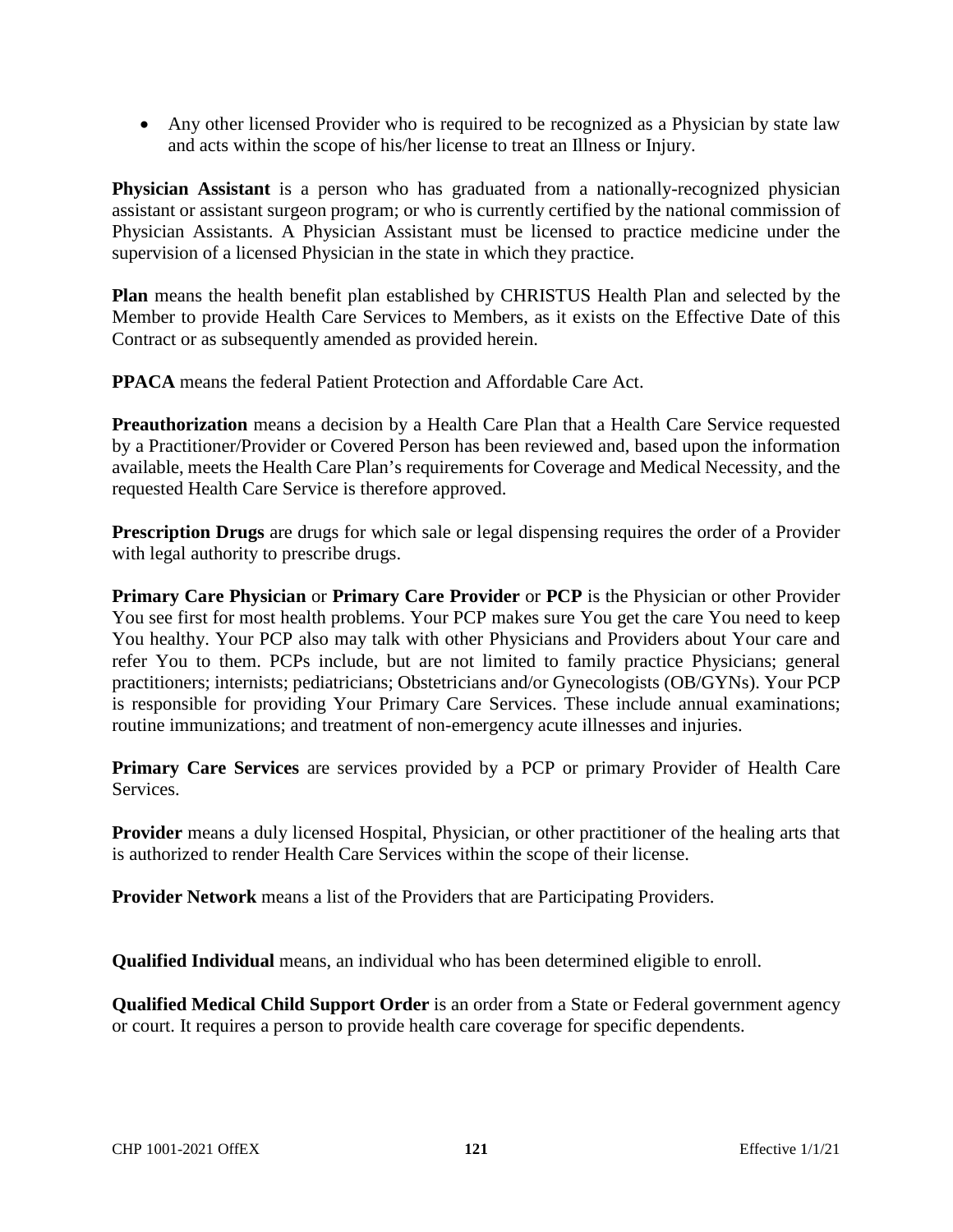- Any other licensed Provider who is required to be recognized as a Physician by state law and acts within the scope of his/her license to treat an Illness or Injury.

**Physician Assistant** is a person who has graduated from a nationally-recognized physician assistant or assistant surgeon program; or who is currently certified by the national commission of Physician Assistants. A Physician Assistant must be licensed to practice medicine under the supervision of a licensed Physician in the state in which they practice.

**Plan** means the health benefit plan established by CHRISTUS Health Plan and selected by the Member to provide Health Care Services to Members, as it exists on the Effective Date of this Contract or as subsequently amended as provided herein.

**PPACA** means the federal Patient Protection and Affordable Care Act.

**Preauthorization** means a decision by a Health Care Plan that a Health Care Service requested by a Practitioner/Provider or Covered Person has been reviewed and, based upon the information available, meets the Health Care Plan's requirements for Coverage and Medical Necessity, and the requested Health Care Service is therefore approved.

**Prescription Drugs** are drugs for which sale or legal dispensing requires the order of a Provider with legal authority to prescribe drugs.

**Primary Care Physician** or **Primary Care Provider** or **PCP** is the Physician or other Provider You see first for most health problems. Your PCP makes sure You get the care You need to keep You healthy. Your PCP also may talk with other Physicians and Providers about Your care and refer You to them. PCPs include, but are not limited to family practice Physicians; general practitioners; internists; pediatricians; Obstetricians and/or Gynecologists (OB/GYNs). Your PCP is responsible for providing Your Primary Care Services. These include annual examinations; routine immunizations; and treatment of non-emergency acute illnesses and injuries.

**Primary Care Services** are services provided by a PCP or primary Provider of Health Care Services.

**Provider** means a duly licensed Hospital, Physician, or other practitioner of the healing arts that is authorized to render Health Care Services within the scope of their license.

**Provider Network** means a list of the Providers that are Participating Providers.

**Qualified Individual** means, an individual who has been determined eligible to enroll.

**Qualified Medical Child Support Order** is an order from a State or Federal government agency or court. It requires a person to provide health care coverage for specific dependents.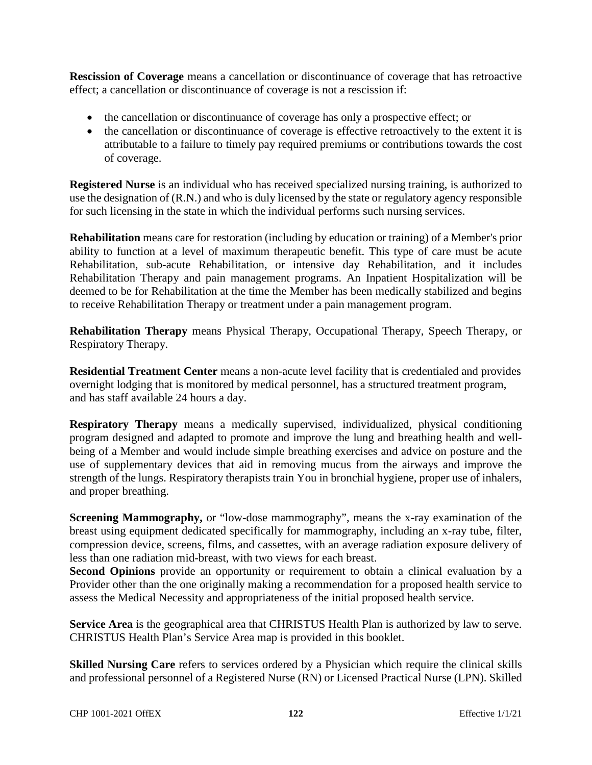**Rescission of Coverage** means a cancellation or discontinuance of coverage that has retroactive effect; a cancellation or discontinuance of coverage is not a rescission if:

- the cancellation or discontinuance of coverage has only a prospective effect; or
- the cancellation or discontinuance of coverage is effective retroactively to the extent it is attributable to a failure to timely pay required premiums or contributions towards the cost of coverage.

**Registered Nurse** is an individual who has received specialized nursing training, is authorized to use the designation of (R.N.) and who is duly licensed by the state or regulatory agency responsible for such licensing in the state in which the individual performs such nursing services.

**Rehabilitation** means care for restoration (including by education or training) of a Member's prior ability to function at a level of maximum therapeutic benefit. This type of care must be acute Rehabilitation, sub-acute Rehabilitation, or intensive day Rehabilitation, and it includes Rehabilitation Therapy and pain management programs. An Inpatient Hospitalization will be deemed to be for Rehabilitation at the time the Member has been medically stabilized and begins to receive Rehabilitation Therapy or treatment under a pain management program.

**Rehabilitation Therapy** means Physical Therapy, Occupational Therapy, Speech Therapy, or Respiratory Therapy.

**Residential Treatment Center** means a non-acute level facility that is credentialed and provides overnight lodging that is monitored by medical personnel, has a structured treatment program, and has staff available 24 hours a day.

**Respiratory Therapy** means a medically supervised, individualized, physical conditioning program designed and adapted to promote and improve the lung and breathing health and well-being of a Member and would include simple breathing exercises and advice on posture and the use of supplementary devices that aid in removing mucus from the airways and improve the strength of the lungs. Respiratory therapists train You in bronchial hygiene, proper use of inhalers, and proper breathing.

**Screening Mammography,** or "low-dose mammography", means the x-ray examination of the breast using equipment dedicated specifically for mammography, including an x-ray tube, filter, compression device, screens, films, and cassettes, with an average radiation exposure delivery of less than one radiation mid-breast, with two views for each breast.

**Second Opinions** provide an opportunity or requirement to obtain a clinical evaluation by a Provider other than the one originally making a recommendation for a proposed health service to assess the Medical Necessity and appropriateness of the initial proposed health service.

**Service Area** is the geographical area that CHRISTUS Health Plan is authorized by law to serve. CHRISTUS Health Plan's Service Area map is provided in this booklet.

**Skilled Nursing Care** refers to services ordered by a Physician which require the clinical skills and professional personnel of a Registered Nurse (RN) or Licensed Practical Nurse (LPN). Skilled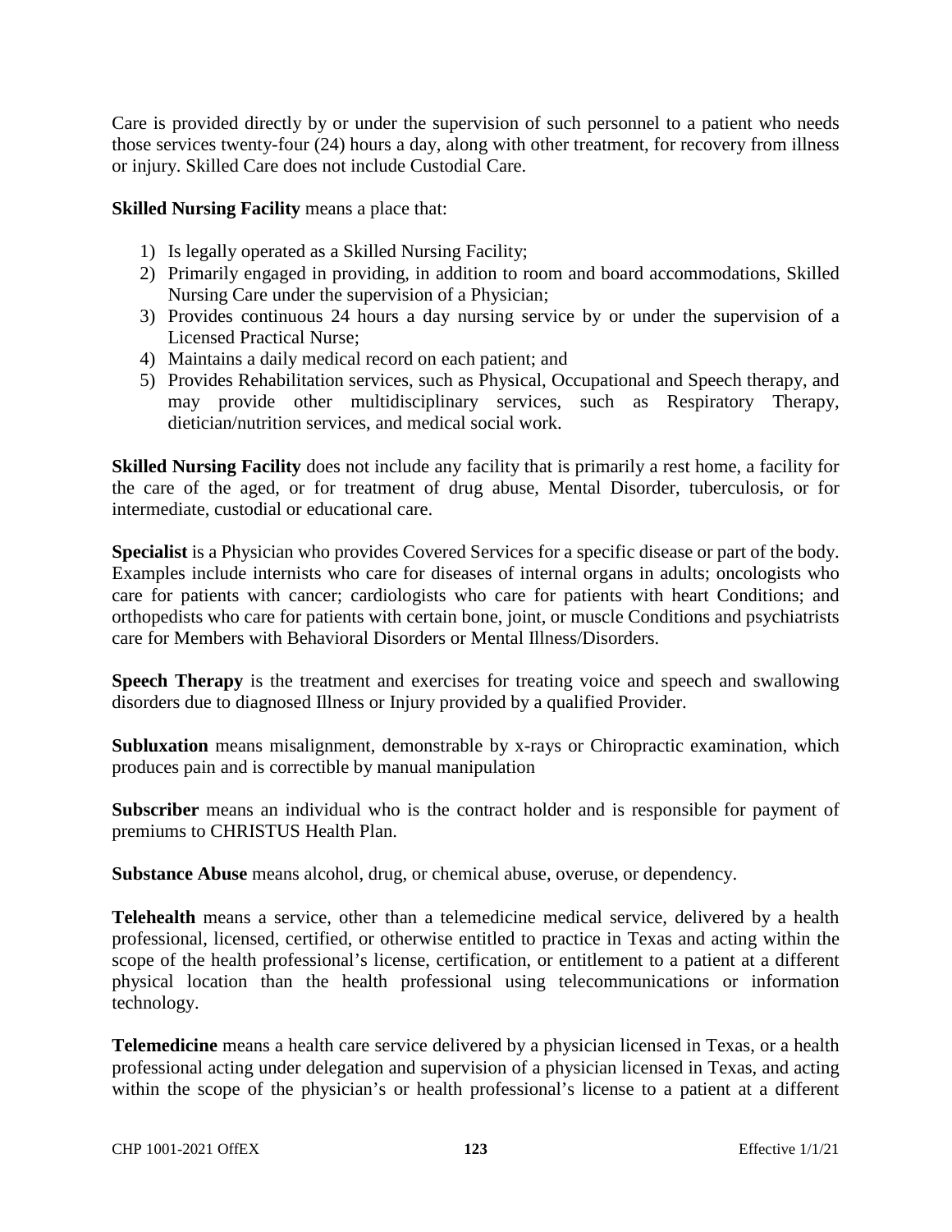Care is provided directly by or under the supervision of such personnel to a patient who needs those services twenty-four (24) hours a day, along with other treatment, for recovery from illness or injury. Skilled Care does not include Custodial Care.

**Skilled Nursing Facility** means a place that:

1) Is legally operated as a Skilled Nursing Facility;
2) Primarily engaged in providing, in addition to room and board accommodations, Skilled Nursing Care under the supervision of a Physician;
3) Provides continuous 24 hours a day nursing service by or under the supervision of a Licensed Practical Nurse;
4) Maintains a daily medical record on each patient; and
5) Provides Rehabilitation services, such as Physical, Occupational and Speech therapy, and may provide other multidisciplinary services, such as Respiratory Therapy, dietician/nutrition services, and medical social work.

**Skilled Nursing Facility** does not include any facility that is primarily a rest home, a facility for the care of the aged, or for treatment of drug abuse, Mental Disorder, tuberculosis, or for intermediate, custodial or educational care.

**Specialist** is a Physician who provides Covered Services for a specific disease or part of the body. Examples include internists who care for diseases of internal organs in adults; oncologists who care for patients with cancer; cardiologists who care for patients with heart Conditions; and orthopedists who care for patients with certain bone, joint, or muscle Conditions and psychiatrists care for Members with Behavioral Disorders or Mental Illness/Disorders.

**Speech Therapy** is the treatment and exercises for treating voice and speech and swallowing disorders due to diagnosed Illness or Injury provided by a qualified Provider.

**Subluxation** means misalignment, demonstrable by x-rays or Chiropractic examination, which produces pain and is correctible by manual manipulation

**Subscriber** means an individual who is the contract holder and is responsible for payment of premiums to CHRISTUS Health Plan.

**Substance Abuse** means alcohol, drug, or chemical abuse, overuse, or dependency.

**Telehealth** means a service, other than a telemedicine medical service, delivered by a health professional, licensed, certified, or otherwise entitled to practice in Texas and acting within the scope of the health professional's license, certification, or entitlement to a patient at a different physical location than the health professional using telecommunications or information technology.

**Telemedicine** means a health care service delivered by a physician licensed in Texas, or a health professional acting under delegation and supervision of a physician licensed in Texas, and acting within the scope of the physician's or health professional's license to a patient at a different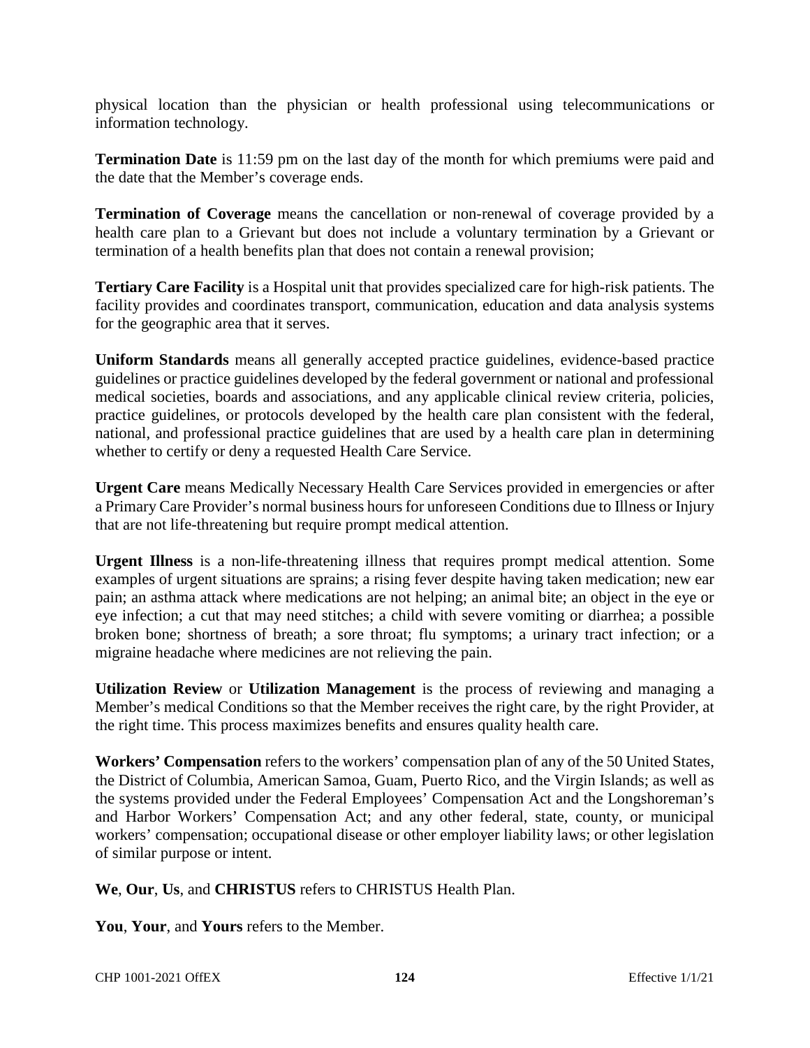physical location than the physician or health professional using telecommunications or information technology.

**Termination Date** is 11:59 pm on the last day of the month for which premiums were paid and the date that the Member's coverage ends.

**Termination of Coverage** means the cancellation or non-renewal of coverage provided by a health care plan to a Grievant but does not include a voluntary termination by a Grievant or termination of a health benefits plan that does not contain a renewal provision;

**Tertiary Care Facility** is a Hospital unit that provides specialized care for high-risk patients. The facility provides and coordinates transport, communication, education and data analysis systems for the geographic area that it serves.

**Uniform Standards** means all generally accepted practice guidelines, evidence-based practice guidelines or practice guidelines developed by the federal government or national and professional medical societies, boards and associations, and any applicable clinical review criteria, policies, practice guidelines, or protocols developed by the health care plan consistent with the federal, national, and professional practice guidelines that are used by a health care plan in determining whether to certify or deny a requested Health Care Service.

**Urgent Care** means Medically Necessary Health Care Services provided in emergencies or after a Primary Care Provider's normal business hours for unforeseen Conditions due to Illness or Injury that are not life-threatening but require prompt medical attention.

**Urgent Illness** is a non-life-threatening illness that requires prompt medical attention. Some examples of urgent situations are sprains; a rising fever despite having taken medication; new ear pain; an asthma attack where medications are not helping; an animal bite; an object in the eye or eye infection; a cut that may need stitches; a child with severe vomiting or diarrhea; a possible broken bone; shortness of breath; a sore throat; flu symptoms; a urinary tract infection; or a migraine headache where medicines are not relieving the pain.

**Utilization Review** or **Utilization Management** is the process of reviewing and managing a Member's medical Conditions so that the Member receives the right care, by the right Provider, at the right time. This process maximizes benefits and ensures quality health care.

**Workers' Compensation** refers to the workers' compensation plan of any of the 50 United States, the District of Columbia, American Samoa, Guam, Puerto Rico, and the Virgin Islands; as well as the systems provided under the Federal Employees' Compensation Act and the Longshoreman's and Harbor Workers' Compensation Act; and any other federal, state, county, or municipal workers' compensation; occupational disease or other employer liability laws; or other legislation of similar purpose or intent.

**We**, **Our**, **Us**, and **CHRISTUS** refers to CHRISTUS Health Plan.

**You**, **Your**, and **Yours** refers to the Member.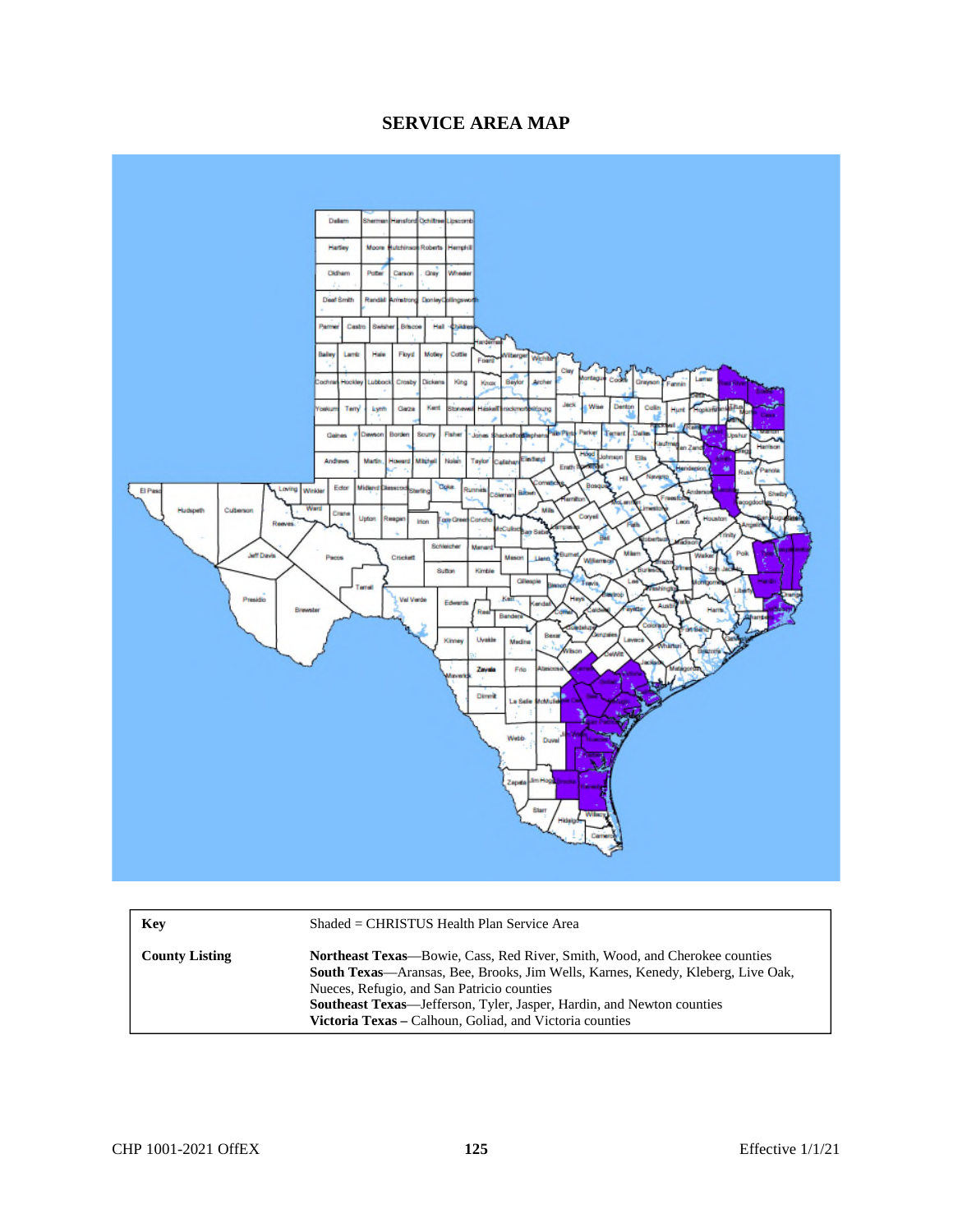# SERVICE AREA MAP

| | |
|---|---|
| **Key** | Shaded = CHRISTUS Health Plan Service Area |
| **County Listing** | **Northeast Texas**—Bowie, Cass, Red River, Smith, Wood, and Cherokee counties<br>**South Texas**—Aransas, Bee, Brooks, Jim Wells, Karnes, Kenedy, Kleberg, Live Oak, Nueces, Refugio, and San Patricio counties<br>**Southeast Texas**—Jefferson, Tyler, Jasper, Hardin, and Newton counties<br>**Victoria Texas** – Calhoun, Goliad, and Victoria counties |